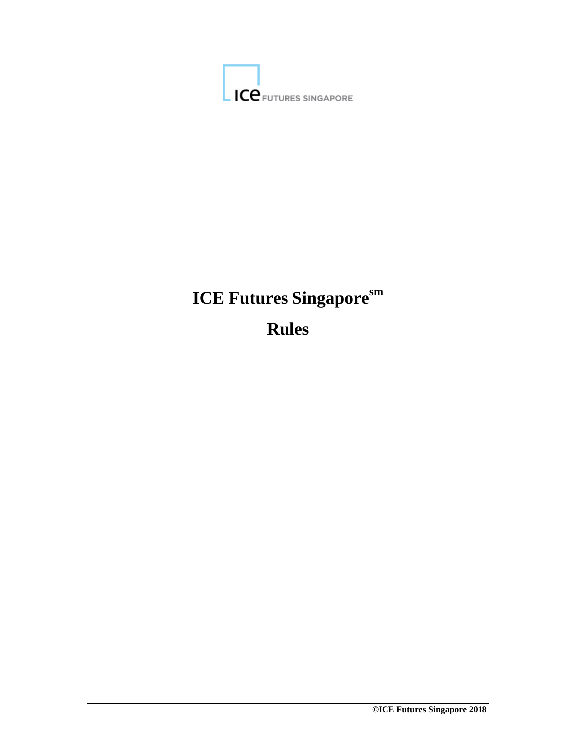ICE FUTURES SINGAPORE

# ICE Futures Singapore[sm]

# Rules

©ICE Futures Singapore 2018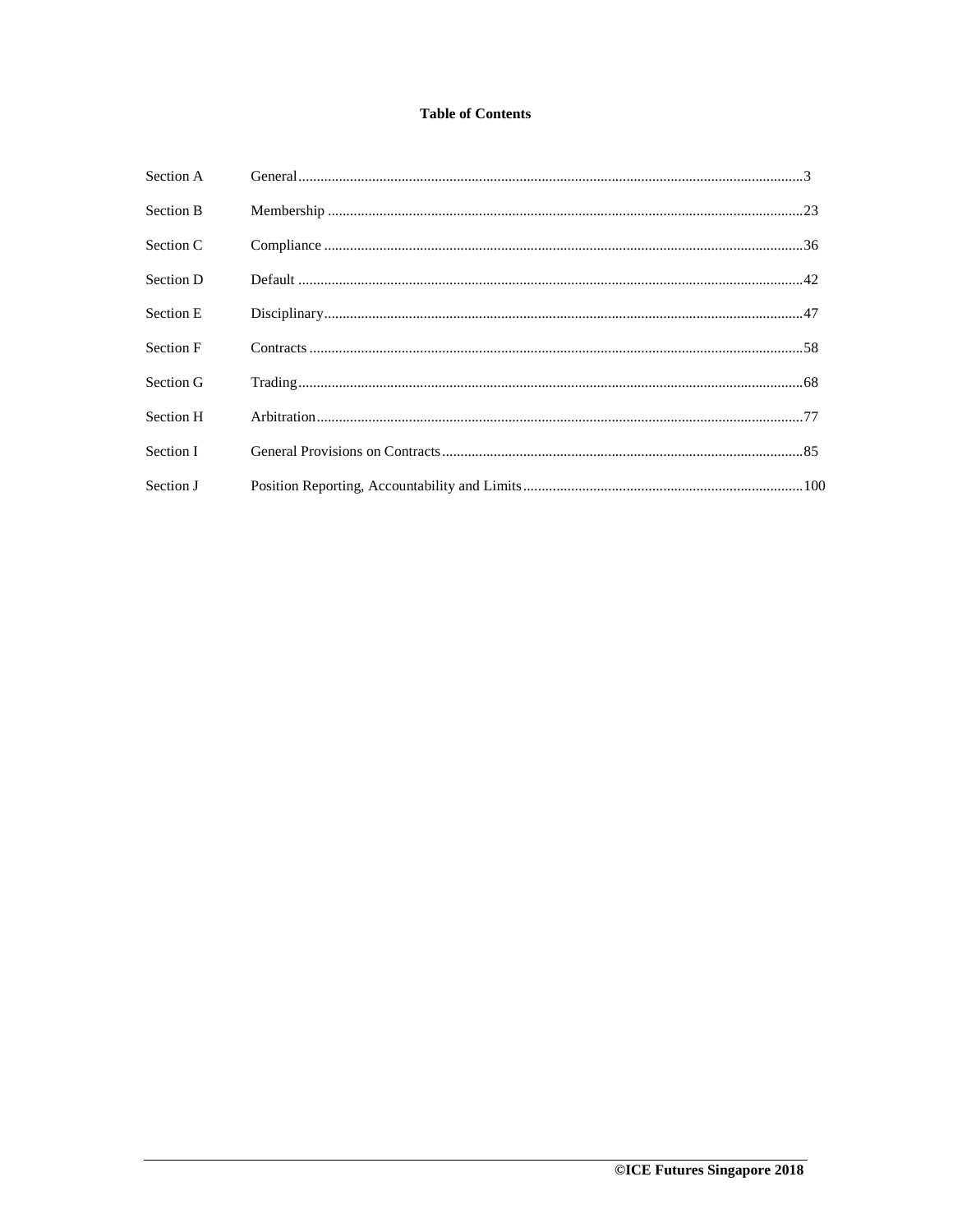**Table of Contents**

| | | |
|---|---|---|
| Section A | General | 3 |
| Section B | Membership | 23 |
| Section C | Compliance | 36 |
| Section D | Default | 42 |
| Section E | Disciplinary | 47 |
| Section F | Contracts | 58 |
| Section G | Trading | 68 |
| Section H | Arbitration | 77 |
| Section I | General Provisions on Contracts | 85 |
| Section J | Position Reporting, Accountability and Limits | 100 |

**©ICE Futures Singapore 2018**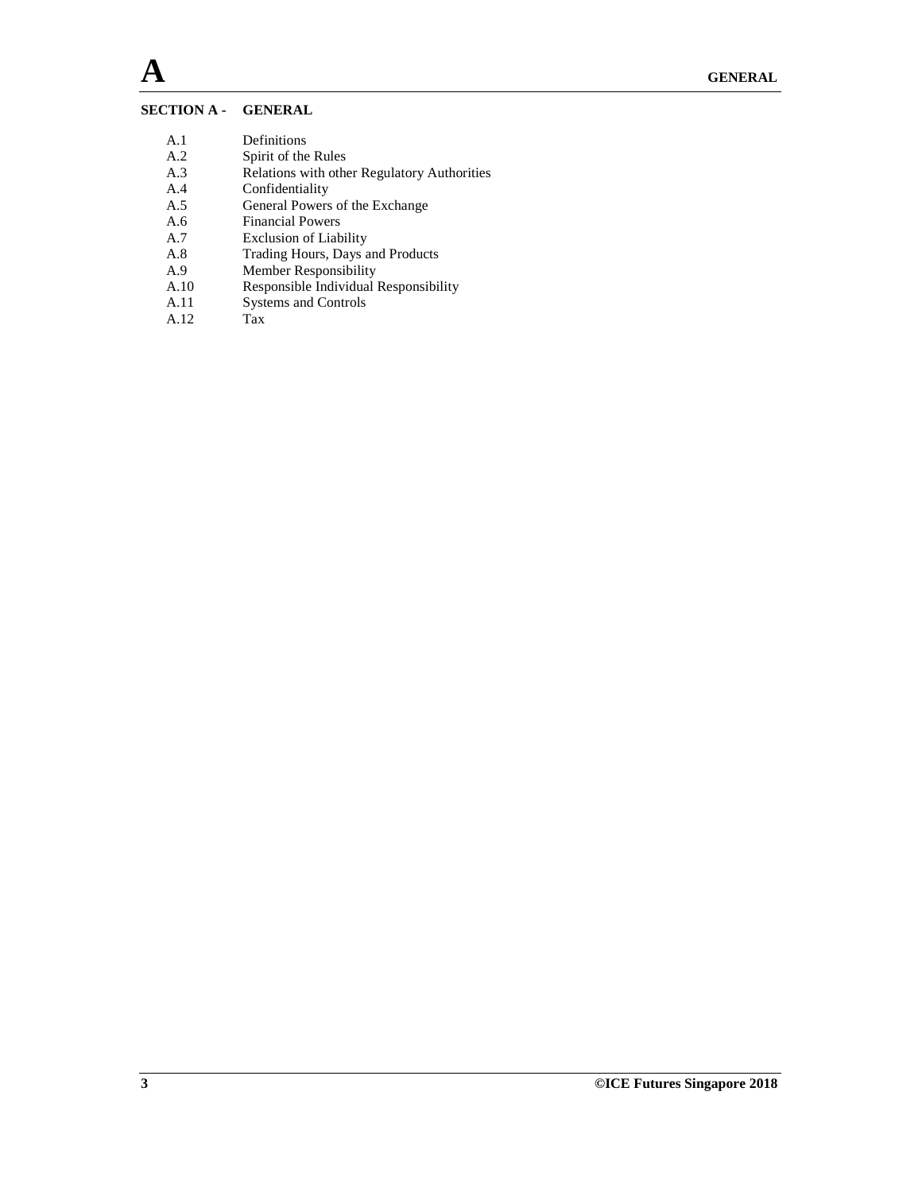## SECTION A - GENERAL

| | |
|---|---|
| A.1 | Definitions |
| A.2 | Spirit of the Rules |
| A.3 | Relations with other Regulatory Authorities |
| A.4 | Confidentiality |
| A.5 | General Powers of the Exchange |
| A.6 | Financial Powers |
| A.7 | Exclusion of Liability |
| A.8 | Trading Hours, Days and Products |
| A.9 | Member Responsibility |
| A.10 | Responsible Individual Responsibility |
| A.11 | Systems and Controls |
| A.12 | Tax |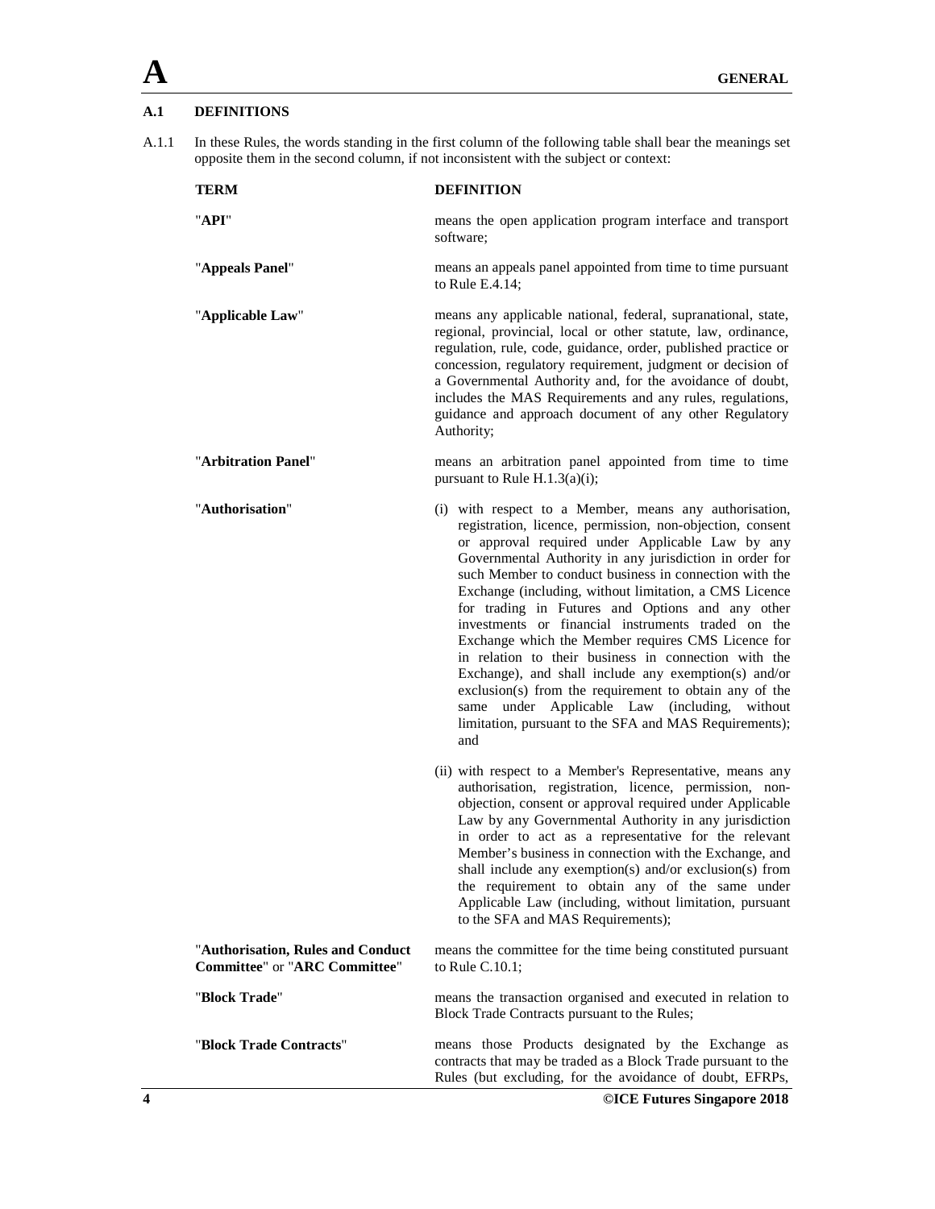# A GENERAL

## A.1 DEFINITIONS

A.1.1 In these Rules, the words standing in the first column of the following table shall bear the meanings set opposite them in the second column, if not inconsistent with the subject or context:

| TERM | DEFINITION |
|---|---|
| "**API**" | means the open application program interface and transport software; |
| "**Appeals Panel**" | means an appeals panel appointed from time to time pursuant to Rule E.4.14; |
| "**Applicable Law**" | means any applicable national, federal, supranational, state, regional, provincial, local or other statute, law, ordinance, regulation, rule, code, guidance, order, published practice or concession, regulatory requirement, judgment or decision of a Governmental Authority and, for the avoidance of doubt, includes the MAS Requirements and any rules, regulations, guidance and approach document of any other Regulatory Authority; |
| "**Arbitration Panel**" | means an arbitration panel appointed from time to time pursuant to Rule H.1.3(a)(i); |
| "**Authorisation**" | (i) with respect to a Member, means any authorisation, registration, licence, permission, non-objection, consent or approval required under Applicable Law by any Governmental Authority in any jurisdiction in order for such Member to conduct business in connection with the Exchange (including, without limitation, a CMS Licence for trading in Futures and Options and any other investments or financial instruments traded on the Exchange which the Member requires CMS Licence for in relation to their business in connection with the Exchange), and shall include any exemption(s) and/or exclusion(s) from the requirement to obtain any of the same under Applicable Law (including, without limitation, pursuant to the SFA and MAS Requirements); and<br><br>(ii) with respect to a Member's Representative, means any authorisation, registration, licence, permission, non-objection, consent or approval required under Applicable Law by any Governmental Authority in any jurisdiction in order to act as a representative for the relevant Member's business in connection with the Exchange, and shall include any exemption(s) and/or exclusion(s) from the requirement to obtain any of the same under Applicable Law (including, without limitation, pursuant to the SFA and MAS Requirements); |
| "**Authorisation, Rules and Conduct Committee**" or "**ARC Committee**" | means the committee for the time being constituted pursuant to Rule C.10.1; |
| "**Block Trade**" | means the transaction organised and executed in relation to Block Trade Contracts pursuant to the Rules; |
| "**Block Trade Contracts**" | means those Products designated by the Exchange as contracts that may be traded as a Block Trade pursuant to the Rules (but excluding, for the avoidance of doubt, EFRPs, |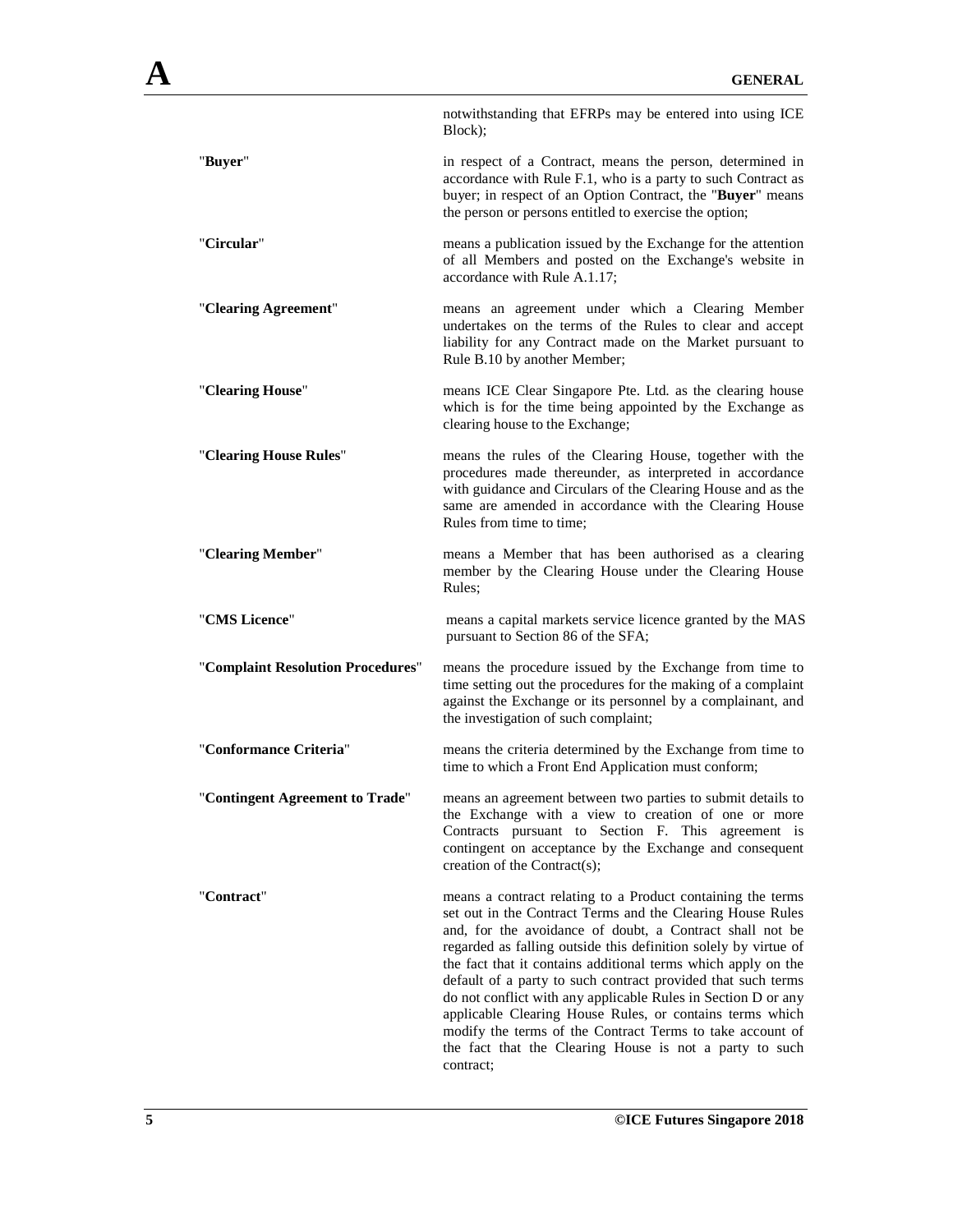notwithstanding that EFRPs may be entered into using ICE Block);

| | |
|---|---|
| "**Buyer**" | in respect of a Contract, means the person, determined in accordance with Rule F.1, who is a party to such Contract as buyer; in respect of an Option Contract, the "**Buyer**" means the person or persons entitled to exercise the option; |
| "**Circular**" | means a publication issued by the Exchange for the attention of all Members and posted on the Exchange's website in accordance with Rule A.1.17; |
| "**Clearing Agreement**" | means an agreement under which a Clearing Member undertakes on the terms of the Rules to clear and accept liability for any Contract made on the Market pursuant to Rule B.10 by another Member; |
| "**Clearing House**" | means ICE Clear Singapore Pte. Ltd. as the clearing house which is for the time being appointed by the Exchange as clearing house to the Exchange; |
| "**Clearing House Rules**" | means the rules of the Clearing House, together with the procedures made thereunder, as interpreted in accordance with guidance and Circulars of the Clearing House and as the same are amended in accordance with the Clearing House Rules from time to time; |
| "**Clearing Member**" | means a Member that has been authorised as a clearing member by the Clearing House under the Clearing House Rules; |
| "**CMS Licence**" | means a capital markets service licence granted by the MAS pursuant to Section 86 of the SFA; |
| "**Complaint Resolution Procedures**" | means the procedure issued by the Exchange from time to time setting out the procedures for the making of a complaint against the Exchange or its personnel by a complainant, and the investigation of such complaint; |
| "**Conformance Criteria**" | means the criteria determined by the Exchange from time to time to which a Front End Application must conform; |
| "**Contingent Agreement to Trade**" | means an agreement between two parties to submit details to the Exchange with a view to creation of one or more Contracts pursuant to Section F. This agreement is contingent on acceptance by the Exchange and consequent creation of the Contract(s); |
| "**Contract**" | means a contract relating to a Product containing the terms set out in the Contract Terms and the Clearing House Rules and, for the avoidance of doubt, a Contract shall not be regarded as falling outside this definition solely by virtue of the fact that it contains additional terms which apply on the default of a party to such contract provided that such terms do not conflict with any applicable Rules in Section D or any applicable Clearing House Rules, or contains terms which modify the terms of the Contract Terms to take account of the fact that the Clearing House is not a party to such contract; |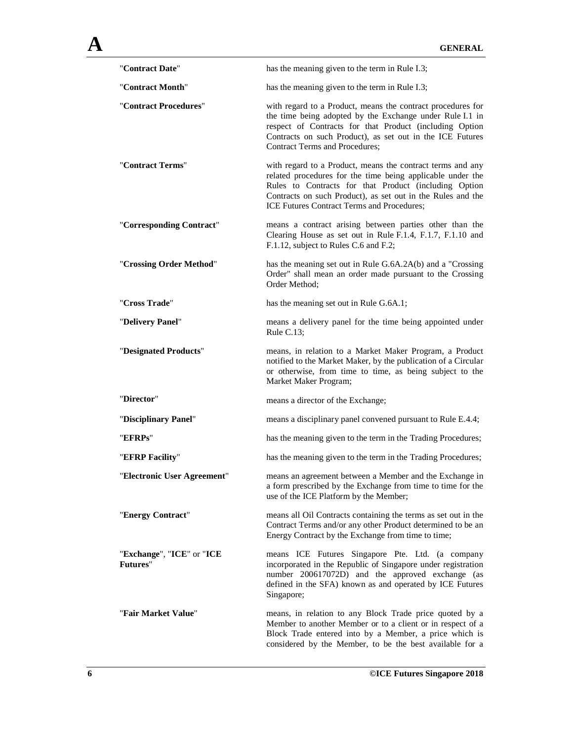| | |
|---|---|
| "**Contract Date**" | has the meaning given to the term in Rule I.3; |
| "**Contract Month**" | has the meaning given to the term in Rule I.3; |
| "**Contract Procedures**" | with regard to a Product, means the contract procedures for the time being adopted by the Exchange under Rule I.1 in respect of Contracts for that Product (including Option Contracts on such Product), as set out in the ICE Futures Contract Terms and Procedures; |
| "**Contract Terms**" | with regard to a Product, means the contract terms and any related procedures for the time being applicable under the Rules to Contracts for that Product (including Option Contracts on such Product), as set out in the Rules and the ICE Futures Contract Terms and Procedures; |
| "**Corresponding Contract**" | means a contract arising between parties other than the Clearing House as set out in Rule F.1.4, F.1.7, F.1.10 and F.1.12, subject to Rules C.6 and F.2; |
| "**Crossing Order Method**" | has the meaning set out in Rule G.6A.2A(b) and a "Crossing Order" shall mean an order made pursuant to the Crossing Order Method; |
| "**Cross Trade**" | has the meaning set out in Rule G.6A.1; |
| "**Delivery Panel**" | means a delivery panel for the time being appointed under Rule C.13; |
| "**Designated Products**" | means, in relation to a Market Maker Program, a Product notified to the Market Maker, by the publication of a Circular or otherwise, from time to time, as being subject to the Market Maker Program; |
| "**Director**" | means a director of the Exchange; |
| "**Disciplinary Panel**" | means a disciplinary panel convened pursuant to Rule E.4.4; |
| "**EFRPs**" | has the meaning given to the term in the Trading Procedures; |
| "**EFRP Facility**" | has the meaning given to the term in the Trading Procedures; |
| "**Electronic User Agreement**" | means an agreement between a Member and the Exchange in a form prescribed by the Exchange from time to time for the use of the ICE Platform by the Member; |
| "**Energy Contract**" | means all Oil Contracts containing the terms as set out in the Contract Terms and/or any other Product determined to be an Energy Contract by the Exchange from time to time; |
| "**Exchange**", "**ICE**" or "**ICE Futures**" | means ICE Futures Singapore Pte. Ltd. (a company incorporated in the Republic of Singapore under registration number 200617072D) and the approved exchange (as defined in the SFA) known as and operated by ICE Futures Singapore; |
| "**Fair Market Value**" | means, in relation to any Block Trade price quoted by a Member to another Member or to a client or in respect of a Block Trade entered into by a Member, a price which is considered by the Member, to be the best available for a |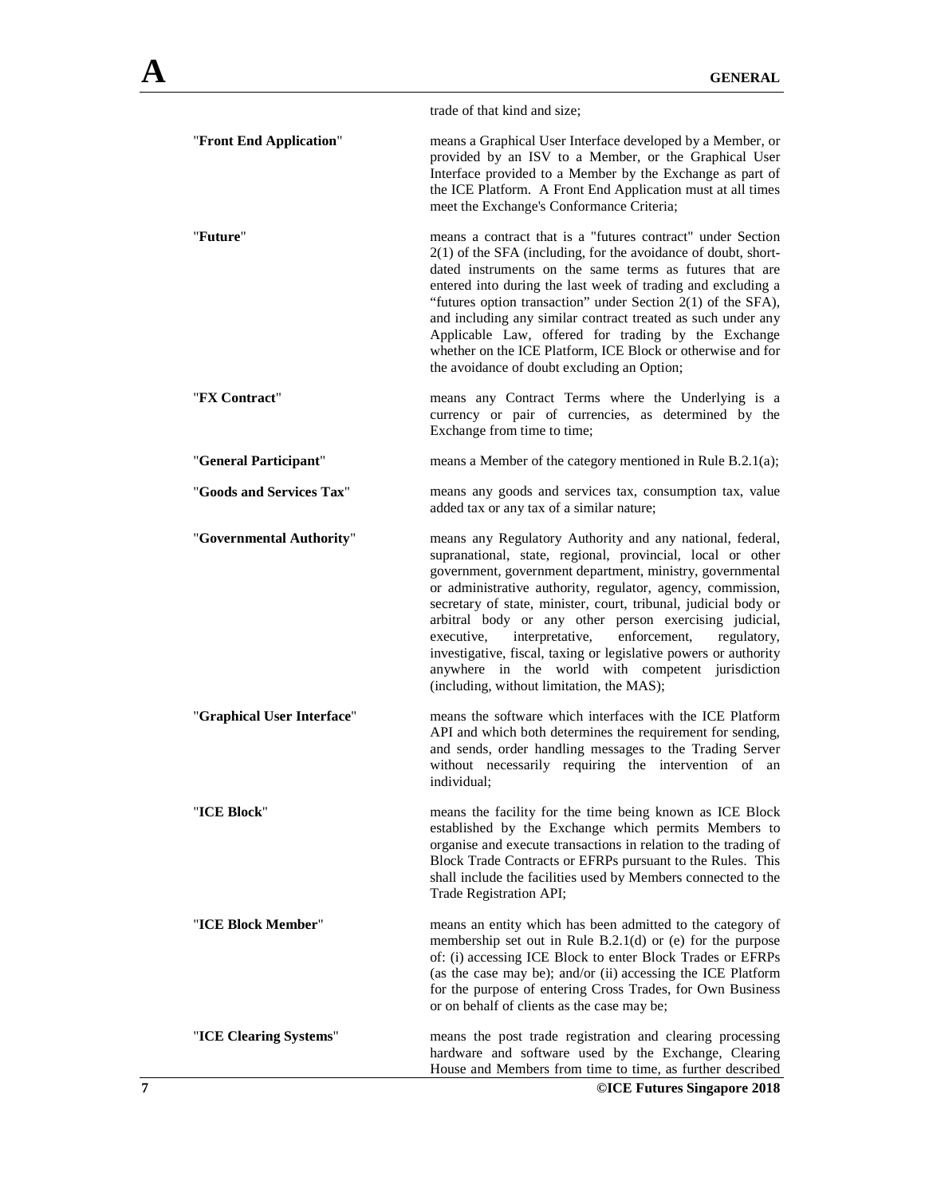trade of that kind and size;

| | |
|---|---|
| "**Front End Application**" | means a Graphical User Interface developed by a Member, or provided by an ISV to a Member, or the Graphical User Interface provided to a Member by the Exchange as part of the ICE Platform. A Front End Application must at all times meet the Exchange's Conformance Criteria; |
| "**Future**" | means a contract that is a "futures contract" under Section 2(1) of the SFA (including, for the avoidance of doubt, short-dated instruments on the same terms as futures that are entered into during the last week of trading and excluding a "futures option transaction" under Section 2(1) of the SFA), and including any similar contract treated as such under any Applicable Law, offered for trading by the Exchange whether on the ICE Platform, ICE Block or otherwise and for the avoidance of doubt excluding an Option; |
| "**FX Contract**" | means any Contract Terms where the Underlying is a currency or pair of currencies, as determined by the Exchange from time to time; |
| "**General Participant**" | means a Member of the category mentioned in Rule B.2.1(a); |
| "**Goods and Services Tax**" | means any goods and services tax, consumption tax, value added tax or any tax of a similar nature; |
| "**Governmental Authority**" | means any Regulatory Authority and any national, federal, supranational, state, regional, provincial, local or other government, government department, ministry, governmental or administrative authority, regulator, agency, commission, secretary of state, minister, court, tribunal, judicial body or arbitral body or any other person exercising judicial, executive, interpretative, enforcement, regulatory, investigative, fiscal, taxing or legislative powers or authority anywhere in the world with competent jurisdiction (including, without limitation, the MAS); |
| "**Graphical User Interface**" | means the software which interfaces with the ICE Platform API and which both determines the requirement for sending, and sends, order handling messages to the Trading Server without necessarily requiring the intervention of an individual; |
| "**ICE Block**" | means the facility for the time being known as ICE Block established by the Exchange which permits Members to organise and execute transactions in relation to the trading of Block Trade Contracts or EFRPs pursuant to the Rules. This shall include the facilities used by Members connected to the Trade Registration API; |
| "**ICE Block Member**" | means an entity which has been admitted to the category of membership set out in Rule B.2.1(d) or (e) for the purpose of: (i) accessing ICE Block to enter Block Trades or EFRPs (as the case may be); and/or (ii) accessing the ICE Platform for the purpose of entering Cross Trades, for Own Business or on behalf of clients as the case may be; |
| "**ICE Clearing Systems**" | means the post trade registration and clearing processing hardware and software used by the Exchange, Clearing House and Members from time to time, as further described |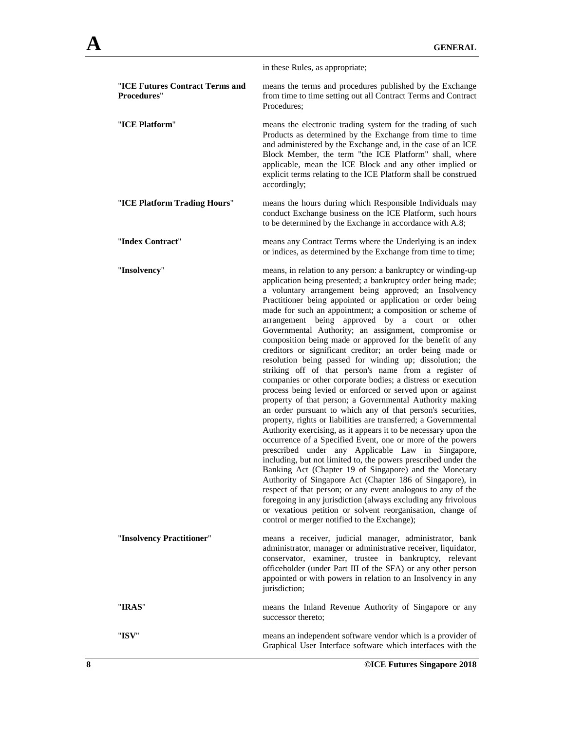in these Rules, as appropriate;

| | |
|---|---|
| "**ICE Futures Contract Terms and Procedures**" | means the terms and procedures published by the Exchange from time to time setting out all Contract Terms and Contract Procedures; |
| "**ICE Platform**" | means the electronic trading system for the trading of such Products as determined by the Exchange from time to time and administered by the Exchange and, in the case of an ICE Block Member, the term "the ICE Platform" shall, where applicable, mean the ICE Block and any other implied or explicit terms relating to the ICE Platform shall be construed accordingly; |
| "**ICE Platform Trading Hours**" | means the hours during which Responsible Individuals may conduct Exchange business on the ICE Platform, such hours to be determined by the Exchange in accordance with A.8; |
| "**Index Contract**" | means any Contract Terms where the Underlying is an index or indices, as determined by the Exchange from time to time; |
| "**Insolvency**" | means, in relation to any person: a bankruptcy or winding-up application being presented; a bankruptcy order being made; a voluntary arrangement being approved; an Insolvency Practitioner being appointed or application or order being made for such an appointment; a composition or scheme of arrangement being approved by a court or other Governmental Authority; an assignment, compromise or composition being made or approved for the benefit of any creditors or significant creditor; an order being made or resolution being passed for winding up; dissolution; the striking off of that person's name from a register of companies or other corporate bodies; a distress or execution process being levied or enforced or served upon or against property of that person; a Governmental Authority making an order pursuant to which any of that person's securities, property, rights or liabilities are transferred; a Governmental Authority exercising, as it appears it to be necessary upon the occurrence of a Specified Event, one or more of the powers prescribed under any Applicable Law in Singapore, including, but not limited to, the powers prescribed under the Banking Act (Chapter 19 of Singapore) and the Monetary Authority of Singapore Act (Chapter 186 of Singapore), in respect of that person; or any event analogous to any of the foregoing in any jurisdiction (always excluding any frivolous or vexatious petition or solvent reorganisation, change of control or merger notified to the Exchange); |
| "**Insolvency Practitioner**" | means a receiver, judicial manager, administrator, bank administrator, manager or administrative receiver, liquidator, conservator, examiner, trustee in bankruptcy, relevant officeholder (under Part III of the SFA) or any other person appointed or with powers in relation to an Insolvency in any jurisdiction; |
| "**IRAS**" | means the Inland Revenue Authority of Singapore or any successor thereto; |
| "**ISV**" | means an independent software vendor which is a provider of Graphical User Interface software which interfaces with the |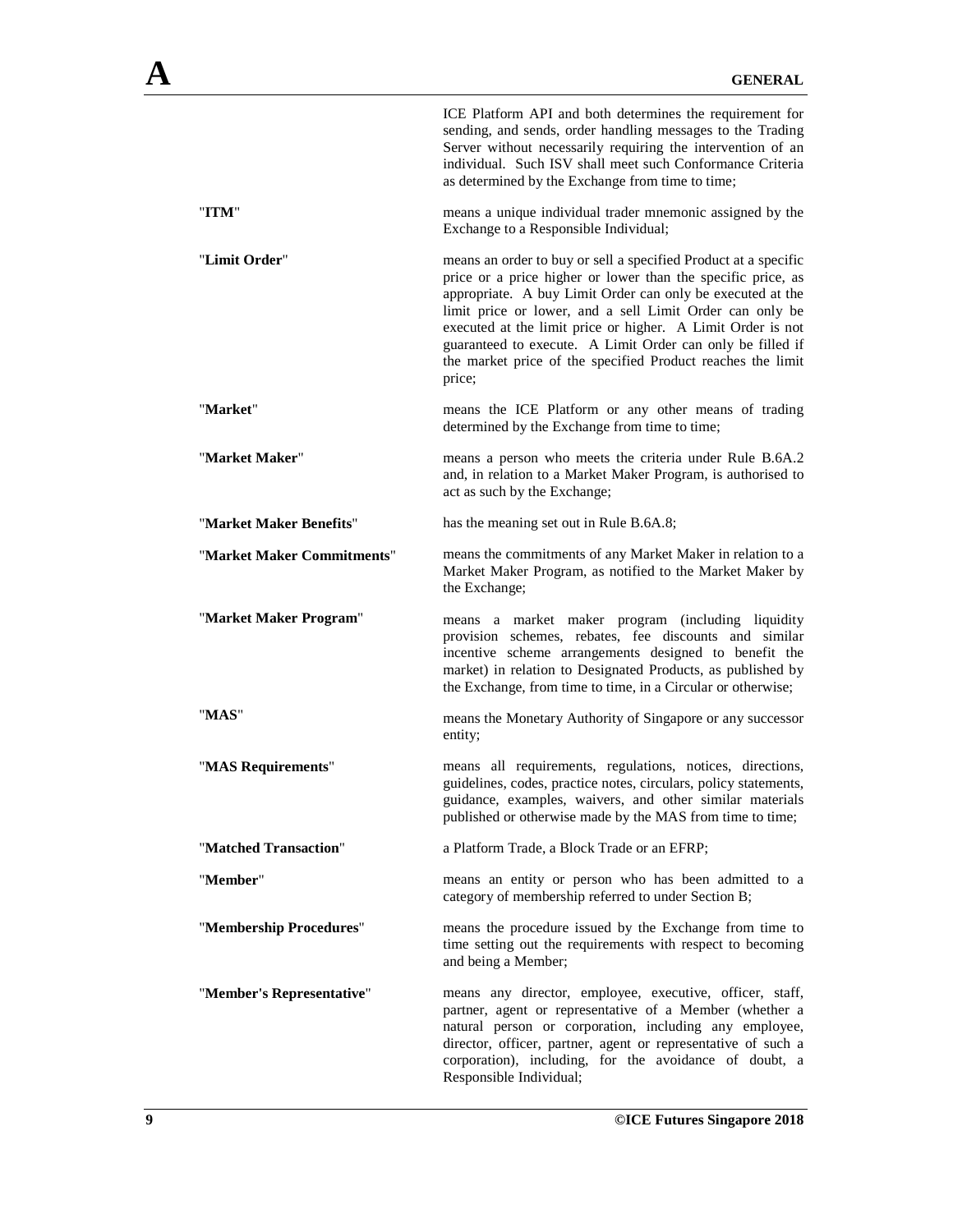ICE Platform API and both determines the requirement for sending, and sends, order handling messages to the Trading Server without necessarily requiring the intervention of an individual. Such ISV shall meet such Conformance Criteria as determined by the Exchange from time to time;

| | |
|---|---|
| "**ITM**" | means a unique individual trader mnemonic assigned by the Exchange to a Responsible Individual; |
| "**Limit Order**" | means an order to buy or sell a specified Product at a specific price or a price higher or lower than the specific price, as appropriate. A buy Limit Order can only be executed at the limit price or lower, and a sell Limit Order can only be executed at the limit price or higher. A Limit Order is not guaranteed to execute. A Limit Order can only be filled if the market price of the specified Product reaches the limit price; |
| "**Market**" | means the ICE Platform or any other means of trading determined by the Exchange from time to time; |
| "**Market Maker**" | means a person who meets the criteria under Rule B.6A.2 and, in relation to a Market Maker Program, is authorised to act as such by the Exchange; |
| "**Market Maker Benefits**" | has the meaning set out in Rule B.6A.8; |
| "**Market Maker Commitments**" | means the commitments of any Market Maker in relation to a Market Maker Program, as notified to the Market Maker by the Exchange; |
| "**Market Maker Program**" | means a market maker program (including liquidity provision schemes, rebates, fee discounts and similar incentive scheme arrangements designed to benefit the market) in relation to Designated Products, as published by the Exchange, from time to time, in a Circular or otherwise; |
| "**MAS**" | means the Monetary Authority of Singapore or any successor entity; |
| "**MAS Requirements**" | means all requirements, regulations, notices, directions, guidelines, codes, practice notes, circulars, policy statements, guidance, examples, waivers, and other similar materials published or otherwise made by the MAS from time to time; |
| "**Matched Transaction**" | a Platform Trade, a Block Trade or an EFRP; |
| "**Member**" | means an entity or person who has been admitted to a category of membership referred to under Section B; |
| "**Membership Procedures**" | means the procedure issued by the Exchange from time to time setting out the requirements with respect to becoming and being a Member; |
| "**Member's Representative**" | means any director, employee, executive, officer, staff, partner, agent or representative of a Member (whether a natural person or corporation, including any employee, director, officer, partner, agent or representative of such a corporation), including, for the avoidance of doubt, a Responsible Individual; |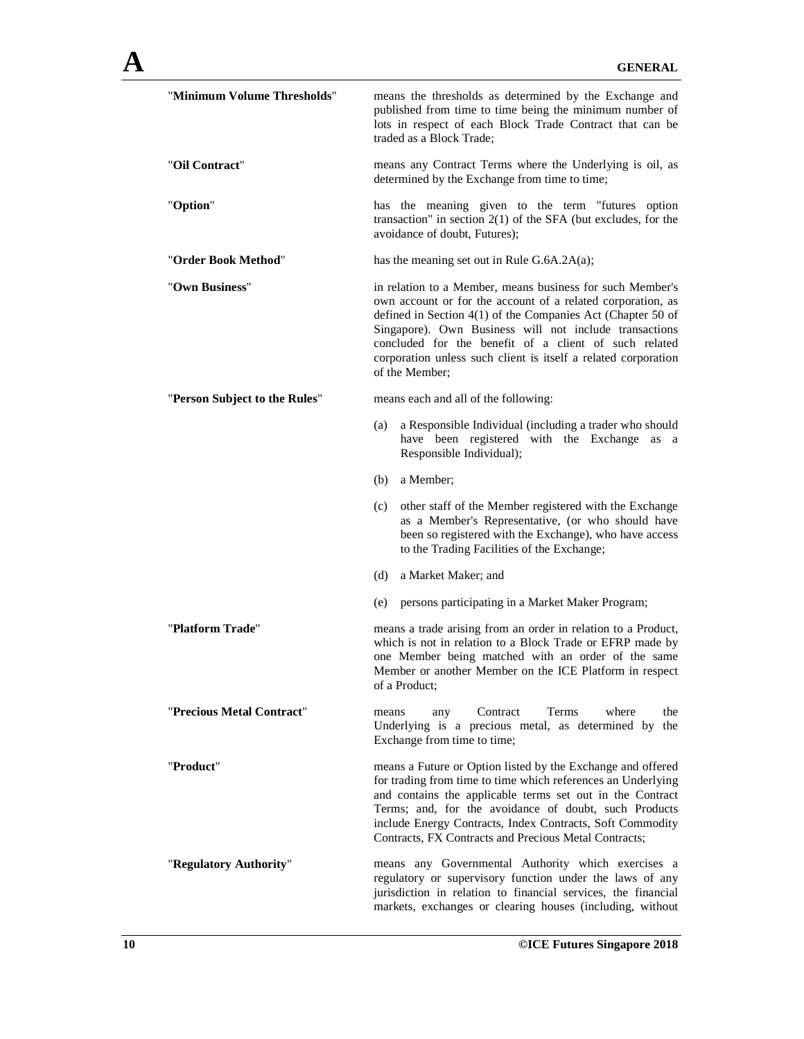| | |
|---|---|
| "**Minimum Volume Thresholds**" | means the thresholds as determined by the Exchange and published from time to time being the minimum number of lots in respect of each Block Trade Contract that can be traded as a Block Trade; |
| "**Oil Contract**" | means any Contract Terms where the Underlying is oil, as determined by the Exchange from time to time; |
| "**Option**" | has the meaning given to the term "futures option transaction" in section 2(1) of the SFA (but excludes, for the avoidance of doubt, Futures); |
| "**Order Book Method**" | has the meaning set out in Rule G.6A.2A(a); |
| "**Own Business**" | in relation to a Member, means business for such Member's own account or for the account of a related corporation, as defined in Section 4(1) of the Companies Act (Chapter 50 of Singapore). Own Business will not include transactions concluded for the benefit of a client of such related corporation unless such client is itself a related corporation of the Member; |
| "**Person Subject to the Rules**" | means each and all of the following:<br>(a) a Responsible Individual (including a trader who should have been registered with the Exchange as a Responsible Individual);<br>(b) a Member;<br>(c) other staff of the Member registered with the Exchange as a Member's Representative, (or who should have been so registered with the Exchange), who have access to the Trading Facilities of the Exchange;<br>(d) a Market Maker; and<br>(e) persons participating in a Market Maker Program; |
| "**Platform Trade**" | means a trade arising from an order in relation to a Product, which is not in relation to a Block Trade or EFRP made by one Member being matched with an order of the same Member or another Member on the ICE Platform in respect of a Product; |
| "**Precious Metal Contract**" | means any Contract Terms where the Underlying is a precious metal, as determined by the Exchange from time to time; |
| "**Product**" | means a Future or Option listed by the Exchange and offered for trading from time to time which references an Underlying and contains the applicable terms set out in the Contract Terms; and, for the avoidance of doubt, such Products include Energy Contracts, Index Contracts, Soft Commodity Contracts, FX Contracts and Precious Metal Contracts; |
| "**Regulatory Authority**" | means any Governmental Authority which exercises a regulatory or supervisory function under the laws of any jurisdiction in relation to financial services, the financial markets, exchanges or clearing houses (including, without |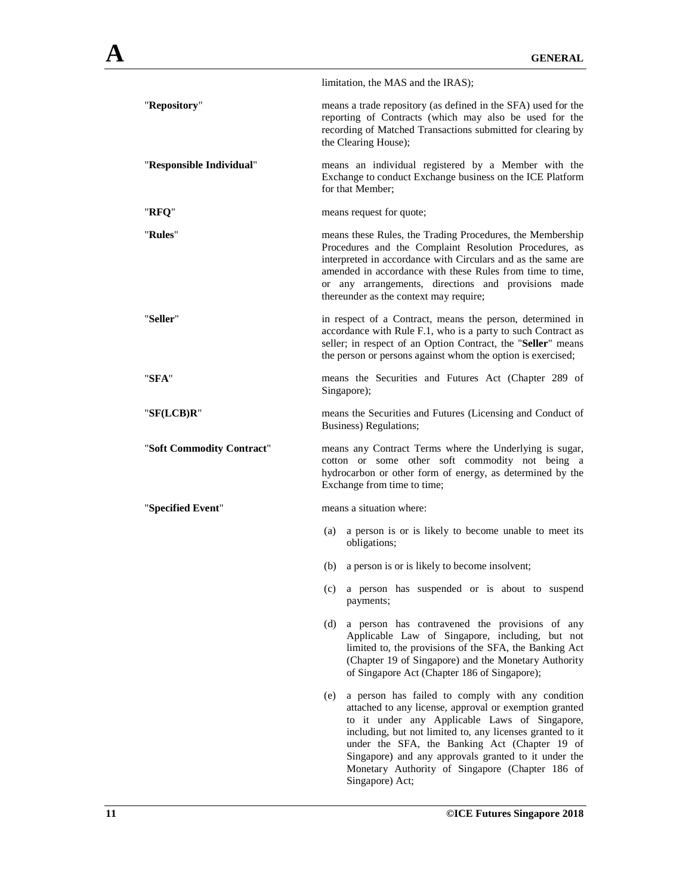limitation, the MAS and the IRAS);

| | |
|---|---|
| "**Repository**" | means a trade repository (as defined in the SFA) used for the reporting of Contracts (which may also be used for the recording of Matched Transactions submitted for clearing by the Clearing House); |
| "**Responsible Individual**" | means an individual registered by a Member with the Exchange to conduct Exchange business on the ICE Platform for that Member; |
| "**RFQ**" | means request for quote; |
| "**Rules**" | means these Rules, the Trading Procedures, the Membership Procedures and the Complaint Resolution Procedures, as interpreted in accordance with Circulars and as the same are amended in accordance with these Rules from time to time, or any arrangements, directions and provisions made thereunder as the context may require; |
| "**Seller**" | in respect of a Contract, means the person, determined in accordance with Rule F.1, who is a party to such Contract as seller; in respect of an Option Contract, the "**Seller**" means the person or persons against whom the option is exercised; |
| "**SFA**" | means the Securities and Futures Act (Chapter 289 of Singapore); |
| "**SF(LCB)R**" | means the Securities and Futures (Licensing and Conduct of Business) Regulations; |
| "**Soft Commodity Contract**" | means any Contract Terms where the Underlying is sugar, cotton or some other soft commodity not being a hydrocarbon or other form of energy, as determined by the Exchange from time to time; |
| "**Specified Event**" | means a situation where: |

(a) a person is or is likely to become unable to meet its obligations;

(b) a person is or is likely to become insolvent;

(c) a person has suspended or is about to suspend payments;

(d) a person has contravened the provisions of any Applicable Law of Singapore, including, but not limited to, the provisions of the SFA, the Banking Act (Chapter 19 of Singapore) and the Monetary Authority of Singapore Act (Chapter 186 of Singapore);

(e) a person has failed to comply with any condition attached to any license, approval or exemption granted to it under any Applicable Laws of Singapore, including, but not limited to, any licenses granted to it under the SFA, the Banking Act (Chapter 19 of Singapore) and any approvals granted to it under the Monetary Authority of Singapore (Chapter 186 of Singapore) Act;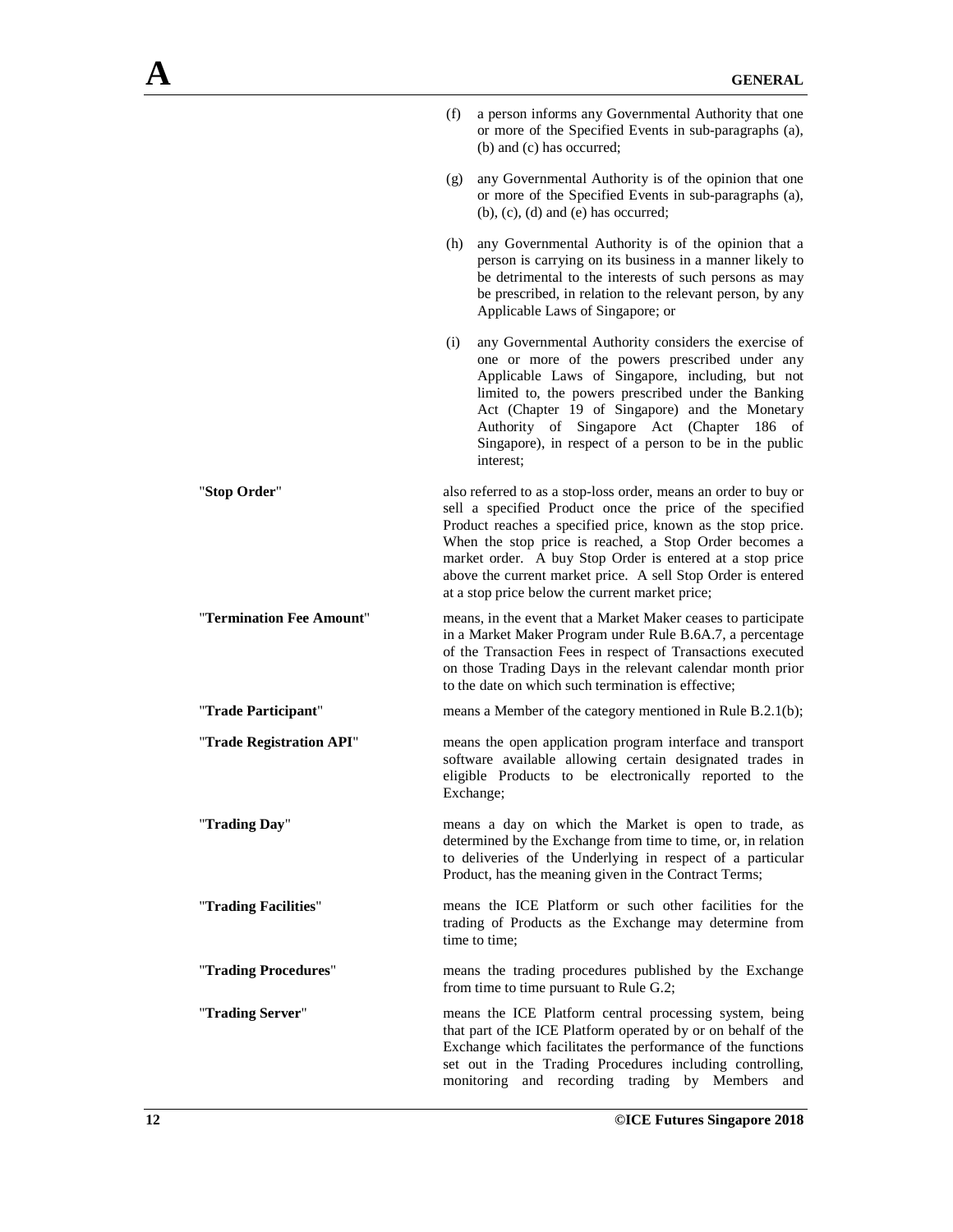(f) a person informs any Governmental Authority that one or more of the Specified Events in sub-paragraphs (a), (b) and (c) has occurred;

(g) any Governmental Authority is of the opinion that one or more of the Specified Events in sub-paragraphs (a), (b), (c), (d) and (e) has occurred;

(h) any Governmental Authority is of the opinion that a person is carrying on its business in a manner likely to be detrimental to the interests of such persons as may be prescribed, in relation to the relevant person, by any Applicable Laws of Singapore; or

(i) any Governmental Authority considers the exercise of one or more of the powers prescribed under any Applicable Laws of Singapore, including, but not limited to, the powers prescribed under the Banking Act (Chapter 19 of Singapore) and the Monetary Authority of Singapore Act (Chapter 186 of Singapore), in respect of a person to be in the public interest;

"**Stop Order**" also referred to as a stop-loss order, means an order to buy or sell a specified Product once the price of the specified Product reaches a specified price, known as the stop price. When the stop price is reached, a Stop Order becomes a market order. A buy Stop Order is entered at a stop price above the current market price. A sell Stop Order is entered at a stop price below the current market price;

"**Termination Fee Amount**" means, in the event that a Market Maker ceases to participate in a Market Maker Program under Rule B.6A.7, a percentage of the Transaction Fees in respect of Transactions executed on those Trading Days in the relevant calendar month prior to the date on which such termination is effective;

"**Trade Participant**" means a Member of the category mentioned in Rule B.2.1(b);

"**Trade Registration API**" means the open application program interface and transport software available allowing certain designated trades in eligible Products to be electronically reported to the Exchange;

"**Trading Day**" means a day on which the Market is open to trade, as determined by the Exchange from time to time, or, in relation to deliveries of the Underlying in respect of a particular Product, has the meaning given in the Contract Terms;

"**Trading Facilities**" means the ICE Platform or such other facilities for the trading of Products as the Exchange may determine from time to time;

"**Trading Procedures**" means the trading procedures published by the Exchange from time to time pursuant to Rule G.2;

"**Trading Server**" means the ICE Platform central processing system, being that part of the ICE Platform operated by or on behalf of the Exchange which facilitates the performance of the functions set out in the Trading Procedures including controlling, monitoring and recording trading by Members and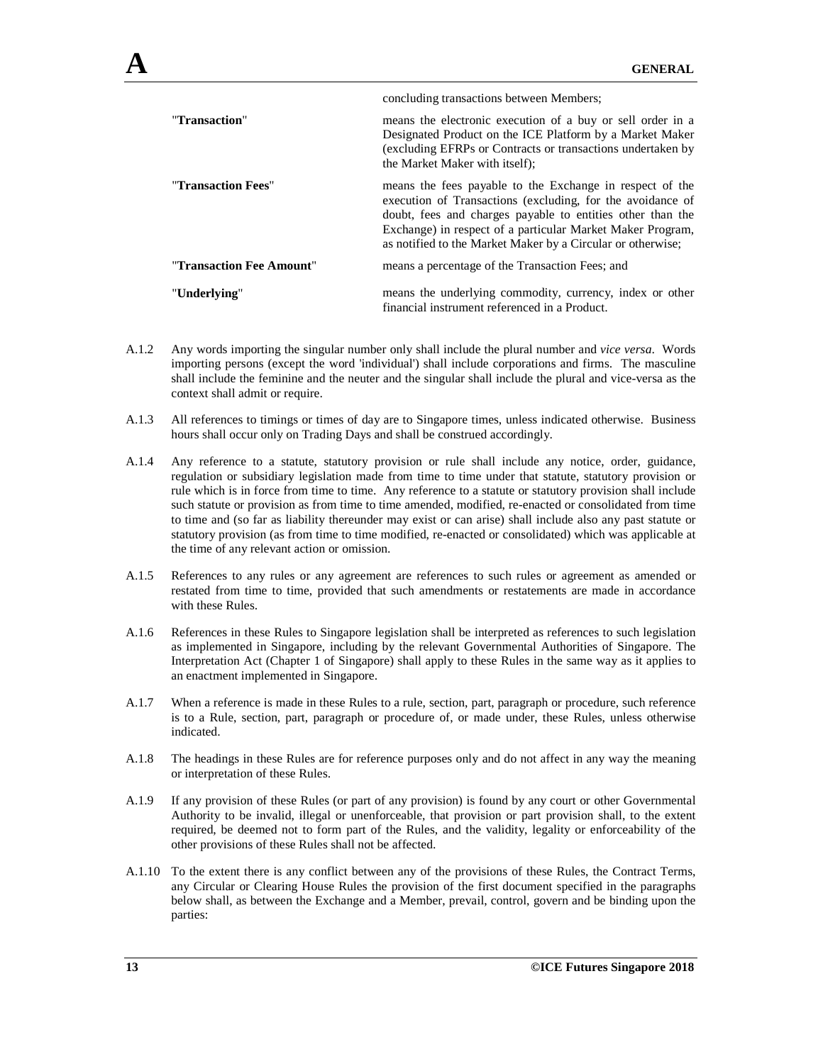| | |
|---|---|
| | concluding transactions between Members; |
| "**Transaction**" | means the electronic execution of a buy or sell order in a Designated Product on the ICE Platform by a Market Maker (excluding EFRPs or Contracts or transactions undertaken by the Market Maker with itself); |
| "**Transaction Fees**" | means the fees payable to the Exchange in respect of the execution of Transactions (excluding, for the avoidance of doubt, fees and charges payable to entities other than the Exchange) in respect of a particular Market Maker Program, as notified to the Market Maker by a Circular or otherwise; |
| "**Transaction Fee Amount**" | means a percentage of the Transaction Fees; and |
| "**Underlying**" | means the underlying commodity, currency, index or other financial instrument referenced in a Product. |

A.1.2 Any words importing the singular number only shall include the plural number and *vice versa*. Words importing persons (except the word 'individual') shall include corporations and firms. The masculine shall include the feminine and the neuter and the singular shall include the plural and vice-versa as the context shall admit or require.

A.1.3 All references to timings or times of day are to Singapore times, unless indicated otherwise. Business hours shall occur only on Trading Days and shall be construed accordingly.

A.1.4 Any reference to a statute, statutory provision or rule shall include any notice, order, guidance, regulation or subsidiary legislation made from time to time under that statute, statutory provision or rule which is in force from time to time. Any reference to a statute or statutory provision shall include such statute or provision as from time to time amended, modified, re-enacted or consolidated from time to time and (so far as liability thereunder may exist or can arise) shall include also any past statute or statutory provision (as from time to time modified, re-enacted or consolidated) which was applicable at the time of any relevant action or omission.

A.1.5 References to any rules or any agreement are references to such rules or agreement as amended or restated from time to time, provided that such amendments or restatements are made in accordance with these Rules.

A.1.6 References in these Rules to Singapore legislation shall be interpreted as references to such legislation as implemented in Singapore, including by the relevant Governmental Authorities of Singapore. The Interpretation Act (Chapter 1 of Singapore) shall apply to these Rules in the same way as it applies to an enactment implemented in Singapore.

A.1.7 When a reference is made in these Rules to a rule, section, part, paragraph or procedure, such reference is to a Rule, section, part, paragraph or procedure of, or made under, these Rules, unless otherwise indicated.

A.1.8 The headings in these Rules are for reference purposes only and do not affect in any way the meaning or interpretation of these Rules.

A.1.9 If any provision of these Rules (or part of any provision) is found by any court or other Governmental Authority to be invalid, illegal or unenforceable, that provision or part provision shall, to the extent required, be deemed not to form part of the Rules, and the validity, legality or enforceability of the other provisions of these Rules shall not be affected.

A.1.10 To the extent there is any conflict between any of the provisions of these Rules, the Contract Terms, any Circular or Clearing House Rules the provision of the first document specified in the paragraphs below shall, as between the Exchange and a Member, prevail, control, govern and be binding upon the parties: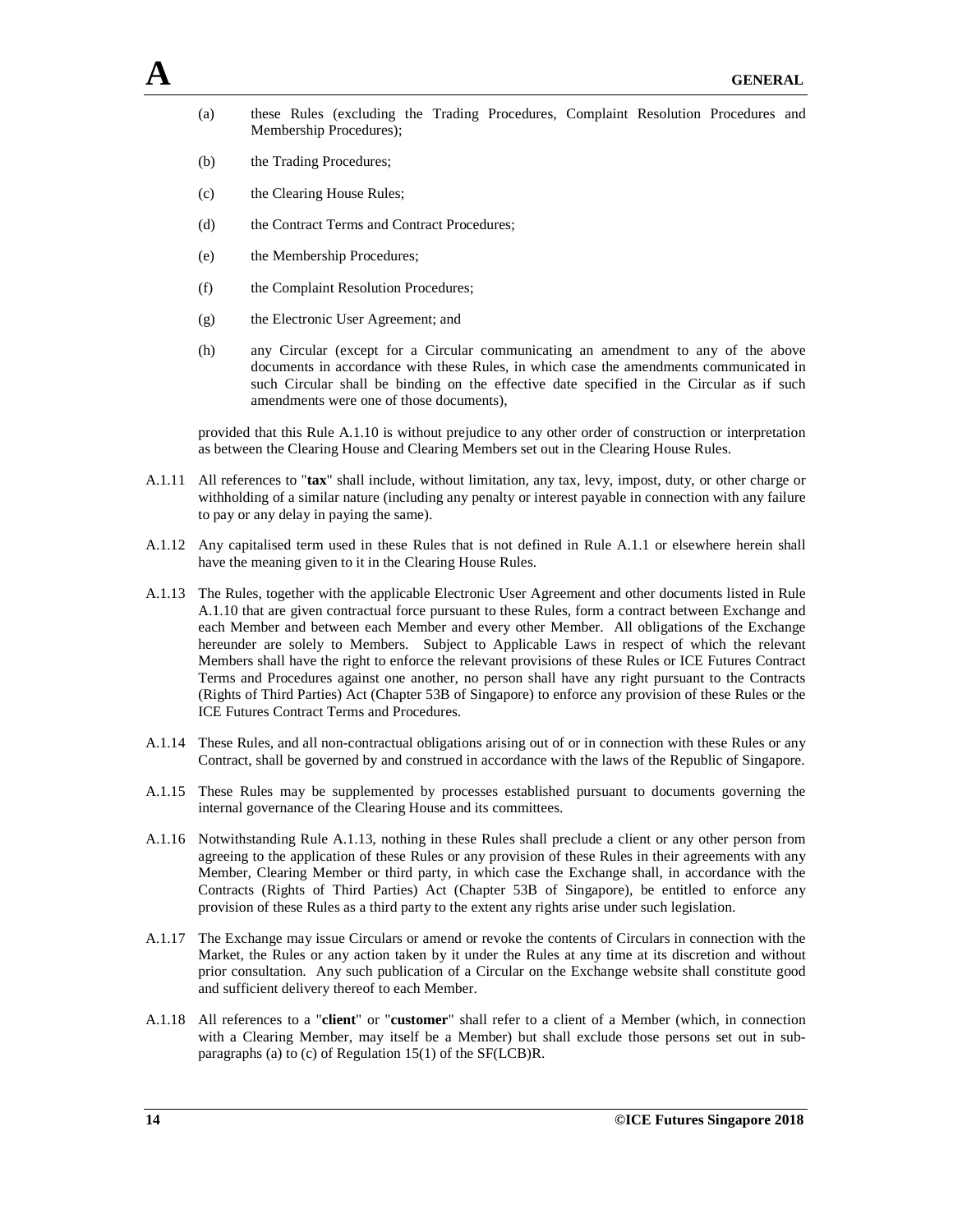(a) these Rules (excluding the Trading Procedures, Complaint Resolution Procedures and Membership Procedures);

(b) the Trading Procedures;

(c) the Clearing House Rules;

(d) the Contract Terms and Contract Procedures;

(e) the Membership Procedures;

(f) the Complaint Resolution Procedures;

(g) the Electronic User Agreement; and

(h) any Circular (except for a Circular communicating an amendment to any of the above documents in accordance with these Rules, in which case the amendments communicated in such Circular shall be binding on the effective date specified in the Circular as if such amendments were one of those documents),

provided that this Rule A.1.10 is without prejudice to any other order of construction or interpretation as between the Clearing House and Clearing Members set out in the Clearing House Rules.

A.1.11 All references to "**tax**" shall include, without limitation, any tax, levy, impost, duty, or other charge or withholding of a similar nature (including any penalty or interest payable in connection with any failure to pay or any delay in paying the same).

A.1.12 Any capitalised term used in these Rules that is not defined in Rule A.1.1 or elsewhere herein shall have the meaning given to it in the Clearing House Rules.

A.1.13 The Rules, together with the applicable Electronic User Agreement and other documents listed in Rule A.1.10 that are given contractual force pursuant to these Rules, form a contract between Exchange and each Member and between each Member and every other Member. All obligations of the Exchange hereunder are solely to Members. Subject to Applicable Laws in respect of which the relevant Members shall have the right to enforce the relevant provisions of these Rules or ICE Futures Contract Terms and Procedures against one another, no person shall have any right pursuant to the Contracts (Rights of Third Parties) Act (Chapter 53B of Singapore) to enforce any provision of these Rules or the ICE Futures Contract Terms and Procedures.

A.1.14 These Rules, and all non-contractual obligations arising out of or in connection with these Rules or any Contract, shall be governed by and construed in accordance with the laws of the Republic of Singapore.

A.1.15 These Rules may be supplemented by processes established pursuant to documents governing the internal governance of the Clearing House and its committees.

A.1.16 Notwithstanding Rule A.1.13, nothing in these Rules shall preclude a client or any other person from agreeing to the application of these Rules or any provision of these Rules in their agreements with any Member, Clearing Member or third party, in which case the Exchange shall, in accordance with the Contracts (Rights of Third Parties) Act (Chapter 53B of Singapore), be entitled to enforce any provision of these Rules as a third party to the extent any rights arise under such legislation.

A.1.17 The Exchange may issue Circulars or amend or revoke the contents of Circulars in connection with the Market, the Rules or any action taken by it under the Rules at any time at its discretion and without prior consultation. Any such publication of a Circular on the Exchange website shall constitute good and sufficient delivery thereof to each Member.

A.1.18 All references to a "**client**" or "**customer**" shall refer to a client of a Member (which, in connection with a Clearing Member, may itself be a Member) but shall exclude those persons set out in sub-paragraphs (a) to (c) of Regulation 15(1) of the SF(LCB)R.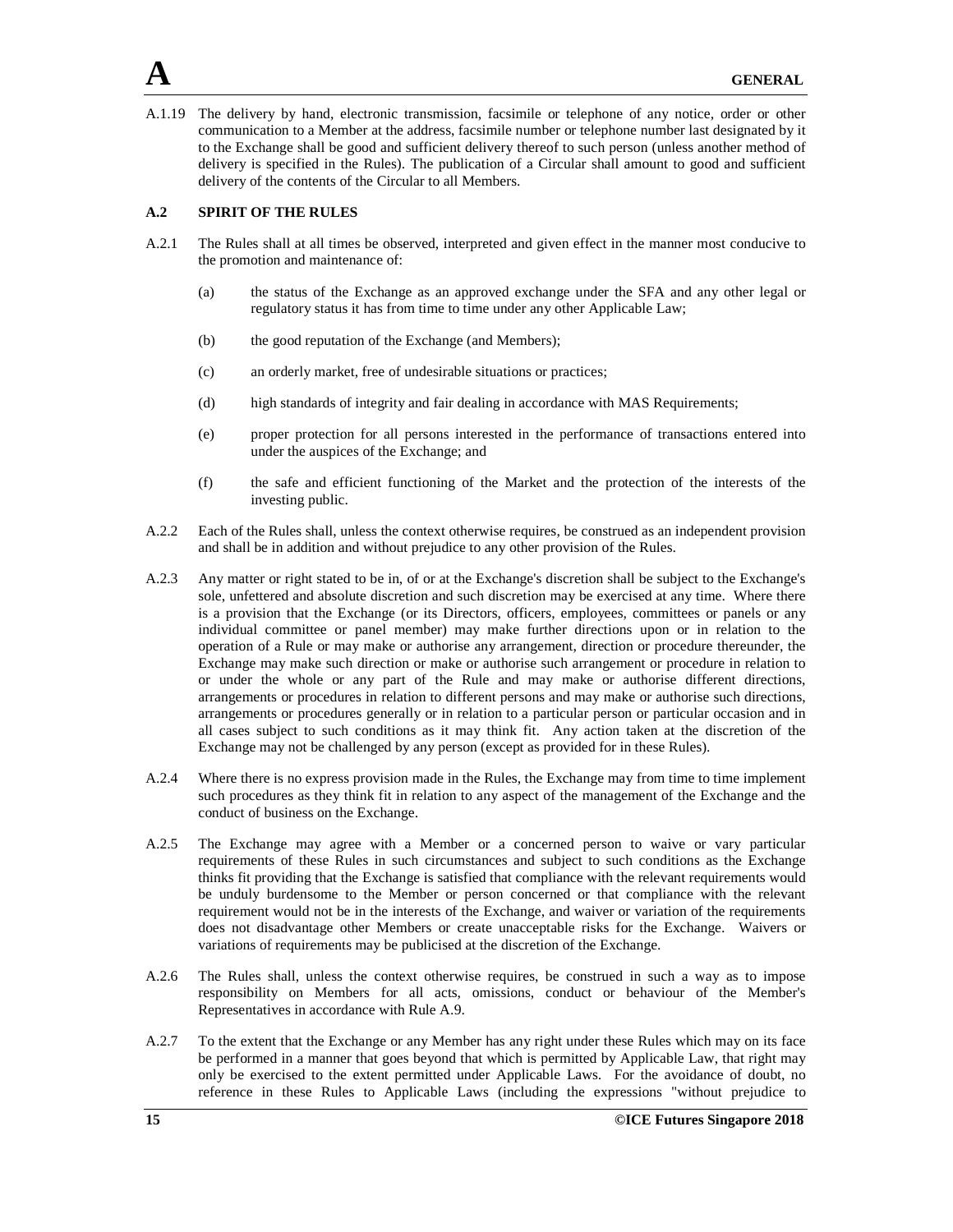A.1.19 The delivery by hand, electronic transmission, facsimile or telephone of any notice, order or other communication to a Member at the address, facsimile number or telephone number last designated by it to the Exchange shall be good and sufficient delivery thereof to such person (unless another method of delivery is specified in the Rules). The publication of a Circular shall amount to good and sufficient delivery of the contents of the Circular to all Members.

## A.2 SPIRIT OF THE RULES

A.2.1 The Rules shall at all times be observed, interpreted and given effect in the manner most conducive to the promotion and maintenance of:

(a) the status of the Exchange as an approved exchange under the SFA and any other legal or regulatory status it has from time to time under any other Applicable Law;

(b) the good reputation of the Exchange (and Members);

(c) an orderly market, free of undesirable situations or practices;

(d) high standards of integrity and fair dealing in accordance with MAS Requirements;

(e) proper protection for all persons interested in the performance of transactions entered into under the auspices of the Exchange; and

(f) the safe and efficient functioning of the Market and the protection of the interests of the investing public.

A.2.2 Each of the Rules shall, unless the context otherwise requires, be construed as an independent provision and shall be in addition and without prejudice to any other provision of the Rules.

A.2.3 Any matter or right stated to be in, of or at the Exchange's discretion shall be subject to the Exchange's sole, unfettered and absolute discretion and such discretion may be exercised at any time. Where there is a provision that the Exchange (or its Directors, officers, employees, committees or panels or any individual committee or panel member) may make further directions upon or in relation to the operation of a Rule or may make or authorise any arrangement, direction or procedure thereunder, the Exchange may make such direction or make or authorise such arrangement or procedure in relation to or under the whole or any part of the Rule and may make or authorise different directions, arrangements or procedures in relation to different persons and may make or authorise such directions, arrangements or procedures generally or in relation to a particular person or particular occasion and in all cases subject to such conditions as it may think fit. Any action taken at the discretion of the Exchange may not be challenged by any person (except as provided for in these Rules).

A.2.4 Where there is no express provision made in the Rules, the Exchange may from time to time implement such procedures as they think fit in relation to any aspect of the management of the Exchange and the conduct of business on the Exchange.

A.2.5 The Exchange may agree with a Member or a concerned person to waive or vary particular requirements of these Rules in such circumstances and subject to such conditions as the Exchange thinks fit providing that the Exchange is satisfied that compliance with the relevant requirements would be unduly burdensome to the Member or person concerned or that compliance with the relevant requirement would not be in the interests of the Exchange, and waiver or variation of the requirements does not disadvantage other Members or create unacceptable risks for the Exchange. Waivers or variations of requirements may be publicised at the discretion of the Exchange.

A.2.6 The Rules shall, unless the context otherwise requires, be construed in such a way as to impose responsibility on Members for all acts, omissions, conduct or behaviour of the Member's Representatives in accordance with Rule A.9.

A.2.7 To the extent that the Exchange or any Member has any right under these Rules which may on its face be performed in a manner that goes beyond that which is permitted by Applicable Law, that right may only be exercised to the extent permitted under Applicable Laws. For the avoidance of doubt, no reference in these Rules to Applicable Laws (including the expressions "without prejudice to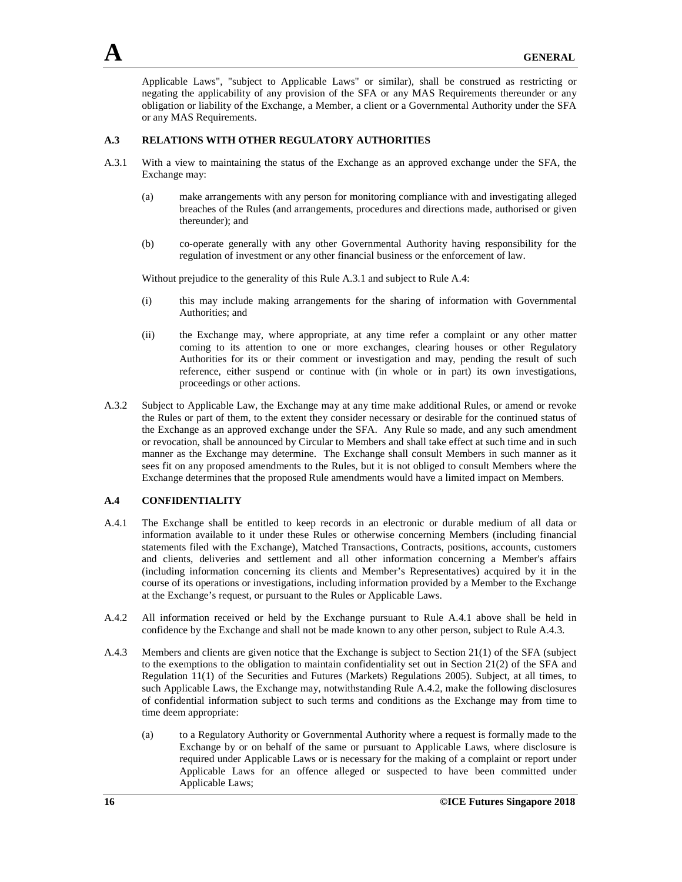Applicable Laws", "subject to Applicable Laws" or similar), shall be construed as restricting or negating the applicability of any provision of the SFA or any MAS Requirements thereunder or any obligation or liability of the Exchange, a Member, a client or a Governmental Authority under the SFA or any MAS Requirements.

### A.3 RELATIONS WITH OTHER REGULATORY AUTHORITIES

A.3.1 With a view to maintaining the status of the Exchange as an approved exchange under the SFA, the Exchange may:

(a) make arrangements with any person for monitoring compliance with and investigating alleged breaches of the Rules (and arrangements, procedures and directions made, authorised or given thereunder); and

(b) co-operate generally with any other Governmental Authority having responsibility for the regulation of investment or any other financial business or the enforcement of law.

Without prejudice to the generality of this Rule A.3.1 and subject to Rule A.4:

(i) this may include making arrangements for the sharing of information with Governmental Authorities; and

(ii) the Exchange may, where appropriate, at any time refer a complaint or any other matter coming to its attention to one or more exchanges, clearing houses or other Regulatory Authorities for its or their comment or investigation and may, pending the result of such reference, either suspend or continue with (in whole or in part) its own investigations, proceedings or other actions.

A.3.2 Subject to Applicable Law, the Exchange may at any time make additional Rules, or amend or revoke the Rules or part of them, to the extent they consider necessary or desirable for the continued status of the Exchange as an approved exchange under the SFA. Any Rule so made, and any such amendment or revocation, shall be announced by Circular to Members and shall take effect at such time and in such manner as the Exchange may determine. The Exchange shall consult Members in such manner as it sees fit on any proposed amendments to the Rules, but it is not obliged to consult Members where the Exchange determines that the proposed Rule amendments would have a limited impact on Members.

### A.4 CONFIDENTIALITY

A.4.1 The Exchange shall be entitled to keep records in an electronic or durable medium of all data or information available to it under these Rules or otherwise concerning Members (including financial statements filed with the Exchange), Matched Transactions, Contracts, positions, accounts, customers and clients, deliveries and settlement and all other information concerning a Member's affairs (including information concerning its clients and Member's Representatives) acquired by it in the course of its operations or investigations, including information provided by a Member to the Exchange at the Exchange's request, or pursuant to the Rules or Applicable Laws.

A.4.2 All information received or held by the Exchange pursuant to Rule A.4.1 above shall be held in confidence by the Exchange and shall not be made known to any other person, subject to Rule A.4.3.

A.4.3 Members and clients are given notice that the Exchange is subject to Section 21(1) of the SFA (subject to the exemptions to the obligation to maintain confidentiality set out in Section 21(2) of the SFA and Regulation 11(1) of the Securities and Futures (Markets) Regulations 2005). Subject, at all times, to such Applicable Laws, the Exchange may, notwithstanding Rule A.4.2, make the following disclosures of confidential information subject to such terms and conditions as the Exchange may from time to time deem appropriate:

(a) to a Regulatory Authority or Governmental Authority where a request is formally made to the Exchange by or on behalf of the same or pursuant to Applicable Laws, where disclosure is required under Applicable Laws or is necessary for the making of a complaint or report under Applicable Laws for an offence alleged or suspected to have been committed under Applicable Laws;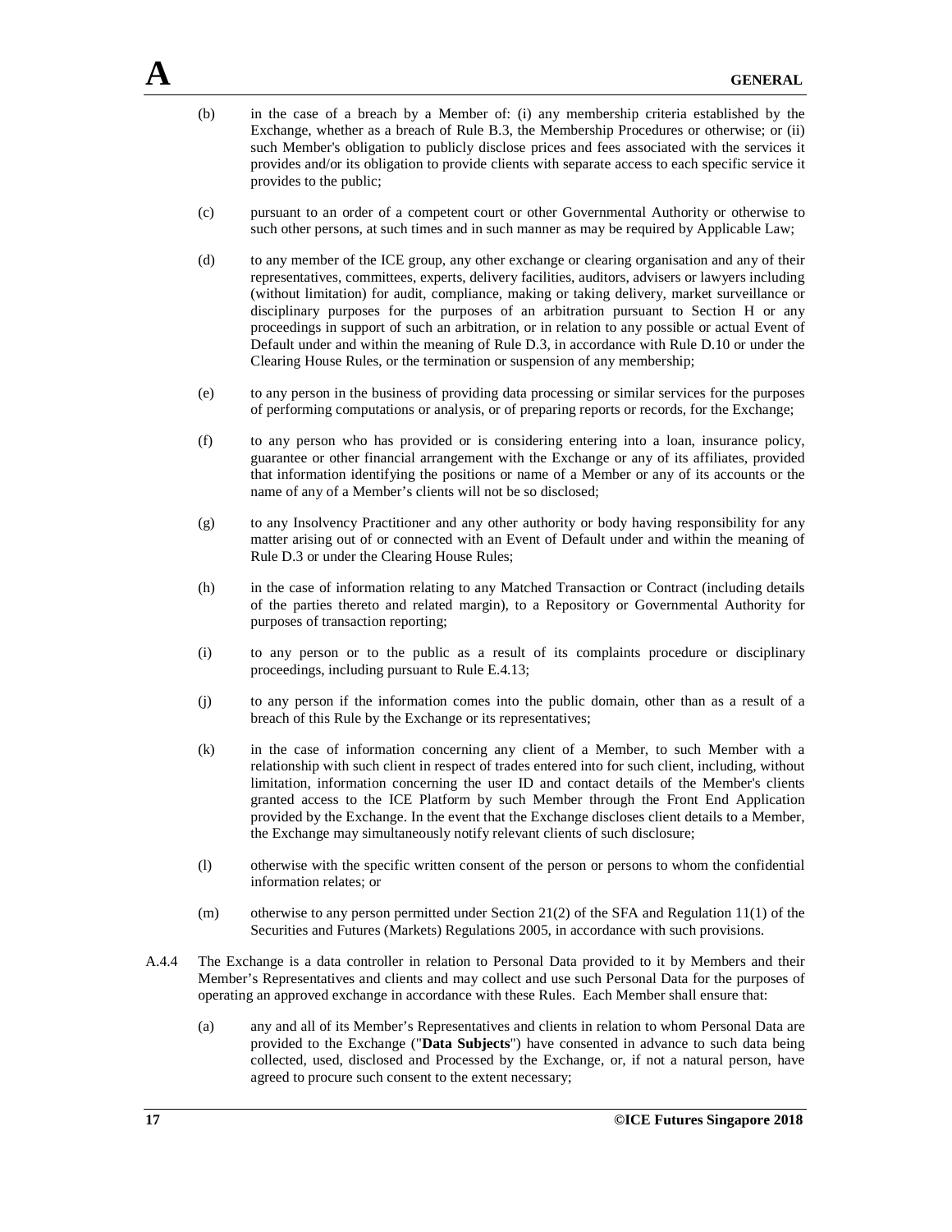(b) in the case of a breach by a Member of: (i) any membership criteria established by the Exchange, whether as a breach of Rule B.3, the Membership Procedures or otherwise; or (ii) such Member's obligation to publicly disclose prices and fees associated with the services it provides and/or its obligation to provide clients with separate access to each specific service it provides to the public;

(c) pursuant to an order of a competent court or other Governmental Authority or otherwise to such other persons, at such times and in such manner as may be required by Applicable Law;

(d) to any member of the ICE group, any other exchange or clearing organisation and any of their representatives, committees, experts, delivery facilities, auditors, advisers or lawyers including (without limitation) for audit, compliance, making or taking delivery, market surveillance or disciplinary purposes for the purposes of an arbitration pursuant to Section H or any proceedings in support of such an arbitration, or in relation to any possible or actual Event of Default under and within the meaning of Rule D.3, in accordance with Rule D.10 or under the Clearing House Rules, or the termination or suspension of any membership;

(e) to any person in the business of providing data processing or similar services for the purposes of performing computations or analysis, or of preparing reports or records, for the Exchange;

(f) to any person who has provided or is considering entering into a loan, insurance policy, guarantee or other financial arrangement with the Exchange or any of its affiliates, provided that information identifying the positions or name of a Member or any of its accounts or the name of any of a Member's clients will not be so disclosed;

(g) to any Insolvency Practitioner and any other authority or body having responsibility for any matter arising out of or connected with an Event of Default under and within the meaning of Rule D.3 or under the Clearing House Rules;

(h) in the case of information relating to any Matched Transaction or Contract (including details of the parties thereto and related margin), to a Repository or Governmental Authority for purposes of transaction reporting;

(i) to any person or to the public as a result of its complaints procedure or disciplinary proceedings, including pursuant to Rule E.4.13;

(j) to any person if the information comes into the public domain, other than as a result of a breach of this Rule by the Exchange or its representatives;

(k) in the case of information concerning any client of a Member, to such Member with a relationship with such client in respect of trades entered into for such client, including, without limitation, information concerning the user ID and contact details of the Member's clients granted access to the ICE Platform by such Member through the Front End Application provided by the Exchange. In the event that the Exchange discloses client details to a Member, the Exchange may simultaneously notify relevant clients of such disclosure;

(l) otherwise with the specific written consent of the person or persons to whom the confidential information relates; or

(m) otherwise to any person permitted under Section 21(2) of the SFA and Regulation 11(1) of the Securities and Futures (Markets) Regulations 2005, in accordance with such provisions.

A.4.4 The Exchange is a data controller in relation to Personal Data provided to it by Members and their Member's Representatives and clients and may collect and use such Personal Data for the purposes of operating an approved exchange in accordance with these Rules. Each Member shall ensure that:

(a) any and all of its Member's Representatives and clients in relation to whom Personal Data are provided to the Exchange ("**Data Subjects**") have consented in advance to such data being collected, used, disclosed and Processed by the Exchange, or, if not a natural person, have agreed to procure such consent to the extent necessary;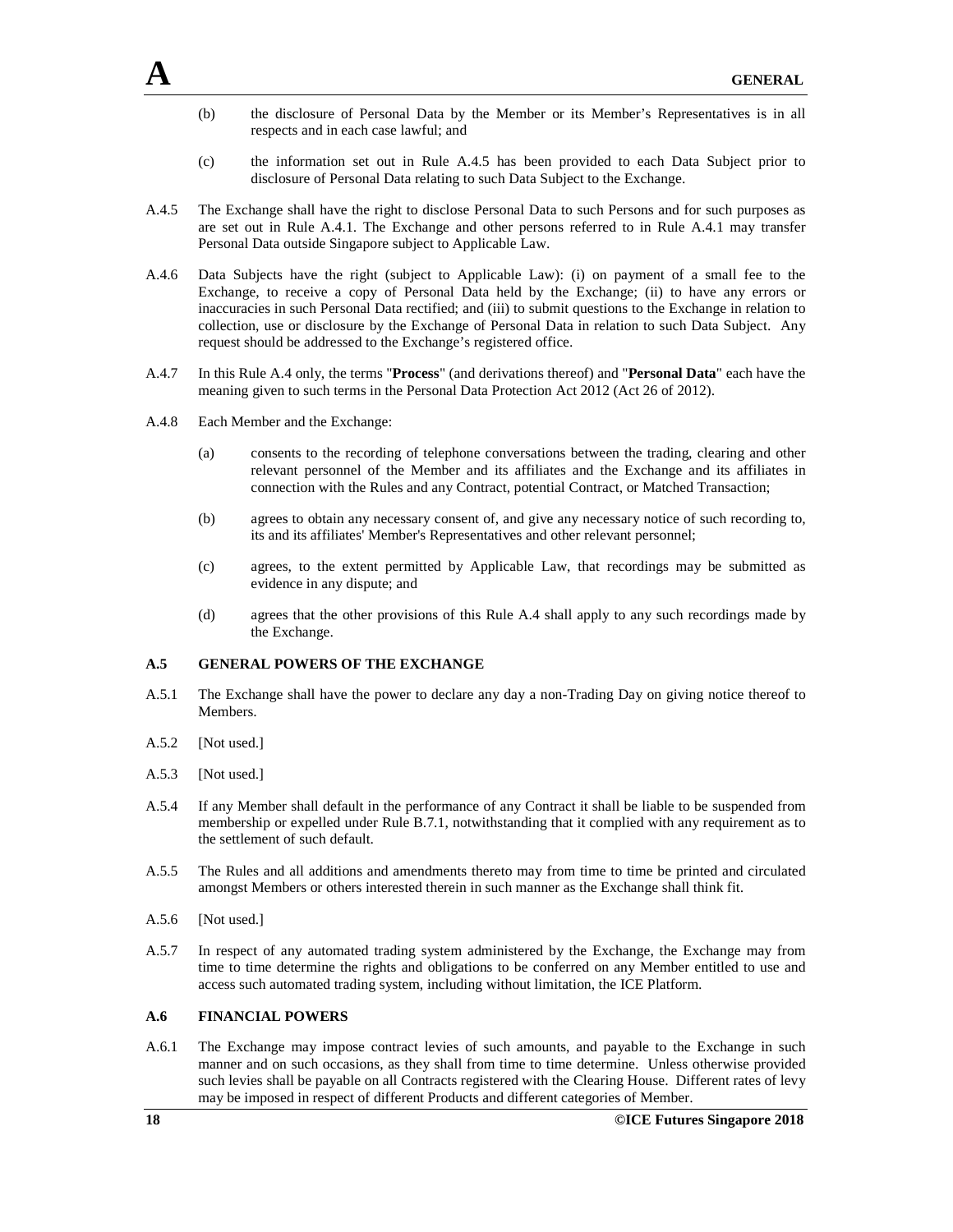(b) the disclosure of Personal Data by the Member or its Member's Representatives is in all respects and in each case lawful; and

(c) the information set out in Rule A.4.5 has been provided to each Data Subject prior to disclosure of Personal Data relating to such Data Subject to the Exchange.

A.4.5 The Exchange shall have the right to disclose Personal Data to such Persons and for such purposes as are set out in Rule A.4.1. The Exchange and other persons referred to in Rule A.4.1 may transfer Personal Data outside Singapore subject to Applicable Law.

A.4.6 Data Subjects have the right (subject to Applicable Law): (i) on payment of a small fee to the Exchange, to receive a copy of Personal Data held by the Exchange; (ii) to have any errors or inaccuracies in such Personal Data rectified; and (iii) to submit questions to the Exchange in relation to collection, use or disclosure by the Exchange of Personal Data in relation to such Data Subject. Any request should be addressed to the Exchange's registered office.

A.4.7 In this Rule A.4 only, the terms "**Process**" (and derivations thereof) and "**Personal Data**" each have the meaning given to such terms in the Personal Data Protection Act 2012 (Act 26 of 2012).

A.4.8 Each Member and the Exchange:

(a) consents to the recording of telephone conversations between the trading, clearing and other relevant personnel of the Member and its affiliates and the Exchange and its affiliates in connection with the Rules and any Contract, potential Contract, or Matched Transaction;

(b) agrees to obtain any necessary consent of, and give any necessary notice of such recording to, its and its affiliates' Member's Representatives and other relevant personnel;

(c) agrees, to the extent permitted by Applicable Law, that recordings may be submitted as evidence in any dispute; and

(d) agrees that the other provisions of this Rule A.4 shall apply to any such recordings made by the Exchange.

## A.5 GENERAL POWERS OF THE EXCHANGE

A.5.1 The Exchange shall have the power to declare any day a non-Trading Day on giving notice thereof to Members.

A.5.2 [Not used.]

A.5.3 [Not used.]

A.5.4 If any Member shall default in the performance of any Contract it shall be liable to be suspended from membership or expelled under Rule B.7.1, notwithstanding that it complied with any requirement as to the settlement of such default.

A.5.5 The Rules and all additions and amendments thereto may from time to time be printed and circulated amongst Members or others interested therein in such manner as the Exchange shall think fit.

A.5.6 [Not used.]

A.5.7 In respect of any automated trading system administered by the Exchange, the Exchange may from time to time determine the rights and obligations to be conferred on any Member entitled to use and access such automated trading system, including without limitation, the ICE Platform.

## A.6 FINANCIAL POWERS

A.6.1 The Exchange may impose contract levies of such amounts, and payable to the Exchange in such manner and on such occasions, as they shall from time to time determine. Unless otherwise provided such levies shall be payable on all Contracts registered with the Clearing House. Different rates of levy may be imposed in respect of different Products and different categories of Member.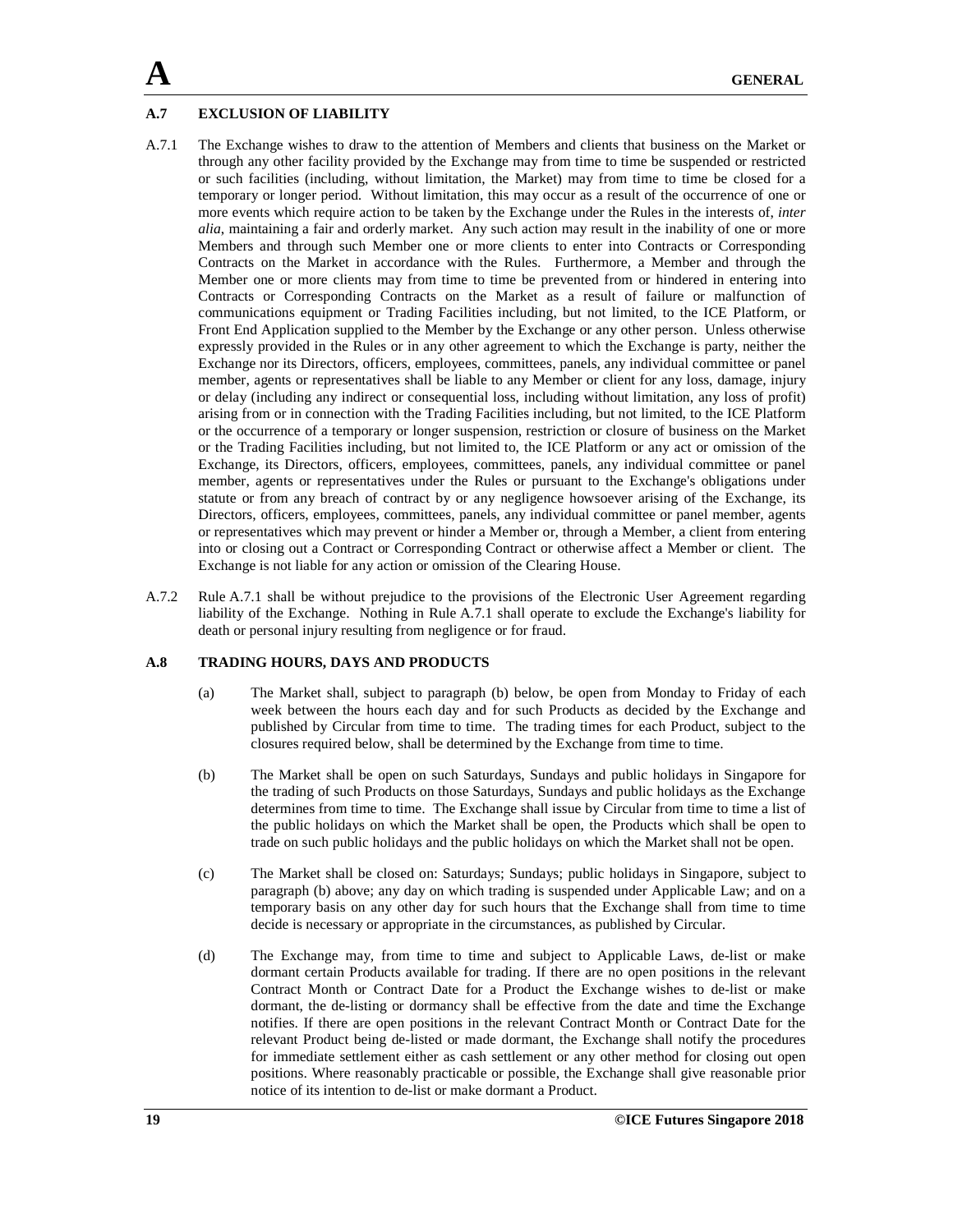## A.7 EXCLUSION OF LIABILITY

A.7.1 The Exchange wishes to draw to the attention of Members and clients that business on the Market or through any other facility provided by the Exchange may from time to time be suspended or restricted or such facilities (including, without limitation, the Market) may from time to time be closed for a temporary or longer period. Without limitation, this may occur as a result of the occurrence of one or more events which require action to be taken by the Exchange under the Rules in the interests of, *inter alia*, maintaining a fair and orderly market. Any such action may result in the inability of one or more Members and through such Member one or more clients to enter into Contracts or Corresponding Contracts on the Market in accordance with the Rules. Furthermore, a Member and through the Member one or more clients may from time to time be prevented from or hindered in entering into Contracts or Corresponding Contracts on the Market as a result of failure or malfunction of communications equipment or Trading Facilities including, but not limited, to the ICE Platform, or Front End Application supplied to the Member by the Exchange or any other person. Unless otherwise expressly provided in the Rules or in any other agreement to which the Exchange is party, neither the Exchange nor its Directors, officers, employees, committees, panels, any individual committee or panel member, agents or representatives shall be liable to any Member or client for any loss, damage, injury or delay (including any indirect or consequential loss, including without limitation, any loss of profit) arising from or in connection with the Trading Facilities including, but not limited, to the ICE Platform or the occurrence of a temporary or longer suspension, restriction or closure of business on the Market or the Trading Facilities including, but not limited to, the ICE Platform or any act or omission of the Exchange, its Directors, officers, employees, committees, panels, any individual committee or panel member, agents or representatives under the Rules or pursuant to the Exchange's obligations under statute or from any breach of contract by or any negligence howsoever arising of the Exchange, its Directors, officers, employees, committees, panels, any individual committee or panel member, agents or representatives which may prevent or hinder a Member or, through a Member, a client from entering into or closing out a Contract or Corresponding Contract or otherwise affect a Member or client. The Exchange is not liable for any action or omission of the Clearing House.

A.7.2 Rule A.7.1 shall be without prejudice to the provisions of the Electronic User Agreement regarding liability of the Exchange. Nothing in Rule A.7.1 shall operate to exclude the Exchange's liability for death or personal injury resulting from negligence or for fraud.

## A.8 TRADING HOURS, DAYS AND PRODUCTS

(a) The Market shall, subject to paragraph (b) below, be open from Monday to Friday of each week between the hours each day and for such Products as decided by the Exchange and published by Circular from time to time. The trading times for each Product, subject to the closures required below, shall be determined by the Exchange from time to time.

(b) The Market shall be open on such Saturdays, Sundays and public holidays in Singapore for the trading of such Products on those Saturdays, Sundays and public holidays as the Exchange determines from time to time. The Exchange shall issue by Circular from time to time a list of the public holidays on which the Market shall be open, the Products which shall be open to trade on such public holidays and the public holidays on which the Market shall not be open.

(c) The Market shall be closed on: Saturdays; Sundays; public holidays in Singapore, subject to paragraph (b) above; any day on which trading is suspended under Applicable Law; and on a temporary basis on any other day for such hours that the Exchange shall from time to time decide is necessary or appropriate in the circumstances, as published by Circular.

(d) The Exchange may, from time to time and subject to Applicable Laws, de-list or make dormant certain Products available for trading. If there are no open positions in the relevant Contract Month or Contract Date for a Product the Exchange wishes to de-list or make dormant, the de-listing or dormancy shall be effective from the date and time the Exchange notifies. If there are open positions in the relevant Contract Month or Contract Date for the relevant Product being de-listed or made dormant, the Exchange shall notify the procedures for immediate settlement either as cash settlement or any other method for closing out open positions. Where reasonably practicable or possible, the Exchange shall give reasonable prior notice of its intention to de-list or make dormant a Product.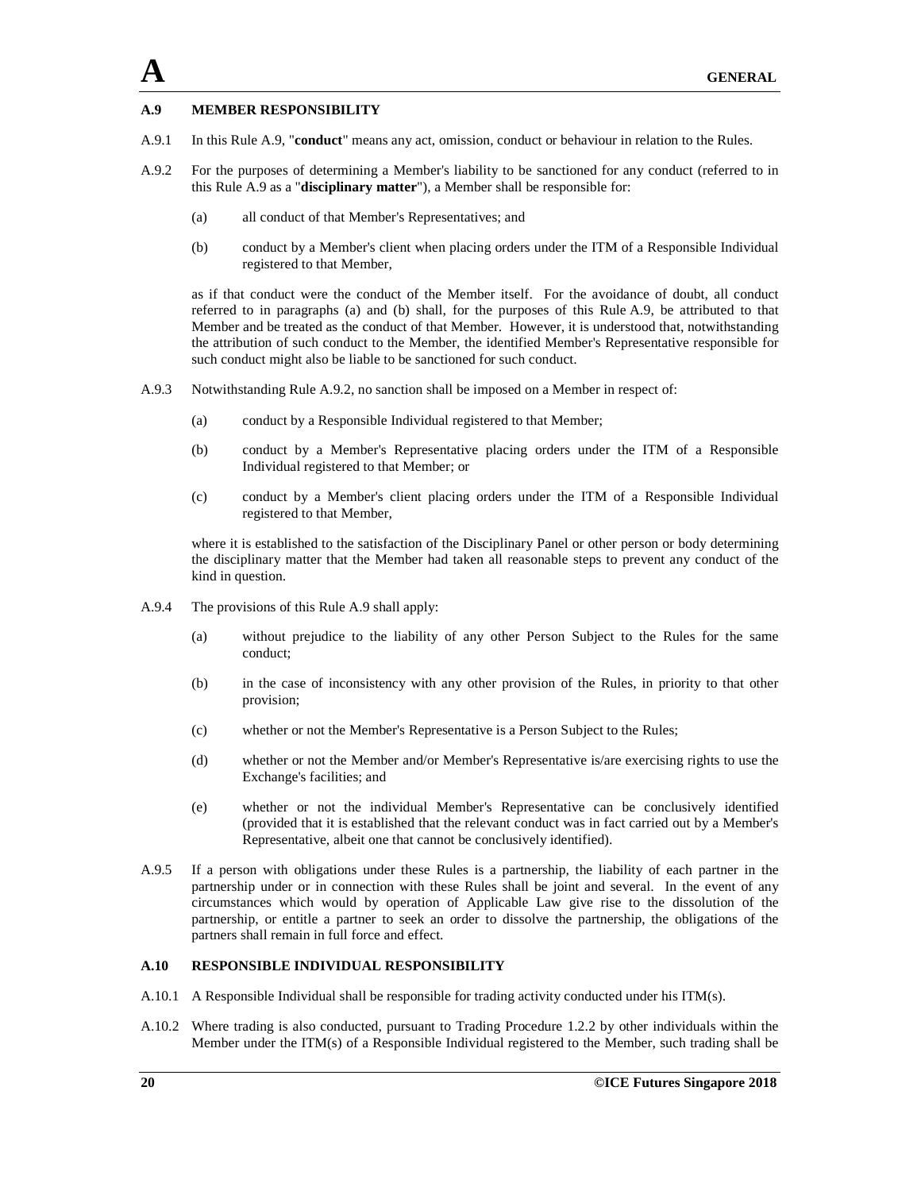## A.9 MEMBER RESPONSIBILITY

A.9.1 In this Rule A.9, "**conduct**" means any act, omission, conduct or behaviour in relation to the Rules.

A.9.2 For the purposes of determining a Member's liability to be sanctioned for any conduct (referred to in this Rule A.9 as a "**disciplinary matter**"), a Member shall be responsible for:

(a) all conduct of that Member's Representatives; and

(b) conduct by a Member's client when placing orders under the ITM of a Responsible Individual registered to that Member,

as if that conduct were the conduct of the Member itself. For the avoidance of doubt, all conduct referred to in paragraphs (a) and (b) shall, for the purposes of this Rule A.9, be attributed to that Member and be treated as the conduct of that Member. However, it is understood that, notwithstanding the attribution of such conduct to the Member, the identified Member's Representative responsible for such conduct might also be liable to be sanctioned for such conduct.

A.9.3 Notwithstanding Rule A.9.2, no sanction shall be imposed on a Member in respect of:

(a) conduct by a Responsible Individual registered to that Member;

(b) conduct by a Member's Representative placing orders under the ITM of a Responsible Individual registered to that Member; or

(c) conduct by a Member's client placing orders under the ITM of a Responsible Individual registered to that Member,

where it is established to the satisfaction of the Disciplinary Panel or other person or body determining the disciplinary matter that the Member had taken all reasonable steps to prevent any conduct of the kind in question.

A.9.4 The provisions of this Rule A.9 shall apply:

(a) without prejudice to the liability of any other Person Subject to the Rules for the same conduct;

(b) in the case of inconsistency with any other provision of the Rules, in priority to that other provision;

(c) whether or not the Member's Representative is a Person Subject to the Rules;

(d) whether or not the Member and/or Member's Representative is/are exercising rights to use the Exchange's facilities; and

(e) whether or not the individual Member's Representative can be conclusively identified (provided that it is established that the relevant conduct was in fact carried out by a Member's Representative, albeit one that cannot be conclusively identified).

A.9.5 If a person with obligations under these Rules is a partnership, the liability of each partner in the partnership under or in connection with these Rules shall be joint and several. In the event of any circumstances which would by operation of Applicable Law give rise to the dissolution of the partnership, or entitle a partner to seek an order to dissolve the partnership, the obligations of the partners shall remain in full force and effect.

## A.10 RESPONSIBLE INDIVIDUAL RESPONSIBILITY

A.10.1 A Responsible Individual shall be responsible for trading activity conducted under his ITM(s).

A.10.2 Where trading is also conducted, pursuant to Trading Procedure 1.2.2 by other individuals within the Member under the ITM(s) of a Responsible Individual registered to the Member, such trading shall be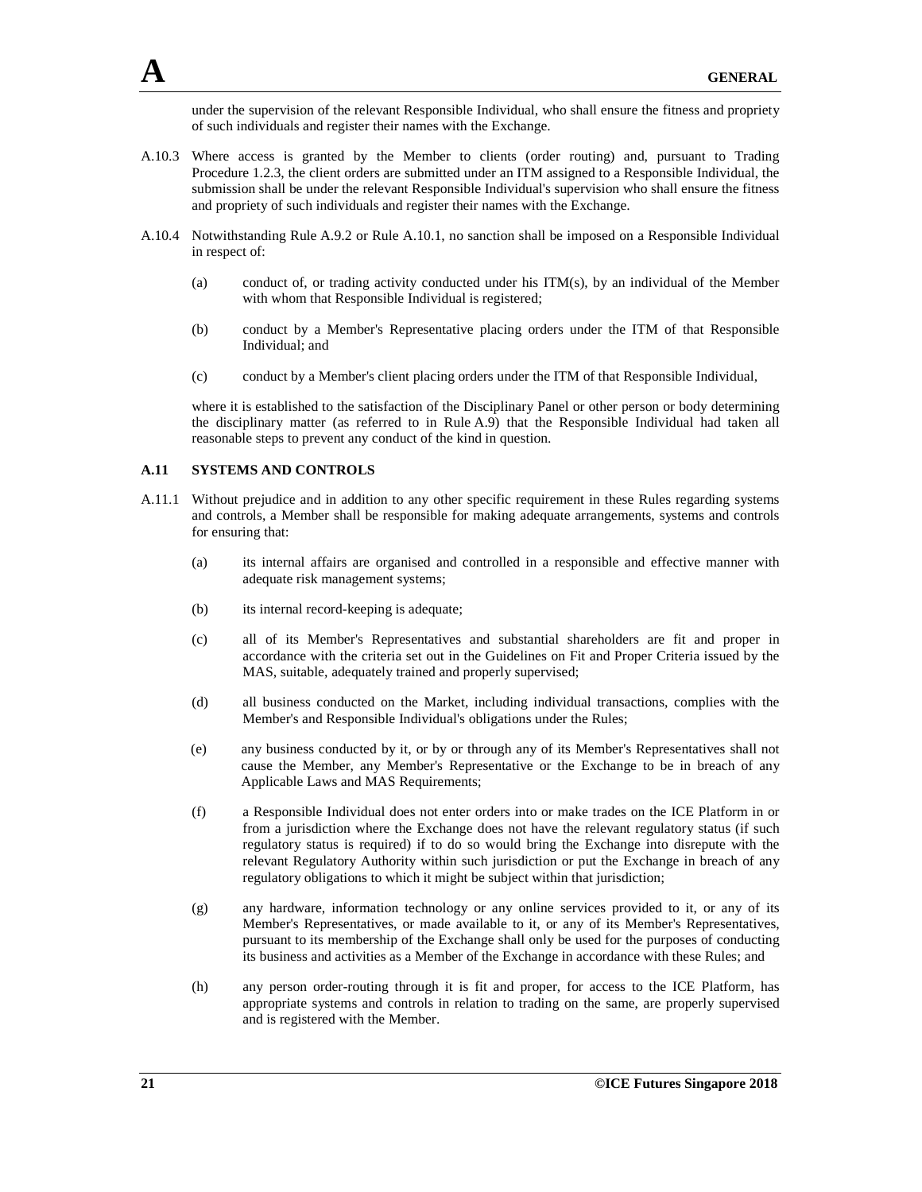under the supervision of the relevant Responsible Individual, who shall ensure the fitness and propriety of such individuals and register their names with the Exchange.

A.10.3 Where access is granted by the Member to clients (order routing) and, pursuant to Trading Procedure 1.2.3, the client orders are submitted under an ITM assigned to a Responsible Individual, the submission shall be under the relevant Responsible Individual's supervision who shall ensure the fitness and propriety of such individuals and register their names with the Exchange.

A.10.4 Notwithstanding Rule A.9.2 or Rule A.10.1, no sanction shall be imposed on a Responsible Individual in respect of:

(a) conduct of, or trading activity conducted under his ITM(s), by an individual of the Member with whom that Responsible Individual is registered;

(b) conduct by a Member's Representative placing orders under the ITM of that Responsible Individual; and

(c) conduct by a Member's client placing orders under the ITM of that Responsible Individual,

where it is established to the satisfaction of the Disciplinary Panel or other person or body determining the disciplinary matter (as referred to in Rule A.9) that the Responsible Individual had taken all reasonable steps to prevent any conduct of the kind in question.

## A.11 SYSTEMS AND CONTROLS

A.11.1 Without prejudice and in addition to any other specific requirement in these Rules regarding systems and controls, a Member shall be responsible for making adequate arrangements, systems and controls for ensuring that:

(a) its internal affairs are organised and controlled in a responsible and effective manner with adequate risk management systems;

(b) its internal record-keeping is adequate;

(c) all of its Member's Representatives and substantial shareholders are fit and proper in accordance with the criteria set out in the Guidelines on Fit and Proper Criteria issued by the MAS, suitable, adequately trained and properly supervised;

(d) all business conducted on the Market, including individual transactions, complies with the Member's and Responsible Individual's obligations under the Rules;

(e) any business conducted by it, or by or through any of its Member's Representatives shall not cause the Member, any Member's Representative or the Exchange to be in breach of any Applicable Laws and MAS Requirements;

(f) a Responsible Individual does not enter orders into or make trades on the ICE Platform in or from a jurisdiction where the Exchange does not have the relevant regulatory status (if such regulatory status is required) if to do so would bring the Exchange into disrepute with the relevant Regulatory Authority within such jurisdiction or put the Exchange in breach of any regulatory obligations to which it might be subject within that jurisdiction;

(g) any hardware, information technology or any online services provided to it, or any of its Member's Representatives, or made available to it, or any of its Member's Representatives, pursuant to its membership of the Exchange shall only be used for the purposes of conducting its business and activities as a Member of the Exchange in accordance with these Rules; and

(h) any person order-routing through it is fit and proper, for access to the ICE Platform, has appropriate systems and controls in relation to trading on the same, are properly supervised and is registered with the Member.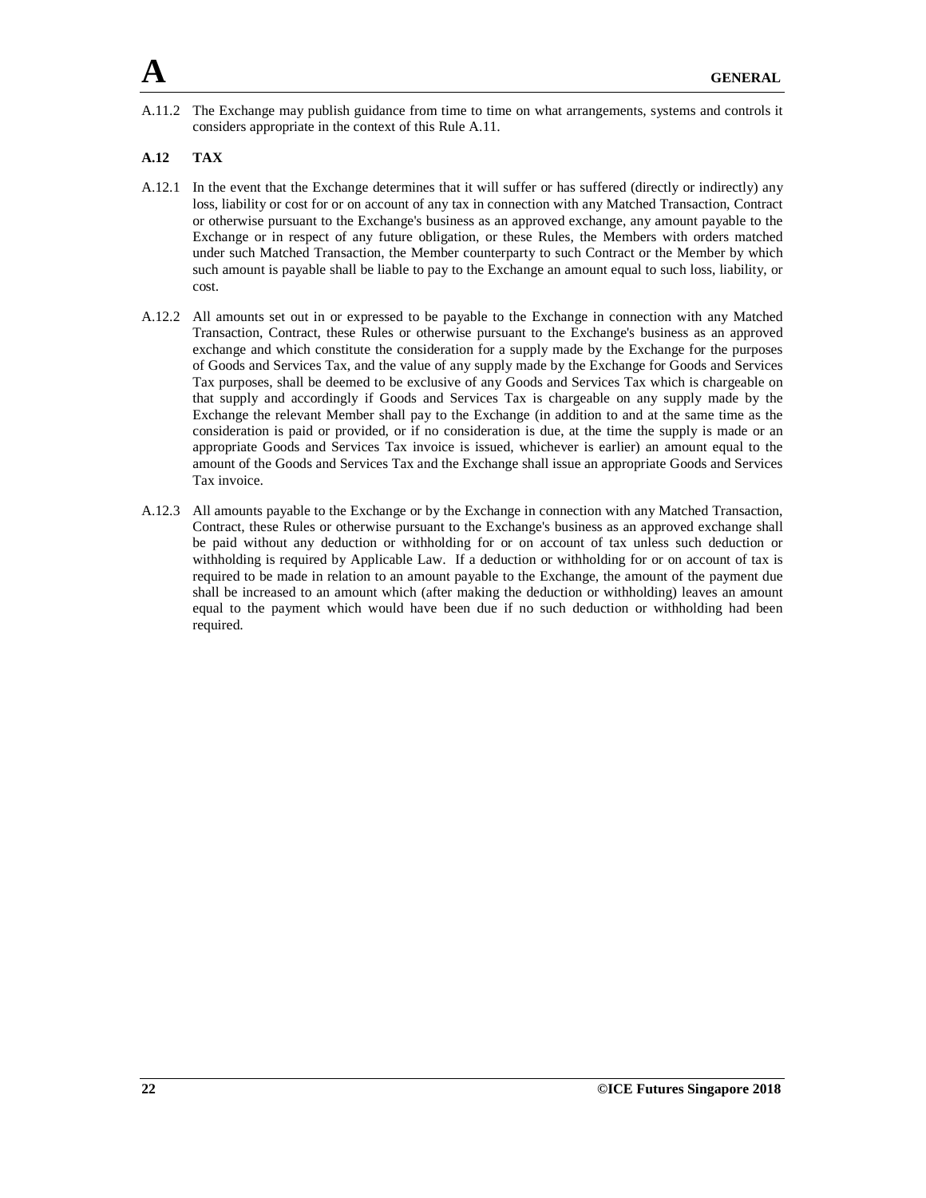A.11.2 The Exchange may publish guidance from time to time on what arrangements, systems and controls it considers appropriate in the context of this Rule A.11.

## A.12 TAX

A.12.1 In the event that the Exchange determines that it will suffer or has suffered (directly or indirectly) any loss, liability or cost for or on account of any tax in connection with any Matched Transaction, Contract or otherwise pursuant to the Exchange's business as an approved exchange, any amount payable to the Exchange or in respect of any future obligation, or these Rules, the Members with orders matched under such Matched Transaction, the Member counterparty to such Contract or the Member by which such amount is payable shall be liable to pay to the Exchange an amount equal to such loss, liability, or cost.

A.12.2 All amounts set out in or expressed to be payable to the Exchange in connection with any Matched Transaction, Contract, these Rules or otherwise pursuant to the Exchange's business as an approved exchange and which constitute the consideration for a supply made by the Exchange for the purposes of Goods and Services Tax, and the value of any supply made by the Exchange for Goods and Services Tax purposes, shall be deemed to be exclusive of any Goods and Services Tax which is chargeable on that supply and accordingly if Goods and Services Tax is chargeable on any supply made by the Exchange the relevant Member shall pay to the Exchange (in addition to and at the same time as the consideration is paid or provided, or if no consideration is due, at the time the supply is made or an appropriate Goods and Services Tax invoice is issued, whichever is earlier) an amount equal to the amount of the Goods and Services Tax and the Exchange shall issue an appropriate Goods and Services Tax invoice.

A.12.3 All amounts payable to the Exchange or by the Exchange in connection with any Matched Transaction, Contract, these Rules or otherwise pursuant to the Exchange's business as an approved exchange shall be paid without any deduction or withholding for or on account of tax unless such deduction or withholding is required by Applicable Law. If a deduction or withholding for or on account of tax is required to be made in relation to an amount payable to the Exchange, the amount of the payment due shall be increased to an amount which (after making the deduction or withholding) leaves an amount equal to the payment which would have been due if no such deduction or withholding had been required.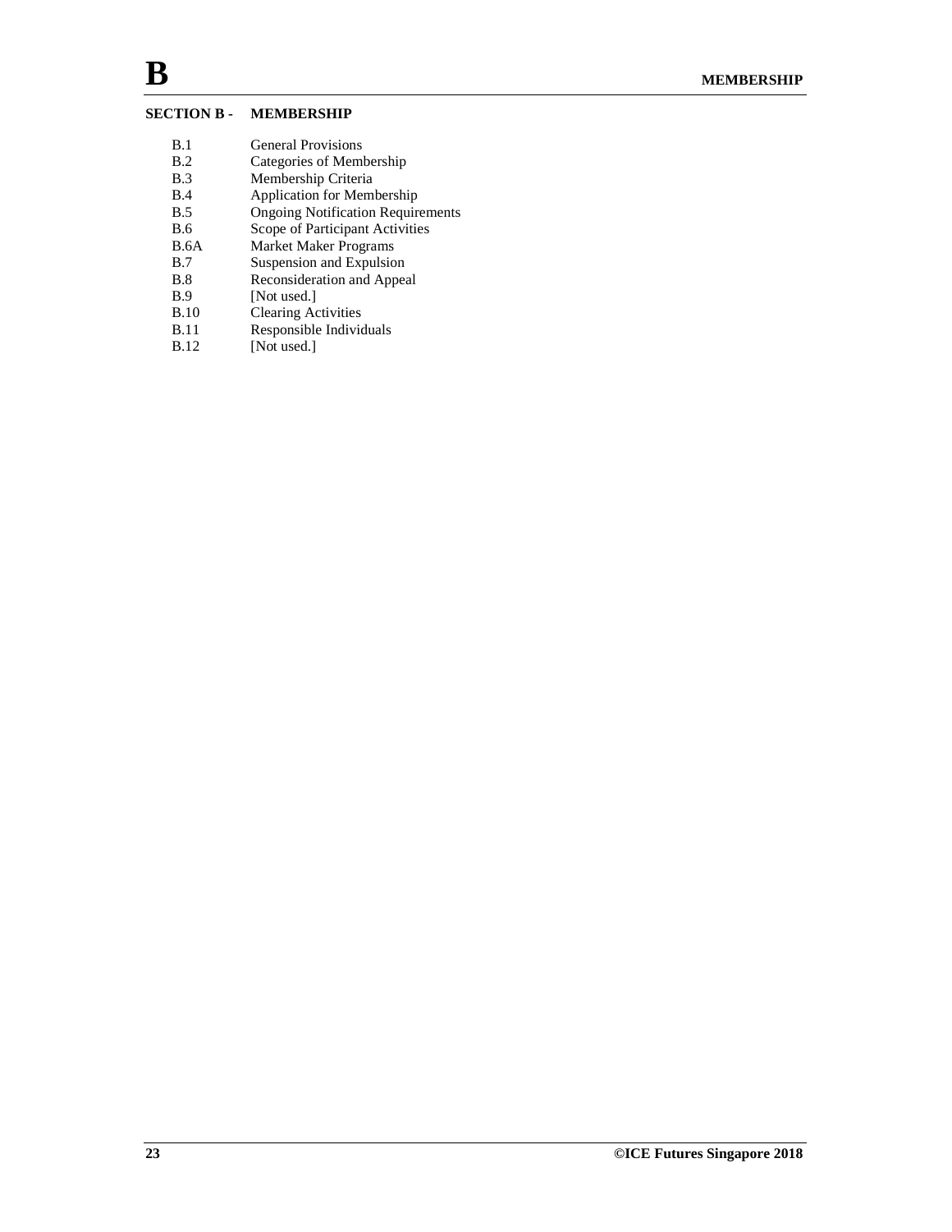# SECTION B - MEMBERSHIP

| | |
|---|---|
| B.1 | General Provisions |
| B.2 | Categories of Membership |
| B.3 | Membership Criteria |
| B.4 | Application for Membership |
| B.5 | Ongoing Notification Requirements |
| B.6 | Scope of Participant Activities |
| B.6A | Market Maker Programs |
| B.7 | Suspension and Expulsion |
| B.8 | Reconsideration and Appeal |
| B.9 | [Not used.] |
| B.10 | Clearing Activities |
| B.11 | Responsible Individuals |
| B.12 | [Not used.] |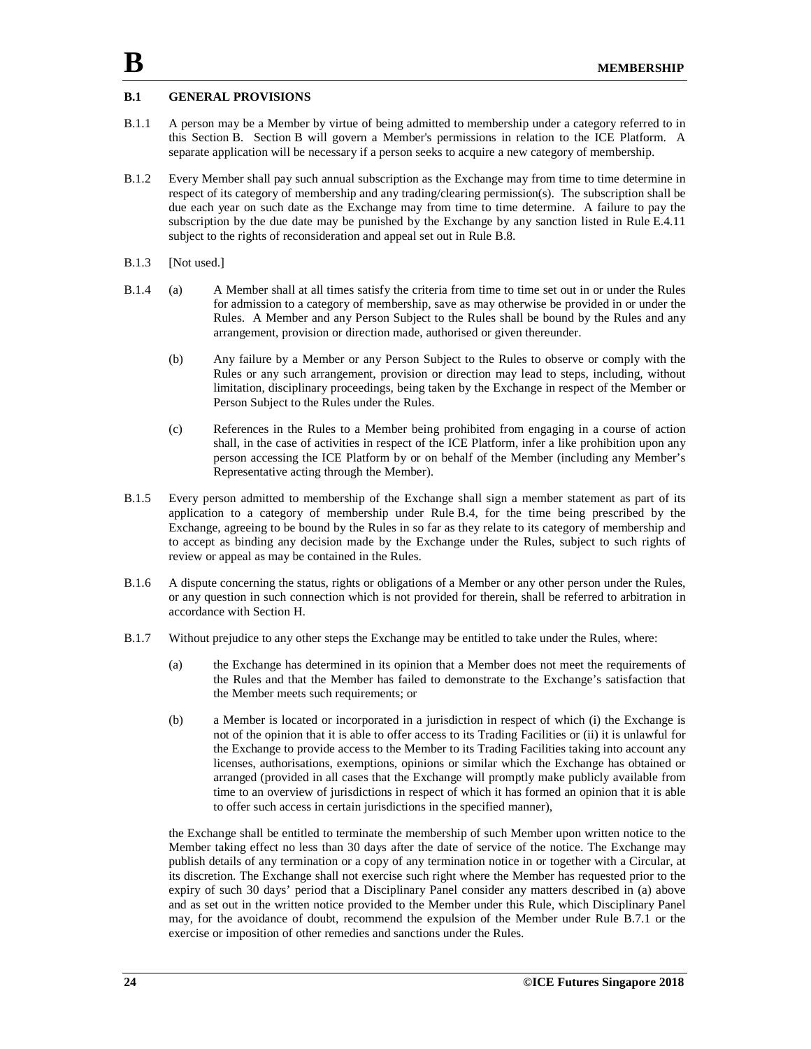# B MEMBERSHIP

## B.1 GENERAL PROVISIONS

B.1.1 A person may be a Member by virtue of being admitted to membership under a category referred to in this Section B. Section B will govern a Member's permissions in relation to the ICE Platform. A separate application will be necessary if a person seeks to acquire a new category of membership.

B.1.2 Every Member shall pay such annual subscription as the Exchange may from time to time determine in respect of its category of membership and any trading/clearing permission(s). The subscription shall be due each year on such date as the Exchange may from time to time determine. A failure to pay the subscription by the due date may be punished by the Exchange by any sanction listed in Rule E.4.11 subject to the rights of reconsideration and appeal set out in Rule B.8.

B.1.3 [Not used.]

B.1.4 (a) A Member shall at all times satisfy the criteria from time to time set out in or under the Rules for admission to a category of membership, save as may otherwise be provided in or under the Rules. A Member and any Person Subject to the Rules shall be bound by the Rules and any arrangement, provision or direction made, authorised or given thereunder.

(b) Any failure by a Member or any Person Subject to the Rules to observe or comply with the Rules or any such arrangement, provision or direction may lead to steps, including, without limitation, disciplinary proceedings, being taken by the Exchange in respect of the Member or Person Subject to the Rules under the Rules.

(c) References in the Rules to a Member being prohibited from engaging in a course of action shall, in the case of activities in respect of the ICE Platform, infer a like prohibition upon any person accessing the ICE Platform by or on behalf of the Member (including any Member's Representative acting through the Member).

B.1.5 Every person admitted to membership of the Exchange shall sign a member statement as part of its application to a category of membership under Rule B.4, for the time being prescribed by the Exchange, agreeing to be bound by the Rules in so far as they relate to its category of membership and to accept as binding any decision made by the Exchange under the Rules, subject to such rights of review or appeal as may be contained in the Rules.

B.1.6 A dispute concerning the status, rights or obligations of a Member or any other person under the Rules, or any question in such connection which is not provided for therein, shall be referred to arbitration in accordance with Section H.

B.1.7 Without prejudice to any other steps the Exchange may be entitled to take under the Rules, where:

(a) the Exchange has determined in its opinion that a Member does not meet the requirements of the Rules and that the Member has failed to demonstrate to the Exchange's satisfaction that the Member meets such requirements; or

(b) a Member is located or incorporated in a jurisdiction in respect of which (i) the Exchange is not of the opinion that it is able to offer access to its Trading Facilities or (ii) it is unlawful for the Exchange to provide access to the Member to its Trading Facilities taking into account any licenses, authorisations, exemptions, opinions or similar which the Exchange has obtained or arranged (provided in all cases that the Exchange will promptly make publicly available from time to an overview of jurisdictions in respect of which it has formed an opinion that it is able to offer such access in certain jurisdictions in the specified manner),

the Exchange shall be entitled to terminate the membership of such Member upon written notice to the Member taking effect no less than 30 days after the date of service of the notice. The Exchange may publish details of any termination or a copy of any termination notice in or together with a Circular, at its discretion. The Exchange shall not exercise such right where the Member has requested prior to the expiry of such 30 days' period that a Disciplinary Panel consider any matters described in (a) above and as set out in the written notice provided to the Member under this Rule, which Disciplinary Panel may, for the avoidance of doubt, recommend the expulsion of the Member under Rule B.7.1 or the exercise or imposition of other remedies and sanctions under the Rules.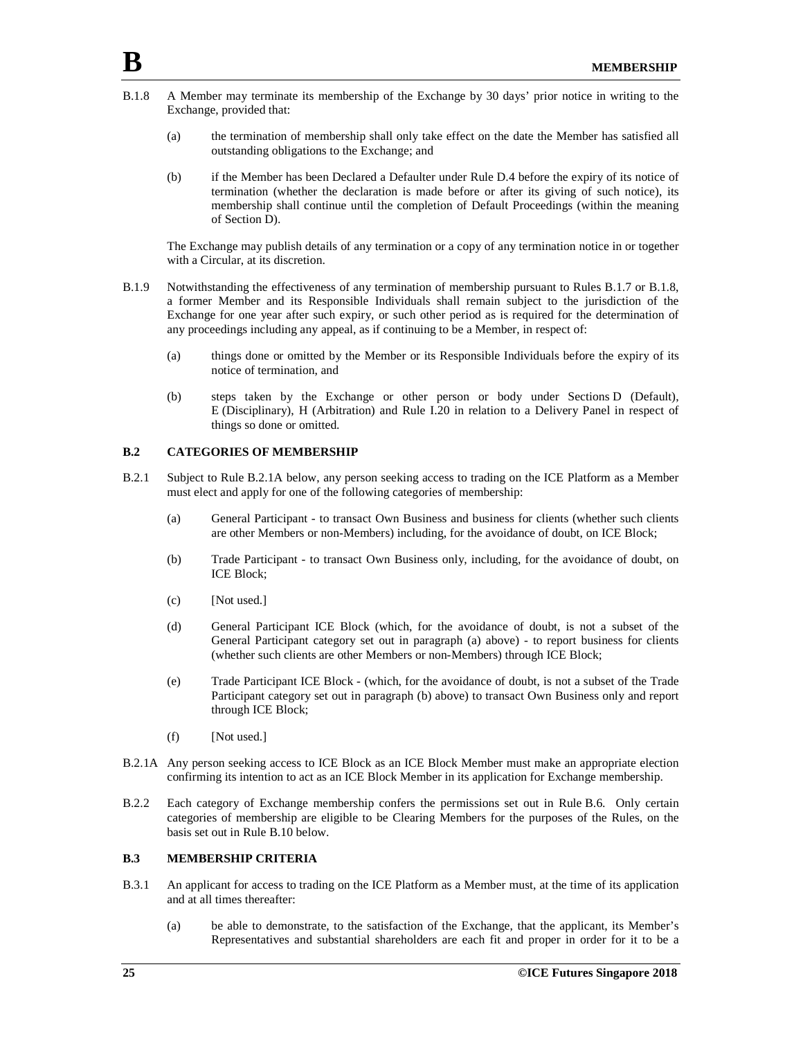B.1.8 A Member may terminate its membership of the Exchange by 30 days' prior notice in writing to the Exchange, provided that:

(a) the termination of membership shall only take effect on the date the Member has satisfied all outstanding obligations to the Exchange; and

(b) if the Member has been Declared a Defaulter under Rule D.4 before the expiry of its notice of termination (whether the declaration is made before or after its giving of such notice), its membership shall continue until the completion of Default Proceedings (within the meaning of Section D).

The Exchange may publish details of any termination or a copy of any termination notice in or together with a Circular, at its discretion.

B.1.9 Notwithstanding the effectiveness of any termination of membership pursuant to Rules B.1.7 or B.1.8, a former Member and its Responsible Individuals shall remain subject to the jurisdiction of the Exchange for one year after such expiry, or such other period as is required for the determination of any proceedings including any appeal, as if continuing to be a Member, in respect of:

(a) things done or omitted by the Member or its Responsible Individuals before the expiry of its notice of termination, and

(b) steps taken by the Exchange or other person or body under Sections D (Default), E (Disciplinary), H (Arbitration) and Rule I.20 in relation to a Delivery Panel in respect of things so done or omitted.

### B.2 CATEGORIES OF MEMBERSHIP

B.2.1 Subject to Rule B.2.1A below, any person seeking access to trading on the ICE Platform as a Member must elect and apply for one of the following categories of membership:

(a) General Participant - to transact Own Business and business for clients (whether such clients are other Members or non-Members) including, for the avoidance of doubt, on ICE Block;

(b) Trade Participant - to transact Own Business only, including, for the avoidance of doubt, on ICE Block;

(c) [Not used.]

(d) General Participant ICE Block (which, for the avoidance of doubt, is not a subset of the General Participant category set out in paragraph (a) above) - to report business for clients (whether such clients are other Members or non-Members) through ICE Block;

(e) Trade Participant ICE Block - (which, for the avoidance of doubt, is not a subset of the Trade Participant category set out in paragraph (b) above) to transact Own Business only and report through ICE Block;

(f) [Not used.]

B.2.1A Any person seeking access to ICE Block as an ICE Block Member must make an appropriate election confirming its intention to act as an ICE Block Member in its application for Exchange membership.

B.2.2 Each category of Exchange membership confers the permissions set out in Rule B.6. Only certain categories of membership are eligible to be Clearing Members for the purposes of the Rules, on the basis set out in Rule B.10 below.

### B.3 MEMBERSHIP CRITERIA

B.3.1 An applicant for access to trading on the ICE Platform as a Member must, at the time of its application and at all times thereafter:

(a) be able to demonstrate, to the satisfaction of the Exchange, that the applicant, its Member's Representatives and substantial shareholders are each fit and proper in order for it to be a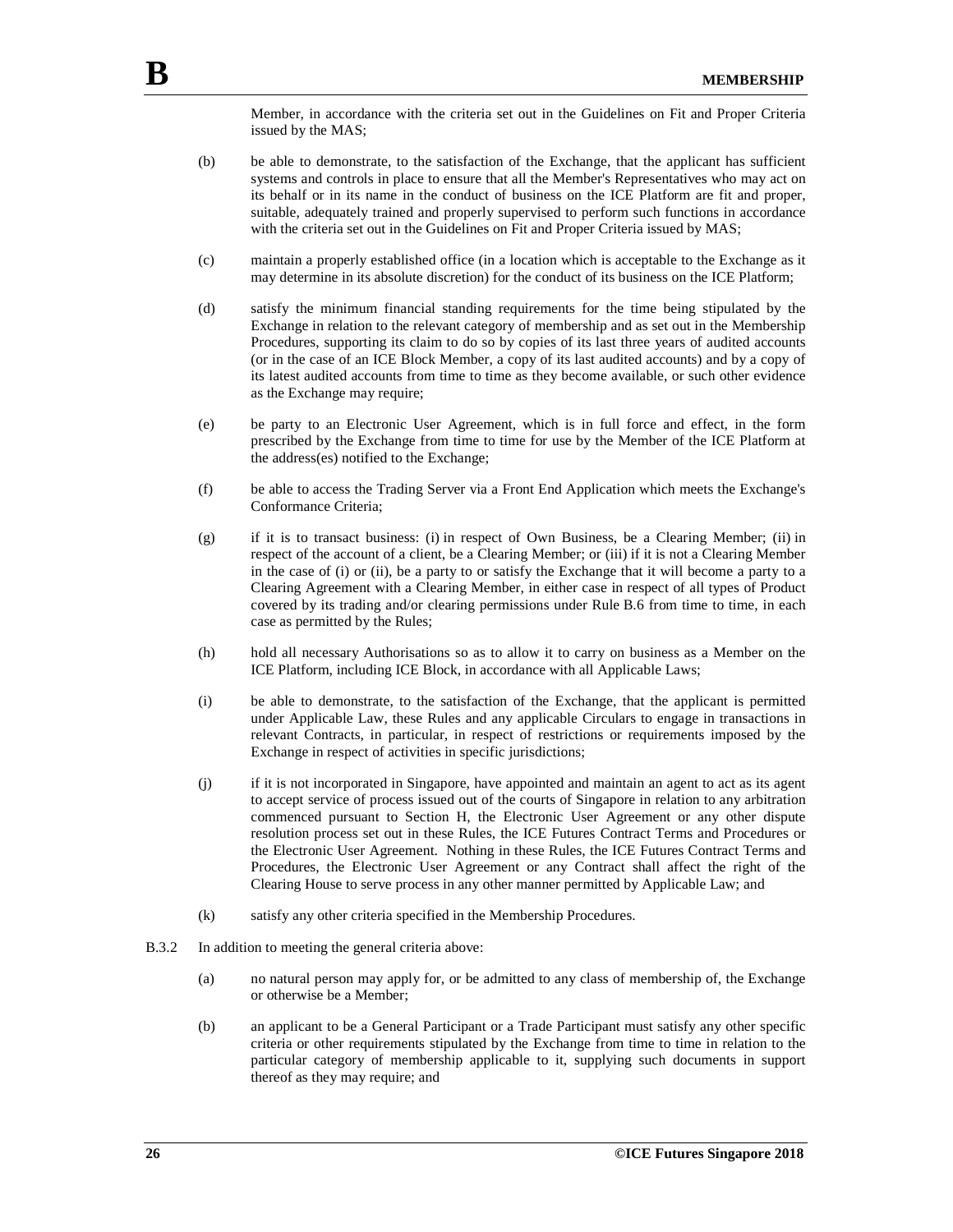Member, in accordance with the criteria set out in the Guidelines on Fit and Proper Criteria issued by the MAS;

(b) be able to demonstrate, to the satisfaction of the Exchange, that the applicant has sufficient systems and controls in place to ensure that all the Member's Representatives who may act on its behalf or in its name in the conduct of business on the ICE Platform are fit and proper, suitable, adequately trained and properly supervised to perform such functions in accordance with the criteria set out in the Guidelines on Fit and Proper Criteria issued by MAS;

(c) maintain a properly established office (in a location which is acceptable to the Exchange as it may determine in its absolute discretion) for the conduct of its business on the ICE Platform;

(d) satisfy the minimum financial standing requirements for the time being stipulated by the Exchange in relation to the relevant category of membership and as set out in the Membership Procedures, supporting its claim to do so by copies of its last three years of audited accounts (or in the case of an ICE Block Member, a copy of its last audited accounts) and by a copy of its latest audited accounts from time to time as they become available, or such other evidence as the Exchange may require;

(e) be party to an Electronic User Agreement, which is in full force and effect, in the form prescribed by the Exchange from time to time for use by the Member of the ICE Platform at the address(es) notified to the Exchange;

(f) be able to access the Trading Server via a Front End Application which meets the Exchange's Conformance Criteria;

(g) if it is to transact business: (i) in respect of Own Business, be a Clearing Member; (ii) in respect of the account of a client, be a Clearing Member; or (iii) if it is not a Clearing Member in the case of (i) or (ii), be a party to or satisfy the Exchange that it will become a party to a Clearing Agreement with a Clearing Member, in either case in respect of all types of Product covered by its trading and/or clearing permissions under Rule B.6 from time to time, in each case as permitted by the Rules;

(h) hold all necessary Authorisations so as to allow it to carry on business as a Member on the ICE Platform, including ICE Block, in accordance with all Applicable Laws;

(i) be able to demonstrate, to the satisfaction of the Exchange, that the applicant is permitted under Applicable Law, these Rules and any applicable Circulars to engage in transactions in relevant Contracts, in particular, in respect of restrictions or requirements imposed by the Exchange in respect of activities in specific jurisdictions;

(j) if it is not incorporated in Singapore, have appointed and maintain an agent to act as its agent to accept service of process issued out of the courts of Singapore in relation to any arbitration commenced pursuant to Section H, the Electronic User Agreement or any other dispute resolution process set out in these Rules, the ICE Futures Contract Terms and Procedures or the Electronic User Agreement. Nothing in these Rules, the ICE Futures Contract Terms and Procedures, the Electronic User Agreement or any Contract shall affect the right of the Clearing House to serve process in any other manner permitted by Applicable Law; and

(k) satisfy any other criteria specified in the Membership Procedures.

B.3.2 In addition to meeting the general criteria above:

(a) no natural person may apply for, or be admitted to any class of membership of, the Exchange or otherwise be a Member;

(b) an applicant to be a General Participant or a Trade Participant must satisfy any other specific criteria or other requirements stipulated by the Exchange from time to time in relation to the particular category of membership applicable to it, supplying such documents in support thereof as they may require; and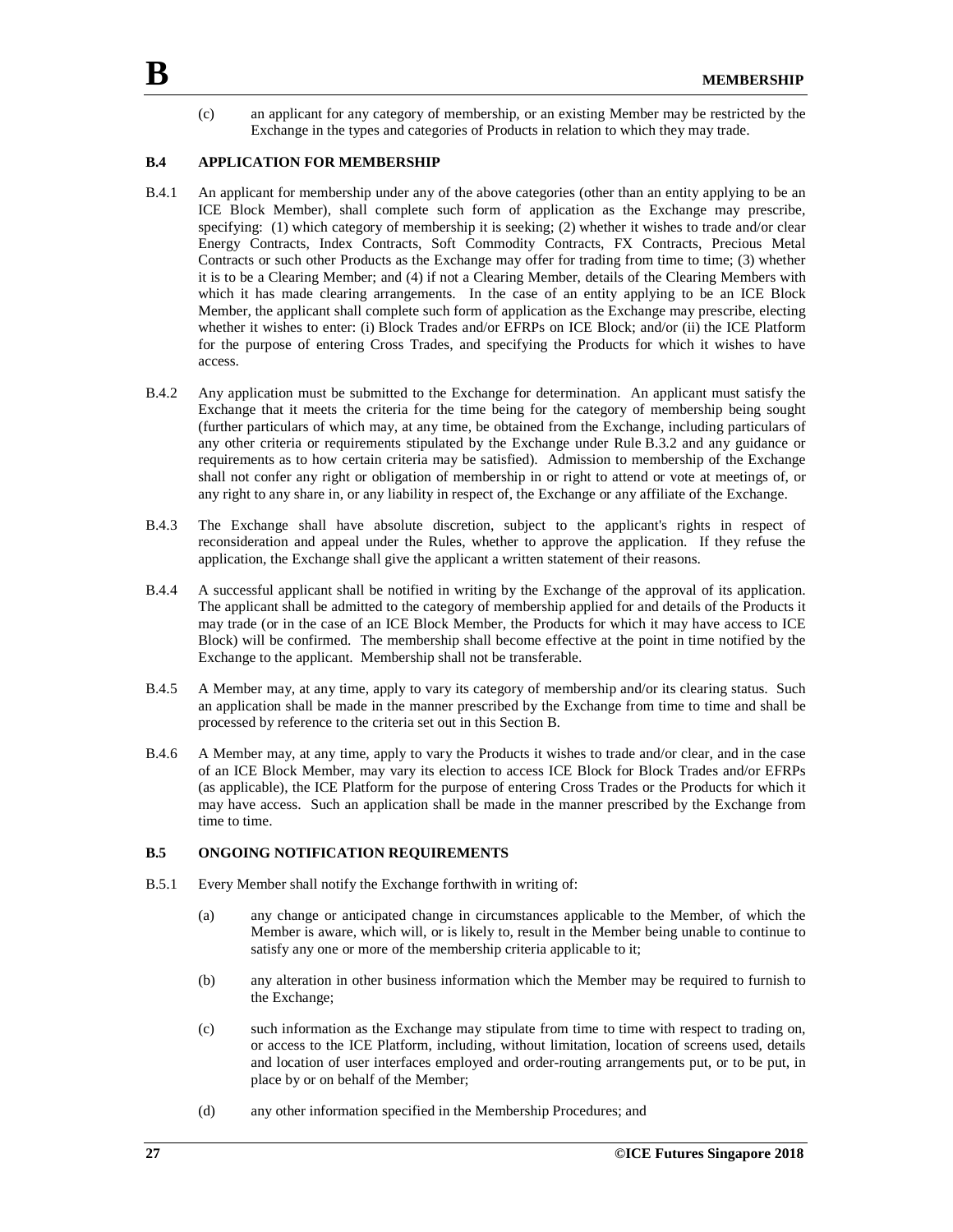(c) an applicant for any category of membership, or an existing Member may be restricted by the Exchange in the types and categories of Products in relation to which they may trade.

## B.4 APPLICATION FOR MEMBERSHIP

B.4.1 An applicant for membership under any of the above categories (other than an entity applying to be an ICE Block Member), shall complete such form of application as the Exchange may prescribe, specifying: (1) which category of membership it is seeking; (2) whether it wishes to trade and/or clear Energy Contracts, Index Contracts, Soft Commodity Contracts, FX Contracts, Precious Metal Contracts or such other Products as the Exchange may offer for trading from time to time; (3) whether it is to be a Clearing Member; and (4) if not a Clearing Member, details of the Clearing Members with which it has made clearing arrangements. In the case of an entity applying to be an ICE Block Member, the applicant shall complete such form of application as the Exchange may prescribe, electing whether it wishes to enter: (i) Block Trades and/or EFRPs on ICE Block; and/or (ii) the ICE Platform for the purpose of entering Cross Trades, and specifying the Products for which it wishes to have access.

B.4.2 Any application must be submitted to the Exchange for determination. An applicant must satisfy the Exchange that it meets the criteria for the time being for the category of membership being sought (further particulars of which may, at any time, be obtained from the Exchange, including particulars of any other criteria or requirements stipulated by the Exchange under Rule B.3.2 and any guidance or requirements as to how certain criteria may be satisfied). Admission to membership of the Exchange shall not confer any right or obligation of membership in or right to attend or vote at meetings of, or any right to any share in, or any liability in respect of, the Exchange or any affiliate of the Exchange.

B.4.3 The Exchange shall have absolute discretion, subject to the applicant's rights in respect of reconsideration and appeal under the Rules, whether to approve the application. If they refuse the application, the Exchange shall give the applicant a written statement of their reasons.

B.4.4 A successful applicant shall be notified in writing by the Exchange of the approval of its application. The applicant shall be admitted to the category of membership applied for and details of the Products it may trade (or in the case of an ICE Block Member, the Products for which it may have access to ICE Block) will be confirmed. The membership shall become effective at the point in time notified by the Exchange to the applicant. Membership shall not be transferable.

B.4.5 A Member may, at any time, apply to vary its category of membership and/or its clearing status. Such an application shall be made in the manner prescribed by the Exchange from time to time and shall be processed by reference to the criteria set out in this Section B.

B.4.6 A Member may, at any time, apply to vary the Products it wishes to trade and/or clear, and in the case of an ICE Block Member, may vary its election to access ICE Block for Block Trades and/or EFRPs (as applicable), the ICE Platform for the purpose of entering Cross Trades or the Products for which it may have access. Such an application shall be made in the manner prescribed by the Exchange from time to time.

## B.5 ONGOING NOTIFICATION REQUIREMENTS

B.5.1 Every Member shall notify the Exchange forthwith in writing of:

(a) any change or anticipated change in circumstances applicable to the Member, of which the Member is aware, which will, or is likely to, result in the Member being unable to continue to satisfy any one or more of the membership criteria applicable to it;

(b) any alteration in other business information which the Member may be required to furnish to the Exchange;

(c) such information as the Exchange may stipulate from time to time with respect to trading on, or access to the ICE Platform, including, without limitation, location of screens used, details and location of user interfaces employed and order-routing arrangements put, or to be put, in place by or on behalf of the Member;

(d) any other information specified in the Membership Procedures; and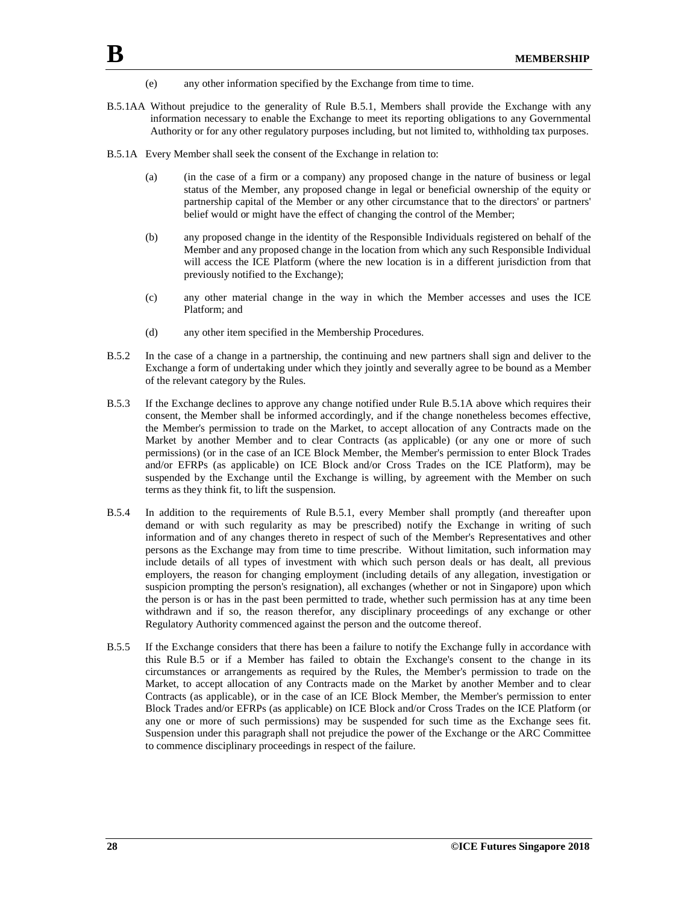(e) any other information specified by the Exchange from time to time.

B.5.1AA Without prejudice to the generality of Rule B.5.1, Members shall provide the Exchange with any information necessary to enable the Exchange to meet its reporting obligations to any Governmental Authority or for any other regulatory purposes including, but not limited to, withholding tax purposes.

B.5.1A Every Member shall seek the consent of the Exchange in relation to:

(a) (in the case of a firm or a company) any proposed change in the nature of business or legal status of the Member, any proposed change in legal or beneficial ownership of the equity or partnership capital of the Member or any other circumstance that to the directors' or partners' belief would or might have the effect of changing the control of the Member;

(b) any proposed change in the identity of the Responsible Individuals registered on behalf of the Member and any proposed change in the location from which any such Responsible Individual will access the ICE Platform (where the new location is in a different jurisdiction from that previously notified to the Exchange);

(c) any other material change in the way in which the Member accesses and uses the ICE Platform; and

(d) any other item specified in the Membership Procedures.

B.5.2 In the case of a change in a partnership, the continuing and new partners shall sign and deliver to the Exchange a form of undertaking under which they jointly and severally agree to be bound as a Member of the relevant category by the Rules.

B.5.3 If the Exchange declines to approve any change notified under Rule B.5.1A above which requires their consent, the Member shall be informed accordingly, and if the change nonetheless becomes effective, the Member's permission to trade on the Market, to accept allocation of any Contracts made on the Market by another Member and to clear Contracts (as applicable) (or any one or more of such permissions) (or in the case of an ICE Block Member, the Member's permission to enter Block Trades and/or EFRPs (as applicable) on ICE Block and/or Cross Trades on the ICE Platform), may be suspended by the Exchange until the Exchange is willing, by agreement with the Member on such terms as they think fit, to lift the suspension.

B.5.4 In addition to the requirements of Rule B.5.1, every Member shall promptly (and thereafter upon demand or with such regularity as may be prescribed) notify the Exchange in writing of such information and of any changes thereto in respect of such of the Member's Representatives and other persons as the Exchange may from time to time prescribe. Without limitation, such information may include details of all types of investment with which such person deals or has dealt, all previous employers, the reason for changing employment (including details of any allegation, investigation or suspicion prompting the person's resignation), all exchanges (whether or not in Singapore) upon which the person is or has in the past been permitted to trade, whether such permission has at any time been withdrawn and if so, the reason therefor, any disciplinary proceedings of any exchange or other Regulatory Authority commenced against the person and the outcome thereof.

B.5.5 If the Exchange considers that there has been a failure to notify the Exchange fully in accordance with this Rule B.5 or if a Member has failed to obtain the Exchange's consent to the change in its circumstances or arrangements as required by the Rules, the Member's permission to trade on the Market, to accept allocation of any Contracts made on the Market by another Member and to clear Contracts (as applicable), or in the case of an ICE Block Member, the Member's permission to enter Block Trades and/or EFRPs (as applicable) on ICE Block and/or Cross Trades on the ICE Platform (or any one or more of such permissions) may be suspended for such time as the Exchange sees fit. Suspension under this paragraph shall not prejudice the power of the Exchange or the ARC Committee to commence disciplinary proceedings in respect of the failure.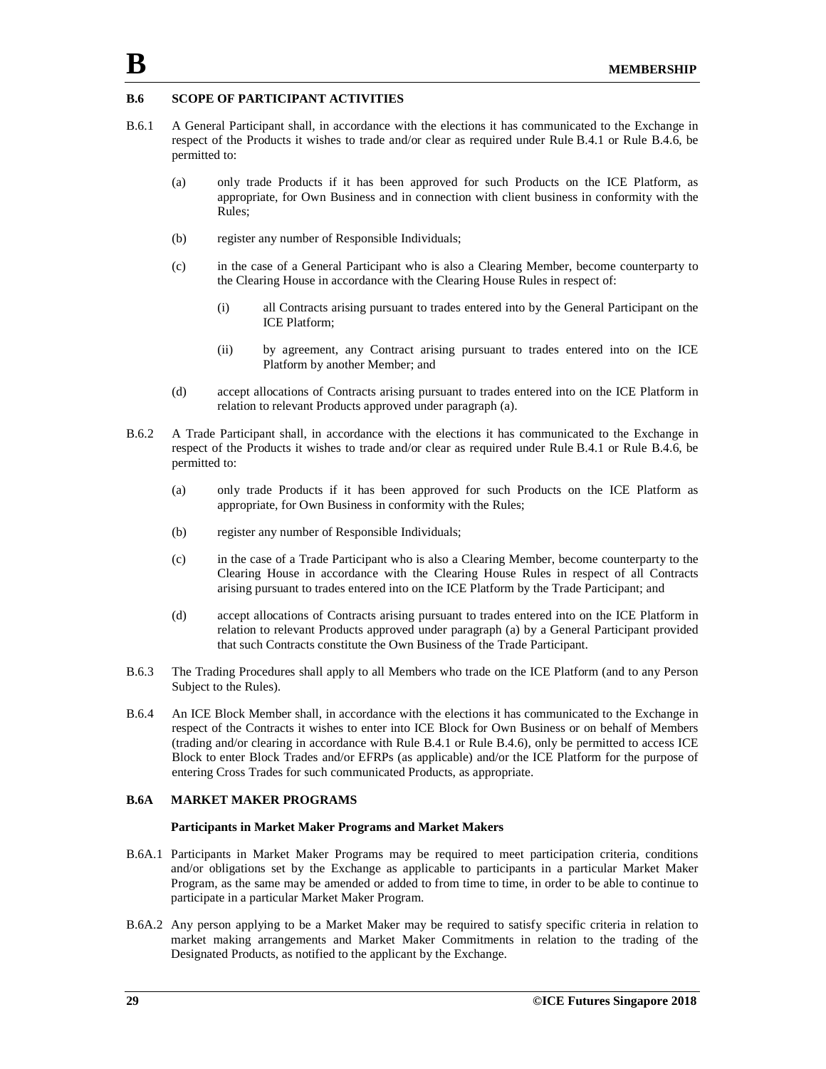## B.6 SCOPE OF PARTICIPANT ACTIVITIES

B.6.1 A General Participant shall, in accordance with the elections it has communicated to the Exchange in respect of the Products it wishes to trade and/or clear as required under Rule B.4.1 or Rule B.4.6, be permitted to:

(a) only trade Products if it has been approved for such Products on the ICE Platform, as appropriate, for Own Business and in connection with client business in conformity with the Rules;

(b) register any number of Responsible Individuals;

(c) in the case of a General Participant who is also a Clearing Member, become counterparty to the Clearing House in accordance with the Clearing House Rules in respect of:

(i) all Contracts arising pursuant to trades entered into by the General Participant on the ICE Platform;

(ii) by agreement, any Contract arising pursuant to trades entered into on the ICE Platform by another Member; and

(d) accept allocations of Contracts arising pursuant to trades entered into on the ICE Platform in relation to relevant Products approved under paragraph (a).

B.6.2 A Trade Participant shall, in accordance with the elections it has communicated to the Exchange in respect of the Products it wishes to trade and/or clear as required under Rule B.4.1 or Rule B.4.6, be permitted to:

(a) only trade Products if it has been approved for such Products on the ICE Platform as appropriate, for Own Business in conformity with the Rules;

(b) register any number of Responsible Individuals;

(c) in the case of a Trade Participant who is also a Clearing Member, become counterparty to the Clearing House in accordance with the Clearing House Rules in respect of all Contracts arising pursuant to trades entered into on the ICE Platform by the Trade Participant; and

(d) accept allocations of Contracts arising pursuant to trades entered into on the ICE Platform in relation to relevant Products approved under paragraph (a) by a General Participant provided that such Contracts constitute the Own Business of the Trade Participant.

B.6.3 The Trading Procedures shall apply to all Members who trade on the ICE Platform (and to any Person Subject to the Rules).

B.6.4 An ICE Block Member shall, in accordance with the elections it has communicated to the Exchange in respect of the Contracts it wishes to enter into ICE Block for Own Business or on behalf of Members (trading and/or clearing in accordance with Rule B.4.1 or Rule B.4.6), only be permitted to access ICE Block to enter Block Trades and/or EFRPs (as applicable) and/or the ICE Platform for the purpose of entering Cross Trades for such communicated Products, as appropriate.

## B.6A MARKET MAKER PROGRAMS

**Participants in Market Maker Programs and Market Makers**

B.6A.1 Participants in Market Maker Programs may be required to meet participation criteria, conditions and/or obligations set by the Exchange as applicable to participants in a particular Market Maker Program, as the same may be amended or added to from time to time, in order to be able to continue to participate in a particular Market Maker Program.

B.6A.2 Any person applying to be a Market Maker may be required to satisfy specific criteria in relation to market making arrangements and Market Maker Commitments in relation to the trading of the Designated Products, as notified to the applicant by the Exchange.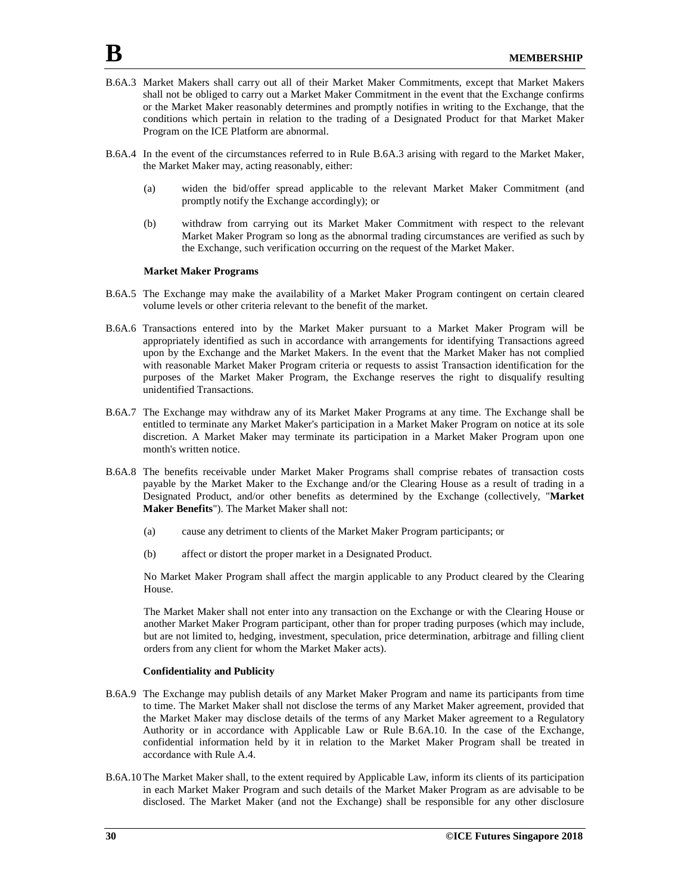B.6A.3 Market Makers shall carry out all of their Market Maker Commitments, except that Market Makers shall not be obliged to carry out a Market Maker Commitment in the event that the Exchange confirms or the Market Maker reasonably determines and promptly notifies in writing to the Exchange, that the conditions which pertain in relation to the trading of a Designated Product for that Market Maker Program on the ICE Platform are abnormal.

B.6A.4 In the event of the circumstances referred to in Rule B.6A.3 arising with regard to the Market Maker, the Market Maker may, acting reasonably, either:

(a) widen the bid/offer spread applicable to the relevant Market Maker Commitment (and promptly notify the Exchange accordingly); or

(b) withdraw from carrying out its Market Maker Commitment with respect to the relevant Market Maker Program so long as the abnormal trading circumstances are verified as such by the Exchange, such verification occurring on the request of the Market Maker.

**Market Maker Programs**

B.6A.5 The Exchange may make the availability of a Market Maker Program contingent on certain cleared volume levels or other criteria relevant to the benefit of the market.

B.6A.6 Transactions entered into by the Market Maker pursuant to a Market Maker Program will be appropriately identified as such in accordance with arrangements for identifying Transactions agreed upon by the Exchange and the Market Makers. In the event that the Market Maker has not complied with reasonable Market Maker Program criteria or requests to assist Transaction identification for the purposes of the Market Maker Program, the Exchange reserves the right to disqualify resulting unidentified Transactions.

B.6A.7 The Exchange may withdraw any of its Market Maker Programs at any time. The Exchange shall be entitled to terminate any Market Maker's participation in a Market Maker Program on notice at its sole discretion. A Market Maker may terminate its participation in a Market Maker Program upon one month's written notice.

B.6A.8 The benefits receivable under Market Maker Programs shall comprise rebates of transaction costs payable by the Market Maker to the Exchange and/or the Clearing House as a result of trading in a Designated Product, and/or other benefits as determined by the Exchange (collectively, "**Market Maker Benefits**"). The Market Maker shall not:

(a) cause any detriment to clients of the Market Maker Program participants; or

(b) affect or distort the proper market in a Designated Product.

No Market Maker Program shall affect the margin applicable to any Product cleared by the Clearing House.

The Market Maker shall not enter into any transaction on the Exchange or with the Clearing House or another Market Maker Program participant, other than for proper trading purposes (which may include, but are not limited to, hedging, investment, speculation, price determination, arbitrage and filling client orders from any client for whom the Market Maker acts).

**Confidentiality and Publicity**

B.6A.9 The Exchange may publish details of any Market Maker Program and name its participants from time to time. The Market Maker shall not disclose the terms of any Market Maker agreement, provided that the Market Maker may disclose details of the terms of any Market Maker agreement to a Regulatory Authority or in accordance with Applicable Law or Rule B.6A.10. In the case of the Exchange, confidential information held by it in relation to the Market Maker Program shall be treated in accordance with Rule A.4.

B.6A.10 The Market Maker shall, to the extent required by Applicable Law, inform its clients of its participation in each Market Maker Program and such details of the Market Maker Program as are advisable to be disclosed. The Market Maker (and not the Exchange) shall be responsible for any other disclosure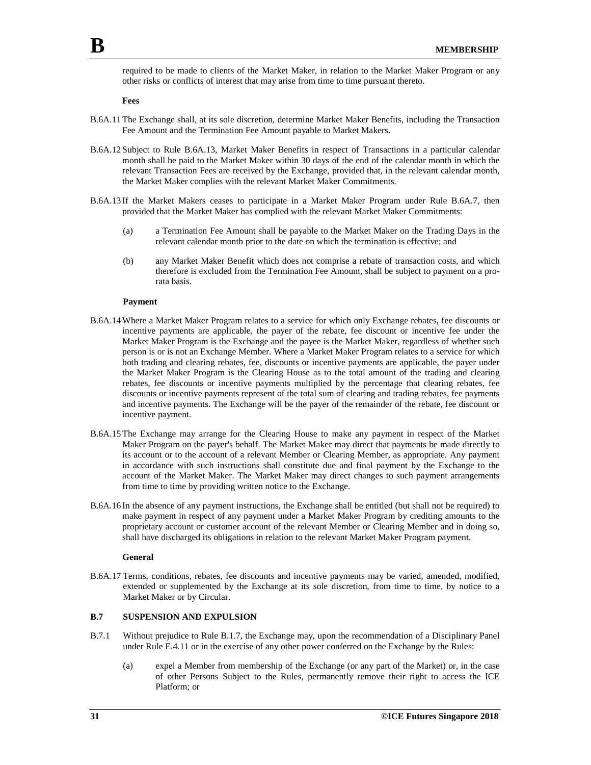required to be made to clients of the Market Maker, in relation to the Market Maker Program or any other risks or conflicts of interest that may arise from time to time pursuant thereto.

**Fees**

B.6A.11 The Exchange shall, at its sole discretion, determine Market Maker Benefits, including the Transaction Fee Amount and the Termination Fee Amount payable to Market Makers.

B.6A.12 Subject to Rule B.6A.13, Market Maker Benefits in respect of Transactions in a particular calendar month shall be paid to the Market Maker within 30 days of the end of the calendar month in which the relevant Transaction Fees are received by the Exchange, provided that, in the relevant calendar month, the Market Maker complies with the relevant Market Maker Commitments.

B.6A.13 If the Market Makers ceases to participate in a Market Maker Program under Rule B.6A.7, then provided that the Market Maker has complied with the relevant Market Maker Commitments:

(a) a Termination Fee Amount shall be payable to the Market Maker on the Trading Days in the relevant calendar month prior to the date on which the termination is effective; and

(b) any Market Maker Benefit which does not comprise a rebate of transaction costs, and which therefore is excluded from the Termination Fee Amount, shall be subject to payment on a pro-rata basis.

**Payment**

B.6A.14 Where a Market Maker Program relates to a service for which only Exchange rebates, fee discounts or incentive payments are applicable, the payer of the rebate, fee discount or incentive fee under the Market Maker Program is the Exchange and the payee is the Market Maker, regardless of whether such person is or is not an Exchange Member. Where a Market Maker Program relates to a service for which both trading and clearing rebates, fee, discounts or incentive payments are applicable, the payer under the Market Maker Program is the Clearing House as to the total amount of the trading and clearing rebates, fee discounts or incentive payments multiplied by the percentage that clearing rebates, fee discounts or incentive payments represent of the total sum of clearing and trading rebates, fee payments and incentive payments. The Exchange will be the payer of the remainder of the rebate, fee discount or incentive payment.

B.6A.15 The Exchange may arrange for the Clearing House to make any payment in respect of the Market Maker Program on the payer's behalf. The Market Maker may direct that payments be made directly to its account or to the account of a relevant Member or Clearing Member, as appropriate. Any payment in accordance with such instructions shall constitute due and final payment by the Exchange to the account of the Market Maker. The Market Maker may direct changes to such payment arrangements from time to time by providing written notice to the Exchange.

B.6A.16 In the absence of any payment instructions, the Exchange shall be entitled (but shall not be required) to make payment in respect of any payment under a Market Maker Program by crediting amounts to the proprietary account or customer account of the relevant Member or Clearing Member and in doing so, shall have discharged its obligations in relation to the relevant Market Maker Program payment.

**General**

B.6A.17 Terms, conditions, rebates, fee discounts and incentive payments may be varied, amended, modified, extended or supplemented by the Exchange at its sole discretion, from time to time, by notice to a Market Maker or by Circular.

## B.7 SUSPENSION AND EXPULSION

B.7.1 Without prejudice to Rule B.1.7, the Exchange may, upon the recommendation of a Disciplinary Panel under Rule E.4.11 or in the exercise of any other power conferred on the Exchange by the Rules:

(a) expel a Member from membership of the Exchange (or any part of the Market) or, in the case of other Persons Subject to the Rules, permanently remove their right to access the ICE Platform; or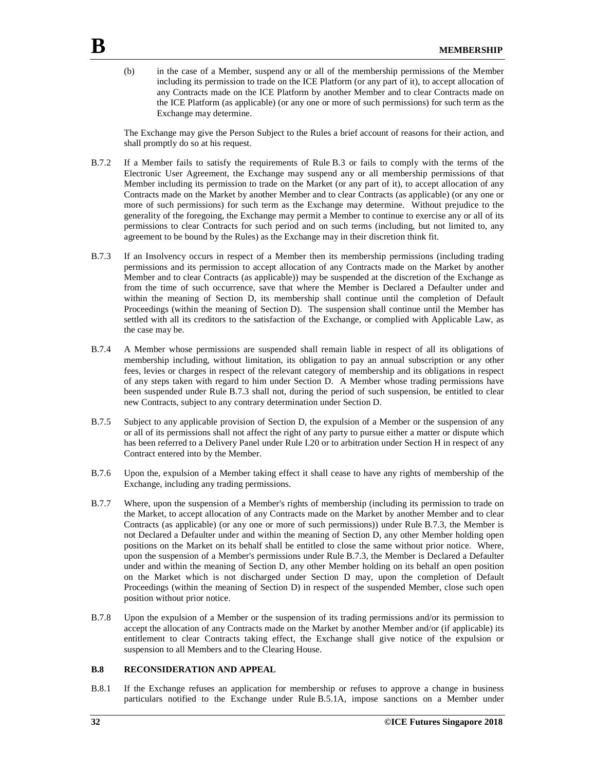(b) in the case of a Member, suspend any or all of the membership permissions of the Member including its permission to trade on the ICE Platform (or any part of it), to accept allocation of any Contracts made on the ICE Platform by another Member and to clear Contracts made on the ICE Platform (as applicable) (or any one or more of such permissions) for such term as the Exchange may determine.

The Exchange may give the Person Subject to the Rules a brief account of reasons for their action, and shall promptly do so at his request.

B.7.2 If a Member fails to satisfy the requirements of Rule B.3 or fails to comply with the terms of the Electronic User Agreement, the Exchange may suspend any or all membership permissions of that Member including its permission to trade on the Market (or any part of it), to accept allocation of any Contracts made on the Market by another Member and to clear Contracts (as applicable) (or any one or more of such permissions) for such term as the Exchange may determine. Without prejudice to the generality of the foregoing, the Exchange may permit a Member to continue to exercise any or all of its permissions to clear Contracts for such period and on such terms (including, but not limited to, any agreement to be bound by the Rules) as the Exchange may in their discretion think fit.

B.7.3 If an Insolvency occurs in respect of a Member then its membership permissions (including trading permissions and its permission to accept allocation of any Contracts made on the Market by another Member and to clear Contracts (as applicable)) may be suspended at the discretion of the Exchange as from the time of such occurrence, save that where the Member is Declared a Defaulter under and within the meaning of Section D, its membership shall continue until the completion of Default Proceedings (within the meaning of Section D). The suspension shall continue until the Member has settled with all its creditors to the satisfaction of the Exchange, or complied with Applicable Law, as the case may be.

B.7.4 A Member whose permissions are suspended shall remain liable in respect of all its obligations of membership including, without limitation, its obligation to pay an annual subscription or any other fees, levies or charges in respect of the relevant category of membership and its obligations in respect of any steps taken with regard to him under Section D. A Member whose trading permissions have been suspended under Rule B.7.3 shall not, during the period of such suspension, be entitled to clear new Contracts, subject to any contrary determination under Section D.

B.7.5 Subject to any applicable provision of Section D, the expulsion of a Member or the suspension of any or all of its permissions shall not affect the right of any party to pursue either a matter or dispute which has been referred to a Delivery Panel under Rule I.20 or to arbitration under Section H in respect of any Contract entered into by the Member.

B.7.6 Upon the, expulsion of a Member taking effect it shall cease to have any rights of membership of the Exchange, including any trading permissions.

B.7.7 Where, upon the suspension of a Member's rights of membership (including its permission to trade on the Market, to accept allocation of any Contracts made on the Market by another Member and to clear Contracts (as applicable) (or any one or more of such permissions)) under Rule B.7.3, the Member is not Declared a Defaulter under and within the meaning of Section D, any other Member holding open positions on the Market on its behalf shall be entitled to close the same without prior notice. Where, upon the suspension of a Member's permissions under Rule B.7.3, the Member is Declared a Defaulter under and within the meaning of Section D, any other Member holding on its behalf an open position on the Market which is not discharged under Section D may, upon the completion of Default Proceedings (within the meaning of Section D) in respect of the suspended Member, close such open position without prior notice.

B.7.8 Upon the expulsion of a Member or the suspension of its trading permissions and/or its permission to accept the allocation of any Contracts made on the Market by another Member and/or (if applicable) its entitlement to clear Contracts taking effect, the Exchange shall give notice of the expulsion or suspension to all Members and to the Clearing House.

## B.8 RECONSIDERATION AND APPEAL

B.8.1 If the Exchange refuses an application for membership or refuses to approve a change in business particulars notified to the Exchange under Rule B.5.1A, impose sanctions on a Member under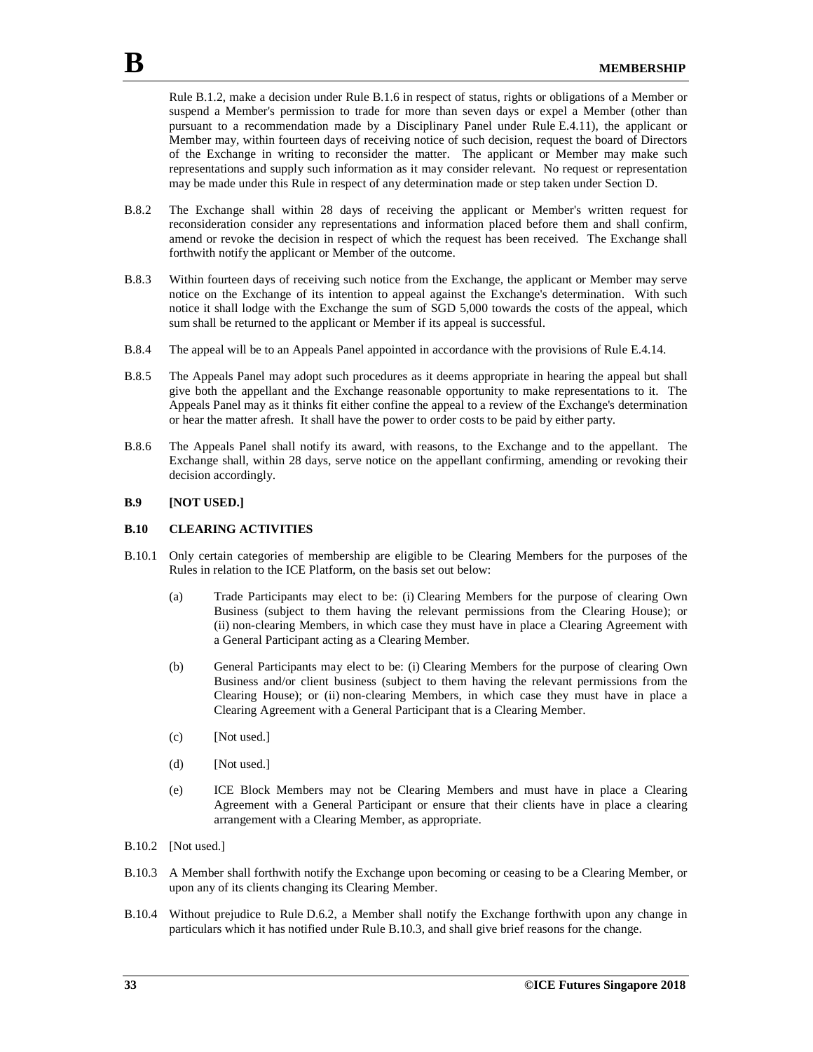Rule B.1.2, make a decision under Rule B.1.6 in respect of status, rights or obligations of a Member or suspend a Member's permission to trade for more than seven days or expel a Member (other than pursuant to a recommendation made by a Disciplinary Panel under Rule E.4.11), the applicant or Member may, within fourteen days of receiving notice of such decision, request the board of Directors of the Exchange in writing to reconsider the matter. The applicant or Member may make such representations and supply such information as it may consider relevant. No request or representation may be made under this Rule in respect of any determination made or step taken under Section D.

B.8.2 The Exchange shall within 28 days of receiving the applicant or Member's written request for reconsideration consider any representations and information placed before them and shall confirm, amend or revoke the decision in respect of which the request has been received. The Exchange shall forthwith notify the applicant or Member of the outcome.

B.8.3 Within fourteen days of receiving such notice from the Exchange, the applicant or Member may serve notice on the Exchange of its intention to appeal against the Exchange's determination. With such notice it shall lodge with the Exchange the sum of SGD 5,000 towards the costs of the appeal, which sum shall be returned to the applicant or Member if its appeal is successful.

B.8.4 The appeal will be to an Appeals Panel appointed in accordance with the provisions of Rule E.4.14.

B.8.5 The Appeals Panel may adopt such procedures as it deems appropriate in hearing the appeal but shall give both the appellant and the Exchange reasonable opportunity to make representations to it. The Appeals Panel may as it thinks fit either confine the appeal to a review of the Exchange's determination or hear the matter afresh. It shall have the power to order costs to be paid by either party.

B.8.6 The Appeals Panel shall notify its award, with reasons, to the Exchange and to the appellant. The Exchange shall, within 28 days, serve notice on the appellant confirming, amending or revoking their decision accordingly.

**B.9 [NOT USED.]**

**B.10 CLEARING ACTIVITIES**

B.10.1 Only certain categories of membership are eligible to be Clearing Members for the purposes of the Rules in relation to the ICE Platform, on the basis set out below:

(a) Trade Participants may elect to be: (i) Clearing Members for the purpose of clearing Own Business (subject to them having the relevant permissions from the Clearing House); or (ii) non-clearing Members, in which case they must have in place a Clearing Agreement with a General Participant acting as a Clearing Member.

(b) General Participants may elect to be: (i) Clearing Members for the purpose of clearing Own Business and/or client business (subject to them having the relevant permissions from the Clearing House); or (ii) non-clearing Members, in which case they must have in place a Clearing Agreement with a General Participant that is a Clearing Member.

(c) [Not used.]

(d) [Not used.]

(e) ICE Block Members may not be Clearing Members and must have in place a Clearing Agreement with a General Participant or ensure that their clients have in place a clearing arrangement with a Clearing Member, as appropriate.

B.10.2 [Not used.]

B.10.3 A Member shall forthwith notify the Exchange upon becoming or ceasing to be a Clearing Member, or upon any of its clients changing its Clearing Member.

B.10.4 Without prejudice to Rule D.6.2, a Member shall notify the Exchange forthwith upon any change in particulars which it has notified under Rule B.10.3, and shall give brief reasons for the change.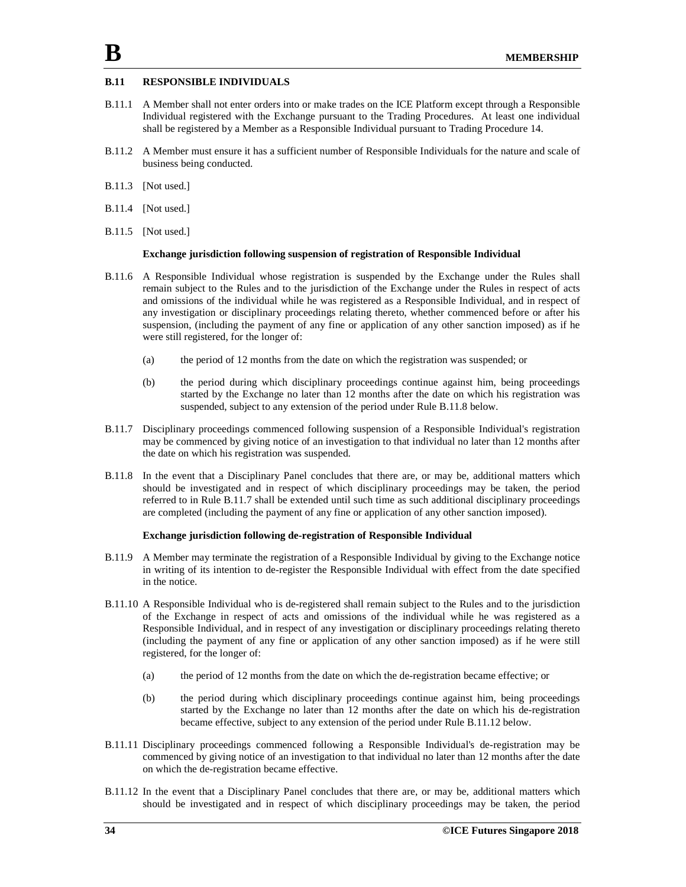## B.11 RESPONSIBLE INDIVIDUALS

B.11.1 A Member shall not enter orders into or make trades on the ICE Platform except through a Responsible Individual registered with the Exchange pursuant to the Trading Procedures. At least one individual shall be registered by a Member as a Responsible Individual pursuant to Trading Procedure 14.

B.11.2 A Member must ensure it has a sufficient number of Responsible Individuals for the nature and scale of business being conducted.

B.11.3 [Not used.]

B.11.4 [Not used.]

B.11.5 [Not used.]

**Exchange jurisdiction following suspension of registration of Responsible Individual**

B.11.6 A Responsible Individual whose registration is suspended by the Exchange under the Rules shall remain subject to the Rules and to the jurisdiction of the Exchange under the Rules in respect of acts and omissions of the individual while he was registered as a Responsible Individual, and in respect of any investigation or disciplinary proceedings relating thereto, whether commenced before or after his suspension, (including the payment of any fine or application of any other sanction imposed) as if he were still registered, for the longer of:

- (a) the period of 12 months from the date on which the registration was suspended; or
- (b) the period during which disciplinary proceedings continue against him, being proceedings started by the Exchange no later than 12 months after the date on which his registration was suspended, subject to any extension of the period under Rule B.11.8 below.

B.11.7 Disciplinary proceedings commenced following suspension of a Responsible Individual's registration may be commenced by giving notice of an investigation to that individual no later than 12 months after the date on which his registration was suspended.

B.11.8 In the event that a Disciplinary Panel concludes that there are, or may be, additional matters which should be investigated and in respect of which disciplinary proceedings may be taken, the period referred to in Rule B.11.7 shall be extended until such time as such additional disciplinary proceedings are completed (including the payment of any fine or application of any other sanction imposed).

**Exchange jurisdiction following de-registration of Responsible Individual**

B.11.9 A Member may terminate the registration of a Responsible Individual by giving to the Exchange notice in writing of its intention to de-register the Responsible Individual with effect from the date specified in the notice.

B.11.10 A Responsible Individual who is de-registered shall remain subject to the Rules and to the jurisdiction of the Exchange in respect of acts and omissions of the individual while he was registered as a Responsible Individual, and in respect of any investigation or disciplinary proceedings relating thereto (including the payment of any fine or application of any other sanction imposed) as if he were still registered, for the longer of:

- (a) the period of 12 months from the date on which the de-registration became effective; or
- (b) the period during which disciplinary proceedings continue against him, being proceedings started by the Exchange no later than 12 months after the date on which his de-registration became effective, subject to any extension of the period under Rule B.11.12 below.

B.11.11 Disciplinary proceedings commenced following a Responsible Individual's de-registration may be commenced by giving notice of an investigation to that individual no later than 12 months after the date on which the de-registration became effective.

B.11.12 In the event that a Disciplinary Panel concludes that there are, or may be, additional matters which should be investigated and in respect of which disciplinary proceedings may be taken, the period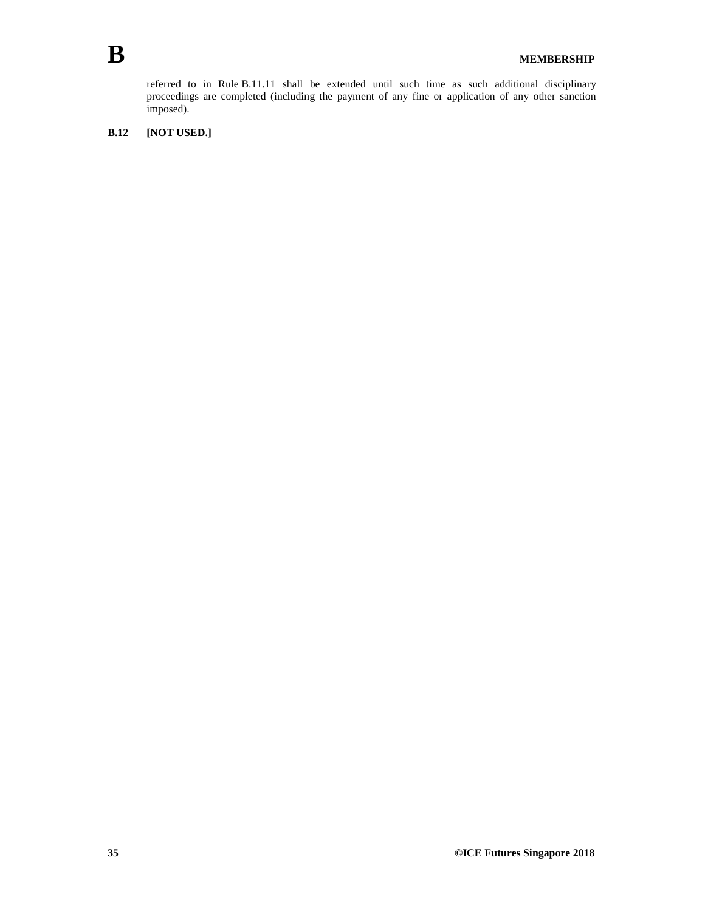referred to in Rule B.11.11 shall be extended until such time as such additional disciplinary proceedings are completed (including the payment of any fine or application of any other sanction imposed).

**B.12 [NOT USED.]**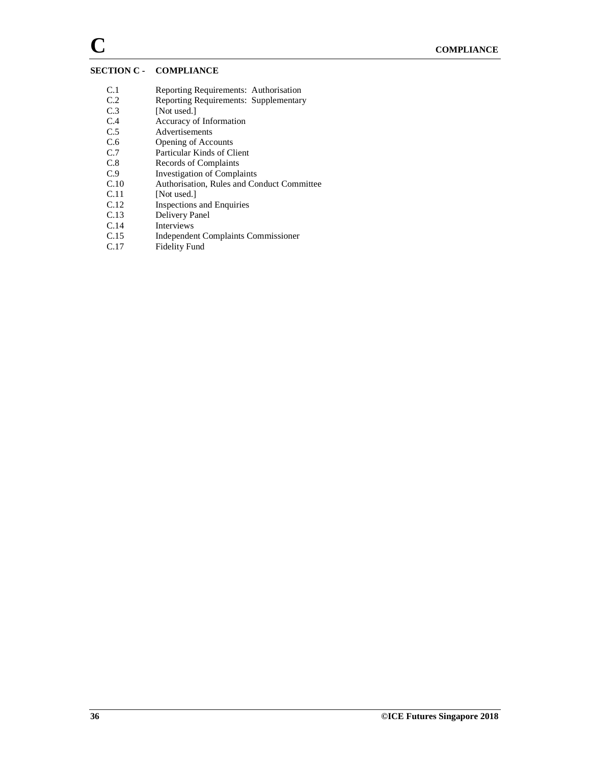## SECTION C - COMPLIANCE

| | |
|---|---|
| C.1 | Reporting Requirements: Authorisation |
| C.2 | Reporting Requirements: Supplementary |
| C.3 | [Not used.] |
| C.4 | Accuracy of Information |
| C.5 | Advertisements |
| C.6 | Opening of Accounts |
| C.7 | Particular Kinds of Client |
| C.8 | Records of Complaints |
| C.9 | Investigation of Complaints |
| C.10 | Authorisation, Rules and Conduct Committee |
| C.11 | [Not used.] |
| C.12 | Inspections and Enquiries |
| C.13 | Delivery Panel |
| C.14 | Interviews |
| C.15 | Independent Complaints Commissioner |
| C.17 | Fidelity Fund |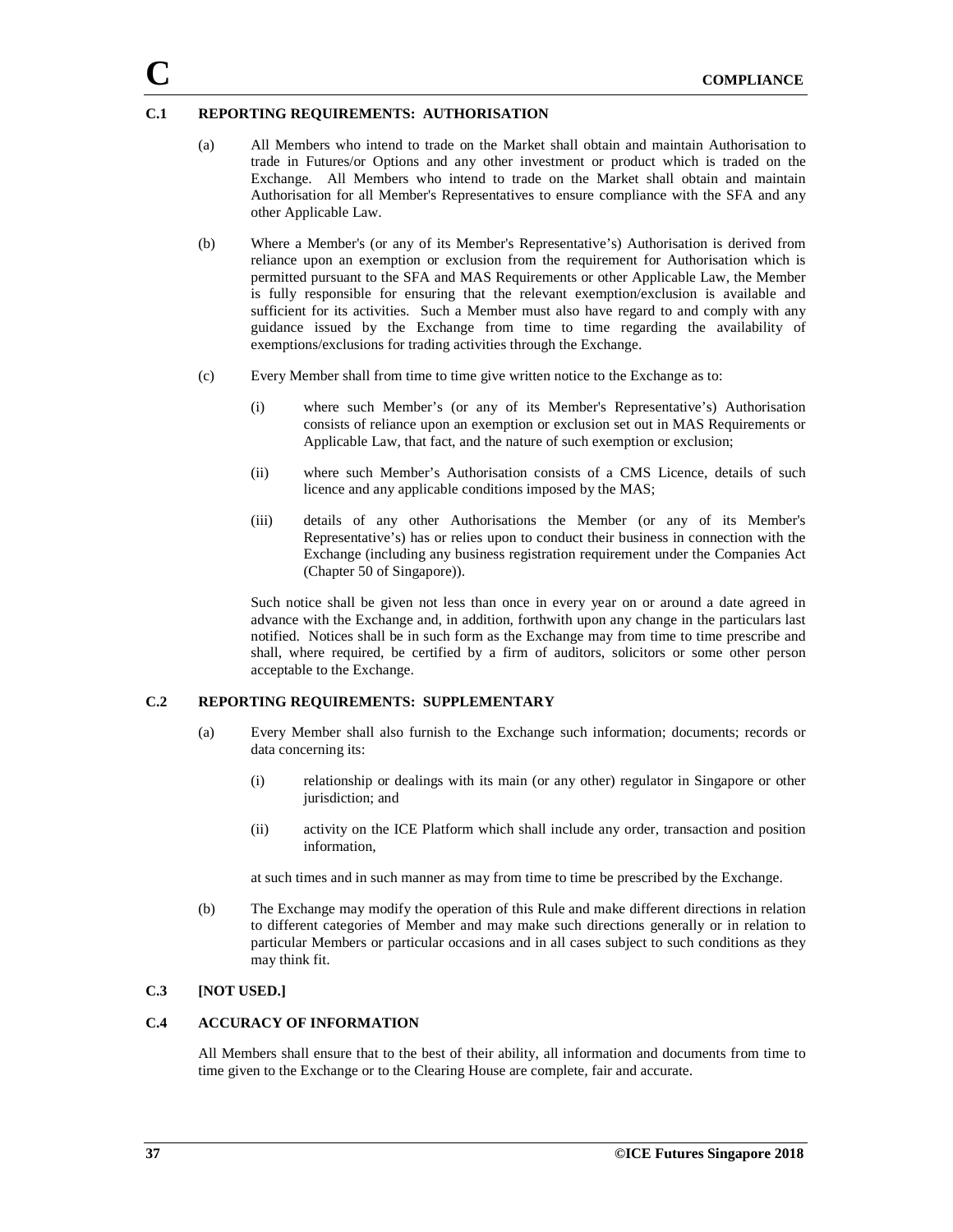# C COMPLIANCE

## C.1 REPORTING REQUIREMENTS: AUTHORISATION

(a) All Members who intend to trade on the Market shall obtain and maintain Authorisation to trade in Futures/or Options and any other investment or product which is traded on the Exchange. All Members who intend to trade on the Market shall obtain and maintain Authorisation for all Member's Representatives to ensure compliance with the SFA and any other Applicable Law.

(b) Where a Member's (or any of its Member's Representative's) Authorisation is derived from reliance upon an exemption or exclusion from the requirement for Authorisation which is permitted pursuant to the SFA and MAS Requirements or other Applicable Law, the Member is fully responsible for ensuring that the relevant exemption/exclusion is available and sufficient for its activities. Such a Member must also have regard to and comply with any guidance issued by the Exchange from time to time regarding the availability of exemptions/exclusions for trading activities through the Exchange.

(c) Every Member shall from time to time give written notice to the Exchange as to:

(i) where such Member's (or any of its Member's Representative's) Authorisation consists of reliance upon an exemption or exclusion set out in MAS Requirements or Applicable Law, that fact, and the nature of such exemption or exclusion;

(ii) where such Member's Authorisation consists of a CMS Licence, details of such licence and any applicable conditions imposed by the MAS;

(iii) details of any other Authorisations the Member (or any of its Member's Representative's) has or relies upon to conduct their business in connection with the Exchange (including any business registration requirement under the Companies Act (Chapter 50 of Singapore)).

Such notice shall be given not less than once in every year on or around a date agreed in advance with the Exchange and, in addition, forthwith upon any change in the particulars last notified. Notices shall be in such form as the Exchange may from time to time prescribe and shall, where required, be certified by a firm of auditors, solicitors or some other person acceptable to the Exchange.

## C.2 REPORTING REQUIREMENTS: SUPPLEMENTARY

(a) Every Member shall also furnish to the Exchange such information; documents; records or data concerning its:

(i) relationship or dealings with its main (or any other) regulator in Singapore or other jurisdiction; and

(ii) activity on the ICE Platform which shall include any order, transaction and position information,

at such times and in such manner as may from time to time be prescribed by the Exchange.

(b) The Exchange may modify the operation of this Rule and make different directions in relation to different categories of Member and may make such directions generally or in relation to particular Members or particular occasions and in all cases subject to such conditions as they may think fit.

## C.3 [NOT USED.]

## C.4 ACCURACY OF INFORMATION

All Members shall ensure that to the best of their ability, all information and documents from time to time given to the Exchange or to the Clearing House are complete, fair and accurate.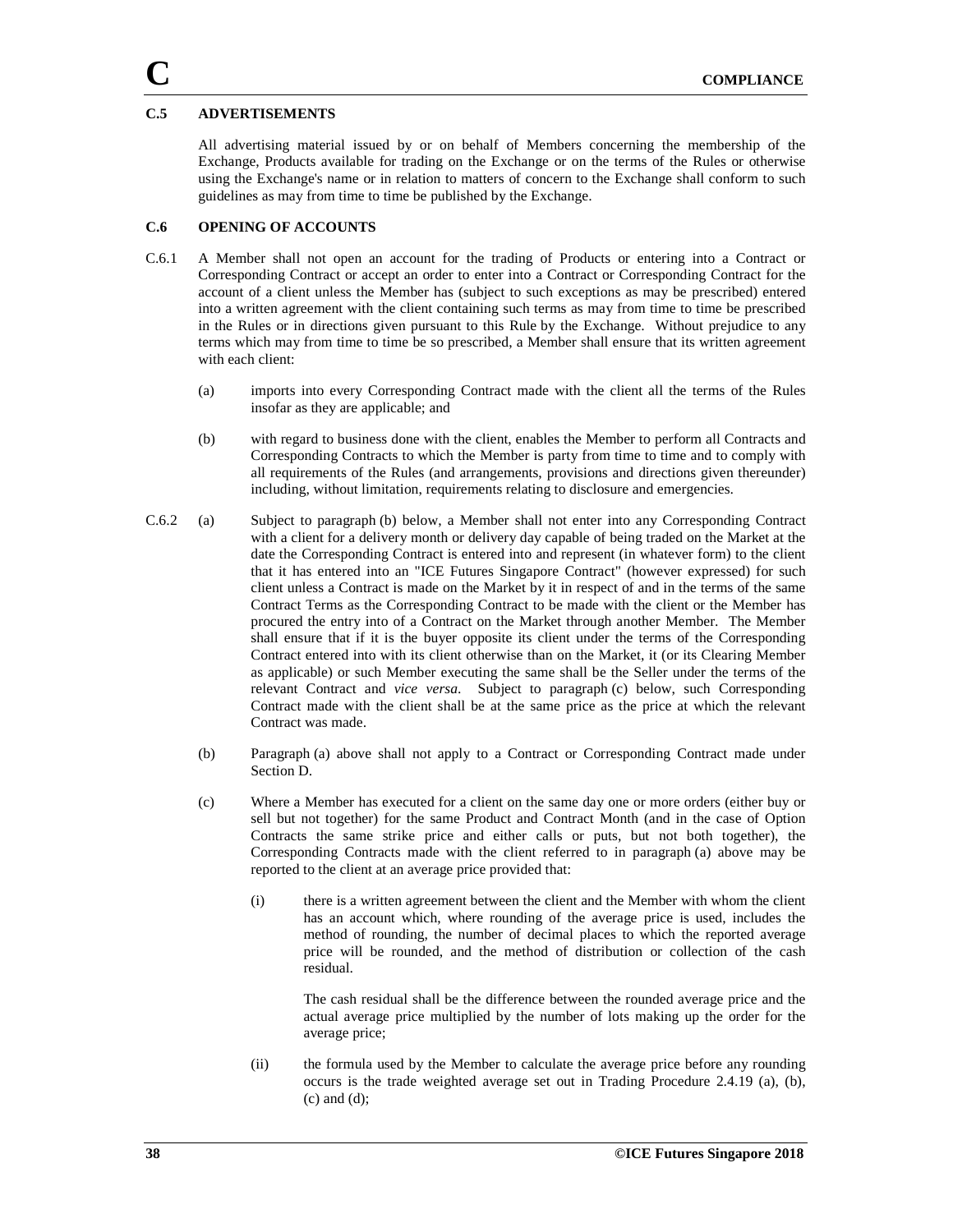## C.5 ADVERTISEMENTS

All advertising material issued by or on behalf of Members concerning the membership of the Exchange, Products available for trading on the Exchange or on the terms of the Rules or otherwise using the Exchange's name or in relation to matters of concern to the Exchange shall conform to such guidelines as may from time to time be published by the Exchange.

## C.6 OPENING OF ACCOUNTS

C.6.1 A Member shall not open an account for the trading of Products or entering into a Contract or Corresponding Contract or accept an order to enter into a Contract or Corresponding Contract for the account of a client unless the Member has (subject to such exceptions as may be prescribed) entered into a written agreement with the client containing such terms as may from time to time be prescribed in the Rules or in directions given pursuant to this Rule by the Exchange. Without prejudice to any terms which may from time to time be so prescribed, a Member shall ensure that its written agreement with each client:

(a) imports into every Corresponding Contract made with the client all the terms of the Rules insofar as they are applicable; and

(b) with regard to business done with the client, enables the Member to perform all Contracts and Corresponding Contracts to which the Member is party from time to time and to comply with all requirements of the Rules (and arrangements, provisions and directions given thereunder) including, without limitation, requirements relating to disclosure and emergencies.

C.6.2 (a) Subject to paragraph (b) below, a Member shall not enter into any Corresponding Contract with a client for a delivery month or delivery day capable of being traded on the Market at the date the Corresponding Contract is entered into and represent (in whatever form) to the client that it has entered into an "ICE Futures Singapore Contract" (however expressed) for such client unless a Contract is made on the Market by it in respect of and in the terms of the same Contract Terms as the Corresponding Contract to be made with the client or the Member has procured the entry into of a Contract on the Market through another Member. The Member shall ensure that if it is the buyer opposite its client under the terms of the Corresponding Contract entered into with its client otherwise than on the Market, it (or its Clearing Member as applicable) or such Member executing the same shall be the Seller under the terms of the relevant Contract and *vice versa*. Subject to paragraph (c) below, such Corresponding Contract made with the client shall be at the same price as the price at which the relevant Contract was made.

(b) Paragraph (a) above shall not apply to a Contract or Corresponding Contract made under Section D.

(c) Where a Member has executed for a client on the same day one or more orders (either buy or sell but not together) for the same Product and Contract Month (and in the case of Option Contracts the same strike price and either calls or puts, but not both together), the Corresponding Contracts made with the client referred to in paragraph (a) above may be reported to the client at an average price provided that:

(i) there is a written agreement between the client and the Member with whom the client has an account which, where rounding of the average price is used, includes the method of rounding, the number of decimal places to which the reported average price will be rounded, and the method of distribution or collection of the cash residual.

The cash residual shall be the difference between the rounded average price and the actual average price multiplied by the number of lots making up the order for the average price;

(ii) the formula used by the Member to calculate the average price before any rounding occurs is the trade weighted average set out in Trading Procedure 2.4.19 (a), (b), (c) and (d);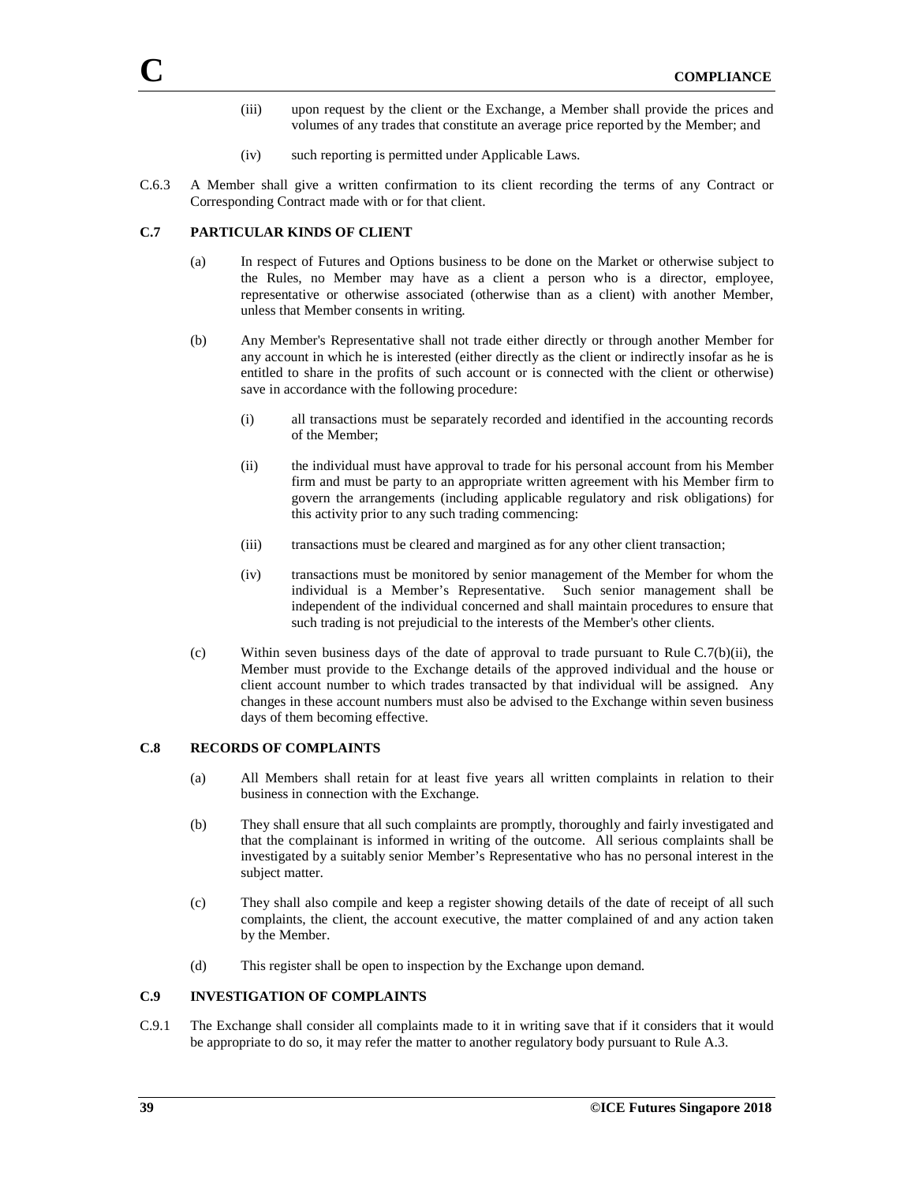(iii) upon request by the client or the Exchange, a Member shall provide the prices and volumes of any trades that constitute an average price reported by the Member; and

(iv) such reporting is permitted under Applicable Laws.

C.6.3 A Member shall give a written confirmation to its client recording the terms of any Contract or Corresponding Contract made with or for that client.

### C.7 PARTICULAR KINDS OF CLIENT

(a) In respect of Futures and Options business to be done on the Market or otherwise subject to the Rules, no Member may have as a client a person who is a director, employee, representative or otherwise associated (otherwise than as a client) with another Member, unless that Member consents in writing.

(b) Any Member's Representative shall not trade either directly or through another Member for any account in which he is interested (either directly as the client or indirectly insofar as he is entitled to share in the profits of such account or is connected with the client or otherwise) save in accordance with the following procedure:

(i) all transactions must be separately recorded and identified in the accounting records of the Member;

(ii) the individual must have approval to trade for his personal account from his Member firm and must be party to an appropriate written agreement with his Member firm to govern the arrangements (including applicable regulatory and risk obligations) for this activity prior to any such trading commencing:

(iii) transactions must be cleared and margined as for any other client transaction;

(iv) transactions must be monitored by senior management of the Member for whom the individual is a Member's Representative. Such senior management shall be independent of the individual concerned and shall maintain procedures to ensure that such trading is not prejudicial to the interests of the Member's other clients.

(c) Within seven business days of the date of approval to trade pursuant to Rule C.7(b)(ii), the Member must provide to the Exchange details of the approved individual and the house or client account number to which trades transacted by that individual will be assigned. Any changes in these account numbers must also be advised to the Exchange within seven business days of them becoming effective.

### C.8 RECORDS OF COMPLAINTS

(a) All Members shall retain for at least five years all written complaints in relation to their business in connection with the Exchange.

(b) They shall ensure that all such complaints are promptly, thoroughly and fairly investigated and that the complainant is informed in writing of the outcome. All serious complaints shall be investigated by a suitably senior Member's Representative who has no personal interest in the subject matter.

(c) They shall also compile and keep a register showing details of the date of receipt of all such complaints, the client, the account executive, the matter complained of and any action taken by the Member.

(d) This register shall be open to inspection by the Exchange upon demand.

### C.9 INVESTIGATION OF COMPLAINTS

C.9.1 The Exchange shall consider all complaints made to it in writing save that if it considers that it would be appropriate to do so, it may refer the matter to another regulatory body pursuant to Rule A.3.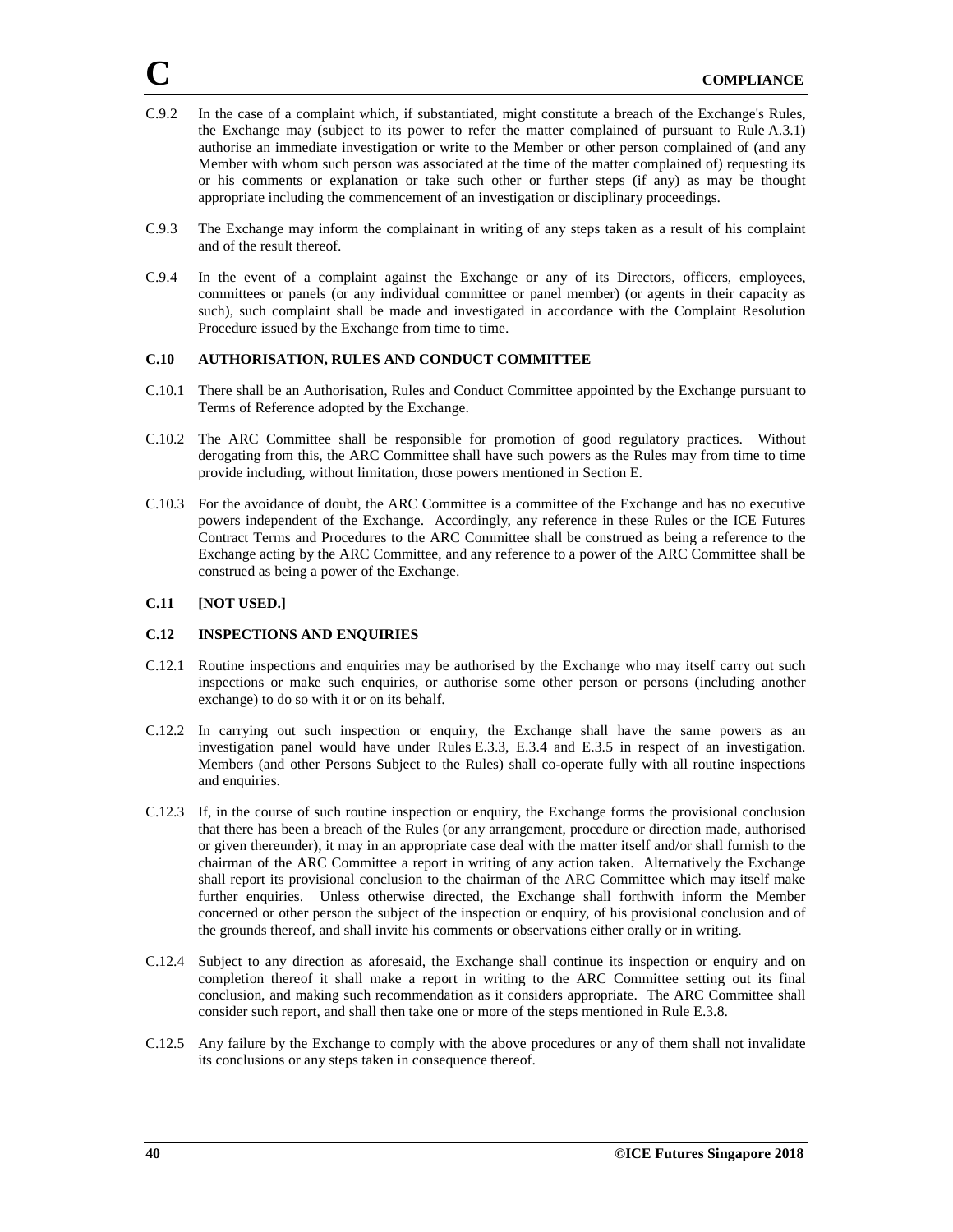C.9.2 In the case of a complaint which, if substantiated, might constitute a breach of the Exchange's Rules, the Exchange may (subject to its power to refer the matter complained of pursuant to Rule A.3.1) authorise an immediate investigation or write to the Member or other person complained of (and any Member with whom such person was associated at the time of the matter complained of) requesting its or his comments or explanation or take such other or further steps (if any) as may be thought appropriate including the commencement of an investigation or disciplinary proceedings.

C.9.3 The Exchange may inform the complainant in writing of any steps taken as a result of his complaint and of the result thereof.

C.9.4 In the event of a complaint against the Exchange or any of its Directors, officers, employees, committees or panels (or any individual committee or panel member) (or agents in their capacity as such), such complaint shall be made and investigated in accordance with the Complaint Resolution Procedure issued by the Exchange from time to time.

### C.10 AUTHORISATION, RULES AND CONDUCT COMMITTEE

C.10.1 There shall be an Authorisation, Rules and Conduct Committee appointed by the Exchange pursuant to Terms of Reference adopted by the Exchange.

C.10.2 The ARC Committee shall be responsible for promotion of good regulatory practices. Without derogating from this, the ARC Committee shall have such powers as the Rules may from time to time provide including, without limitation, those powers mentioned in Section E.

C.10.3 For the avoidance of doubt, the ARC Committee is a committee of the Exchange and has no executive powers independent of the Exchange. Accordingly, any reference in these Rules or the ICE Futures Contract Terms and Procedures to the ARC Committee shall be construed as being a reference to the Exchange acting by the ARC Committee, and any reference to a power of the ARC Committee shall be construed as being a power of the Exchange.

### C.11 [NOT USED.]

### C.12 INSPECTIONS AND ENQUIRIES

C.12.1 Routine inspections and enquiries may be authorised by the Exchange who may itself carry out such inspections or make such enquiries, or authorise some other person or persons (including another exchange) to do so with it or on its behalf.

C.12.2 In carrying out such inspection or enquiry, the Exchange shall have the same powers as an investigation panel would have under Rules E.3.3, E.3.4 and E.3.5 in respect of an investigation. Members (and other Persons Subject to the Rules) shall co-operate fully with all routine inspections and enquiries.

C.12.3 If, in the course of such routine inspection or enquiry, the Exchange forms the provisional conclusion that there has been a breach of the Rules (or any arrangement, procedure or direction made, authorised or given thereunder), it may in an appropriate case deal with the matter itself and/or shall furnish to the chairman of the ARC Committee a report in writing of any action taken. Alternatively the Exchange shall report its provisional conclusion to the chairman of the ARC Committee which may itself make further enquiries. Unless otherwise directed, the Exchange shall forthwith inform the Member concerned or other person the subject of the inspection or enquiry, of his provisional conclusion and of the grounds thereof, and shall invite his comments or observations either orally or in writing.

C.12.4 Subject to any direction as aforesaid, the Exchange shall continue its inspection or enquiry and on completion thereof it shall make a report in writing to the ARC Committee setting out its final conclusion, and making such recommendation as it considers appropriate. The ARC Committee shall consider such report, and shall then take one or more of the steps mentioned in Rule E.3.8.

C.12.5 Any failure by the Exchange to comply with the above procedures or any of them shall not invalidate its conclusions or any steps taken in consequence thereof.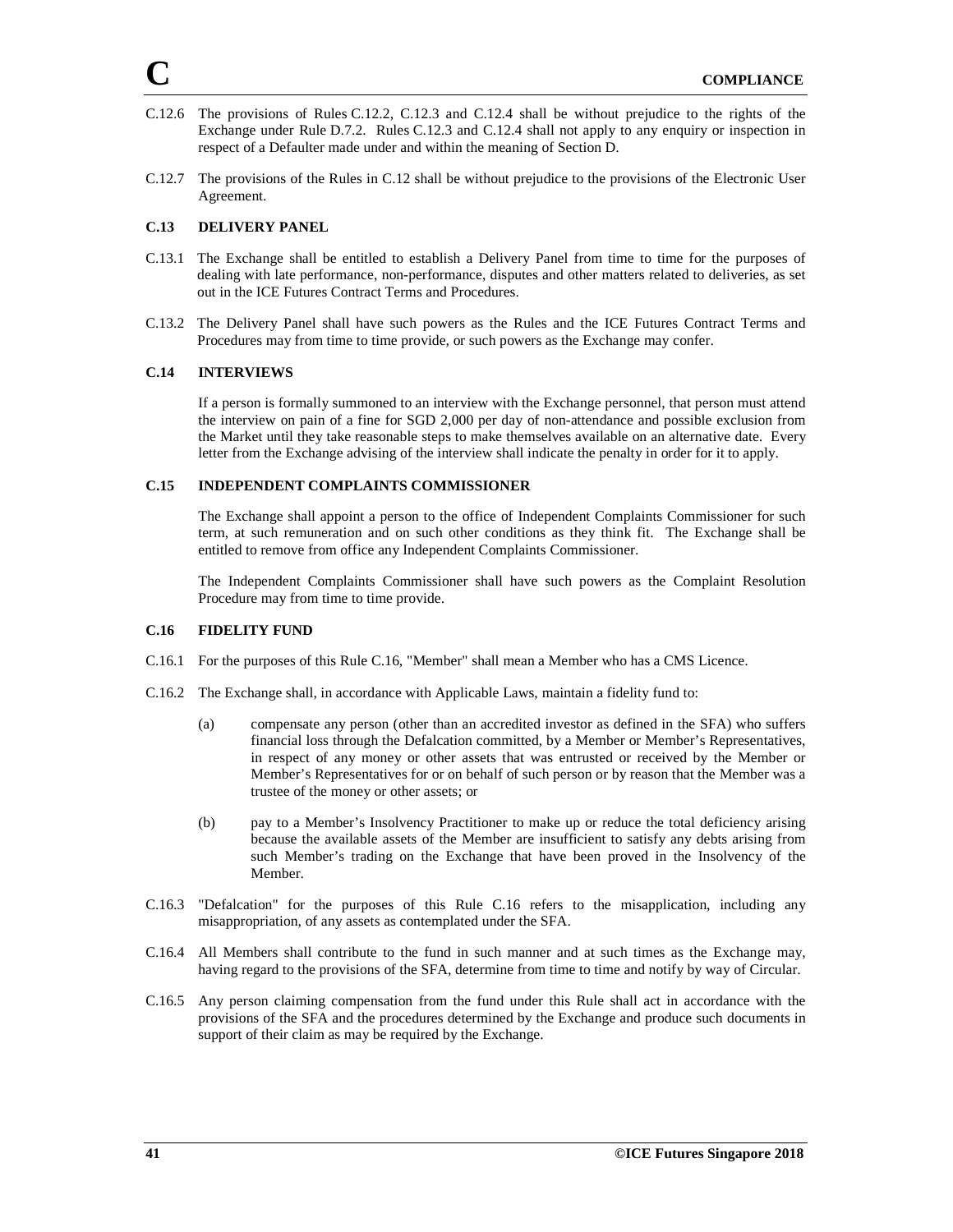C.12.6 The provisions of Rules C.12.2, C.12.3 and C.12.4 shall be without prejudice to the rights of the Exchange under Rule D.7.2. Rules C.12.3 and C.12.4 shall not apply to any enquiry or inspection in respect of a Defaulter made under and within the meaning of Section D.

C.12.7 The provisions of the Rules in C.12 shall be without prejudice to the provisions of the Electronic User Agreement.

### C.13 DELIVERY PANEL

C.13.1 The Exchange shall be entitled to establish a Delivery Panel from time to time for the purposes of dealing with late performance, non-performance, disputes and other matters related to deliveries, as set out in the ICE Futures Contract Terms and Procedures.

C.13.2 The Delivery Panel shall have such powers as the Rules and the ICE Futures Contract Terms and Procedures may from time to time provide, or such powers as the Exchange may confer.

### C.14 INTERVIEWS

If a person is formally summoned to an interview with the Exchange personnel, that person must attend the interview on pain of a fine for SGD 2,000 per day of non-attendance and possible exclusion from the Market until they take reasonable steps to make themselves available on an alternative date. Every letter from the Exchange advising of the interview shall indicate the penalty in order for it to apply.

### C.15 INDEPENDENT COMPLAINTS COMMISSIONER

The Exchange shall appoint a person to the office of Independent Complaints Commissioner for such term, at such remuneration and on such other conditions as they think fit. The Exchange shall be entitled to remove from office any Independent Complaints Commissioner.

The Independent Complaints Commissioner shall have such powers as the Complaint Resolution Procedure may from time to time provide.

### C.16 FIDELITY FUND

C.16.1 For the purposes of this Rule C.16, "Member" shall mean a Member who has a CMS Licence.

C.16.2 The Exchange shall, in accordance with Applicable Laws, maintain a fidelity fund to:

(a) compensate any person (other than an accredited investor as defined in the SFA) who suffers financial loss through the Defalcation committed, by a Member or Member's Representatives, in respect of any money or other assets that was entrusted or received by the Member or Member's Representatives for or on behalf of such person or by reason that the Member was a trustee of the money or other assets; or

(b) pay to a Member's Insolvency Practitioner to make up or reduce the total deficiency arising because the available assets of the Member are insufficient to satisfy any debts arising from such Member's trading on the Exchange that have been proved in the Insolvency of the Member.

C.16.3 "Defalcation" for the purposes of this Rule C.16 refers to the misapplication, including any misappropriation, of any assets as contemplated under the SFA.

C.16.4 All Members shall contribute to the fund in such manner and at such times as the Exchange may, having regard to the provisions of the SFA, determine from time to time and notify by way of Circular.

C.16.5 Any person claiming compensation from the fund under this Rule shall act in accordance with the provisions of the SFA and the procedures determined by the Exchange and produce such documents in support of their claim as may be required by the Exchange.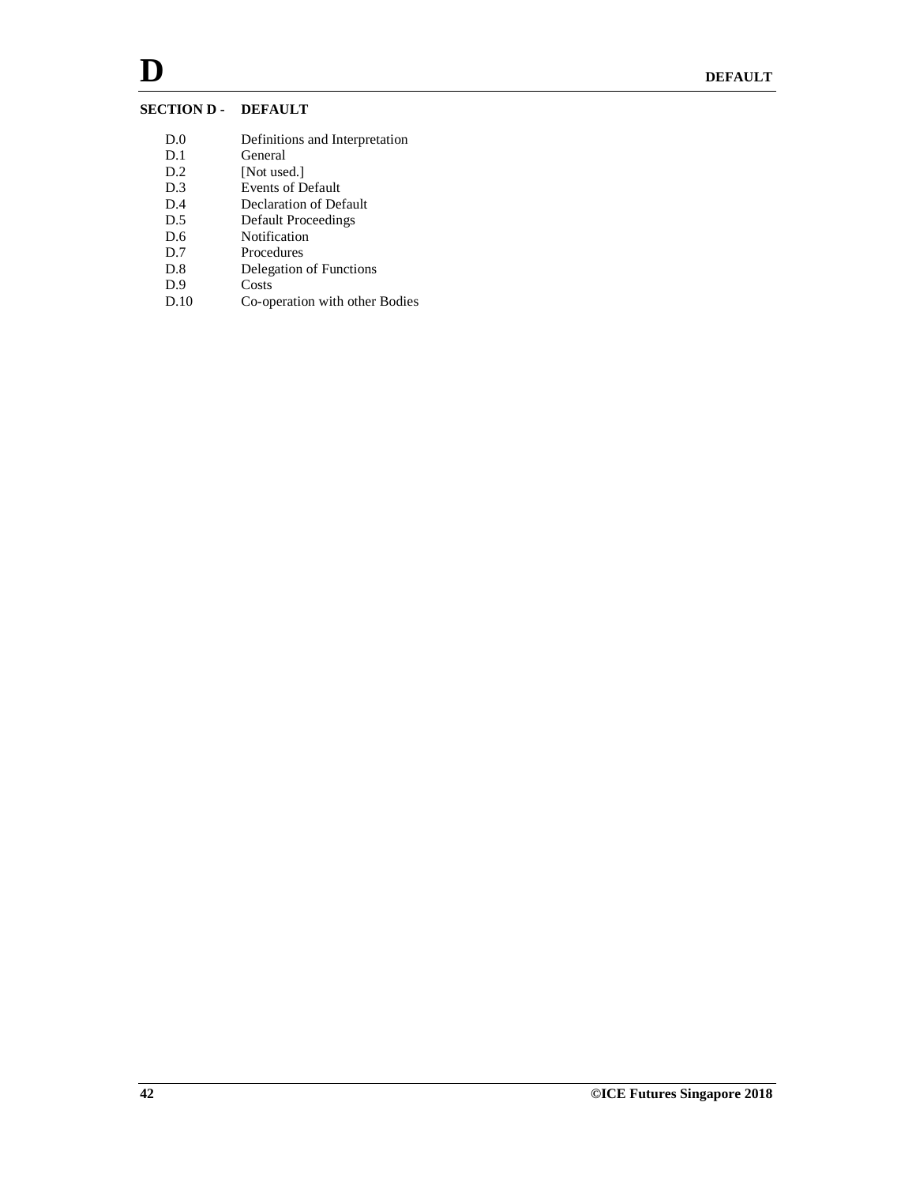## SECTION D - DEFAULT

| | |
|---|---|
| D.0 | Definitions and Interpretation |
| D.1 | General |
| D.2 | [Not used.] |
| D.3 | Events of Default |
| D.4 | Declaration of Default |
| D.5 | Default Proceedings |
| D.6 | Notification |
| D.7 | Procedures |
| D.8 | Delegation of Functions |
| D.9 | Costs |
| D.10 | Co-operation with other Bodies |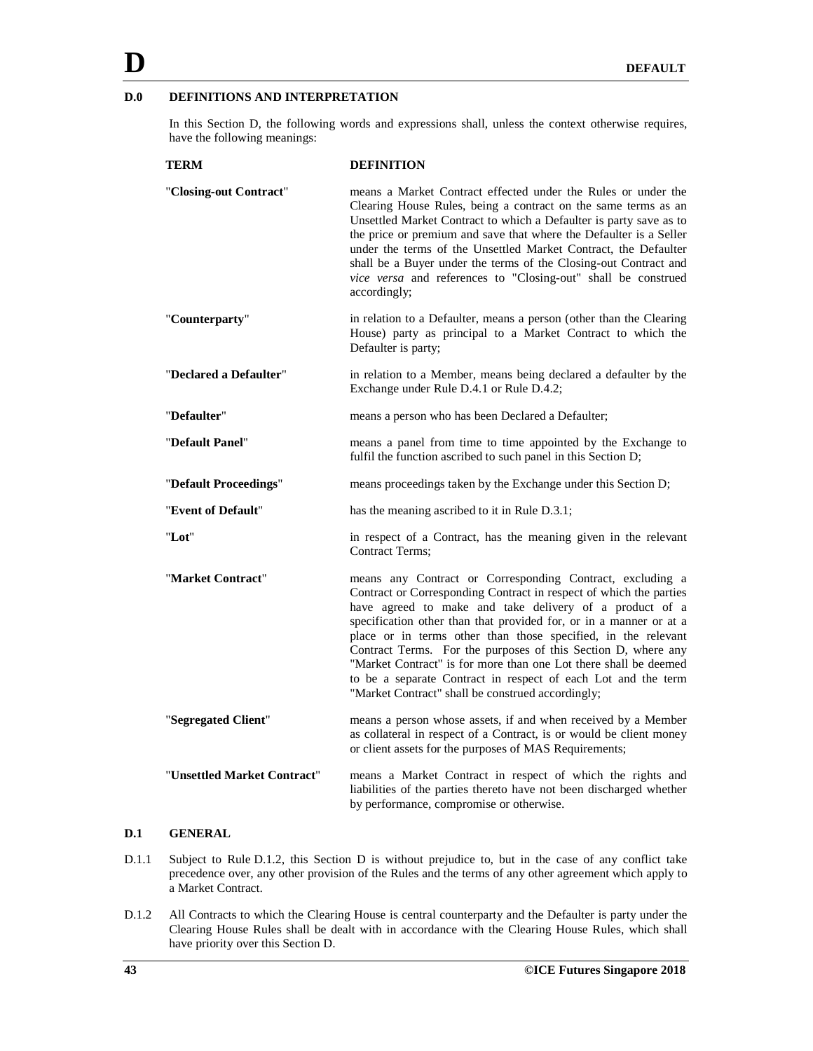## D.0 DEFINITIONS AND INTERPRETATION

In this Section D, the following words and expressions shall, unless the context otherwise requires, have the following meanings:

| TERM | DEFINITION |
|---|---|
| "**Closing-out Contract**" | means a Market Contract effected under the Rules or under the Clearing House Rules, being a contract on the same terms as an Unsettled Market Contract to which a Defaulter is party save as to the price or premium and save that where the Defaulter is a Seller under the terms of the Unsettled Market Contract, the Defaulter shall be a Buyer under the terms of the Closing-out Contract and *vice versa* and references to "Closing-out" shall be construed accordingly; |
| "**Counterparty**" | in relation to a Defaulter, means a person (other than the Clearing House) party as principal to a Market Contract to which the Defaulter is party; |
| "**Declared a Defaulter**" | in relation to a Member, means being declared a defaulter by the Exchange under Rule D.4.1 or Rule D.4.2; |
| "**Defaulter**" | means a person who has been Declared a Defaulter; |
| "**Default Panel**" | means a panel from time to time appointed by the Exchange to fulfil the function ascribed to such panel in this Section D; |
| "**Default Proceedings**" | means proceedings taken by the Exchange under this Section D; |
| "**Event of Default**" | has the meaning ascribed to it in Rule D.3.1; |
| "**Lot**" | in respect of a Contract, has the meaning given in the relevant Contract Terms; |
| "**Market Contract**" | means any Contract or Corresponding Contract, excluding a Contract or Corresponding Contract in respect of which the parties have agreed to make and take delivery of a product of a specification other than that provided for, or in a manner or at a place or in terms other than those specified, in the relevant Contract Terms. For the purposes of this Section D, where any "Market Contract" is for more than one Lot there shall be deemed to be a separate Contract in respect of each Lot and the term "Market Contract" shall be construed accordingly; |
| "**Segregated Client**" | means a person whose assets, if and when received by a Member as collateral in respect of a Contract, is or would be client money or client assets for the purposes of MAS Requirements; |
| "**Unsettled Market Contract**" | means a Market Contract in respect of which the rights and liabilities of the parties thereto have not been discharged whether by performance, compromise or otherwise. |

## D.1 GENERAL

D.1.1 Subject to Rule D.1.2, this Section D is without prejudice to, but in the case of any conflict take precedence over, any other provision of the Rules and the terms of any other agreement which apply to a Market Contract.

D.1.2 All Contracts to which the Clearing House is central counterparty and the Defaulter is party under the Clearing House Rules shall be dealt with in accordance with the Clearing House Rules, which shall have priority over this Section D.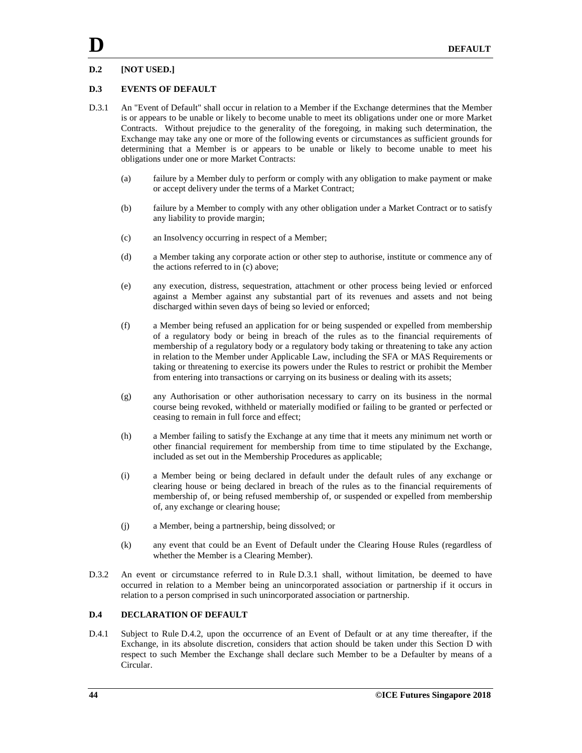## D.2 [NOT USED.]

## D.3 EVENTS OF DEFAULT

D.3.1 An "Event of Default" shall occur in relation to a Member if the Exchange determines that the Member is or appears to be unable or likely to become unable to meet its obligations under one or more Market Contracts. Without prejudice to the generality of the foregoing, in making such determination, the Exchange may take any one or more of the following events or circumstances as sufficient grounds for determining that a Member is or appears to be unable or likely to become unable to meet his obligations under one or more Market Contracts:

(a) failure by a Member duly to perform or comply with any obligation to make payment or make or accept delivery under the terms of a Market Contract;

(b) failure by a Member to comply with any other obligation under a Market Contract or to satisfy any liability to provide margin;

(c) an Insolvency occurring in respect of a Member;

(d) a Member taking any corporate action or other step to authorise, institute or commence any of the actions referred to in (c) above;

(e) any execution, distress, sequestration, attachment or other process being levied or enforced against a Member against any substantial part of its revenues and assets and not being discharged within seven days of being so levied or enforced;

(f) a Member being refused an application for or being suspended or expelled from membership of a regulatory body or being in breach of the rules as to the financial requirements of membership of a regulatory body or a regulatory body taking or threatening to take any action in relation to the Member under Applicable Law, including the SFA or MAS Requirements or taking or threatening to exercise its powers under the Rules to restrict or prohibit the Member from entering into transactions or carrying on its business or dealing with its assets;

(g) any Authorisation or other authorisation necessary to carry on its business in the normal course being revoked, withheld or materially modified or failing to be granted or perfected or ceasing to remain in full force and effect;

(h) a Member failing to satisfy the Exchange at any time that it meets any minimum net worth or other financial requirement for membership from time to time stipulated by the Exchange, included as set out in the Membership Procedures as applicable;

(i) a Member being or being declared in default under the default rules of any exchange or clearing house or being declared in breach of the rules as to the financial requirements of membership of, or being refused membership of, or suspended or expelled from membership of, any exchange or clearing house;

(j) a Member, being a partnership, being dissolved; or

(k) any event that could be an Event of Default under the Clearing House Rules (regardless of whether the Member is a Clearing Member).

D.3.2 An event or circumstance referred to in Rule D.3.1 shall, without limitation, be deemed to have occurred in relation to a Member being an unincorporated association or partnership if it occurs in relation to a person comprised in such unincorporated association or partnership.

## D.4 DECLARATION OF DEFAULT

D.4.1 Subject to Rule D.4.2, upon the occurrence of an Event of Default or at any time thereafter, if the Exchange, in its absolute discretion, considers that action should be taken under this Section D with respect to such Member the Exchange shall declare such Member to be a Defaulter by means of a Circular.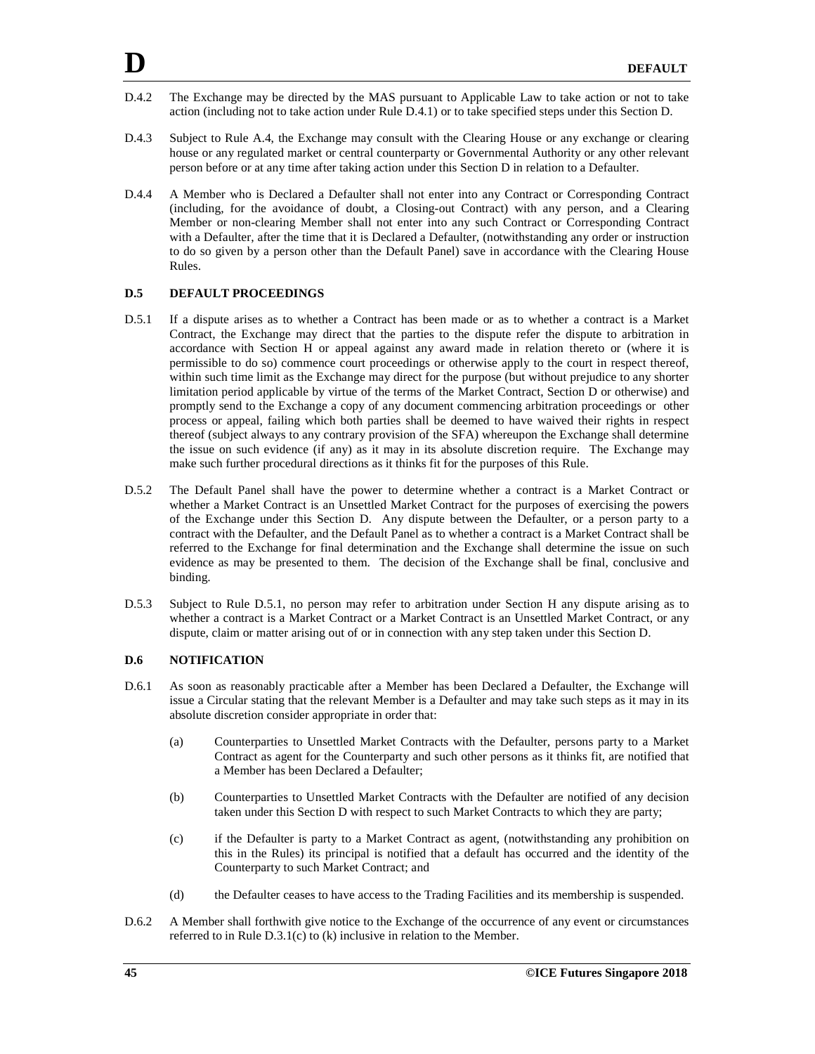D.4.2 The Exchange may be directed by the MAS pursuant to Applicable Law to take action or not to take action (including not to take action under Rule D.4.1) or to take specified steps under this Section D.

D.4.3 Subject to Rule A.4, the Exchange may consult with the Clearing House or any exchange or clearing house or any regulated market or central counterparty or Governmental Authority or any other relevant person before or at any time after taking action under this Section D in relation to a Defaulter.

D.4.4 A Member who is Declared a Defaulter shall not enter into any Contract or Corresponding Contract (including, for the avoidance of doubt, a Closing-out Contract) with any person, and a Clearing Member or non-clearing Member shall not enter into any such Contract or Corresponding Contract with a Defaulter, after the time that it is Declared a Defaulter, (notwithstanding any order or instruction to do so given by a person other than the Default Panel) save in accordance with the Clearing House Rules.

### D.5 DEFAULT PROCEEDINGS

D.5.1 If a dispute arises as to whether a Contract has been made or as to whether a contract is a Market Contract, the Exchange may direct that the parties to the dispute refer the dispute to arbitration in accordance with Section H or appeal against any award made in relation thereto or (where it is permissible to do so) commence court proceedings or otherwise apply to the court in respect thereof, within such time limit as the Exchange may direct for the purpose (but without prejudice to any shorter limitation period applicable by virtue of the terms of the Market Contract, Section D or otherwise) and promptly send to the Exchange a copy of any document commencing arbitration proceedings or other process or appeal, failing which both parties shall be deemed to have waived their rights in respect thereof (subject always to any contrary provision of the SFA) whereupon the Exchange shall determine the issue on such evidence (if any) as it may in its absolute discretion require. The Exchange may make such further procedural directions as it thinks fit for the purposes of this Rule.

D.5.2 The Default Panel shall have the power to determine whether a contract is a Market Contract or whether a Market Contract is an Unsettled Market Contract for the purposes of exercising the powers of the Exchange under this Section D. Any dispute between the Defaulter, or a person party to a contract with the Defaulter, and the Default Panel as to whether a contract is a Market Contract shall be referred to the Exchange for final determination and the Exchange shall determine the issue on such evidence as may be presented to them. The decision of the Exchange shall be final, conclusive and binding.

D.5.3 Subject to Rule D.5.1, no person may refer to arbitration under Section H any dispute arising as to whether a contract is a Market Contract or a Market Contract is an Unsettled Market Contract, or any dispute, claim or matter arising out of or in connection with any step taken under this Section D.

### D.6 NOTIFICATION

D.6.1 As soon as reasonably practicable after a Member has been Declared a Defaulter, the Exchange will issue a Circular stating that the relevant Member is a Defaulter and may take such steps as it may in its absolute discretion consider appropriate in order that:

(a) Counterparties to Unsettled Market Contracts with the Defaulter, persons party to a Market Contract as agent for the Counterparty and such other persons as it thinks fit, are notified that a Member has been Declared a Defaulter;

(b) Counterparties to Unsettled Market Contracts with the Defaulter are notified of any decision taken under this Section D with respect to such Market Contracts to which they are party;

(c) if the Defaulter is party to a Market Contract as agent, (notwithstanding any prohibition on this in the Rules) its principal is notified that a default has occurred and the identity of the Counterparty to such Market Contract; and

(d) the Defaulter ceases to have access to the Trading Facilities and its membership is suspended.

D.6.2 A Member shall forthwith give notice to the Exchange of the occurrence of any event or circumstances referred to in Rule D.3.1(c) to (k) inclusive in relation to the Member.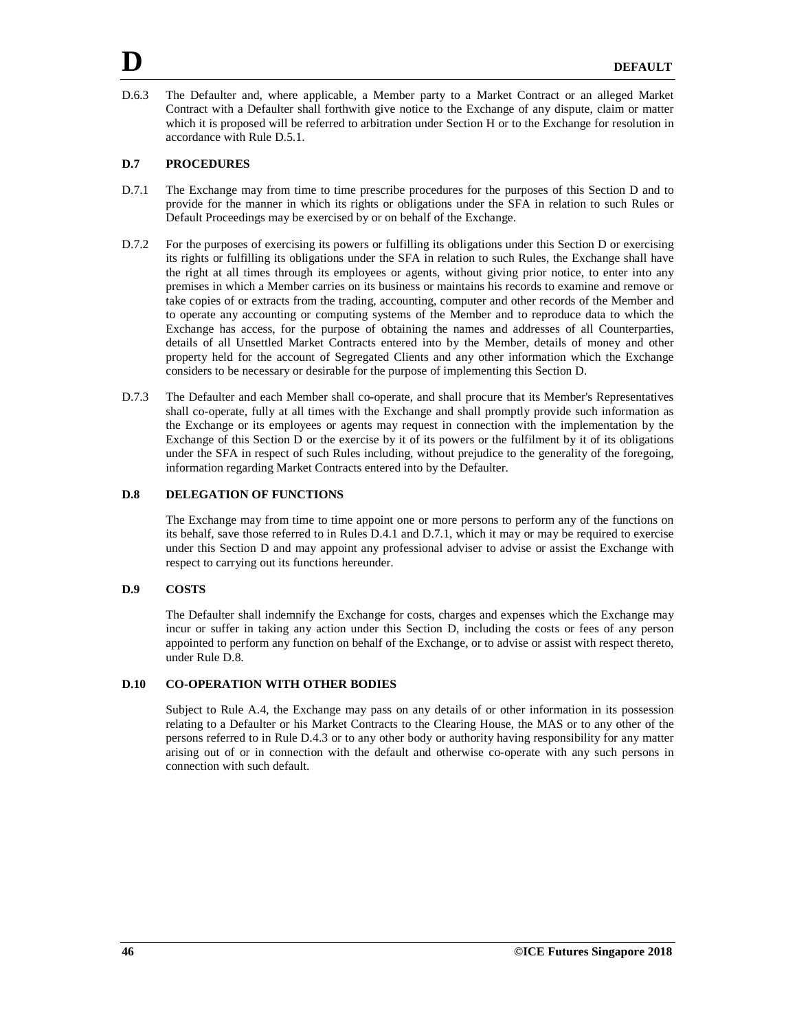D.6.3 The Defaulter and, where applicable, a Member party to a Market Contract or an alleged Market Contract with a Defaulter shall forthwith give notice to the Exchange of any dispute, claim or matter which it is proposed will be referred to arbitration under Section H or to the Exchange for resolution in accordance with Rule D.5.1.

## D.7 PROCEDURES

D.7.1 The Exchange may from time to time prescribe procedures for the purposes of this Section D and to provide for the manner in which its rights or obligations under the SFA in relation to such Rules or Default Proceedings may be exercised by or on behalf of the Exchange.

D.7.2 For the purposes of exercising its powers or fulfilling its obligations under this Section D or exercising its rights or fulfilling its obligations under the SFA in relation to such Rules, the Exchange shall have the right at all times through its employees or agents, without giving prior notice, to enter into any premises in which a Member carries on its business or maintains his records to examine and remove or take copies of or extracts from the trading, accounting, computer and other records of the Member and to operate any accounting or computing systems of the Member and to reproduce data to which the Exchange has access, for the purpose of obtaining the names and addresses of all Counterparties, details of all Unsettled Market Contracts entered into by the Member, details of money and other property held for the account of Segregated Clients and any other information which the Exchange considers to be necessary or desirable for the purpose of implementing this Section D.

D.7.3 The Defaulter and each Member shall co-operate, and shall procure that its Member's Representatives shall co-operate, fully at all times with the Exchange and shall promptly provide such information as the Exchange or its employees or agents may request in connection with the implementation by the Exchange of this Section D or the exercise by it of its powers or the fulfilment by it of its obligations under the SFA in respect of such Rules including, without prejudice to the generality of the foregoing, information regarding Market Contracts entered into by the Defaulter.

## D.8 DELEGATION OF FUNCTIONS

The Exchange may from time to time appoint one or more persons to perform any of the functions on its behalf, save those referred to in Rules D.4.1 and D.7.1, which it may or may be required to exercise under this Section D and may appoint any professional adviser to advise or assist the Exchange with respect to carrying out its functions hereunder.

## D.9 COSTS

The Defaulter shall indemnify the Exchange for costs, charges and expenses which the Exchange may incur or suffer in taking any action under this Section D, including the costs or fees of any person appointed to perform any function on behalf of the Exchange, or to advise or assist with respect thereto, under Rule D.8.

## D.10 CO-OPERATION WITH OTHER BODIES

Subject to Rule A.4, the Exchange may pass on any details of or other information in its possession relating to a Defaulter or his Market Contracts to the Clearing House, the MAS or to any other of the persons referred to in Rule D.4.3 or to any other body or authority having responsibility for any matter arising out of or in connection with the default and otherwise co-operate with any such persons in connection with such default.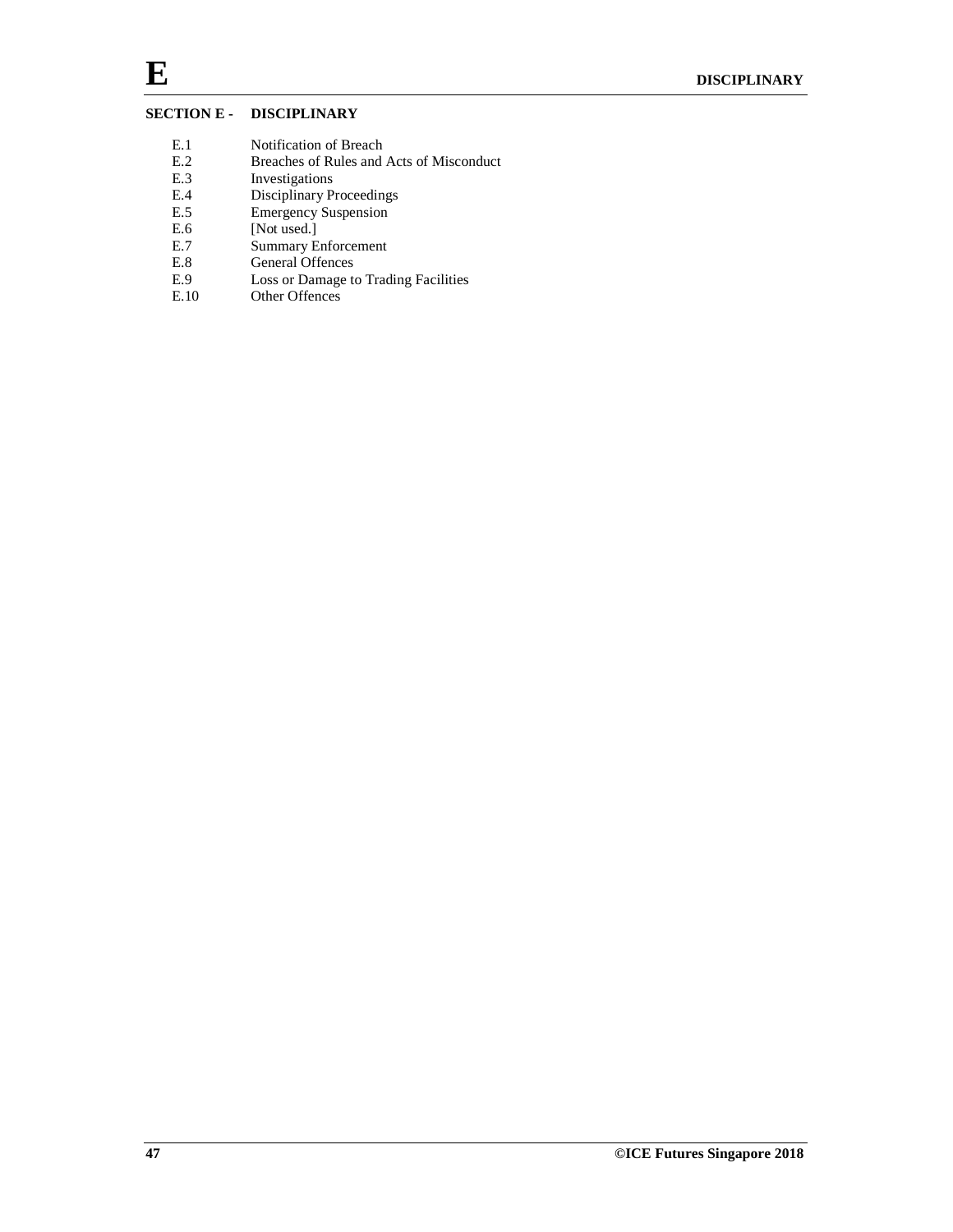## SECTION E - DISCIPLINARY

| | |
|---|---|
| E.1 | Notification of Breach |
| E.2 | Breaches of Rules and Acts of Misconduct |
| E.3 | Investigations |
| E.4 | Disciplinary Proceedings |
| E.5 | Emergency Suspension |
| E.6 | [Not used.] |
| E.7 | Summary Enforcement |
| E.8 | General Offences |
| E.9 | Loss or Damage to Trading Facilities |
| E.10 | Other Offences |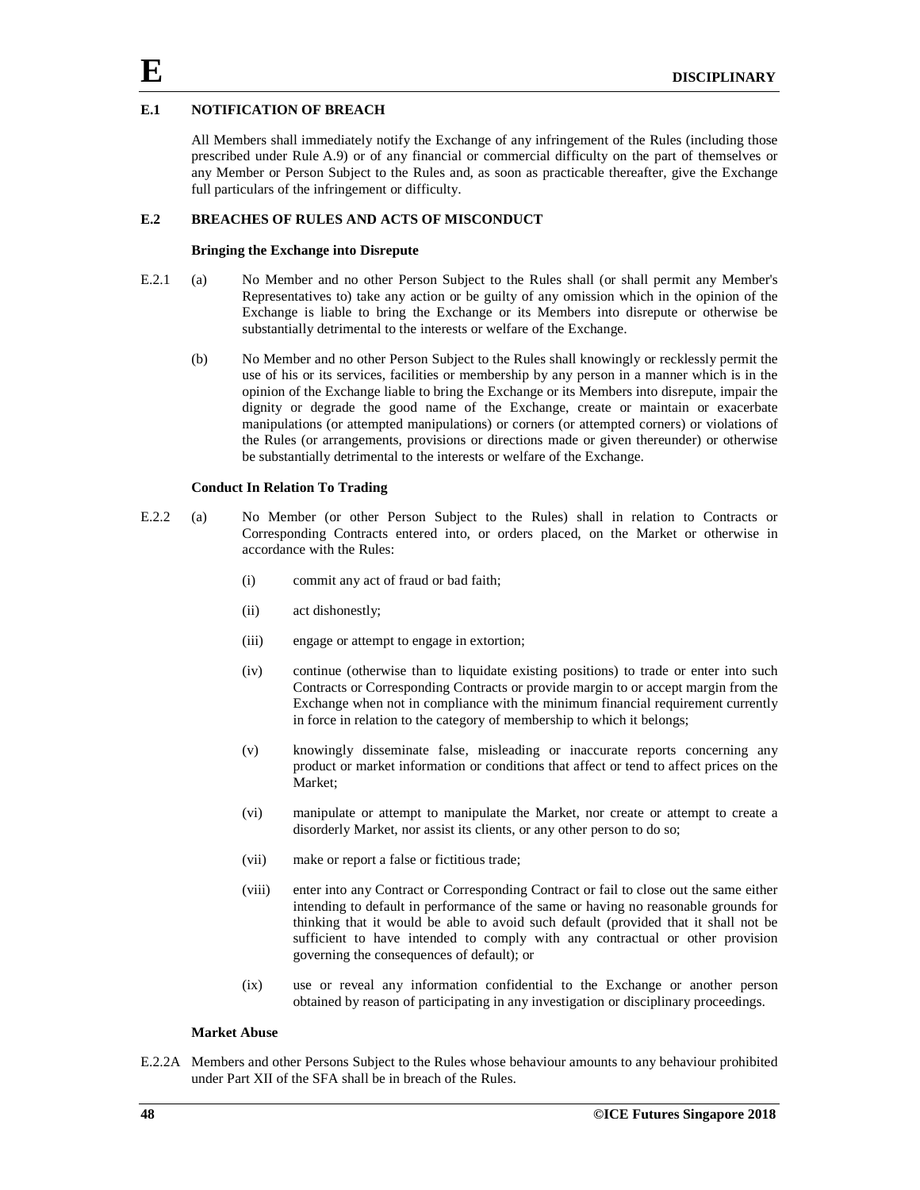# E DISCIPLINARY

## E.1 NOTIFICATION OF BREACH

All Members shall immediately notify the Exchange of any infringement of the Rules (including those prescribed under Rule A.9) or of any financial or commercial difficulty on the part of themselves or any Member or Person Subject to the Rules and, as soon as practicable thereafter, give the Exchange full particulars of the infringement or difficulty.

## E.2 BREACHES OF RULES AND ACTS OF MISCONDUCT

**Bringing the Exchange into Disrepute**

E.2.1 (a) No Member and no other Person Subject to the Rules shall (or shall permit any Member's Representatives to) take any action or be guilty of any omission which in the opinion of the Exchange is liable to bring the Exchange or its Members into disrepute or otherwise be substantially detrimental to the interests or welfare of the Exchange.

(b) No Member and no other Person Subject to the Rules shall knowingly or recklessly permit the use of his or its services, facilities or membership by any person in a manner which is in the opinion of the Exchange liable to bring the Exchange or its Members into disrepute, impair the dignity or degrade the good name of the Exchange, create or maintain or exacerbate manipulations (or attempted manipulations) or corners (or attempted corners) or violations of the Rules (or arrangements, provisions or directions made or given thereunder) or otherwise be substantially detrimental to the interests or welfare of the Exchange.

**Conduct In Relation To Trading**

E.2.2 (a) No Member (or other Person Subject to the Rules) shall in relation to Contracts or Corresponding Contracts entered into, or orders placed, on the Market or otherwise in accordance with the Rules:

(i) commit any act of fraud or bad faith;

(ii) act dishonestly;

(iii) engage or attempt to engage in extortion;

(iv) continue (otherwise than to liquidate existing positions) to trade or enter into such Contracts or Corresponding Contracts or provide margin to or accept margin from the Exchange when not in compliance with the minimum financial requirement currently in force in relation to the category of membership to which it belongs;

(v) knowingly disseminate false, misleading or inaccurate reports concerning any product or market information or conditions that affect or tend to affect prices on the Market;

(vi) manipulate or attempt to manipulate the Market, nor create or attempt to create a disorderly Market, nor assist its clients, or any other person to do so;

(vii) make or report a false or fictitious trade;

(viii) enter into any Contract or Corresponding Contract or fail to close out the same either intending to default in performance of the same or having no reasonable grounds for thinking that it would be able to avoid such default (provided that it shall not be sufficient to have intended to comply with any contractual or other provision governing the consequences of default); or

(ix) use or reveal any information confidential to the Exchange or another person obtained by reason of participating in any investigation or disciplinary proceedings.

**Market Abuse**

E.2.2A Members and other Persons Subject to the Rules whose behaviour amounts to any behaviour prohibited under Part XII of the SFA shall be in breach of the Rules.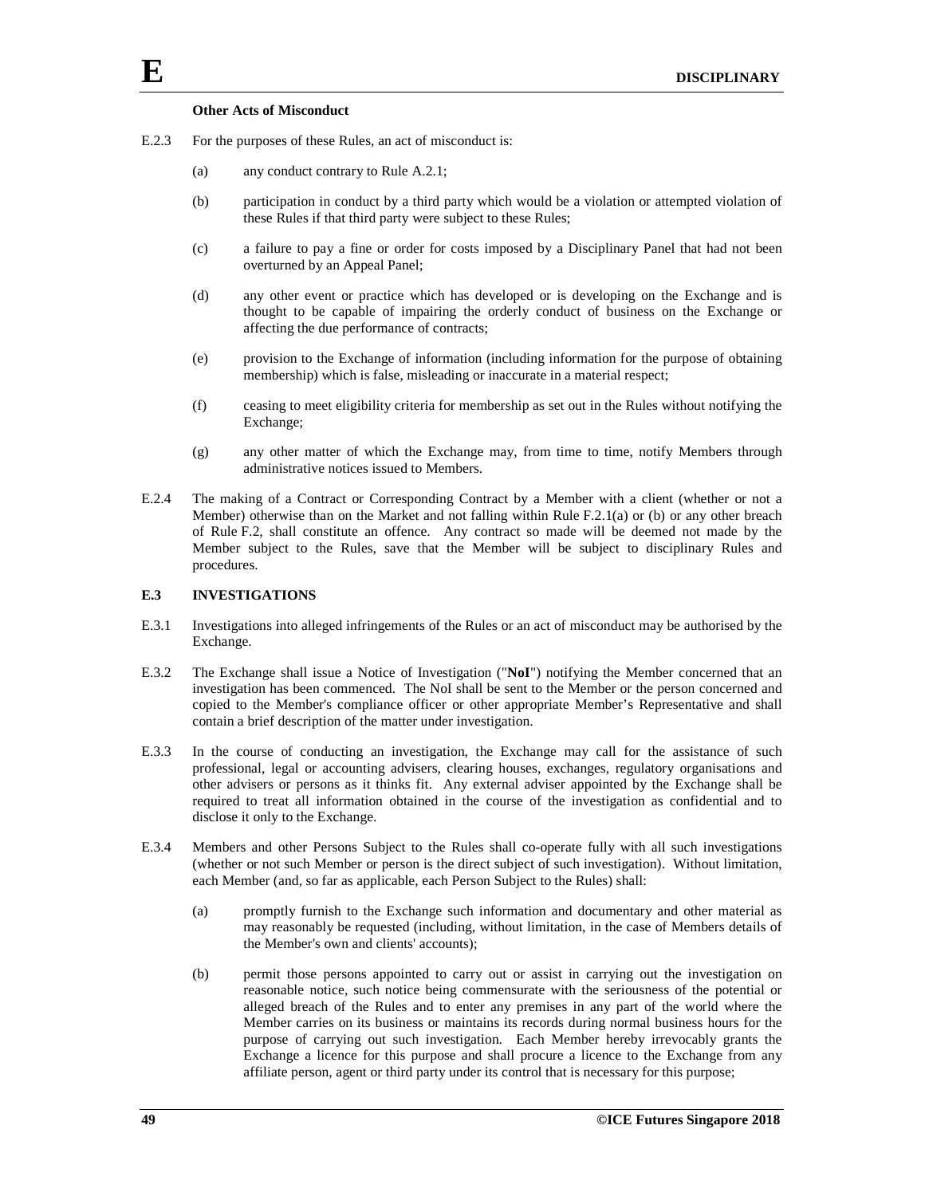**Other Acts of Misconduct**

E.2.3 For the purposes of these Rules, an act of misconduct is:

(a) any conduct contrary to Rule A.2.1;

(b) participation in conduct by a third party which would be a violation or attempted violation of these Rules if that third party were subject to these Rules;

(c) a failure to pay a fine or order for costs imposed by a Disciplinary Panel that had not been overturned by an Appeal Panel;

(d) any other event or practice which has developed or is developing on the Exchange and is thought to be capable of impairing the orderly conduct of business on the Exchange or affecting the due performance of contracts;

(e) provision to the Exchange of information (including information for the purpose of obtaining membership) which is false, misleading or inaccurate in a material respect;

(f) ceasing to meet eligibility criteria for membership as set out in the Rules without notifying the Exchange;

(g) any other matter of which the Exchange may, from time to time, notify Members through administrative notices issued to Members.

E.2.4 The making of a Contract or Corresponding Contract by a Member with a client (whether or not a Member) otherwise than on the Market and not falling within Rule F.2.1(a) or (b) or any other breach of Rule F.2, shall constitute an offence. Any contract so made will be deemed not made by the Member subject to the Rules, save that the Member will be subject to disciplinary Rules and procedures.

## E.3 INVESTIGATIONS

E.3.1 Investigations into alleged infringements of the Rules or an act of misconduct may be authorised by the Exchange.

E.3.2 The Exchange shall issue a Notice of Investigation ("**NoI**") notifying the Member concerned that an investigation has been commenced. The NoI shall be sent to the Member or the person concerned and copied to the Member's compliance officer or other appropriate Member's Representative and shall contain a brief description of the matter under investigation.

E.3.3 In the course of conducting an investigation, the Exchange may call for the assistance of such professional, legal or accounting advisers, clearing houses, exchanges, regulatory organisations and other advisers or persons as it thinks fit. Any external adviser appointed by the Exchange shall be required to treat all information obtained in the course of the investigation as confidential and to disclose it only to the Exchange.

E.3.4 Members and other Persons Subject to the Rules shall co-operate fully with all such investigations (whether or not such Member or person is the direct subject of such investigation). Without limitation, each Member (and, so far as applicable, each Person Subject to the Rules) shall:

(a) promptly furnish to the Exchange such information and documentary and other material as may reasonably be requested (including, without limitation, in the case of Members details of the Member's own and clients' accounts);

(b) permit those persons appointed to carry out or assist in carrying out the investigation on reasonable notice, such notice being commensurate with the seriousness of the potential or alleged breach of the Rules and to enter any premises in any part of the world where the Member carries on its business or maintains its records during normal business hours for the purpose of carrying out such investigation. Each Member hereby irrevocably grants the Exchange a licence for this purpose and shall procure a licence to the Exchange from any affiliate person, agent or third party under its control that is necessary for this purpose;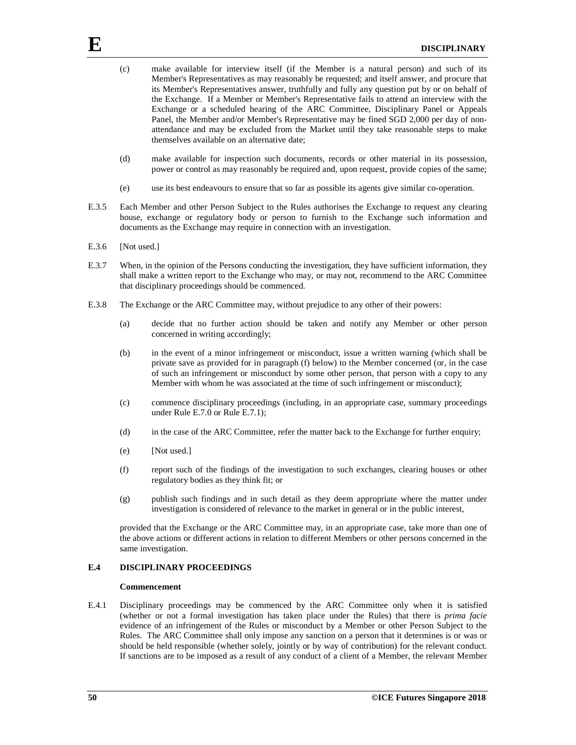(c) make available for interview itself (if the Member is a natural person) and such of its Member's Representatives as may reasonably be requested; and itself answer, and procure that its Member's Representatives answer, truthfully and fully any question put by or on behalf of the Exchange. If a Member or Member's Representative fails to attend an interview with the Exchange or a scheduled hearing of the ARC Committee, Disciplinary Panel or Appeals Panel, the Member and/or Member's Representative may be fined SGD 2,000 per day of non-attendance and may be excluded from the Market until they take reasonable steps to make themselves available on an alternative date;

(d) make available for inspection such documents, records or other material in its possession, power or control as may reasonably be required and, upon request, provide copies of the same;

(e) use its best endeavours to ensure that so far as possible its agents give similar co-operation.

E.3.5 Each Member and other Person Subject to the Rules authorises the Exchange to request any clearing house, exchange or regulatory body or person to furnish to the Exchange such information and documents as the Exchange may require in connection with an investigation.

E.3.6 [Not used.]

E.3.7 When, in the opinion of the Persons conducting the investigation, they have sufficient information, they shall make a written report to the Exchange who may, or may not, recommend to the ARC Committee that disciplinary proceedings should be commenced.

E.3.8 The Exchange or the ARC Committee may, without prejudice to any other of their powers:

(a) decide that no further action should be taken and notify any Member or other person concerned in writing accordingly;

(b) in the event of a minor infringement or misconduct, issue a written warning (which shall be private save as provided for in paragraph (f) below) to the Member concerned (or, in the case of such an infringement or misconduct by some other person, that person with a copy to any Member with whom he was associated at the time of such infringement or misconduct);

(c) commence disciplinary proceedings (including, in an appropriate case, summary proceedings under Rule E.7.0 or Rule E.7.1);

(d) in the case of the ARC Committee, refer the matter back to the Exchange for further enquiry;

(e) [Not used.]

(f) report such of the findings of the investigation to such exchanges, clearing houses or other regulatory bodies as they think fit; or

(g) publish such findings and in such detail as they deem appropriate where the matter under investigation is considered of relevance to the market in general or in the public interest,

provided that the Exchange or the ARC Committee may, in an appropriate case, take more than one of the above actions or different actions in relation to different Members or other persons concerned in the same investigation.

## E.4 DISCIPLINARY PROCEEDINGS

### Commencement

E.4.1 Disciplinary proceedings may be commenced by the ARC Committee only when it is satisfied (whether or not a formal investigation has taken place under the Rules) that there is *prima facie* evidence of an infringement of the Rules or misconduct by a Member or other Person Subject to the Rules. The ARC Committee shall only impose any sanction on a person that it determines is or was or should be held responsible (whether solely, jointly or by way of contribution) for the relevant conduct. If sanctions are to be imposed as a result of any conduct of a client of a Member, the relevant Member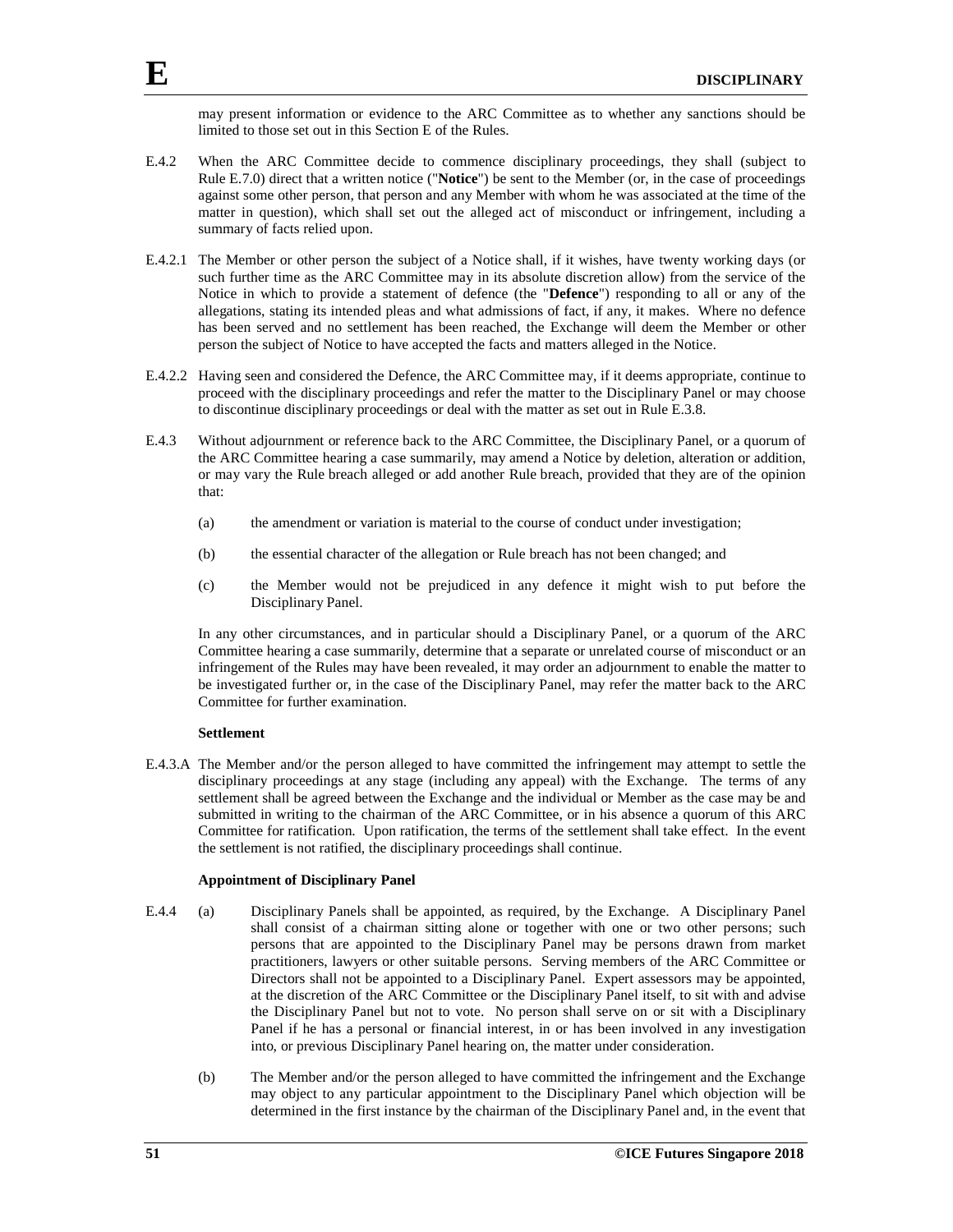may present information or evidence to the ARC Committee as to whether any sanctions should be limited to those set out in this Section E of the Rules.

E.4.2 When the ARC Committee decide to commence disciplinary proceedings, they shall (subject to Rule E.7.0) direct that a written notice ("**Notice**") be sent to the Member (or, in the case of proceedings against some other person, that person and any Member with whom he was associated at the time of the matter in question), which shall set out the alleged act of misconduct or infringement, including a summary of facts relied upon.

E.4.2.1 The Member or other person the subject of a Notice shall, if it wishes, have twenty working days (or such further time as the ARC Committee may in its absolute discretion allow) from the service of the Notice in which to provide a statement of defence (the "**Defence**") responding to all or any of the allegations, stating its intended pleas and what admissions of fact, if any, it makes. Where no defence has been served and no settlement has been reached, the Exchange will deem the Member or other person the subject of Notice to have accepted the facts and matters alleged in the Notice.

E.4.2.2 Having seen and considered the Defence, the ARC Committee may, if it deems appropriate, continue to proceed with the disciplinary proceedings and refer the matter to the Disciplinary Panel or may choose to discontinue disciplinary proceedings or deal with the matter as set out in Rule E.3.8.

E.4.3 Without adjournment or reference back to the ARC Committee, the Disciplinary Panel, or a quorum of the ARC Committee hearing a case summarily, may amend a Notice by deletion, alteration or addition, or may vary the Rule breach alleged or add another Rule breach, provided that they are of the opinion that:

(a) the amendment or variation is material to the course of conduct under investigation;

(b) the essential character of the allegation or Rule breach has not been changed; and

(c) the Member would not be prejudiced in any defence it might wish to put before the Disciplinary Panel.

In any other circumstances, and in particular should a Disciplinary Panel, or a quorum of the ARC Committee hearing a case summarily, determine that a separate or unrelated course of misconduct or an infringement of the Rules may have been revealed, it may order an adjournment to enable the matter to be investigated further or, in the case of the Disciplinary Panel, may refer the matter back to the ARC Committee for further examination.

**Settlement**

E.4.3.A The Member and/or the person alleged to have committed the infringement may attempt to settle the disciplinary proceedings at any stage (including any appeal) with the Exchange. The terms of any settlement shall be agreed between the Exchange and the individual or Member as the case may be and submitted in writing to the chairman of the ARC Committee, or in his absence a quorum of this ARC Committee for ratification. Upon ratification, the terms of the settlement shall take effect. In the event the settlement is not ratified, the disciplinary proceedings shall continue.

**Appointment of Disciplinary Panel**

E.4.4 (a) Disciplinary Panels shall be appointed, as required, by the Exchange. A Disciplinary Panel shall consist of a chairman sitting alone or together with one or two other persons; such persons that are appointed to the Disciplinary Panel may be persons drawn from market practitioners, lawyers or other suitable persons. Serving members of the ARC Committee or Directors shall not be appointed to a Disciplinary Panel. Expert assessors may be appointed, at the discretion of the ARC Committee or the Disciplinary Panel itself, to sit with and advise the Disciplinary Panel but not to vote. No person shall serve on or sit with a Disciplinary Panel if he has a personal or financial interest, in or has been involved in any investigation into, or previous Disciplinary Panel hearing on, the matter under consideration.

(b) The Member and/or the person alleged to have committed the infringement and the Exchange may object to any particular appointment to the Disciplinary Panel which objection will be determined in the first instance by the chairman of the Disciplinary Panel and, in the event that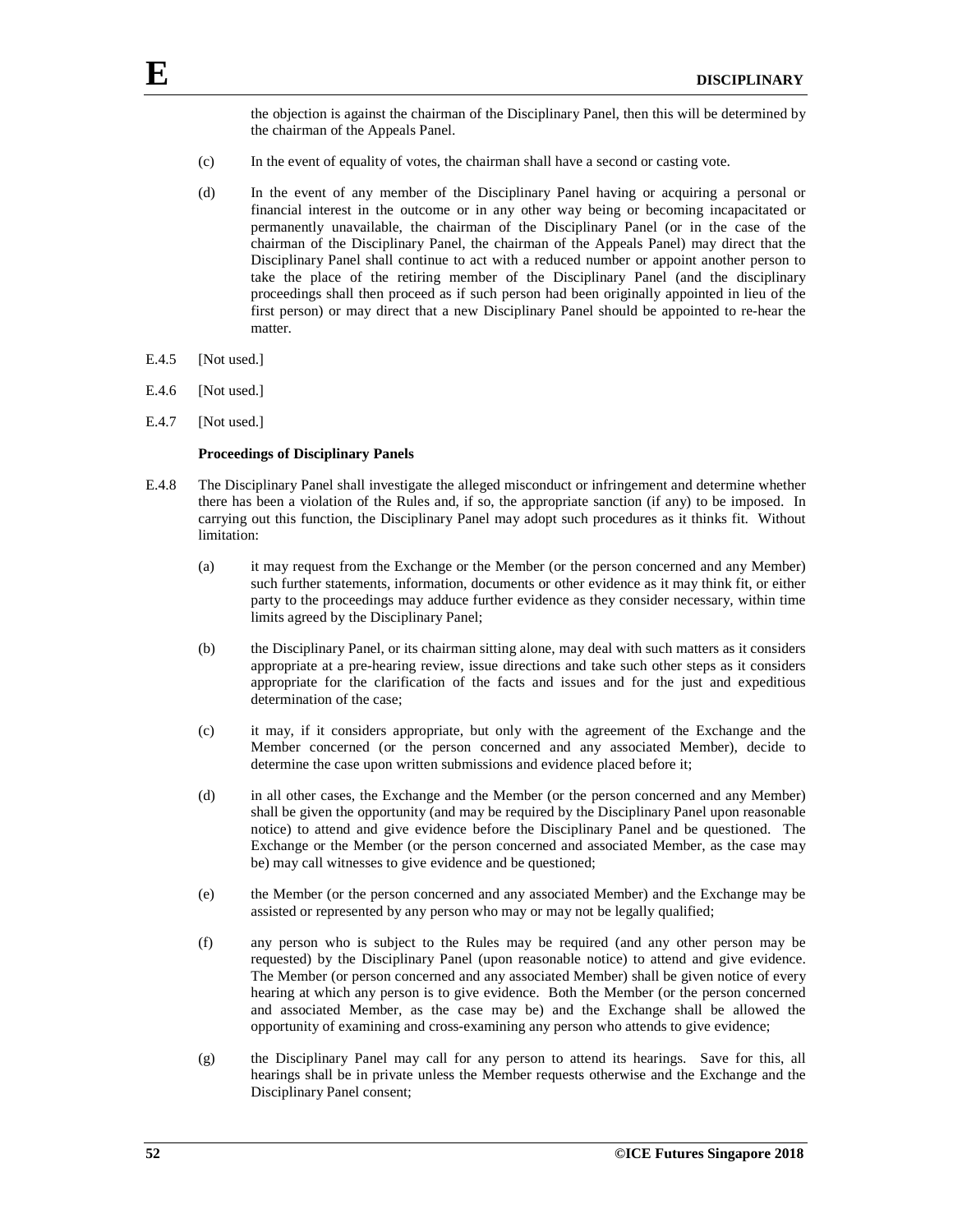the objection is against the chairman of the Disciplinary Panel, then this will be determined by the chairman of the Appeals Panel.

(c) In the event of equality of votes, the chairman shall have a second or casting vote.

(d) In the event of any member of the Disciplinary Panel having or acquiring a personal or financial interest in the outcome or in any other way being or becoming incapacitated or permanently unavailable, the chairman of the Disciplinary Panel (or in the case of the chairman of the Disciplinary Panel, the chairman of the Appeals Panel) may direct that the Disciplinary Panel shall continue to act with a reduced number or appoint another person to take the place of the retiring member of the Disciplinary Panel (and the disciplinary proceedings shall then proceed as if such person had been originally appointed in lieu of the first person) or may direct that a new Disciplinary Panel should be appointed to re-hear the matter.

E.4.5 [Not used.]

E.4.6 [Not used.]

E.4.7 [Not used.]

**Proceedings of Disciplinary Panels**

E.4.8 The Disciplinary Panel shall investigate the alleged misconduct or infringement and determine whether there has been a violation of the Rules and, if so, the appropriate sanction (if any) to be imposed. In carrying out this function, the Disciplinary Panel may adopt such procedures as it thinks fit. Without limitation:

(a) it may request from the Exchange or the Member (or the person concerned and any Member) such further statements, information, documents or other evidence as it may think fit, or either party to the proceedings may adduce further evidence as they consider necessary, within time limits agreed by the Disciplinary Panel;

(b) the Disciplinary Panel, or its chairman sitting alone, may deal with such matters as it considers appropriate at a pre-hearing review, issue directions and take such other steps as it considers appropriate for the clarification of the facts and issues and for the just and expeditious determination of the case;

(c) it may, if it considers appropriate, but only with the agreement of the Exchange and the Member concerned (or the person concerned and any associated Member), decide to determine the case upon written submissions and evidence placed before it;

(d) in all other cases, the Exchange and the Member (or the person concerned and any Member) shall be given the opportunity (and may be required by the Disciplinary Panel upon reasonable notice) to attend and give evidence before the Disciplinary Panel and be questioned. The Exchange or the Member (or the person concerned and associated Member, as the case may be) may call witnesses to give evidence and be questioned;

(e) the Member (or the person concerned and any associated Member) and the Exchange may be assisted or represented by any person who may or may not be legally qualified;

(f) any person who is subject to the Rules may be required (and any other person may be requested) by the Disciplinary Panel (upon reasonable notice) to attend and give evidence. The Member (or person concerned and any associated Member) shall be given notice of every hearing at which any person is to give evidence. Both the Member (or the person concerned and associated Member, as the case may be) and the Exchange shall be allowed the opportunity of examining and cross-examining any person who attends to give evidence;

(g) the Disciplinary Panel may call for any person to attend its hearings. Save for this, all hearings shall be in private unless the Member requests otherwise and the Exchange and the Disciplinary Panel consent;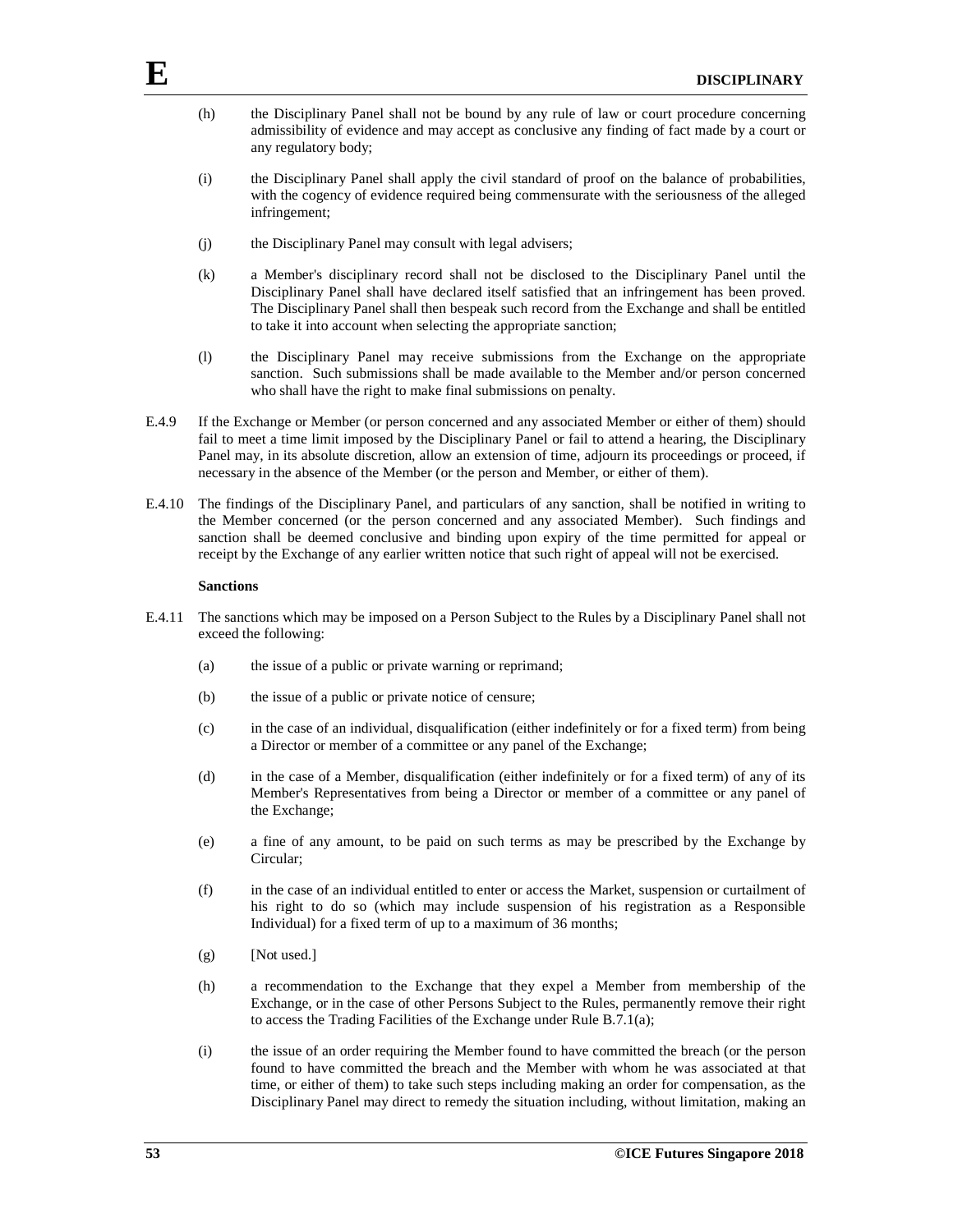(h) the Disciplinary Panel shall not be bound by any rule of law or court procedure concerning admissibility of evidence and may accept as conclusive any finding of fact made by a court or any regulatory body;

(i) the Disciplinary Panel shall apply the civil standard of proof on the balance of probabilities, with the cogency of evidence required being commensurate with the seriousness of the alleged infringement;

(j) the Disciplinary Panel may consult with legal advisers;

(k) a Member's disciplinary record shall not be disclosed to the Disciplinary Panel until the Disciplinary Panel shall have declared itself satisfied that an infringement has been proved. The Disciplinary Panel shall then bespeak such record from the Exchange and shall be entitled to take it into account when selecting the appropriate sanction;

(l) the Disciplinary Panel may receive submissions from the Exchange on the appropriate sanction. Such submissions shall be made available to the Member and/or person concerned who shall have the right to make final submissions on penalty.

E.4.9 If the Exchange or Member (or person concerned and any associated Member or either of them) should fail to meet a time limit imposed by the Disciplinary Panel or fail to attend a hearing, the Disciplinary Panel may, in its absolute discretion, allow an extension of time, adjourn its proceedings or proceed, if necessary in the absence of the Member (or the person and Member, or either of them).

E.4.10 The findings of the Disciplinary Panel, and particulars of any sanction, shall be notified in writing to the Member concerned (or the person concerned and any associated Member). Such findings and sanction shall be deemed conclusive and binding upon expiry of the time permitted for appeal or receipt by the Exchange of any earlier written notice that such right of appeal will not be exercised.

**Sanctions**

E.4.11 The sanctions which may be imposed on a Person Subject to the Rules by a Disciplinary Panel shall not exceed the following:

(a) the issue of a public or private warning or reprimand;

(b) the issue of a public or private notice of censure;

(c) in the case of an individual, disqualification (either indefinitely or for a fixed term) from being a Director or member of a committee or any panel of the Exchange;

(d) in the case of a Member, disqualification (either indefinitely or for a fixed term) of any of its Member's Representatives from being a Director or member of a committee or any panel of the Exchange;

(e) a fine of any amount, to be paid on such terms as may be prescribed by the Exchange by Circular;

(f) in the case of an individual entitled to enter or access the Market, suspension or curtailment of his right to do so (which may include suspension of his registration as a Responsible Individual) for a fixed term of up to a maximum of 36 months;

(g) [Not used.]

(h) a recommendation to the Exchange that they expel a Member from membership of the Exchange, or in the case of other Persons Subject to the Rules, permanently remove their right to access the Trading Facilities of the Exchange under Rule B.7.1(a);

(i) the issue of an order requiring the Member found to have committed the breach (or the person found to have committed the breach and the Member with whom he was associated at that time, or either of them) to take such steps including making an order for compensation, as the Disciplinary Panel may direct to remedy the situation including, without limitation, making an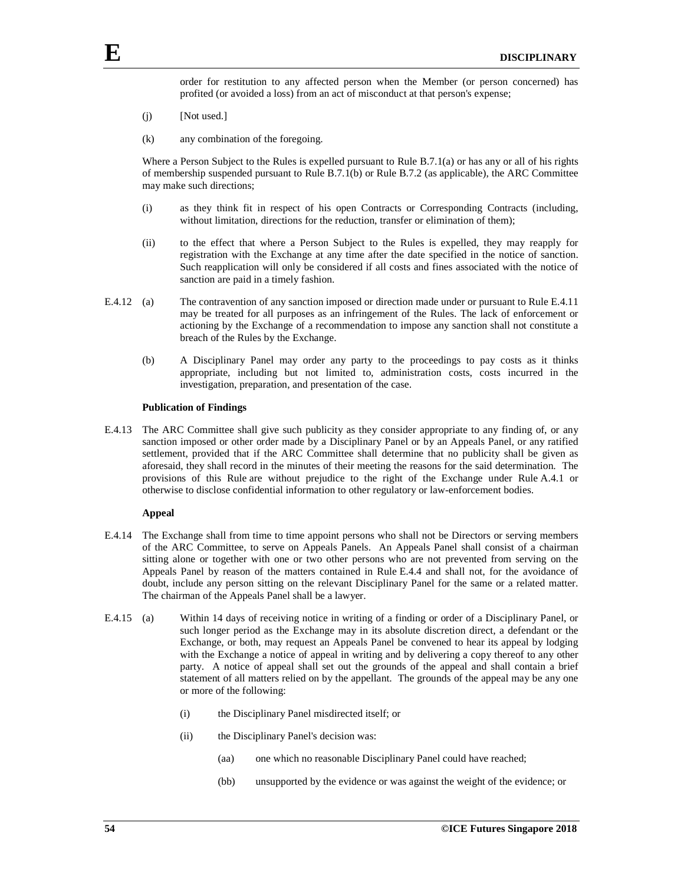order for restitution to any affected person when the Member (or person concerned) has profited (or avoided a loss) from an act of misconduct at that person's expense;

(j) [Not used.]

(k) any combination of the foregoing.

Where a Person Subject to the Rules is expelled pursuant to Rule B.7.1(a) or has any or all of his rights of membership suspended pursuant to Rule B.7.1(b) or Rule B.7.2 (as applicable), the ARC Committee may make such directions;

(i) as they think fit in respect of his open Contracts or Corresponding Contracts (including, without limitation, directions for the reduction, transfer or elimination of them);

(ii) to the effect that where a Person Subject to the Rules is expelled, they may reapply for registration with the Exchange at any time after the date specified in the notice of sanction. Such reapplication will only be considered if all costs and fines associated with the notice of sanction are paid in a timely fashion.

E.4.12 (a) The contravention of any sanction imposed or direction made under or pursuant to Rule E.4.11 may be treated for all purposes as an infringement of the Rules. The lack of enforcement or actioning by the Exchange of a recommendation to impose any sanction shall not constitute a breach of the Rules by the Exchange.

(b) A Disciplinary Panel may order any party to the proceedings to pay costs as it thinks appropriate, including but not limited to, administration costs, costs incurred in the investigation, preparation, and presentation of the case.

**Publication of Findings**

E.4.13 The ARC Committee shall give such publicity as they consider appropriate to any finding of, or any sanction imposed or other order made by a Disciplinary Panel or by an Appeals Panel, or any ratified settlement, provided that if the ARC Committee shall determine that no publicity shall be given as aforesaid, they shall record in the minutes of their meeting the reasons for the said determination. The provisions of this Rule are without prejudice to the right of the Exchange under Rule A.4.1 or otherwise to disclose confidential information to other regulatory or law-enforcement bodies.

**Appeal**

E.4.14 The Exchange shall from time to time appoint persons who shall not be Directors or serving members of the ARC Committee, to serve on Appeals Panels. An Appeals Panel shall consist of a chairman sitting alone or together with one or two other persons who are not prevented from serving on the Appeals Panel by reason of the matters contained in Rule E.4.4 and shall not, for the avoidance of doubt, include any person sitting on the relevant Disciplinary Panel for the same or a related matter. The chairman of the Appeals Panel shall be a lawyer.

E.4.15 (a) Within 14 days of receiving notice in writing of a finding or order of a Disciplinary Panel, or such longer period as the Exchange may in its absolute discretion direct, a defendant or the Exchange, or both, may request an Appeals Panel be convened to hear its appeal by lodging with the Exchange a notice of appeal in writing and by delivering a copy thereof to any other party. A notice of appeal shall set out the grounds of the appeal and shall contain a brief statement of all matters relied on by the appellant. The grounds of the appeal may be any one or more of the following:

(i) the Disciplinary Panel misdirected itself; or

(ii) the Disciplinary Panel's decision was:

(aa) one which no reasonable Disciplinary Panel could have reached;

(bb) unsupported by the evidence or was against the weight of the evidence; or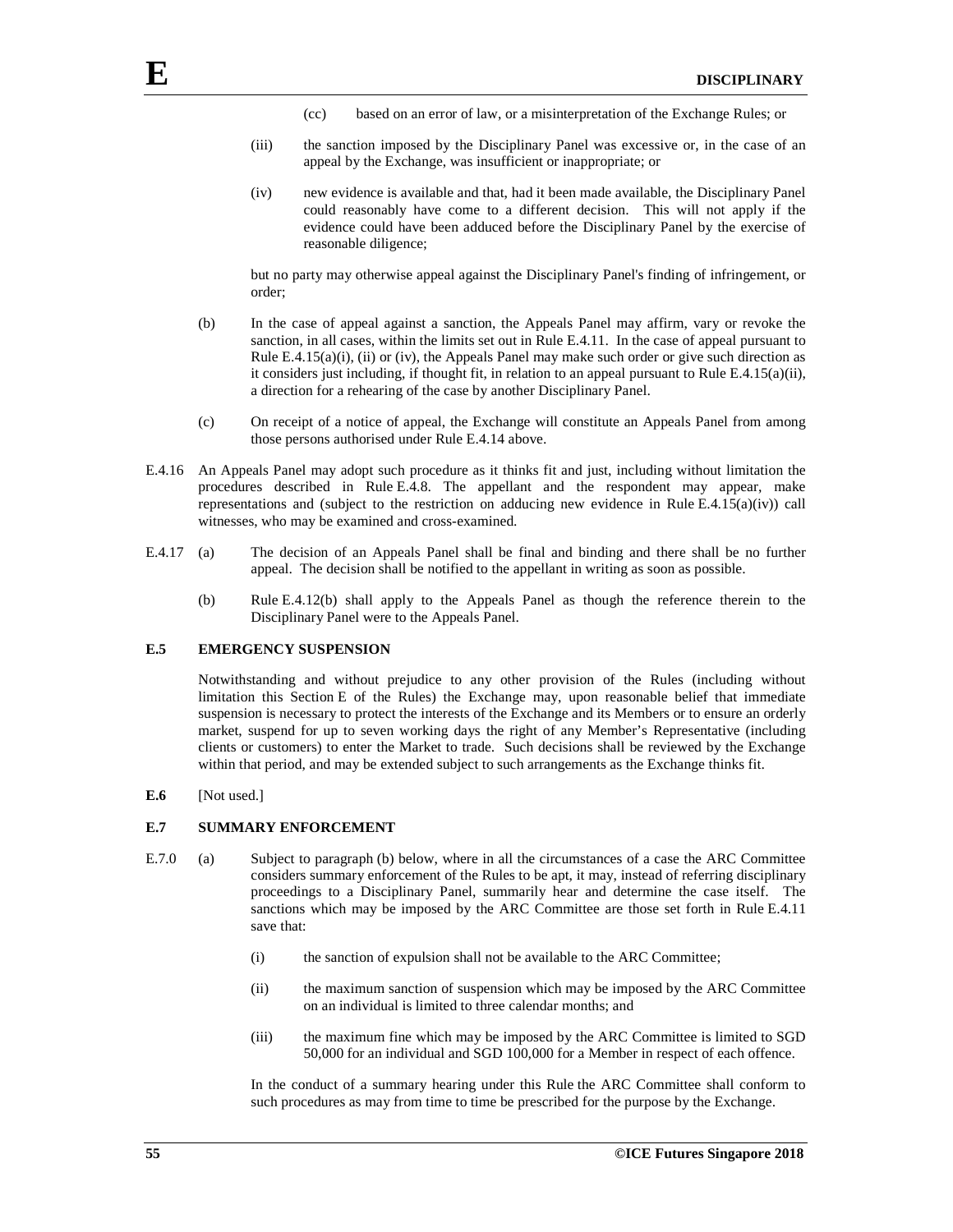(cc) based on an error of law, or a misinterpretation of the Exchange Rules; or

(iii) the sanction imposed by the Disciplinary Panel was excessive or, in the case of an appeal by the Exchange, was insufficient or inappropriate; or

(iv) new evidence is available and that, had it been made available, the Disciplinary Panel could reasonably have come to a different decision. This will not apply if the evidence could have been adduced before the Disciplinary Panel by the exercise of reasonable diligence;

but no party may otherwise appeal against the Disciplinary Panel's finding of infringement, or order;

(b) In the case of appeal against a sanction, the Appeals Panel may affirm, vary or revoke the sanction, in all cases, within the limits set out in Rule E.4.11. In the case of appeal pursuant to Rule E.4.15(a)(i), (ii) or (iv), the Appeals Panel may make such order or give such direction as it considers just including, if thought fit, in relation to an appeal pursuant to Rule E.4.15(a)(ii), a direction for a rehearing of the case by another Disciplinary Panel.

(c) On receipt of a notice of appeal, the Exchange will constitute an Appeals Panel from among those persons authorised under Rule E.4.14 above.

E.4.16 An Appeals Panel may adopt such procedure as it thinks fit and just, including without limitation the procedures described in Rule E.4.8. The appellant and the respondent may appear, make representations and (subject to the restriction on adducing new evidence in Rule E.4.15(a)(iv)) call witnesses, who may be examined and cross-examined.

E.4.17 (a) The decision of an Appeals Panel shall be final and binding and there shall be no further appeal. The decision shall be notified to the appellant in writing as soon as possible.

(b) Rule E.4.12(b) shall apply to the Appeals Panel as though the reference therein to the Disciplinary Panel were to the Appeals Panel.

## E.5 EMERGENCY SUSPENSION

Notwithstanding and without prejudice to any other provision of the Rules (including without limitation this Section E of the Rules) the Exchange may, upon reasonable belief that immediate suspension is necessary to protect the interests of the Exchange and its Members or to ensure an orderly market, suspend for up to seven working days the right of any Member's Representative (including clients or customers) to enter the Market to trade. Such decisions shall be reviewed by the Exchange within that period, and may be extended subject to such arrangements as the Exchange thinks fit.

**E.6** [Not used.]

## E.7 SUMMARY ENFORCEMENT

E.7.0 (a) Subject to paragraph (b) below, where in all the circumstances of a case the ARC Committee considers summary enforcement of the Rules to be apt, it may, instead of referring disciplinary proceedings to a Disciplinary Panel, summarily hear and determine the case itself. The sanctions which may be imposed by the ARC Committee are those set forth in Rule E.4.11 save that:

(i) the sanction of expulsion shall not be available to the ARC Committee;

(ii) the maximum sanction of suspension which may be imposed by the ARC Committee on an individual is limited to three calendar months; and

(iii) the maximum fine which may be imposed by the ARC Committee is limited to SGD 50,000 for an individual and SGD 100,000 for a Member in respect of each offence.

In the conduct of a summary hearing under this Rule the ARC Committee shall conform to such procedures as may from time to time be prescribed for the purpose by the Exchange.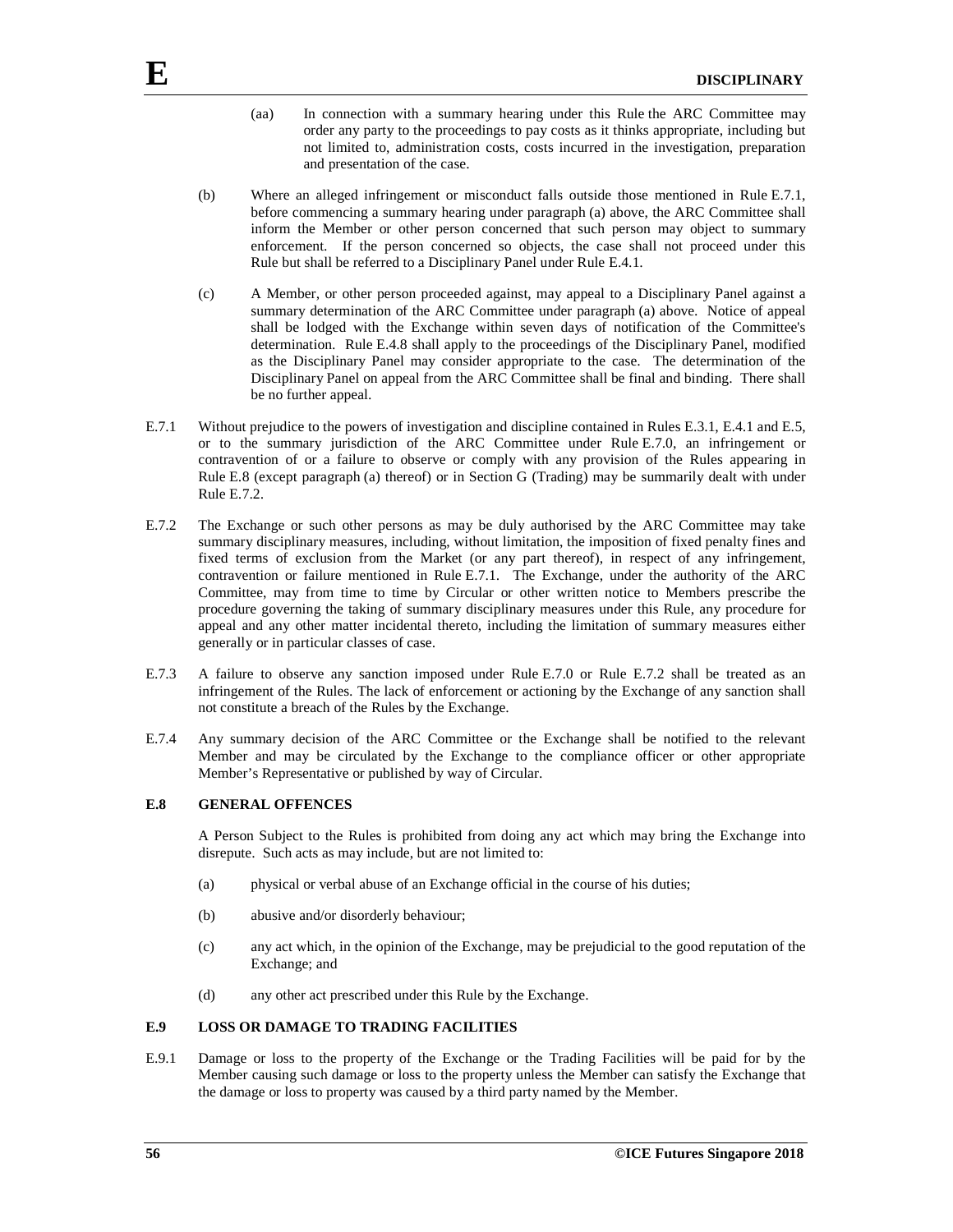(aa) In connection with a summary hearing under this Rule the ARC Committee may order any party to the proceedings to pay costs as it thinks appropriate, including but not limited to, administration costs, costs incurred in the investigation, preparation and presentation of the case.

(b) Where an alleged infringement or misconduct falls outside those mentioned in Rule E.7.1, before commencing a summary hearing under paragraph (a) above, the ARC Committee shall inform the Member or other person concerned that such person may object to summary enforcement. If the person concerned so objects, the case shall not proceed under this Rule but shall be referred to a Disciplinary Panel under Rule E.4.1.

(c) A Member, or other person proceeded against, may appeal to a Disciplinary Panel against a summary determination of the ARC Committee under paragraph (a) above. Notice of appeal shall be lodged with the Exchange within seven days of notification of the Committee's determination. Rule E.4.8 shall apply to the proceedings of the Disciplinary Panel, modified as the Disciplinary Panel may consider appropriate to the case. The determination of the Disciplinary Panel on appeal from the ARC Committee shall be final and binding. There shall be no further appeal.

E.7.1 Without prejudice to the powers of investigation and discipline contained in Rules E.3.1, E.4.1 and E.5, or to the summary jurisdiction of the ARC Committee under Rule E.7.0, an infringement or contravention of or a failure to observe or comply with any provision of the Rules appearing in Rule E.8 (except paragraph (a) thereof) or in Section G (Trading) may be summarily dealt with under Rule E.7.2.

E.7.2 The Exchange or such other persons as may be duly authorised by the ARC Committee may take summary disciplinary measures, including, without limitation, the imposition of fixed penalty fines and fixed terms of exclusion from the Market (or any part thereof), in respect of any infringement, contravention or failure mentioned in Rule E.7.1. The Exchange, under the authority of the ARC Committee, may from time to time by Circular or other written notice to Members prescribe the procedure governing the taking of summary disciplinary measures under this Rule, any procedure for appeal and any other matter incidental thereto, including the limitation of summary measures either generally or in particular classes of case.

E.7.3 A failure to observe any sanction imposed under Rule E.7.0 or Rule E.7.2 shall be treated as an infringement of the Rules. The lack of enforcement or actioning by the Exchange of any sanction shall not constitute a breach of the Rules by the Exchange.

E.7.4 Any summary decision of the ARC Committee or the Exchange shall be notified to the relevant Member and may be circulated by the Exchange to the compliance officer or other appropriate Member's Representative or published by way of Circular.

## E.8 GENERAL OFFENCES

A Person Subject to the Rules is prohibited from doing any act which may bring the Exchange into disrepute. Such acts as may include, but are not limited to:

(a) physical or verbal abuse of an Exchange official in the course of his duties;

(b) abusive and/or disorderly behaviour;

(c) any act which, in the opinion of the Exchange, may be prejudicial to the good reputation of the Exchange; and

(d) any other act prescribed under this Rule by the Exchange.

## E.9 LOSS OR DAMAGE TO TRADING FACILITIES

E.9.1 Damage or loss to the property of the Exchange or the Trading Facilities will be paid for by the Member causing such damage or loss to the property unless the Member can satisfy the Exchange that the damage or loss to property was caused by a third party named by the Member.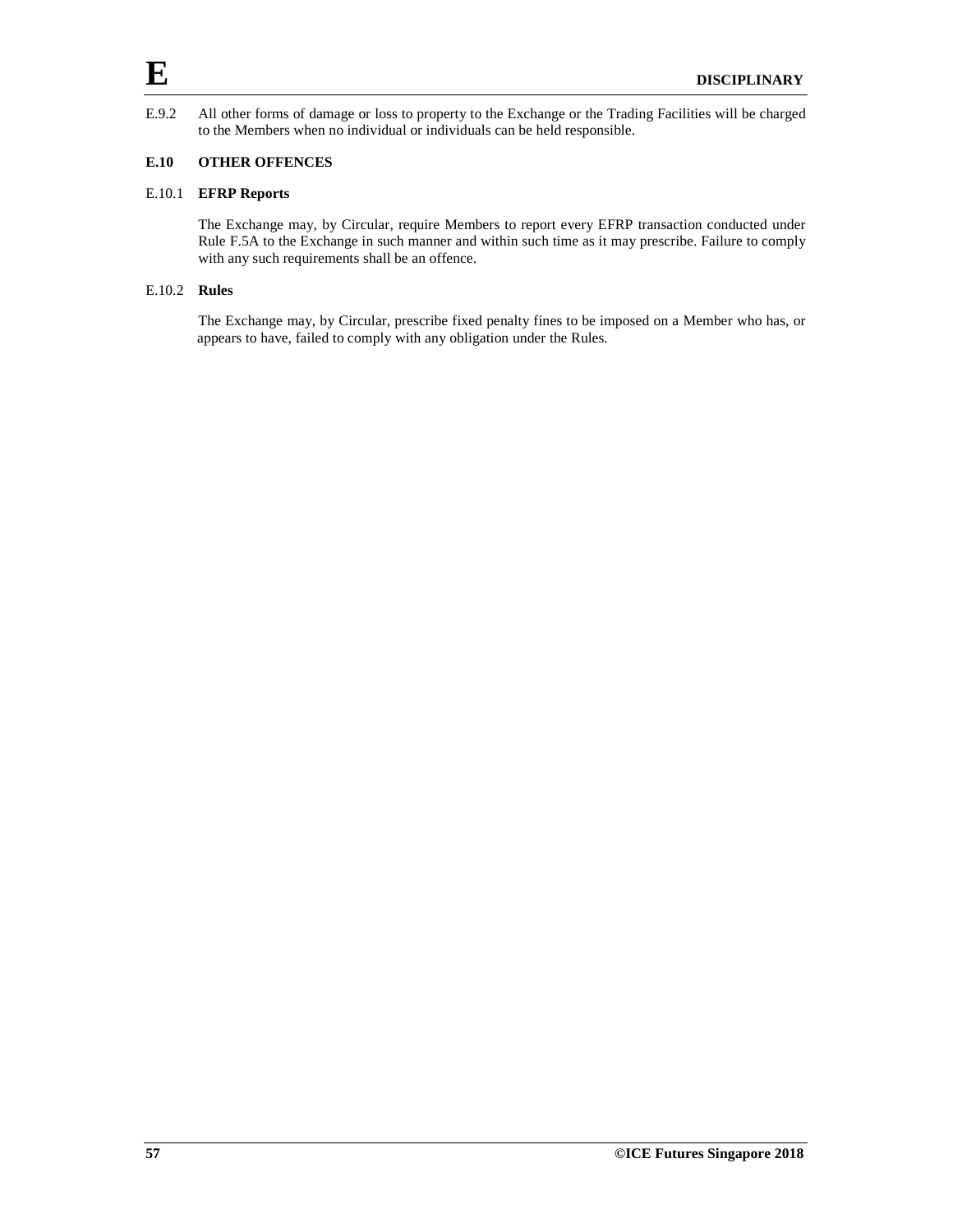E.9.2 All other forms of damage or loss to property to the Exchange or the Trading Facilities will be charged to the Members when no individual or individuals can be held responsible.

## E.10 OTHER OFFENCES

### E.10.1 EFRP Reports

The Exchange may, by Circular, require Members to report every EFRP transaction conducted under Rule F.5A to the Exchange in such manner and within such time as it may prescribe. Failure to comply with any such requirements shall be an offence.

### E.10.2 Rules

The Exchange may, by Circular, prescribe fixed penalty fines to be imposed on a Member who has, or appears to have, failed to comply with any obligation under the Rules.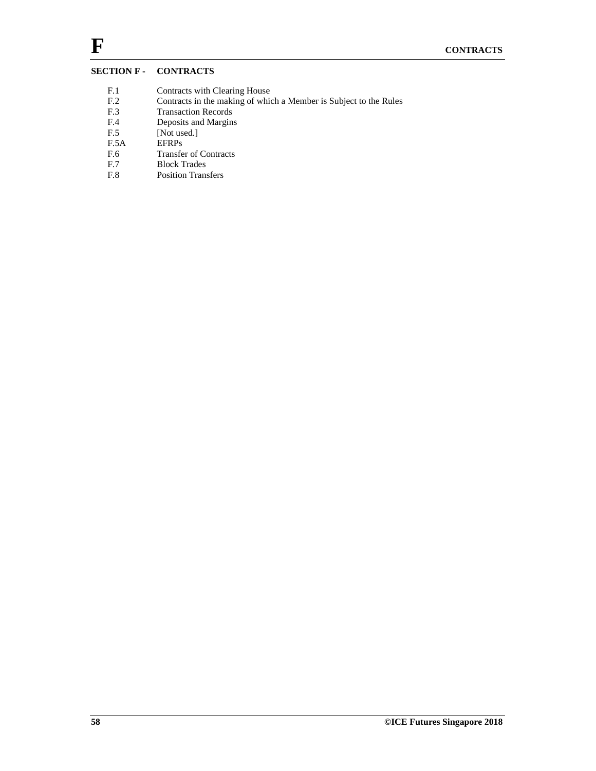## SECTION F - CONTRACTS

| | |
|---|---|
| F.1 | Contracts with Clearing House |
| F.2 | Contracts in the making of which a Member is Subject to the Rules |
| F.3 | Transaction Records |
| F.4 | Deposits and Margins |
| F.5 | [Not used.] |
| F.5A | EFRPs |
| F.6 | Transfer of Contracts |
| F.7 | Block Trades |
| F.8 | Position Transfers |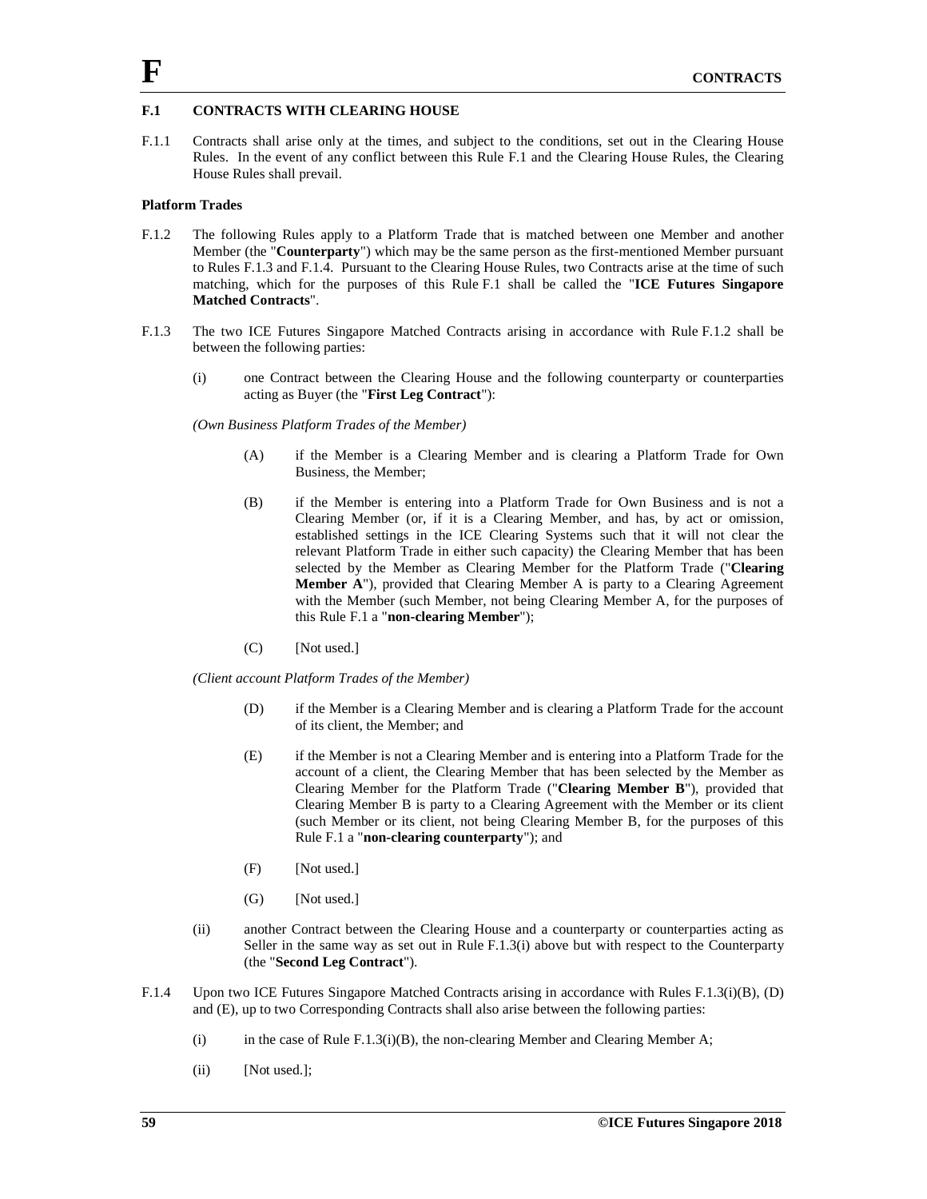## F.1 CONTRACTS WITH CLEARING HOUSE

F.1.1 Contracts shall arise only at the times, and subject to the conditions, set out in the Clearing House Rules. In the event of any conflict between this Rule F.1 and the Clearing House Rules, the Clearing House Rules shall prevail.

**Platform Trades**

F.1.2 The following Rules apply to a Platform Trade that is matched between one Member and another Member (the "**Counterparty**") which may be the same person as the first-mentioned Member pursuant to Rules F.1.3 and F.1.4. Pursuant to the Clearing House Rules, two Contracts arise at the time of such matching, which for the purposes of this Rule F.1 shall be called the "**ICE Futures Singapore Matched Contracts**".

F.1.3 The two ICE Futures Singapore Matched Contracts arising in accordance with Rule F.1.2 shall be between the following parties:

(i) one Contract between the Clearing House and the following counterparty or counterparties acting as Buyer (the "**First Leg Contract**"):

*(Own Business Platform Trades of the Member)*

(A) if the Member is a Clearing Member and is clearing a Platform Trade for Own Business, the Member;

(B) if the Member is entering into a Platform Trade for Own Business and is not a Clearing Member (or, if it is a Clearing Member, and has, by act or omission, established settings in the ICE Clearing Systems such that it will not clear the relevant Platform Trade in either such capacity) the Clearing Member that has been selected by the Member as Clearing Member for the Platform Trade ("**Clearing Member A**"), provided that Clearing Member A is party to a Clearing Agreement with the Member (such Member, not being Clearing Member A, for the purposes of this Rule F.1 a "**non-clearing Member**");

(C) [Not used.]

*(Client account Platform Trades of the Member)*

(D) if the Member is a Clearing Member and is clearing a Platform Trade for the account of its client, the Member; and

(E) if the Member is not a Clearing Member and is entering into a Platform Trade for the account of a client, the Clearing Member that has been selected by the Member as Clearing Member for the Platform Trade ("**Clearing Member B**"), provided that Clearing Member B is party to a Clearing Agreement with the Member or its client (such Member or its client, not being Clearing Member B, for the purposes of this Rule F.1 a "**non-clearing counterparty**"); and

(F) [Not used.]

(G) [Not used.]

(ii) another Contract between the Clearing House and a counterparty or counterparties acting as Seller in the same way as set out in Rule F.1.3(i) above but with respect to the Counterparty (the "**Second Leg Contract**").

F.1.4 Upon two ICE Futures Singapore Matched Contracts arising in accordance with Rules F.1.3(i)(B), (D) and (E), up to two Corresponding Contracts shall also arise between the following parties:

(i) in the case of Rule F.1.3(i)(B), the non-clearing Member and Clearing Member A;

(ii) [Not used.];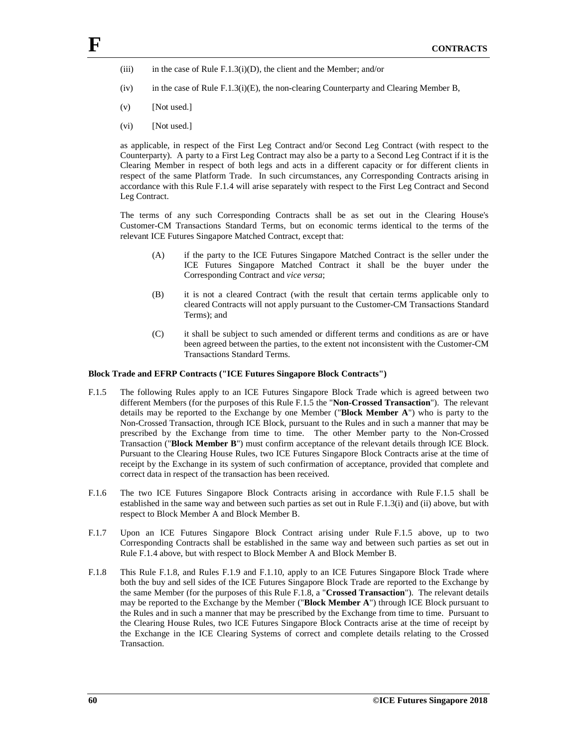(iii) in the case of Rule F.1.3(i)(D), the client and the Member; and/or

(iv) in the case of Rule F.1.3(i)(E), the non-clearing Counterparty and Clearing Member B,

(v) [Not used.]

(vi) [Not used.]

as applicable, in respect of the First Leg Contract and/or Second Leg Contract (with respect to the Counterparty). A party to a First Leg Contract may also be a party to a Second Leg Contract if it is the Clearing Member in respect of both legs and acts in a different capacity or for different clients in respect of the same Platform Trade. In such circumstances, any Corresponding Contracts arising in accordance with this Rule F.1.4 will arise separately with respect to the First Leg Contract and Second Leg Contract.

The terms of any such Corresponding Contracts shall be as set out in the Clearing House's Customer-CM Transactions Standard Terms, but on economic terms identical to the terms of the relevant ICE Futures Singapore Matched Contract, except that:

(A) if the party to the ICE Futures Singapore Matched Contract is the seller under the ICE Futures Singapore Matched Contract it shall be the buyer under the Corresponding Contract and *vice versa*;

(B) it is not a cleared Contract (with the result that certain terms applicable only to cleared Contracts will not apply pursuant to the Customer-CM Transactions Standard Terms); and

(C) it shall be subject to such amended or different terms and conditions as are or have been agreed between the parties, to the extent not inconsistent with the Customer-CM Transactions Standard Terms.

**Block Trade and EFRP Contracts ("ICE Futures Singapore Block Contracts")**

F.1.5 The following Rules apply to an ICE Futures Singapore Block Trade which is agreed between two different Members (for the purposes of this Rule F.1.5 the "**Non-Crossed Transaction**"). The relevant details may be reported to the Exchange by one Member ("**Block Member A**") who is party to the Non-Crossed Transaction, through ICE Block, pursuant to the Rules and in such a manner that may be prescribed by the Exchange from time to time. The other Member party to the Non-Crossed Transaction ("**Block Member B**") must confirm acceptance of the relevant details through ICE Block. Pursuant to the Clearing House Rules, two ICE Futures Singapore Block Contracts arise at the time of receipt by the Exchange in its system of such confirmation of acceptance, provided that complete and correct data in respect of the transaction has been received.

F.1.6 The two ICE Futures Singapore Block Contracts arising in accordance with Rule F.1.5 shall be established in the same way and between such parties as set out in Rule F.1.3(i) and (ii) above, but with respect to Block Member A and Block Member B.

F.1.7 Upon an ICE Futures Singapore Block Contract arising under Rule F.1.5 above, up to two Corresponding Contracts shall be established in the same way and between such parties as set out in Rule F.1.4 above, but with respect to Block Member A and Block Member B.

F.1.8 This Rule F.1.8, and Rules F.1.9 and F.1.10, apply to an ICE Futures Singapore Block Trade where both the buy and sell sides of the ICE Futures Singapore Block Trade are reported to the Exchange by the same Member (for the purposes of this Rule F.1.8, a "**Crossed Transaction**"). The relevant details may be reported to the Exchange by the Member ("**Block Member A**") through ICE Block pursuant to the Rules and in such a manner that may be prescribed by the Exchange from time to time. Pursuant to the Clearing House Rules, two ICE Futures Singapore Block Contracts arise at the time of receipt by the Exchange in the ICE Clearing Systems of correct and complete details relating to the Crossed Transaction.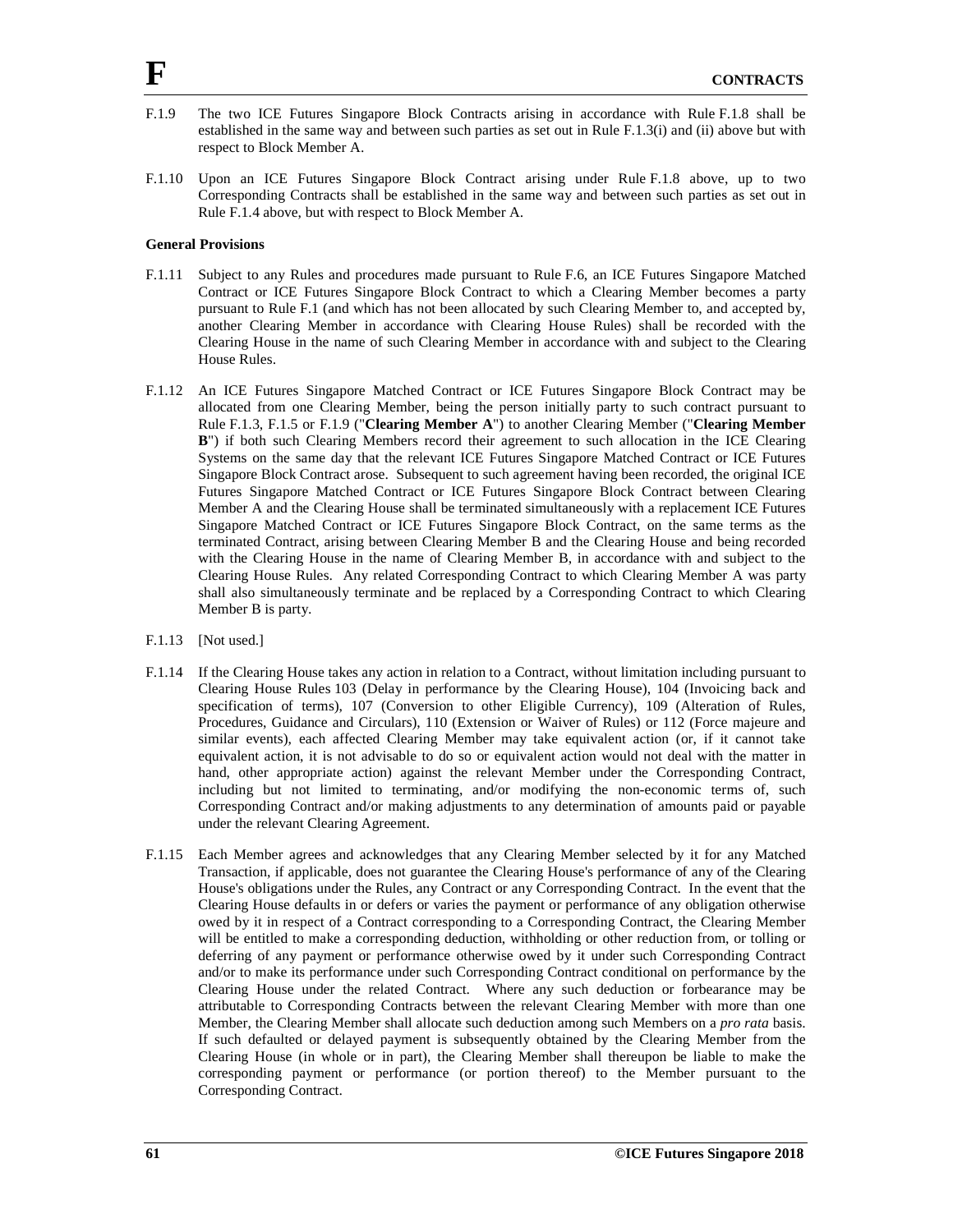F.1.9 The two ICE Futures Singapore Block Contracts arising in accordance with Rule F.1.8 shall be established in the same way and between such parties as set out in Rule F.1.3(i) and (ii) above but with respect to Block Member A.

F.1.10 Upon an ICE Futures Singapore Block Contract arising under Rule F.1.8 above, up to two Corresponding Contracts shall be established in the same way and between such parties as set out in Rule F.1.4 above, but with respect to Block Member A.

**General Provisions**

F.1.11 Subject to any Rules and procedures made pursuant to Rule F.6, an ICE Futures Singapore Matched Contract or ICE Futures Singapore Block Contract to which a Clearing Member becomes a party pursuant to Rule F.1 (and which has not been allocated by such Clearing Member to, and accepted by, another Clearing Member in accordance with Clearing House Rules) shall be recorded with the Clearing House in the name of such Clearing Member in accordance with and subject to the Clearing House Rules.

F.1.12 An ICE Futures Singapore Matched Contract or ICE Futures Singapore Block Contract may be allocated from one Clearing Member, being the person initially party to such contract pursuant to Rule F.1.3, F.1.5 or F.1.9 ("**Clearing Member A**") to another Clearing Member ("**Clearing Member B**") if both such Clearing Members record their agreement to such allocation in the ICE Clearing Systems on the same day that the relevant ICE Futures Singapore Matched Contract or ICE Futures Singapore Block Contract arose. Subsequent to such agreement having been recorded, the original ICE Futures Singapore Matched Contract or ICE Futures Singapore Block Contract between Clearing Member A and the Clearing House shall be terminated simultaneously with a replacement ICE Futures Singapore Matched Contract or ICE Futures Singapore Block Contract, on the same terms as the terminated Contract, arising between Clearing Member B and the Clearing House and being recorded with the Clearing House in the name of Clearing Member B, in accordance with and subject to the Clearing House Rules. Any related Corresponding Contract to which Clearing Member A was party shall also simultaneously terminate and be replaced by a Corresponding Contract to which Clearing Member B is party.

F.1.13 [Not used.]

F.1.14 If the Clearing House takes any action in relation to a Contract, without limitation including pursuant to Clearing House Rules 103 (Delay in performance by the Clearing House), 104 (Invoicing back and specification of terms), 107 (Conversion to other Eligible Currency), 109 (Alteration of Rules, Procedures, Guidance and Circulars), 110 (Extension or Waiver of Rules) or 112 (Force majeure and similar events), each affected Clearing Member may take equivalent action (or, if it cannot take equivalent action, it is not advisable to do so or equivalent action would not deal with the matter in hand, other appropriate action) against the relevant Member under the Corresponding Contract, including but not limited to terminating, and/or modifying the non-economic terms of, such Corresponding Contract and/or making adjustments to any determination of amounts paid or payable under the relevant Clearing Agreement.

F.1.15 Each Member agrees and acknowledges that any Clearing Member selected by it for any Matched Transaction, if applicable, does not guarantee the Clearing House's performance of any of the Clearing House's obligations under the Rules, any Contract or any Corresponding Contract. In the event that the Clearing House defaults in or defers or varies the payment or performance of any obligation otherwise owed by it in respect of a Contract corresponding to a Corresponding Contract, the Clearing Member will be entitled to make a corresponding deduction, withholding or other reduction from, or tolling or deferring of any payment or performance otherwise owed by it under such Corresponding Contract and/or to make its performance under such Corresponding Contract conditional on performance by the Clearing House under the related Contract. Where any such deduction or forbearance may be attributable to Corresponding Contracts between the relevant Clearing Member with more than one Member, the Clearing Member shall allocate such deduction among such Members on a *pro rata* basis. If such defaulted or delayed payment is subsequently obtained by the Clearing Member from the Clearing House (in whole or in part), the Clearing Member shall thereupon be liable to make the corresponding payment or performance (or portion thereof) to the Member pursuant to the Corresponding Contract.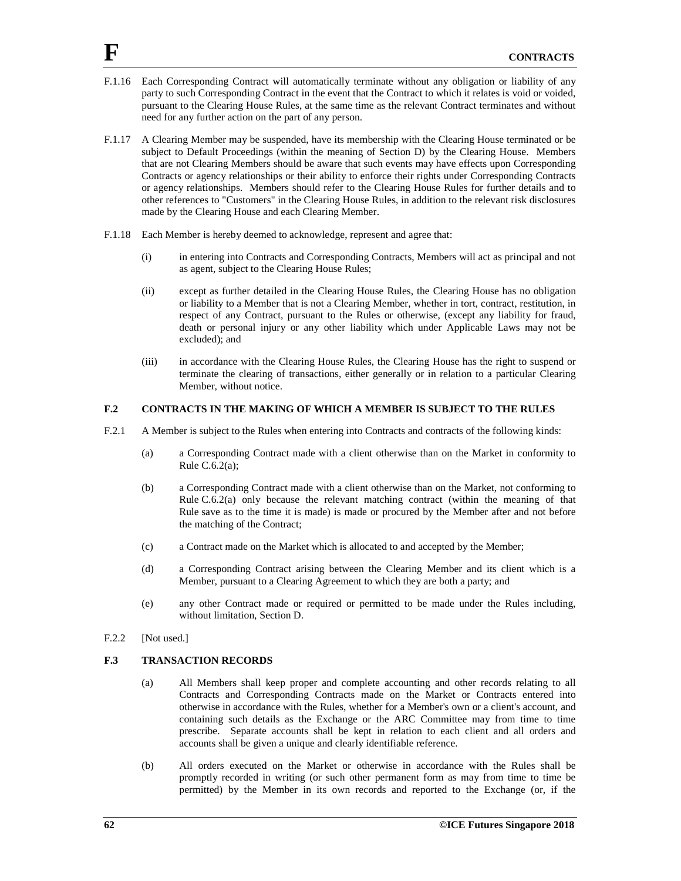F.1.16 Each Corresponding Contract will automatically terminate without any obligation or liability of any party to such Corresponding Contract in the event that the Contract to which it relates is void or voided, pursuant to the Clearing House Rules, at the same time as the relevant Contract terminates and without need for any further action on the part of any person.

F.1.17 A Clearing Member may be suspended, have its membership with the Clearing House terminated or be subject to Default Proceedings (within the meaning of Section D) by the Clearing House. Members that are not Clearing Members should be aware that such events may have effects upon Corresponding Contracts or agency relationships or their ability to enforce their rights under Corresponding Contracts or agency relationships. Members should refer to the Clearing House Rules for further details and to other references to "Customers" in the Clearing House Rules, in addition to the relevant risk disclosures made by the Clearing House and each Clearing Member.

F.1.18 Each Member is hereby deemed to acknowledge, represent and agree that:

(i) in entering into Contracts and Corresponding Contracts, Members will act as principal and not as agent, subject to the Clearing House Rules;

(ii) except as further detailed in the Clearing House Rules, the Clearing House has no obligation or liability to a Member that is not a Clearing Member, whether in tort, contract, restitution, in respect of any Contract, pursuant to the Rules or otherwise, (except any liability for fraud, death or personal injury or any other liability which under Applicable Laws may not be excluded); and

(iii) in accordance with the Clearing House Rules, the Clearing House has the right to suspend or terminate the clearing of transactions, either generally or in relation to a particular Clearing Member, without notice.

## F.2 CONTRACTS IN THE MAKING OF WHICH A MEMBER IS SUBJECT TO THE RULES

F.2.1 A Member is subject to the Rules when entering into Contracts and contracts of the following kinds:

(a) a Corresponding Contract made with a client otherwise than on the Market in conformity to Rule C.6.2(a);

(b) a Corresponding Contract made with a client otherwise than on the Market, not conforming to Rule C.6.2(a) only because the relevant matching contract (within the meaning of that Rule save as to the time it is made) is made or procured by the Member after and not before the matching of the Contract;

(c) a Contract made on the Market which is allocated to and accepted by the Member;

(d) a Corresponding Contract arising between the Clearing Member and its client which is a Member, pursuant to a Clearing Agreement to which they are both a party; and

(e) any other Contract made or required or permitted to be made under the Rules including, without limitation, Section D.

F.2.2 [Not used.]

## F.3 TRANSACTION RECORDS

(a) All Members shall keep proper and complete accounting and other records relating to all Contracts and Corresponding Contracts made on the Market or Contracts entered into otherwise in accordance with the Rules, whether for a Member's own or a client's account, and containing such details as the Exchange or the ARC Committee may from time to time prescribe. Separate accounts shall be kept in relation to each client and all orders and accounts shall be given a unique and clearly identifiable reference.

(b) All orders executed on the Market or otherwise in accordance with the Rules shall be promptly recorded in writing (or such other permanent form as may from time to time be permitted) by the Member in its own records and reported to the Exchange (or, if the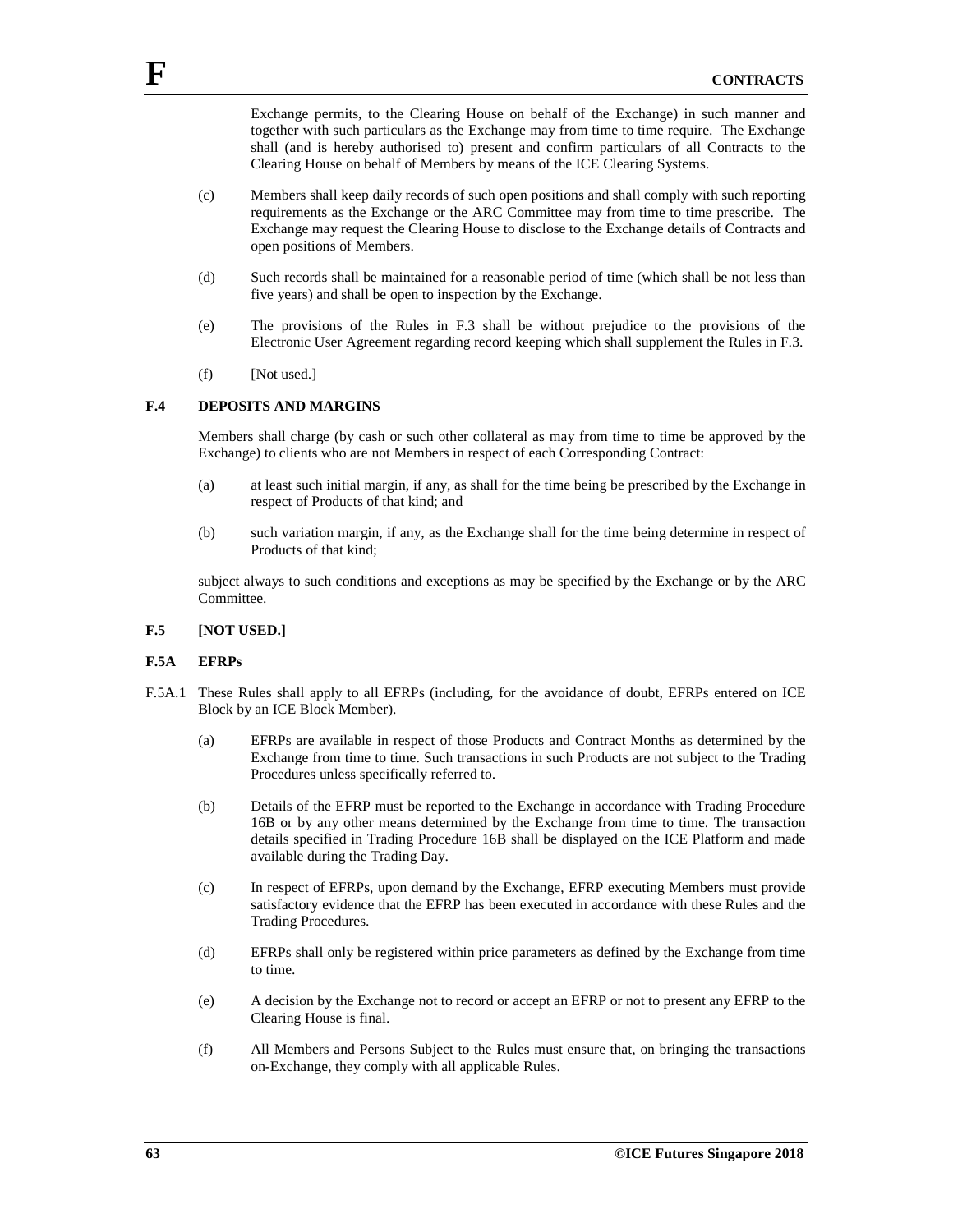Exchange permits, to the Clearing House on behalf of the Exchange) in such manner and together with such particulars as the Exchange may from time to time require. The Exchange shall (and is hereby authorised to) present and confirm particulars of all Contracts to the Clearing House on behalf of Members by means of the ICE Clearing Systems.

(c) Members shall keep daily records of such open positions and shall comply with such reporting requirements as the Exchange or the ARC Committee may from time to time prescribe. The Exchange may request the Clearing House to disclose to the Exchange details of Contracts and open positions of Members.

(d) Such records shall be maintained for a reasonable period of time (which shall be not less than five years) and shall be open to inspection by the Exchange.

(e) The provisions of the Rules in F.3 shall be without prejudice to the provisions of the Electronic User Agreement regarding record keeping which shall supplement the Rules in F.3.

(f) [Not used.]

### F.4 DEPOSITS AND MARGINS

Members shall charge (by cash or such other collateral as may from time to time be approved by the Exchange) to clients who are not Members in respect of each Corresponding Contract:

(a) at least such initial margin, if any, as shall for the time being be prescribed by the Exchange in respect of Products of that kind; and

(b) such variation margin, if any, as the Exchange shall for the time being determine in respect of Products of that kind;

subject always to such conditions and exceptions as may be specified by the Exchange or by the ARC Committee.

### F.5 [NOT USED.]

### F.5A EFRPs

F.5A.1 These Rules shall apply to all EFRPs (including, for the avoidance of doubt, EFRPs entered on ICE Block by an ICE Block Member).

(a) EFRPs are available in respect of those Products and Contract Months as determined by the Exchange from time to time. Such transactions in such Products are not subject to the Trading Procedures unless specifically referred to.

(b) Details of the EFRP must be reported to the Exchange in accordance with Trading Procedure 16B or by any other means determined by the Exchange from time to time. The transaction details specified in Trading Procedure 16B shall be displayed on the ICE Platform and made available during the Trading Day.

(c) In respect of EFRPs, upon demand by the Exchange, EFRP executing Members must provide satisfactory evidence that the EFRP has been executed in accordance with these Rules and the Trading Procedures.

(d) EFRPs shall only be registered within price parameters as defined by the Exchange from time to time.

(e) A decision by the Exchange not to record or accept an EFRP or not to present any EFRP to the Clearing House is final.

(f) All Members and Persons Subject to the Rules must ensure that, on bringing the transactions on-Exchange, they comply with all applicable Rules.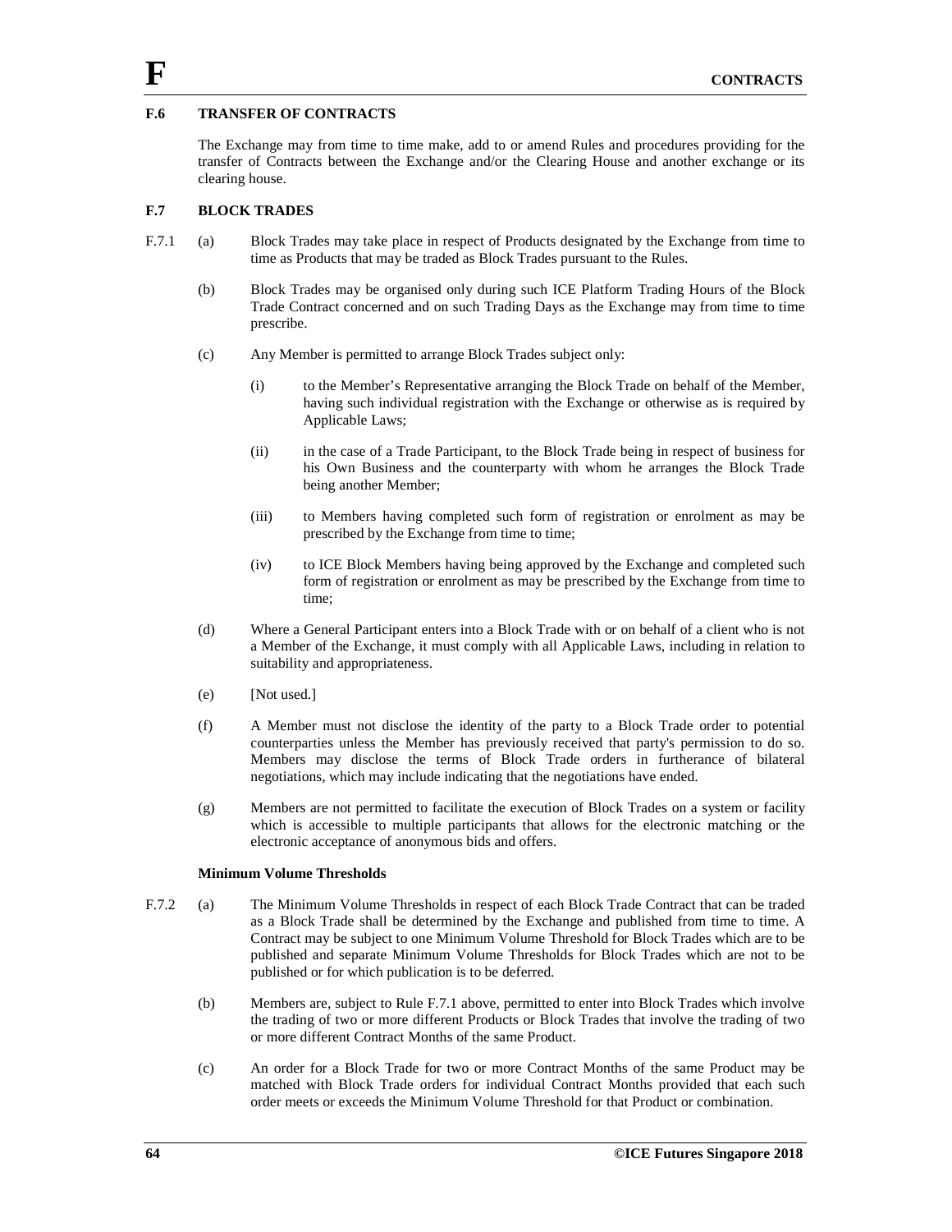## F.6 TRANSFER OF CONTRACTS

The Exchange may from time to time make, add to or amend Rules and procedures providing for the transfer of Contracts between the Exchange and/or the Clearing House and another exchange or its clearing house.

## F.7 BLOCK TRADES

F.7.1 (a) Block Trades may take place in respect of Products designated by the Exchange from time to time as Products that may be traded as Block Trades pursuant to the Rules.

(b) Block Trades may be organised only during such ICE Platform Trading Hours of the Block Trade Contract concerned and on such Trading Days as the Exchange may from time to time prescribe.

(c) Any Member is permitted to arrange Block Trades subject only:

(i) to the Member's Representative arranging the Block Trade on behalf of the Member, having such individual registration with the Exchange or otherwise as is required by Applicable Laws;

(ii) in the case of a Trade Participant, to the Block Trade being in respect of business for his Own Business and the counterparty with whom he arranges the Block Trade being another Member;

(iii) to Members having completed such form of registration or enrolment as may be prescribed by the Exchange from time to time;

(iv) to ICE Block Members having being approved by the Exchange and completed such form of registration or enrolment as may be prescribed by the Exchange from time to time;

(d) Where a General Participant enters into a Block Trade with or on behalf of a client who is not a Member of the Exchange, it must comply with all Applicable Laws, including in relation to suitability and appropriateness.

(e) [Not used.]

(f) A Member must not disclose the identity of the party to a Block Trade order to potential counterparties unless the Member has previously received that party's permission to do so. Members may disclose the terms of Block Trade orders in furtherance of bilateral negotiations, which may include indicating that the negotiations have ended.

(g) Members are not permitted to facilitate the execution of Block Trades on a system or facility which is accessible to multiple participants that allows for the electronic matching or the electronic acceptance of anonymous bids and offers.

**Minimum Volume Thresholds**

F.7.2 (a) The Minimum Volume Thresholds in respect of each Block Trade Contract that can be traded as a Block Trade shall be determined by the Exchange and published from time to time. A Contract may be subject to one Minimum Volume Threshold for Block Trades which are to be published and separate Minimum Volume Thresholds for Block Trades which are not to be published or for which publication is to be deferred.

(b) Members are, subject to Rule F.7.1 above, permitted to enter into Block Trades which involve the trading of two or more different Products or Block Trades that involve the trading of two or more different Contract Months of the same Product.

(c) An order for a Block Trade for two or more Contract Months of the same Product may be matched with Block Trade orders for individual Contract Months provided that each such order meets or exceeds the Minimum Volume Threshold for that Product or combination.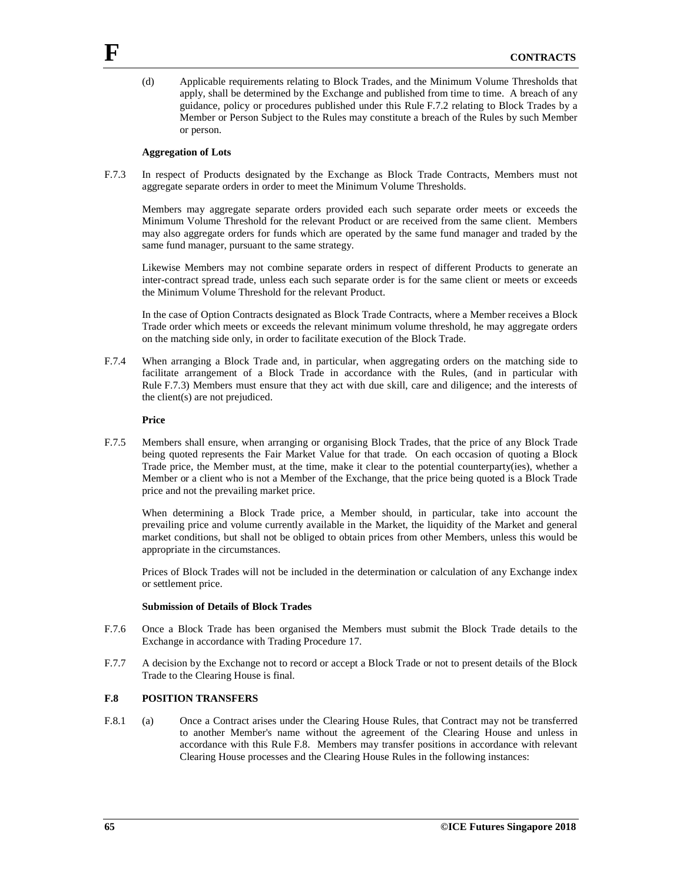(d) Applicable requirements relating to Block Trades, and the Minimum Volume Thresholds that apply, shall be determined by the Exchange and published from time to time. A breach of any guidance, policy or procedures published under this Rule F.7.2 relating to Block Trades by a Member or Person Subject to the Rules may constitute a breach of the Rules by such Member or person.

**Aggregation of Lots**

F.7.3 In respect of Products designated by the Exchange as Block Trade Contracts, Members must not aggregate separate orders in order to meet the Minimum Volume Thresholds.

Members may aggregate separate orders provided each such separate order meets or exceeds the Minimum Volume Threshold for the relevant Product or are received from the same client. Members may also aggregate orders for funds which are operated by the same fund manager and traded by the same fund manager, pursuant to the same strategy.

Likewise Members may not combine separate orders in respect of different Products to generate an inter-contract spread trade, unless each such separate order is for the same client or meets or exceeds the Minimum Volume Threshold for the relevant Product.

In the case of Option Contracts designated as Block Trade Contracts, where a Member receives a Block Trade order which meets or exceeds the relevant minimum volume threshold, he may aggregate orders on the matching side only, in order to facilitate execution of the Block Trade.

F.7.4 When arranging a Block Trade and, in particular, when aggregating orders on the matching side to facilitate arrangement of a Block Trade in accordance with the Rules, (and in particular with Rule F.7.3) Members must ensure that they act with due skill, care and diligence; and the interests of the client(s) are not prejudiced.

**Price**

F.7.5 Members shall ensure, when arranging or organising Block Trades, that the price of any Block Trade being quoted represents the Fair Market Value for that trade. On each occasion of quoting a Block Trade price, the Member must, at the time, make it clear to the potential counterparty(ies), whether a Member or a client who is not a Member of the Exchange, that the price being quoted is a Block Trade price and not the prevailing market price.

When determining a Block Trade price, a Member should, in particular, take into account the prevailing price and volume currently available in the Market, the liquidity of the Market and general market conditions, but shall not be obliged to obtain prices from other Members, unless this would be appropriate in the circumstances.

Prices of Block Trades will not be included in the determination or calculation of any Exchange index or settlement price.

**Submission of Details of Block Trades**

F.7.6 Once a Block Trade has been organised the Members must submit the Block Trade details to the Exchange in accordance with Trading Procedure 17.

F.7.7 A decision by the Exchange not to record or accept a Block Trade or not to present details of the Block Trade to the Clearing House is final.

## F.8 POSITION TRANSFERS

F.8.1 (a) Once a Contract arises under the Clearing House Rules, that Contract may not be transferred to another Member's name without the agreement of the Clearing House and unless in accordance with this Rule F.8. Members may transfer positions in accordance with relevant Clearing House processes and the Clearing House Rules in the following instances: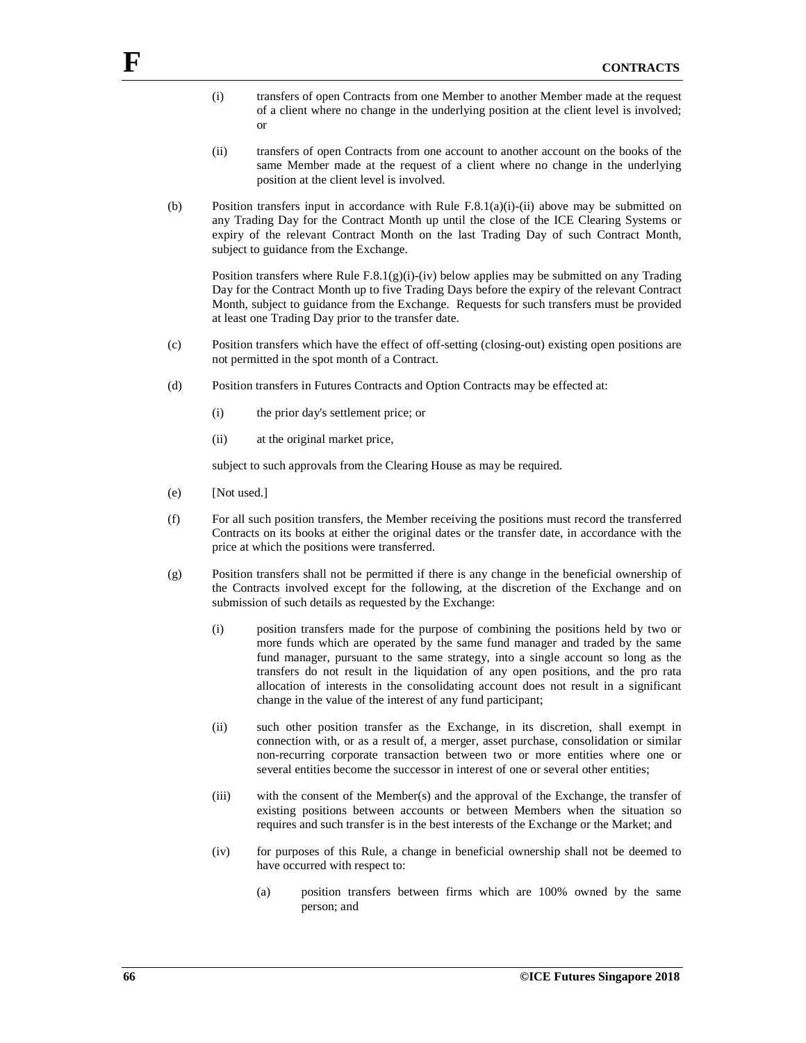(i) transfers of open Contracts from one Member to another Member made at the request of a client where no change in the underlying position at the client level is involved; or

(ii) transfers of open Contracts from one account to another account on the books of the same Member made at the request of a client where no change in the underlying position at the client level is involved.

(b) Position transfers input in accordance with Rule F.8.1(a)(i)-(ii) above may be submitted on any Trading Day for the Contract Month up until the close of the ICE Clearing Systems or expiry of the relevant Contract Month on the last Trading Day of such Contract Month, subject to guidance from the Exchange.

Position transfers where Rule F.8.1(g)(i)-(iv) below applies may be submitted on any Trading Day for the Contract Month up to five Trading Days before the expiry of the relevant Contract Month, subject to guidance from the Exchange. Requests for such transfers must be provided at least one Trading Day prior to the transfer date.

(c) Position transfers which have the effect of off-setting (closing-out) existing open positions are not permitted in the spot month of a Contract.

(d) Position transfers in Futures Contracts and Option Contracts may be effected at:

(i) the prior day's settlement price; or

(ii) at the original market price,

subject to such approvals from the Clearing House as may be required.

(e) [Not used.]

(f) For all such position transfers, the Member receiving the positions must record the transferred Contracts on its books at either the original dates or the transfer date, in accordance with the price at which the positions were transferred.

(g) Position transfers shall not be permitted if there is any change in the beneficial ownership of the Contracts involved except for the following, at the discretion of the Exchange and on submission of such details as requested by the Exchange:

(i) position transfers made for the purpose of combining the positions held by two or more funds which are operated by the same fund manager and traded by the same fund manager, pursuant to the same strategy, into a single account so long as the transfers do not result in the liquidation of any open positions, and the pro rata allocation of interests in the consolidating account does not result in a significant change in the value of the interest of any fund participant;

(ii) such other position transfer as the Exchange, in its discretion, shall exempt in connection with, or as a result of, a merger, asset purchase, consolidation or similar non-recurring corporate transaction between two or more entities where one or several entities become the successor in interest of one or several other entities;

(iii) with the consent of the Member(s) and the approval of the Exchange, the transfer of existing positions between accounts or between Members when the situation so requires and such transfer is in the best interests of the Exchange or the Market; and

(iv) for purposes of this Rule, a change in beneficial ownership shall not be deemed to have occurred with respect to:

(a) position transfers between firms which are 100% owned by the same person; and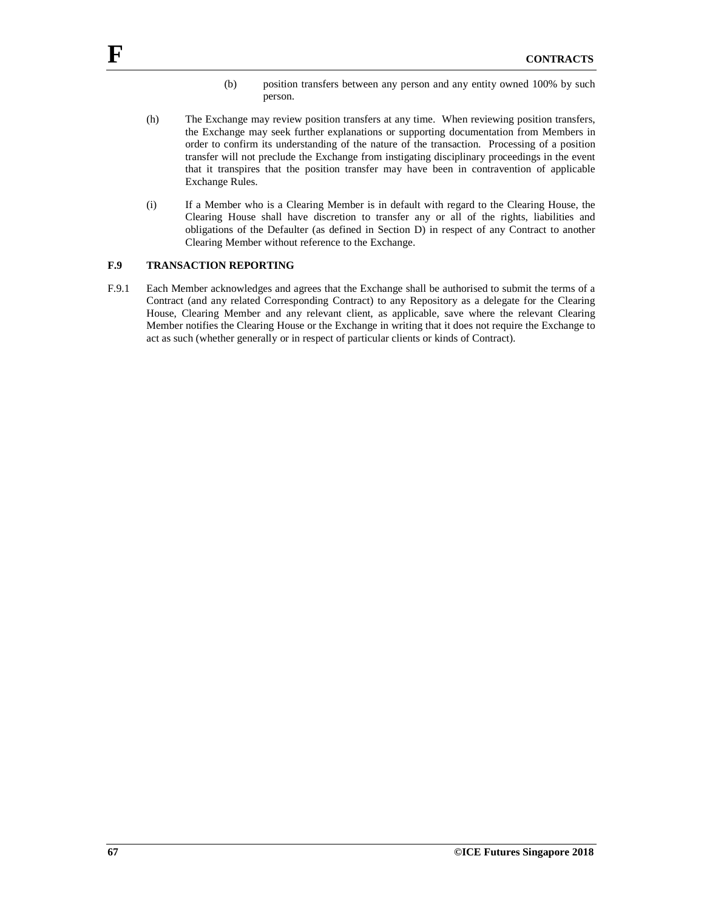(b) position transfers between any person and any entity owned 100% by such person.

(h) The Exchange may review position transfers at any time. When reviewing position transfers, the Exchange may seek further explanations or supporting documentation from Members in order to confirm its understanding of the nature of the transaction. Processing of a position transfer will not preclude the Exchange from instigating disciplinary proceedings in the event that it transpires that the position transfer may have been in contravention of applicable Exchange Rules.

(i) If a Member who is a Clearing Member is in default with regard to the Clearing House, the Clearing House shall have discretion to transfer any or all of the rights, liabilities and obligations of the Defaulter (as defined in Section D) in respect of any Contract to another Clearing Member without reference to the Exchange.

## F.9 TRANSACTION REPORTING

F.9.1 Each Member acknowledges and agrees that the Exchange shall be authorised to submit the terms of a Contract (and any related Corresponding Contract) to any Repository as a delegate for the Clearing House, Clearing Member and any relevant client, as applicable, save where the relevant Clearing Member notifies the Clearing House or the Exchange in writing that it does not require the Exchange to act as such (whether generally or in respect of particular clients or kinds of Contract).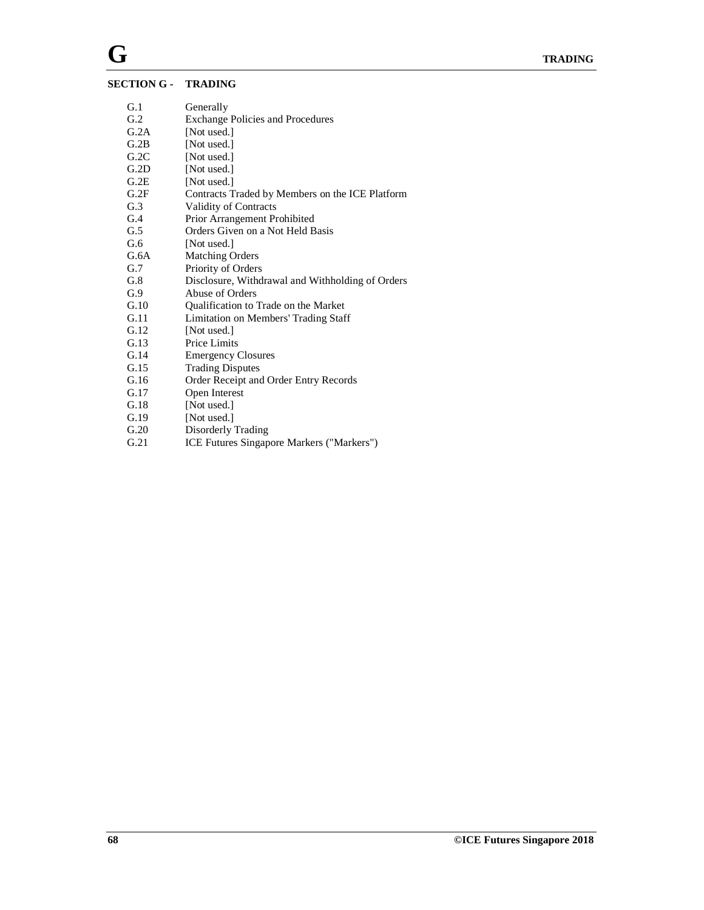# SECTION G - TRADING

| | |
|---|---|
| G.1 | Generally |
| G.2 | Exchange Policies and Procedures |
| G.2A | [Not used.] |
| G.2B | [Not used.] |
| G.2C | [Not used.] |
| G.2D | [Not used.] |
| G.2E | [Not used.] |
| G.2F | Contracts Traded by Members on the ICE Platform |
| G.3 | Validity of Contracts |
| G.4 | Prior Arrangement Prohibited |
| G.5 | Orders Given on a Not Held Basis |
| G.6 | [Not used.] |
| G.6A | Matching Orders |
| G.7 | Priority of Orders |
| G.8 | Disclosure, Withdrawal and Withholding of Orders |
| G.9 | Abuse of Orders |
| G.10 | Qualification to Trade on the Market |
| G.11 | Limitation on Members' Trading Staff |
| G.12 | [Not used.] |
| G.13 | Price Limits |
| G.14 | Emergency Closures |
| G.15 | Trading Disputes |
| G.16 | Order Receipt and Order Entry Records |
| G.17 | Open Interest |
| G.18 | [Not used.] |
| G.19 | [Not used.] |
| G.20 | Disorderly Trading |
| G.21 | ICE Futures Singapore Markers ("Markers") |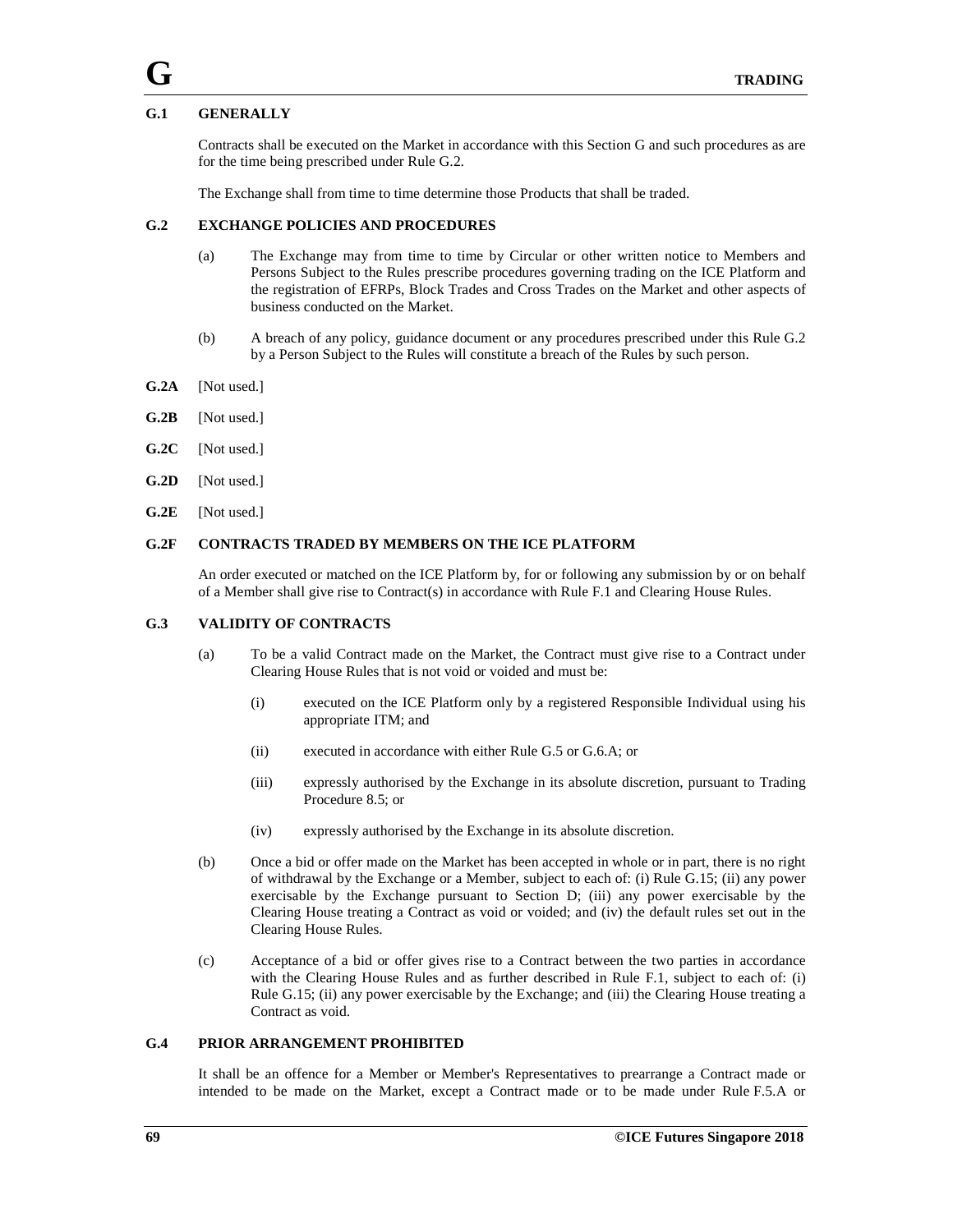# G TRADING

## G.1 GENERALLY

Contracts shall be executed on the Market in accordance with this Section G and such procedures as are for the time being prescribed under Rule G.2.

The Exchange shall from time to time determine those Products that shall be traded.

## G.2 EXCHANGE POLICIES AND PROCEDURES

(a) The Exchange may from time to time by Circular or other written notice to Members and Persons Subject to the Rules prescribe procedures governing trading on the ICE Platform and the registration of EFRPs, Block Trades and Cross Trades on the Market and other aspects of business conducted on the Market.

(b) A breach of any policy, guidance document or any procedures prescribed under this Rule G.2 by a Person Subject to the Rules will constitute a breach of the Rules by such person.

**G.2A** [Not used.]

**G.2B** [Not used.]

**G.2C** [Not used.]

**G.2D** [Not used.]

**G.2E** [Not used.]

## G.2F CONTRACTS TRADED BY MEMBERS ON THE ICE PLATFORM

An order executed or matched on the ICE Platform by, for or following any submission by or on behalf of a Member shall give rise to Contract(s) in accordance with Rule F.1 and Clearing House Rules.

## G.3 VALIDITY OF CONTRACTS

(a) To be a valid Contract made on the Market, the Contract must give rise to a Contract under Clearing House Rules that is not void or voided and must be:

(i) executed on the ICE Platform only by a registered Responsible Individual using his appropriate ITM; and

(ii) executed in accordance with either Rule G.5 or G.6.A; or

(iii) expressly authorised by the Exchange in its absolute discretion, pursuant to Trading Procedure 8.5; or

(iv) expressly authorised by the Exchange in its absolute discretion.

(b) Once a bid or offer made on the Market has been accepted in whole or in part, there is no right of withdrawal by the Exchange or a Member, subject to each of: (i) Rule G.15; (ii) any power exercisable by the Exchange pursuant to Section D; (iii) any power exercisable by the Clearing House treating a Contract as void or voided; and (iv) the default rules set out in the Clearing House Rules.

(c) Acceptance of a bid or offer gives rise to a Contract between the two parties in accordance with the Clearing House Rules and as further described in Rule F.1, subject to each of: (i) Rule G.15; (ii) any power exercisable by the Exchange; and (iii) the Clearing House treating a Contract as void.

## G.4 PRIOR ARRANGEMENT PROHIBITED

It shall be an offence for a Member or Member's Representatives to prearrange a Contract made or intended to be made on the Market, except a Contract made or to be made under Rule F.5.A or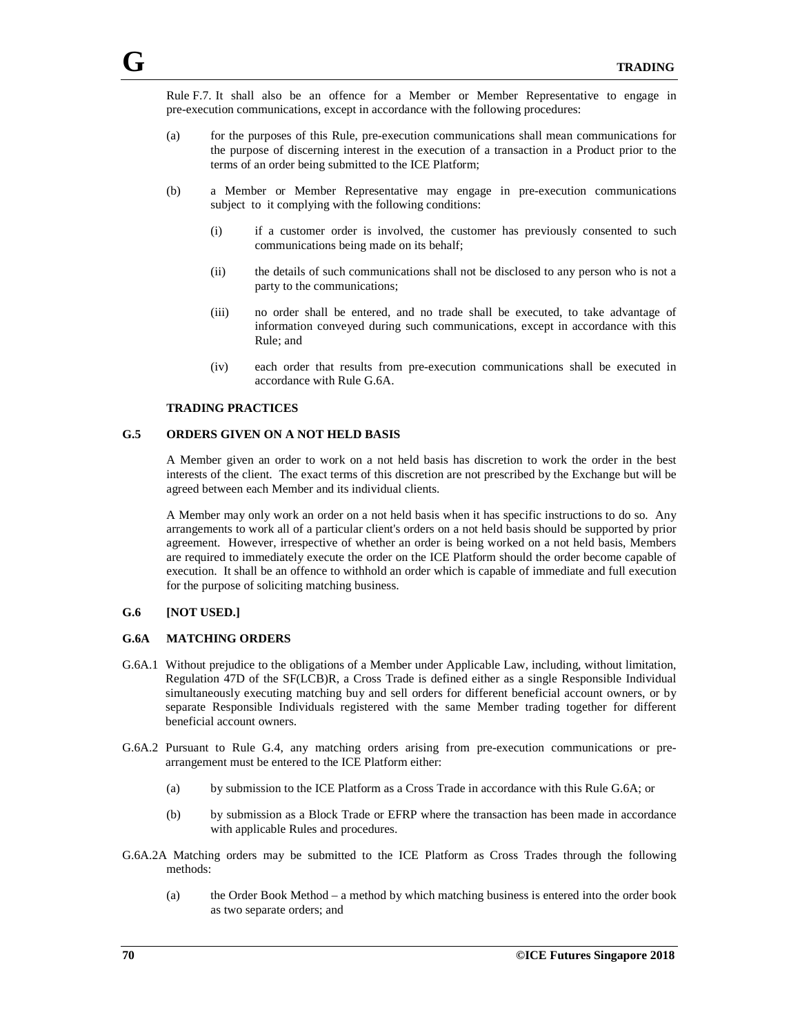Rule F.7. It shall also be an offence for a Member or Member Representative to engage in pre-execution communications, except in accordance with the following procedures:

(a) for the purposes of this Rule, pre-execution communications shall mean communications for the purpose of discerning interest in the execution of a transaction in a Product prior to the terms of an order being submitted to the ICE Platform;

(b) a Member or Member Representative may engage in pre-execution communications subject to it complying with the following conditions:

   (i) if a customer order is involved, the customer has previously consented to such communications being made on its behalf;

   (ii) the details of such communications shall not be disclosed to any person who is not a party to the communications;

   (iii) no order shall be entered, and no trade shall be executed, to take advantage of information conveyed during such communications, except in accordance with this Rule; and

   (iv) each order that results from pre-execution communications shall be executed in accordance with Rule G.6A.

**TRADING PRACTICES**

## G.5 ORDERS GIVEN ON A NOT HELD BASIS

A Member given an order to work on a not held basis has discretion to work the order in the best interests of the client. The exact terms of this discretion are not prescribed by the Exchange but will be agreed between each Member and its individual clients.

A Member may only work an order on a not held basis when it has specific instructions to do so. Any arrangements to work all of a particular client's orders on a not held basis should be supported by prior agreement. However, irrespective of whether an order is being worked on a not held basis, Members are required to immediately execute the order on the ICE Platform should the order become capable of execution. It shall be an offence to withhold an order which is capable of immediate and full execution for the purpose of soliciting matching business.

## G.6 [NOT USED.]

## G.6A MATCHING ORDERS

G.6A.1 Without prejudice to the obligations of a Member under Applicable Law, including, without limitation, Regulation 47D of the SF(LCB)R, a Cross Trade is defined either as a single Responsible Individual simultaneously executing matching buy and sell orders for different beneficial account owners, or by separate Responsible Individuals registered with the same Member trading together for different beneficial account owners.

G.6A.2 Pursuant to Rule G.4, any matching orders arising from pre-execution communications or pre-arrangement must be entered to the ICE Platform either:

(a) by submission to the ICE Platform as a Cross Trade in accordance with this Rule G.6A; or

(b) by submission as a Block Trade or EFRP where the transaction has been made in accordance with applicable Rules and procedures.

G.6A.2A Matching orders may be submitted to the ICE Platform as Cross Trades through the following methods:

(a) the Order Book Method – a method by which matching business is entered into the order book as two separate orders; and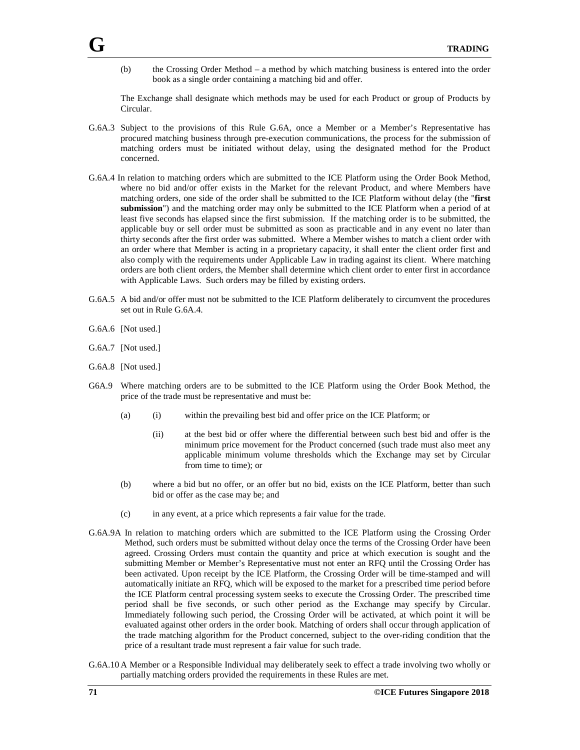(b) the Crossing Order Method – a method by which matching business is entered into the order book as a single order containing a matching bid and offer.

The Exchange shall designate which methods may be used for each Product or group of Products by Circular.

G.6A.3 Subject to the provisions of this Rule G.6A, once a Member or a Member's Representative has procured matching business through pre-execution communications, the process for the submission of matching orders must be initiated without delay, using the designated method for the Product concerned.

G.6A.4 In relation to matching orders which are submitted to the ICE Platform using the Order Book Method, where no bid and/or offer exists in the Market for the relevant Product, and where Members have matching orders, one side of the order shall be submitted to the ICE Platform without delay (the "**first submission**") and the matching order may only be submitted to the ICE Platform when a period of at least five seconds has elapsed since the first submission. If the matching order is to be submitted, the applicable buy or sell order must be submitted as soon as practicable and in any event no later than thirty seconds after the first order was submitted. Where a Member wishes to match a client order with an order where that Member is acting in a proprietary capacity, it shall enter the client order first and also comply with the requirements under Applicable Law in trading against its client. Where matching orders are both client orders, the Member shall determine which client order to enter first in accordance with Applicable Laws. Such orders may be filled by existing orders.

G.6A.5 A bid and/or offer must not be submitted to the ICE Platform deliberately to circumvent the procedures set out in Rule G.6A.4.

G.6A.6 [Not used.]

G.6A.7 [Not used.]

G.6A.8 [Not used.]

G6A.9 Where matching orders are to be submitted to the ICE Platform using the Order Book Method, the price of the trade must be representative and must be:

(a) (i) within the prevailing best bid and offer price on the ICE Platform; or

(ii) at the best bid or offer where the differential between such best bid and offer is the minimum price movement for the Product concerned (such trade must also meet any applicable minimum volume thresholds which the Exchange may set by Circular from time to time); or

(b) where a bid but no offer, or an offer but no bid, exists on the ICE Platform, better than such bid or offer as the case may be; and

(c) in any event, at a price which represents a fair value for the trade.

G.6A.9A In relation to matching orders which are submitted to the ICE Platform using the Crossing Order Method, such orders must be submitted without delay once the terms of the Crossing Order have been agreed. Crossing Orders must contain the quantity and price at which execution is sought and the submitting Member or Member's Representative must not enter an RFQ until the Crossing Order has been activated. Upon receipt by the ICE Platform, the Crossing Order will be time-stamped and will automatically initiate an RFQ, which will be exposed to the market for a prescribed time period before the ICE Platform central processing system seeks to execute the Crossing Order. The prescribed time period shall be five seconds, or such other period as the Exchange may specify by Circular. Immediately following such period, the Crossing Order will be activated, at which point it will be evaluated against other orders in the order book. Matching of orders shall occur through application of the trade matching algorithm for the Product concerned, subject to the over-riding condition that the price of a resultant trade must represent a fair value for such trade.

G.6A.10 A Member or a Responsible Individual may deliberately seek to effect a trade involving two wholly or partially matching orders provided the requirements in these Rules are met.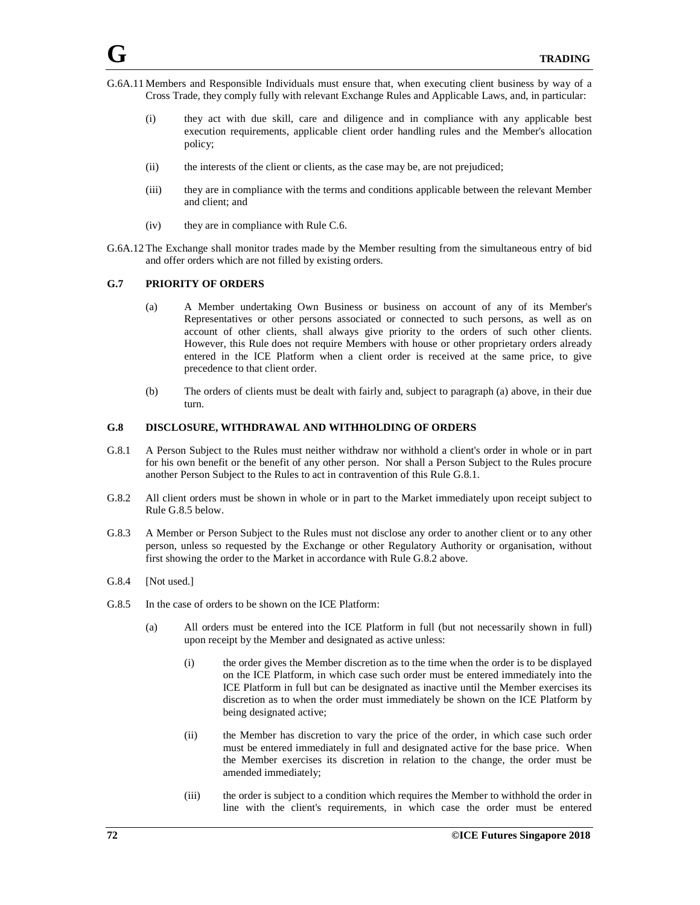G.6A.11 Members and Responsible Individuals must ensure that, when executing client business by way of a Cross Trade, they comply fully with relevant Exchange Rules and Applicable Laws, and, in particular:

(i) they act with due skill, care and diligence and in compliance with any applicable best execution requirements, applicable client order handling rules and the Member's allocation policy;

(ii) the interests of the client or clients, as the case may be, are not prejudiced;

(iii) they are in compliance with the terms and conditions applicable between the relevant Member and client; and

(iv) they are in compliance with Rule C.6.

G.6A.12 The Exchange shall monitor trades made by the Member resulting from the simultaneous entry of bid and offer orders which are not filled by existing orders.

### G.7 PRIORITY OF ORDERS

(a) A Member undertaking Own Business or business on account of any of its Member's Representatives or other persons associated or connected to such persons, as well as on account of other clients, shall always give priority to the orders of such other clients. However, this Rule does not require Members with house or other proprietary orders already entered in the ICE Platform when a client order is received at the same price, to give precedence to that client order.

(b) The orders of clients must be dealt with fairly and, subject to paragraph (a) above, in their due turn.

### G.8 DISCLOSURE, WITHDRAWAL AND WITHHOLDING OF ORDERS

G.8.1 A Person Subject to the Rules must neither withdraw nor withhold a client's order in whole or in part for his own benefit or the benefit of any other person. Nor shall a Person Subject to the Rules procure another Person Subject to the Rules to act in contravention of this Rule G.8.1.

G.8.2 All client orders must be shown in whole or in part to the Market immediately upon receipt subject to Rule G.8.5 below.

G.8.3 A Member or Person Subject to the Rules must not disclose any order to another client or to any other person, unless so requested by the Exchange or other Regulatory Authority or organisation, without first showing the order to the Market in accordance with Rule G.8.2 above.

G.8.4 [Not used.]

G.8.5 In the case of orders to be shown on the ICE Platform:

(a) All orders must be entered into the ICE Platform in full (but not necessarily shown in full) upon receipt by the Member and designated as active unless:

(i) the order gives the Member discretion as to the time when the order is to be displayed on the ICE Platform, in which case such order must be entered immediately into the ICE Platform in full but can be designated as inactive until the Member exercises its discretion as to when the order must immediately be shown on the ICE Platform by being designated active;

(ii) the Member has discretion to vary the price of the order, in which case such order must be entered immediately in full and designated active for the base price. When the Member exercises its discretion in relation to the change, the order must be amended immediately;

(iii) the order is subject to a condition which requires the Member to withhold the order in line with the client's requirements, in which case the order must be entered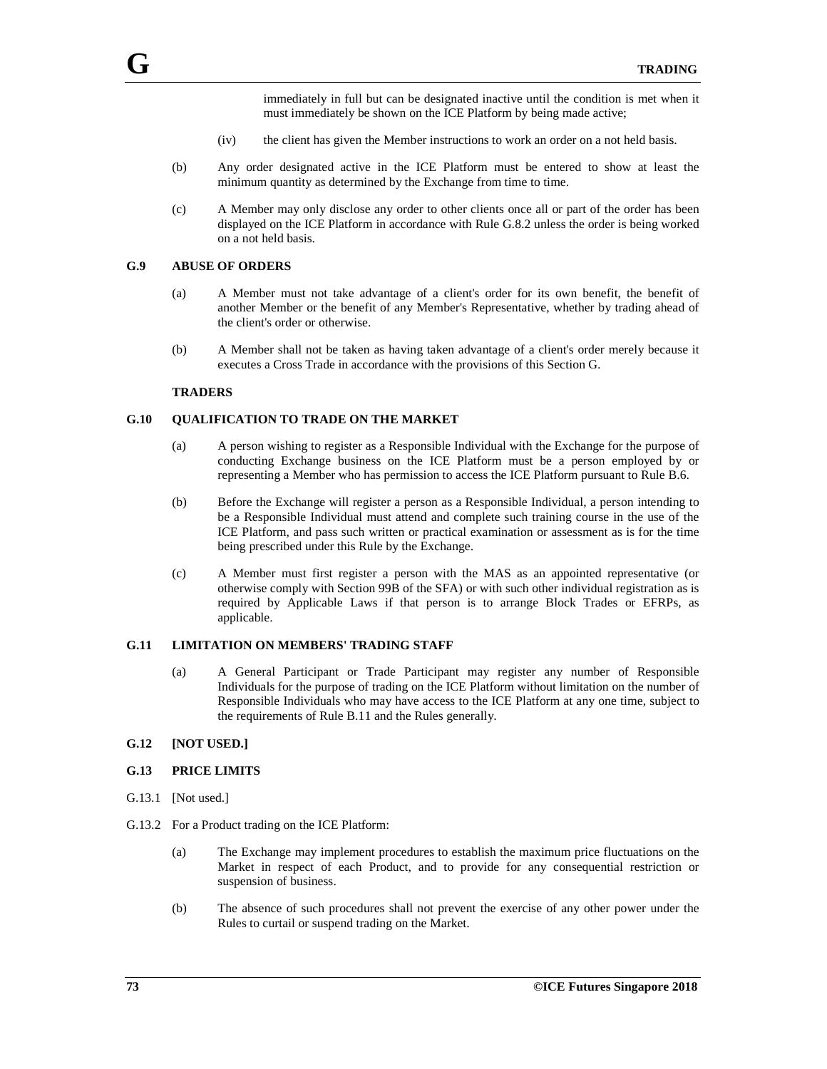immediately in full but can be designated inactive until the condition is met when it must immediately be shown on the ICE Platform by being made active;

(iv) the client has given the Member instructions to work an order on a not held basis.

(b) Any order designated active in the ICE Platform must be entered to show at least the minimum quantity as determined by the Exchange from time to time.

(c) A Member may only disclose any order to other clients once all or part of the order has been displayed on the ICE Platform in accordance with Rule G.8.2 unless the order is being worked on a not held basis.

## G.9 ABUSE OF ORDERS

(a) A Member must not take advantage of a client's order for its own benefit, the benefit of another Member or the benefit of any Member's Representative, whether by trading ahead of the client's order or otherwise.

(b) A Member shall not be taken as having taken advantage of a client's order merely because it executes a Cross Trade in accordance with the provisions of this Section G.

## TRADERS

## G.10 QUALIFICATION TO TRADE ON THE MARKET

(a) A person wishing to register as a Responsible Individual with the Exchange for the purpose of conducting Exchange business on the ICE Platform must be a person employed by or representing a Member who has permission to access the ICE Platform pursuant to Rule B.6.

(b) Before the Exchange will register a person as a Responsible Individual, a person intending to be a Responsible Individual must attend and complete such training course in the use of the ICE Platform, and pass such written or practical examination or assessment as is for the time being prescribed under this Rule by the Exchange.

(c) A Member must first register a person with the MAS as an appointed representative (or otherwise comply with Section 99B of the SFA) or with such other individual registration as is required by Applicable Laws if that person is to arrange Block Trades or EFRPs, as applicable.

## G.11 LIMITATION ON MEMBERS' TRADING STAFF

(a) A General Participant or Trade Participant may register any number of Responsible Individuals for the purpose of trading on the ICE Platform without limitation on the number of Responsible Individuals who may have access to the ICE Platform at any one time, subject to the requirements of Rule B.11 and the Rules generally.

## G.12 [NOT USED.]

## G.13 PRICE LIMITS

G.13.1 [Not used.]

G.13.2 For a Product trading on the ICE Platform:

(a) The Exchange may implement procedures to establish the maximum price fluctuations on the Market in respect of each Product, and to provide for any consequential restriction or suspension of business.

(b) The absence of such procedures shall not prevent the exercise of any other power under the Rules to curtail or suspend trading on the Market.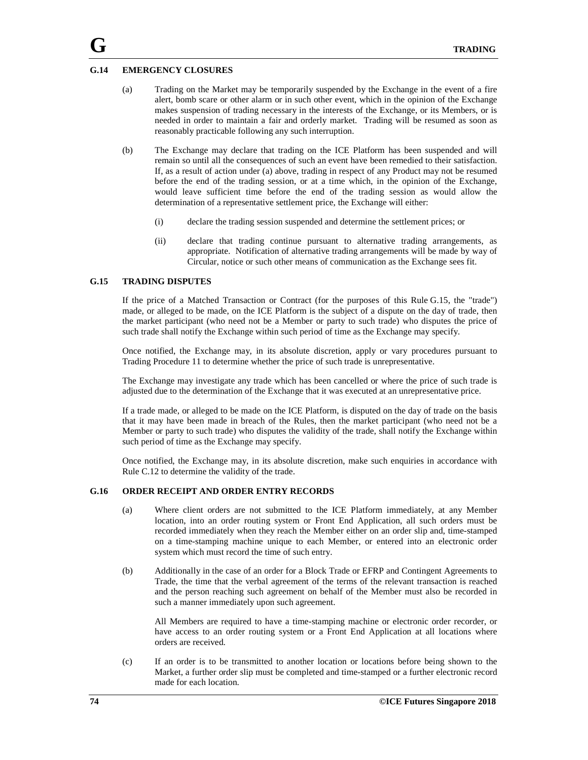## G.14 EMERGENCY CLOSURES

(a) Trading on the Market may be temporarily suspended by the Exchange in the event of a fire alert, bomb scare or other alarm or in such other event, which in the opinion of the Exchange makes suspension of trading necessary in the interests of the Exchange, or its Members, or is needed in order to maintain a fair and orderly market. Trading will be resumed as soon as reasonably practicable following any such interruption.

(b) The Exchange may declare that trading on the ICE Platform has been suspended and will remain so until all the consequences of such an event have been remedied to their satisfaction. If, as a result of action under (a) above, trading in respect of any Product may not be resumed before the end of the trading session, or at a time which, in the opinion of the Exchange, would leave sufficient time before the end of the trading session as would allow the determination of a representative settlement price, the Exchange will either:

(i) declare the trading session suspended and determine the settlement prices; or

(ii) declare that trading continue pursuant to alternative trading arrangements, as appropriate. Notification of alternative trading arrangements will be made by way of Circular, notice or such other means of communication as the Exchange sees fit.

## G.15 TRADING DISPUTES

If the price of a Matched Transaction or Contract (for the purposes of this Rule G.15, the "trade") made, or alleged to be made, on the ICE Platform is the subject of a dispute on the day of trade, then the market participant (who need not be a Member or party to such trade) who disputes the price of such trade shall notify the Exchange within such period of time as the Exchange may specify.

Once notified, the Exchange may, in its absolute discretion, apply or vary procedures pursuant to Trading Procedure 11 to determine whether the price of such trade is unrepresentative.

The Exchange may investigate any trade which has been cancelled or where the price of such trade is adjusted due to the determination of the Exchange that it was executed at an unrepresentative price.

If a trade made, or alleged to be made on the ICE Platform, is disputed on the day of trade on the basis that it may have been made in breach of the Rules, then the market participant (who need not be a Member or party to such trade) who disputes the validity of the trade, shall notify the Exchange within such period of time as the Exchange may specify.

Once notified, the Exchange may, in its absolute discretion, make such enquiries in accordance with Rule C.12 to determine the validity of the trade.

## G.16 ORDER RECEIPT AND ORDER ENTRY RECORDS

(a) Where client orders are not submitted to the ICE Platform immediately, at any Member location, into an order routing system or Front End Application, all such orders must be recorded immediately when they reach the Member either on an order slip and, time-stamped on a time-stamping machine unique to each Member, or entered into an electronic order system which must record the time of such entry.

(b) Additionally in the case of an order for a Block Trade or EFRP and Contingent Agreements to Trade, the time that the verbal agreement of the terms of the relevant transaction is reached and the person reaching such agreement on behalf of the Member must also be recorded in such a manner immediately upon such agreement.

All Members are required to have a time-stamping machine or electronic order recorder, or have access to an order routing system or a Front End Application at all locations where orders are received.

(c) If an order is to be transmitted to another location or locations before being shown to the Market, a further order slip must be completed and time-stamped or a further electronic record made for each location.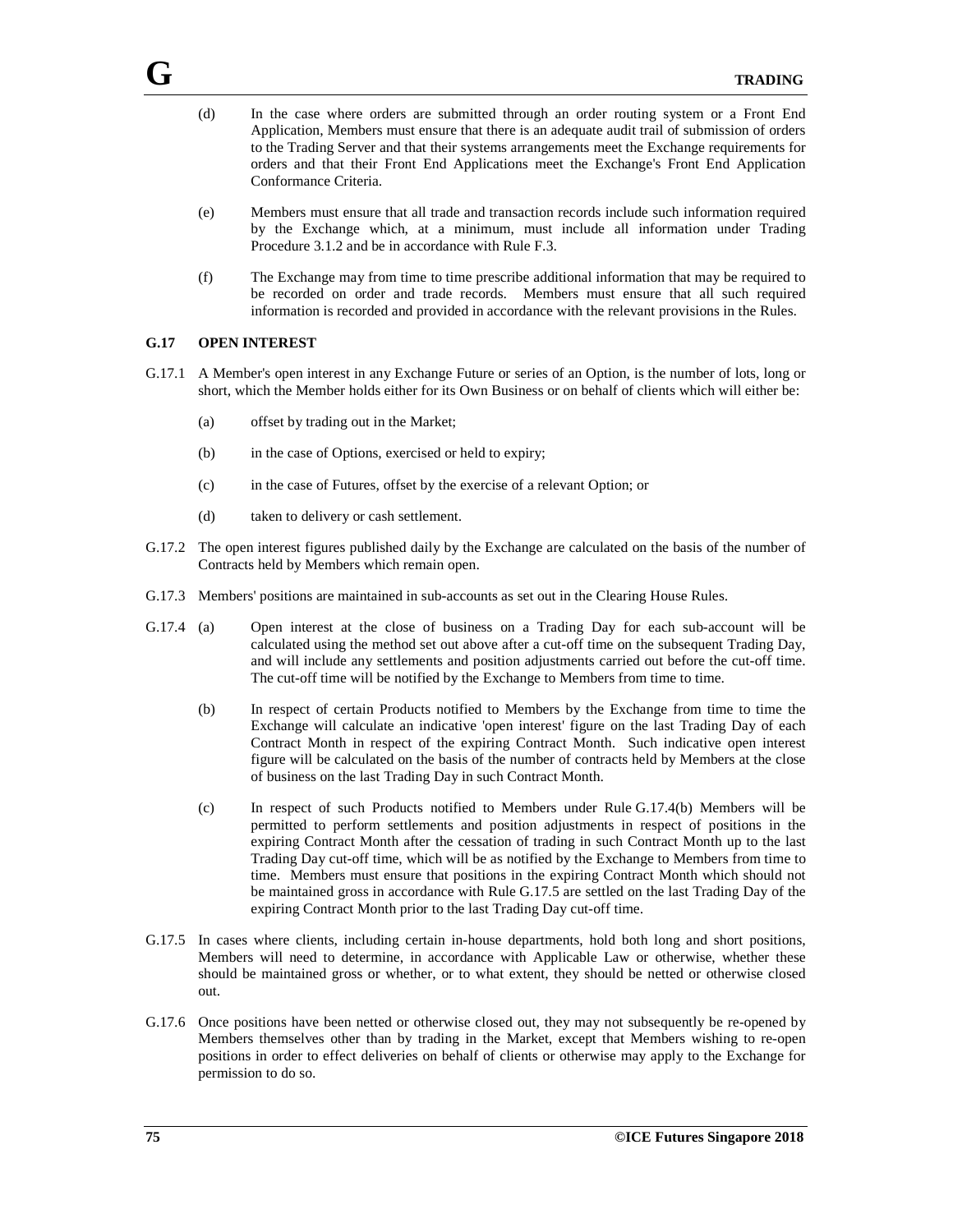(d) In the case where orders are submitted through an order routing system or a Front End Application, Members must ensure that there is an adequate audit trail of submission of orders to the Trading Server and that their systems arrangements meet the Exchange requirements for orders and that their Front End Applications meet the Exchange's Front End Application Conformance Criteria.

(e) Members must ensure that all trade and transaction records include such information required by the Exchange which, at a minimum, must include all information under Trading Procedure 3.1.2 and be in accordance with Rule F.3.

(f) The Exchange may from time to time prescribe additional information that may be required to be recorded on order and trade records. Members must ensure that all such required information is recorded and provided in accordance with the relevant provisions in the Rules.

### G.17 OPEN INTEREST

G.17.1 A Member's open interest in any Exchange Future or series of an Option, is the number of lots, long or short, which the Member holds either for its Own Business or on behalf of clients which will either be:

(a) offset by trading out in the Market;

(b) in the case of Options, exercised or held to expiry;

(c) in the case of Futures, offset by the exercise of a relevant Option; or

(d) taken to delivery or cash settlement.

G.17.2 The open interest figures published daily by the Exchange are calculated on the basis of the number of Contracts held by Members which remain open.

G.17.3 Members' positions are maintained in sub-accounts as set out in the Clearing House Rules.

G.17.4 (a) Open interest at the close of business on a Trading Day for each sub-account will be calculated using the method set out above after a cut-off time on the subsequent Trading Day, and will include any settlements and position adjustments carried out before the cut-off time. The cut-off time will be notified by the Exchange to Members from time to time.

(b) In respect of certain Products notified to Members by the Exchange from time to time the Exchange will calculate an indicative 'open interest' figure on the last Trading Day of each Contract Month in respect of the expiring Contract Month. Such indicative open interest figure will be calculated on the basis of the number of contracts held by Members at the close of business on the last Trading Day in such Contract Month.

(c) In respect of such Products notified to Members under Rule G.17.4(b) Members will be permitted to perform settlements and position adjustments in respect of positions in the expiring Contract Month after the cessation of trading in such Contract Month up to the last Trading Day cut-off time, which will be as notified by the Exchange to Members from time to time. Members must ensure that positions in the expiring Contract Month which should not be maintained gross in accordance with Rule G.17.5 are settled on the last Trading Day of the expiring Contract Month prior to the last Trading Day cut-off time.

G.17.5 In cases where clients, including certain in-house departments, hold both long and short positions, Members will need to determine, in accordance with Applicable Law or otherwise, whether these should be maintained gross or whether, or to what extent, they should be netted or otherwise closed out.

G.17.6 Once positions have been netted or otherwise closed out, they may not subsequently be re-opened by Members themselves other than by trading in the Market, except that Members wishing to re-open positions in order to effect deliveries on behalf of clients or otherwise may apply to the Exchange for permission to do so.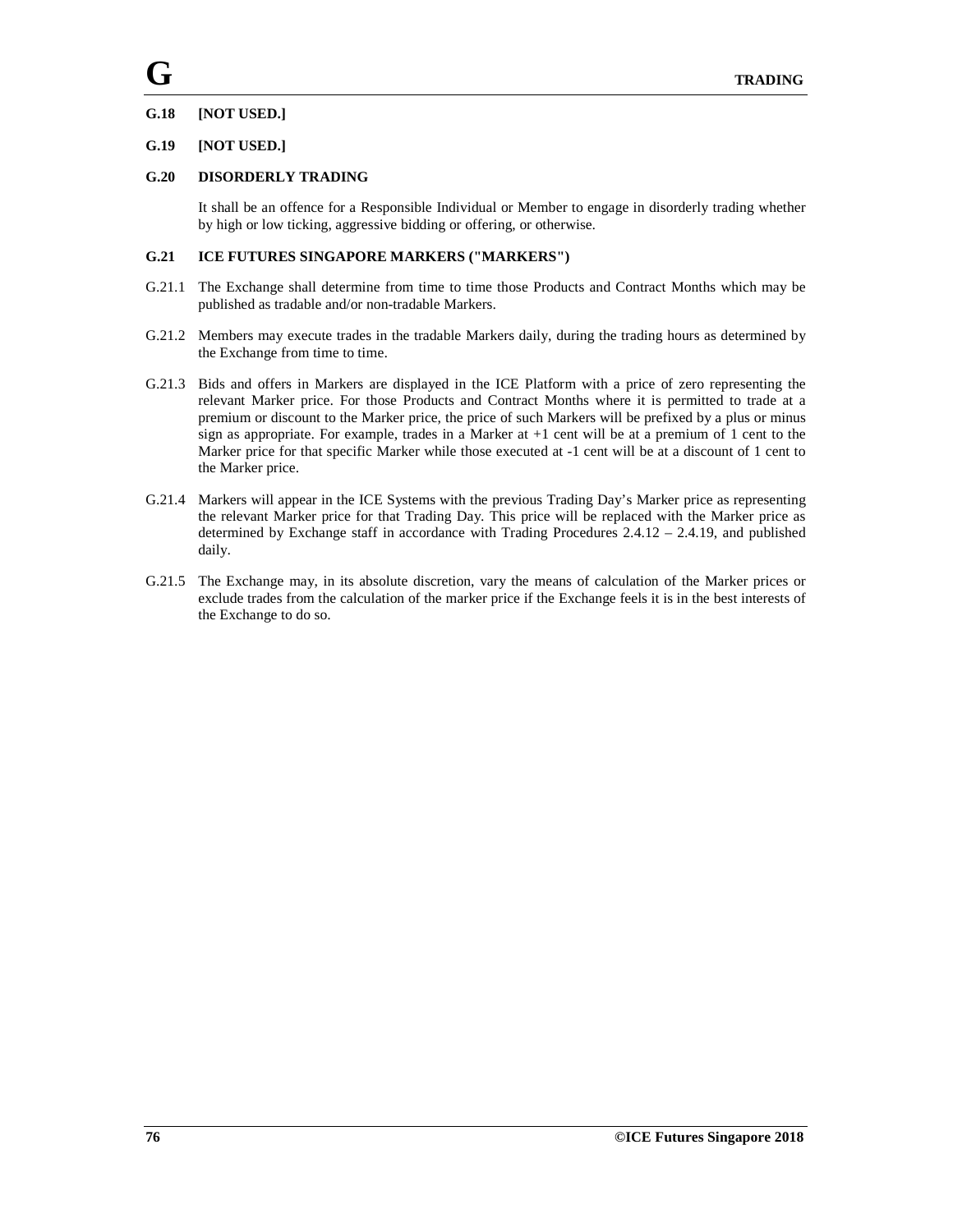### G.18 [NOT USED.]

### G.19 [NOT USED.]

### G.20 DISORDERLY TRADING

It shall be an offence for a Responsible Individual or Member to engage in disorderly trading whether by high or low ticking, aggressive bidding or offering, or otherwise.

### G.21 ICE FUTURES SINGAPORE MARKERS ("MARKERS")

G.21.1 The Exchange shall determine from time to time those Products and Contract Months which may be published as tradable and/or non-tradable Markers.

G.21.2 Members may execute trades in the tradable Markers daily, during the trading hours as determined by the Exchange from time to time.

G.21.3 Bids and offers in Markers are displayed in the ICE Platform with a price of zero representing the relevant Marker price. For those Products and Contract Months where it is permitted to trade at a premium or discount to the Marker price, the price of such Markers will be prefixed by a plus or minus sign as appropriate. For example, trades in a Marker at +1 cent will be at a premium of 1 cent to the Marker price for that specific Marker while those executed at -1 cent will be at a discount of 1 cent to the Marker price.

G.21.4 Markers will appear in the ICE Systems with the previous Trading Day's Marker price as representing the relevant Marker price for that Trading Day. This price will be replaced with the Marker price as determined by Exchange staff in accordance with Trading Procedures 2.4.12 – 2.4.19, and published daily.

G.21.5 The Exchange may, in its absolute discretion, vary the means of calculation of the Marker prices or exclude trades from the calculation of the marker price if the Exchange feels it is in the best interests of the Exchange to do so.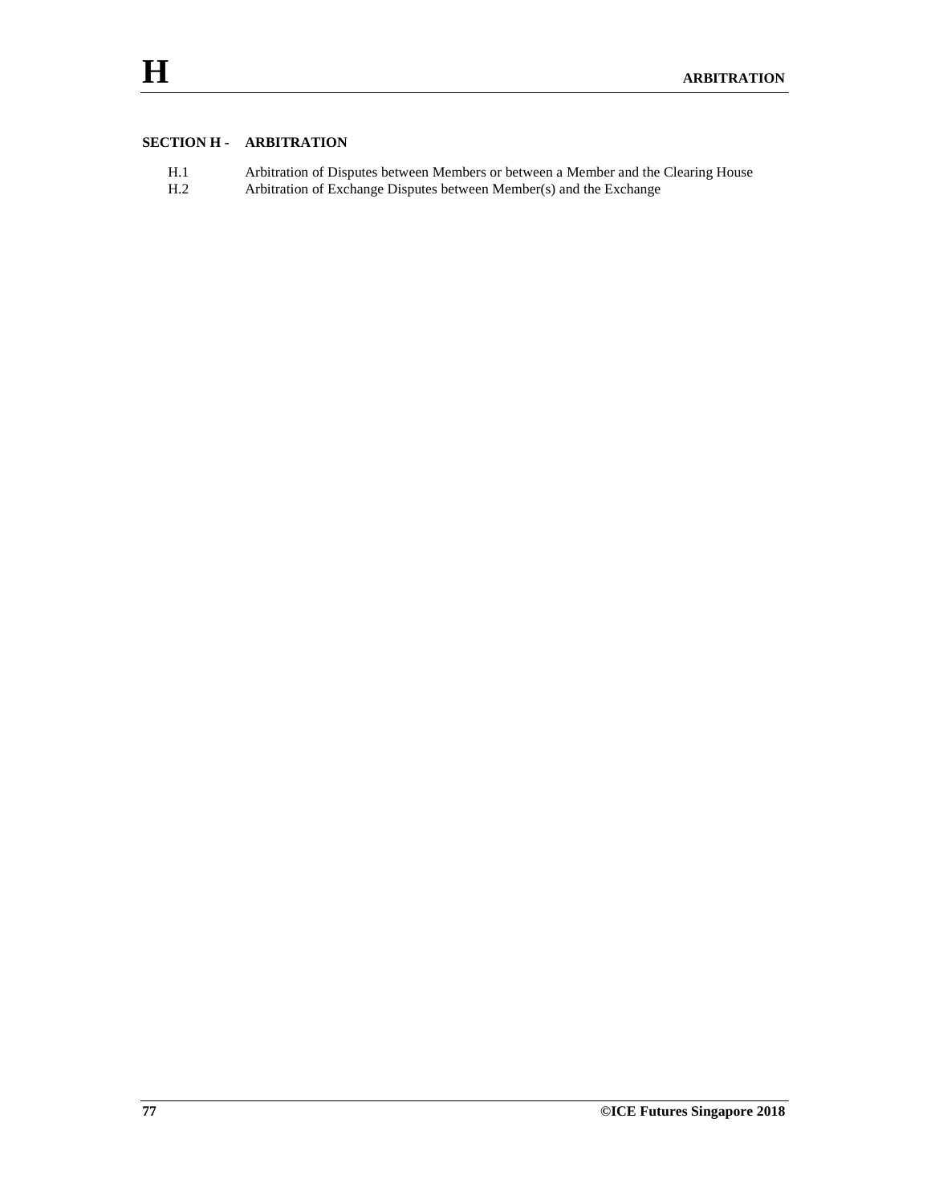## SECTION H - ARBITRATION

| | |
|---|---|
| H.1 | Arbitration of Disputes between Members or between a Member and the Clearing House |
| H.2 | Arbitration of Exchange Disputes between Member(s) and the Exchange |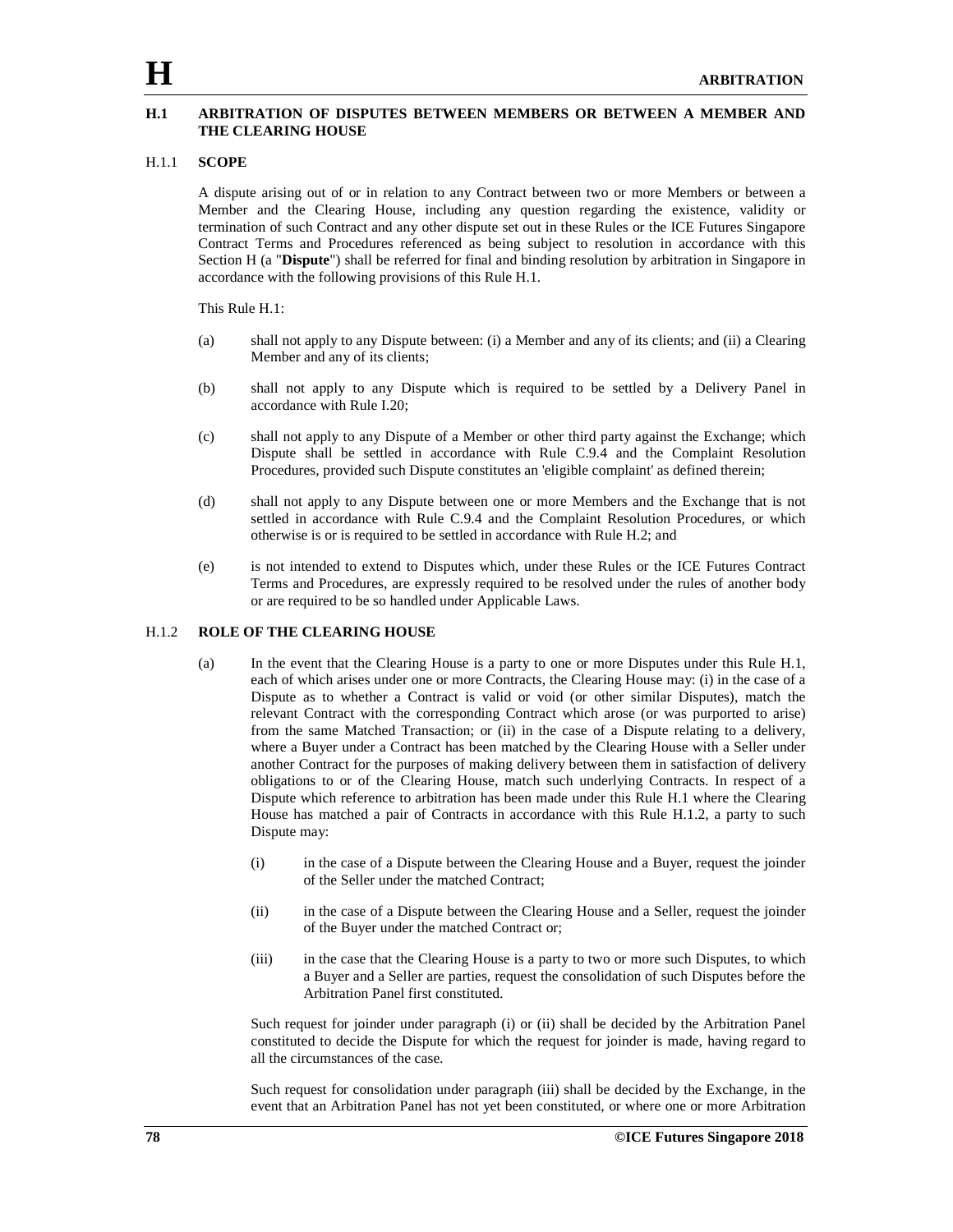## H.1 ARBITRATION OF DISPUTES BETWEEN MEMBERS OR BETWEEN A MEMBER AND THE CLEARING HOUSE

### H.1.1 SCOPE

A dispute arising out of or in relation to any Contract between two or more Members or between a Member and the Clearing House, including any question regarding the existence, validity or termination of such Contract and any other dispute set out in these Rules or the ICE Futures Singapore Contract Terms and Procedures referenced as being subject to resolution in accordance with this Section H (a "**Dispute**") shall be referred for final and binding resolution by arbitration in Singapore in accordance with the following provisions of this Rule H.1.

This Rule H.1:

(a) shall not apply to any Dispute between: (i) a Member and any of its clients; and (ii) a Clearing Member and any of its clients;

(b) shall not apply to any Dispute which is required to be settled by a Delivery Panel in accordance with Rule I.20;

(c) shall not apply to any Dispute of a Member or other third party against the Exchange; which Dispute shall be settled in accordance with Rule C.9.4 and the Complaint Resolution Procedures, provided such Dispute constitutes an 'eligible complaint' as defined therein;

(d) shall not apply to any Dispute between one or more Members and the Exchange that is not settled in accordance with Rule C.9.4 and the Complaint Resolution Procedures, or which otherwise is or is required to be settled in accordance with Rule H.2; and

(e) is not intended to extend to Disputes which, under these Rules or the ICE Futures Contract Terms and Procedures, are expressly required to be resolved under the rules of another body or are required to be so handled under Applicable Laws.

### H.1.2 ROLE OF THE CLEARING HOUSE

(a) In the event that the Clearing House is a party to one or more Disputes under this Rule H.1, each of which arises under one or more Contracts, the Clearing House may: (i) in the case of a Dispute as to whether a Contract is valid or void (or other similar Disputes), match the relevant Contract with the corresponding Contract which arose (or was purported to arise) from the same Matched Transaction; or (ii) in the case of a Dispute relating to a delivery, where a Buyer under a Contract has been matched by the Clearing House with a Seller under another Contract for the purposes of making delivery between them in satisfaction of delivery obligations to or of the Clearing House, match such underlying Contracts. In respect of a Dispute which reference to arbitration has been made under this Rule H.1 where the Clearing House has matched a pair of Contracts in accordance with this Rule H.1.2, a party to such Dispute may:

   (i) in the case of a Dispute between the Clearing House and a Buyer, request the joinder of the Seller under the matched Contract;

   (ii) in the case of a Dispute between the Clearing House and a Seller, request the joinder of the Buyer under the matched Contract or;

   (iii) in the case that the Clearing House is a party to two or more such Disputes, to which a Buyer and a Seller are parties, request the consolidation of such Disputes before the Arbitration Panel first constituted.

   Such request for joinder under paragraph (i) or (ii) shall be decided by the Arbitration Panel constituted to decide the Dispute for which the request for joinder is made, having regard to all the circumstances of the case.

   Such request for consolidation under paragraph (iii) shall be decided by the Exchange, in the event that an Arbitration Panel has not yet been constituted, or where one or more Arbitration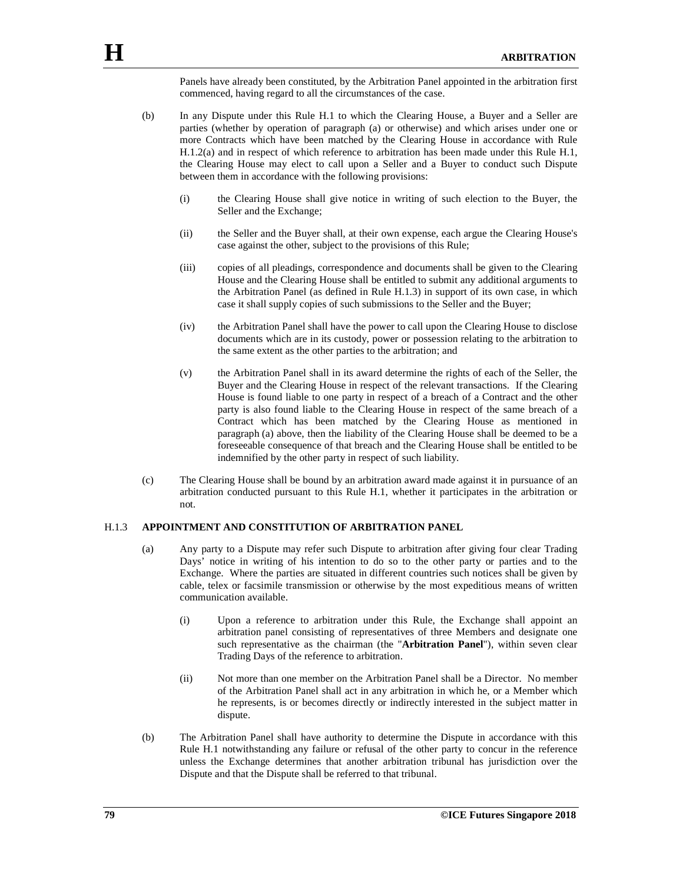Panels have already been constituted, by the Arbitration Panel appointed in the arbitration first commenced, having regard to all the circumstances of the case.

(b) In any Dispute under this Rule H.1 to which the Clearing House, a Buyer and a Seller are parties (whether by operation of paragraph (a) or otherwise) and which arises under one or more Contracts which have been matched by the Clearing House in accordance with Rule H.1.2(a) and in respect of which reference to arbitration has been made under this Rule H.1, the Clearing House may elect to call upon a Seller and a Buyer to conduct such Dispute between them in accordance with the following provisions:

 (i) the Clearing House shall give notice in writing of such election to the Buyer, the Seller and the Exchange;

 (ii) the Seller and the Buyer shall, at their own expense, each argue the Clearing House's case against the other, subject to the provisions of this Rule;

 (iii) copies of all pleadings, correspondence and documents shall be given to the Clearing House and the Clearing House shall be entitled to submit any additional arguments to the Arbitration Panel (as defined in Rule H.1.3) in support of its own case, in which case it shall supply copies of such submissions to the Seller and the Buyer;

 (iv) the Arbitration Panel shall have the power to call upon the Clearing House to disclose documents which are in its custody, power or possession relating to the arbitration to the same extent as the other parties to the arbitration; and

 (v) the Arbitration Panel shall in its award determine the rights of each of the Seller, the Buyer and the Clearing House in respect of the relevant transactions. If the Clearing House is found liable to one party in respect of a breach of a Contract and the other party is also found liable to the Clearing House in respect of the same breach of a Contract which has been matched by the Clearing House as mentioned in paragraph (a) above, then the liability of the Clearing House shall be deemed to be a foreseeable consequence of that breach and the Clearing House shall be entitled to be indemnified by the other party in respect of such liability.

(c) The Clearing House shall be bound by an arbitration award made against it in pursuance of an arbitration conducted pursuant to this Rule H.1, whether it participates in the arbitration or not.

### H.1.3 APPOINTMENT AND CONSTITUTION OF ARBITRATION PANEL

(a) Any party to a Dispute may refer such Dispute to arbitration after giving four clear Trading Days' notice in writing of his intention to do so to the other party or parties and to the Exchange. Where the parties are situated in different countries such notices shall be given by cable, telex or facsimile transmission or otherwise by the most expeditious means of written communication available.

 (i) Upon a reference to arbitration under this Rule, the Exchange shall appoint an arbitration panel consisting of representatives of three Members and designate one such representative as the chairman (the "**Arbitration Panel**"), within seven clear Trading Days of the reference to arbitration.

 (ii) Not more than one member on the Arbitration Panel shall be a Director. No member of the Arbitration Panel shall act in any arbitration in which he, or a Member which he represents, is or becomes directly or indirectly interested in the subject matter in dispute.

(b) The Arbitration Panel shall have authority to determine the Dispute in accordance with this Rule H.1 notwithstanding any failure or refusal of the other party to concur in the reference unless the Exchange determines that another arbitration tribunal has jurisdiction over the Dispute and that the Dispute shall be referred to that tribunal.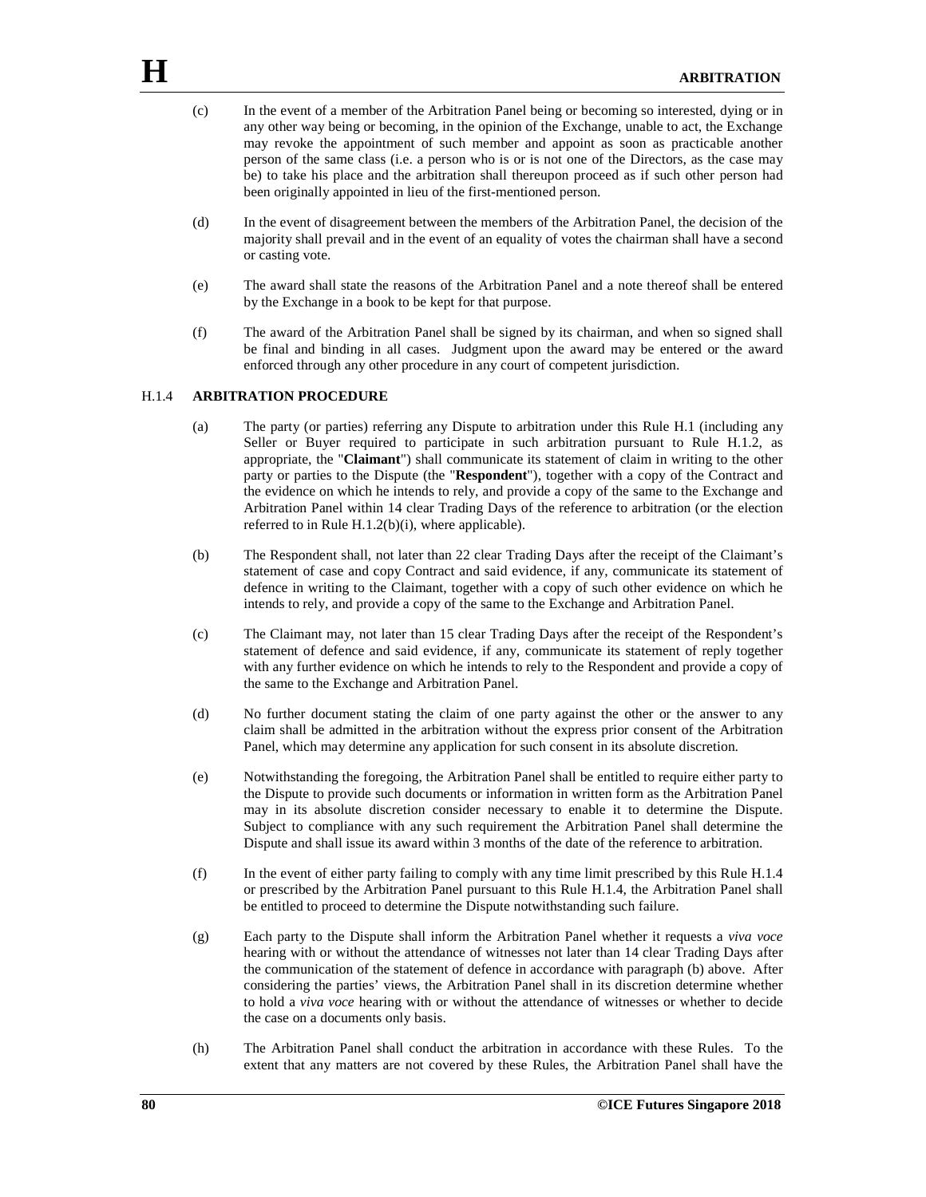(c) In the event of a member of the Arbitration Panel being or becoming so interested, dying or in any other way being or becoming, in the opinion of the Exchange, unable to act, the Exchange may revoke the appointment of such member and appoint as soon as practicable another person of the same class (i.e. a person who is or is not one of the Directors, as the case may be) to take his place and the arbitration shall thereupon proceed as if such other person had been originally appointed in lieu of the first-mentioned person.

(d) In the event of disagreement between the members of the Arbitration Panel, the decision of the majority shall prevail and in the event of an equality of votes the chairman shall have a second or casting vote.

(e) The award shall state the reasons of the Arbitration Panel and a note thereof shall be entered by the Exchange in a book to be kept for that purpose.

(f) The award of the Arbitration Panel shall be signed by its chairman, and when so signed shall be final and binding in all cases. Judgment upon the award may be entered or the award enforced through any other procedure in any court of competent jurisdiction.

### H.1.4 ARBITRATION PROCEDURE

(a) The party (or parties) referring any Dispute to arbitration under this Rule H.1 (including any Seller or Buyer required to participate in such arbitration pursuant to Rule H.1.2, as appropriate, the "**Claimant**") shall communicate its statement of claim in writing to the other party or parties to the Dispute (the "**Respondent**"), together with a copy of the Contract and the evidence on which he intends to rely, and provide a copy of the same to the Exchange and Arbitration Panel within 14 clear Trading Days of the reference to arbitration (or the election referred to in Rule H.1.2(b)(i), where applicable).

(b) The Respondent shall, not later than 22 clear Trading Days after the receipt of the Claimant's statement of case and copy Contract and said evidence, if any, communicate its statement of defence in writing to the Claimant, together with a copy of such other evidence on which he intends to rely, and provide a copy of the same to the Exchange and Arbitration Panel.

(c) The Claimant may, not later than 15 clear Trading Days after the receipt of the Respondent's statement of defence and said evidence, if any, communicate its statement of reply together with any further evidence on which he intends to rely to the Respondent and provide a copy of the same to the Exchange and Arbitration Panel.

(d) No further document stating the claim of one party against the other or the answer to any claim shall be admitted in the arbitration without the express prior consent of the Arbitration Panel, which may determine any application for such consent in its absolute discretion.

(e) Notwithstanding the foregoing, the Arbitration Panel shall be entitled to require either party to the Dispute to provide such documents or information in written form as the Arbitration Panel may in its absolute discretion consider necessary to enable it to determine the Dispute. Subject to compliance with any such requirement the Arbitration Panel shall determine the Dispute and shall issue its award within 3 months of the date of the reference to arbitration.

(f) In the event of either party failing to comply with any time limit prescribed by this Rule H.1.4 or prescribed by the Arbitration Panel pursuant to this Rule H.1.4, the Arbitration Panel shall be entitled to proceed to determine the Dispute notwithstanding such failure.

(g) Each party to the Dispute shall inform the Arbitration Panel whether it requests a *viva voce* hearing with or without the attendance of witnesses not later than 14 clear Trading Days after the communication of the statement of defence in accordance with paragraph (b) above. After considering the parties' views, the Arbitration Panel shall in its discretion determine whether to hold a *viva voce* hearing with or without the attendance of witnesses or whether to decide the case on a documents only basis.

(h) The Arbitration Panel shall conduct the arbitration in accordance with these Rules. To the extent that any matters are not covered by these Rules, the Arbitration Panel shall have the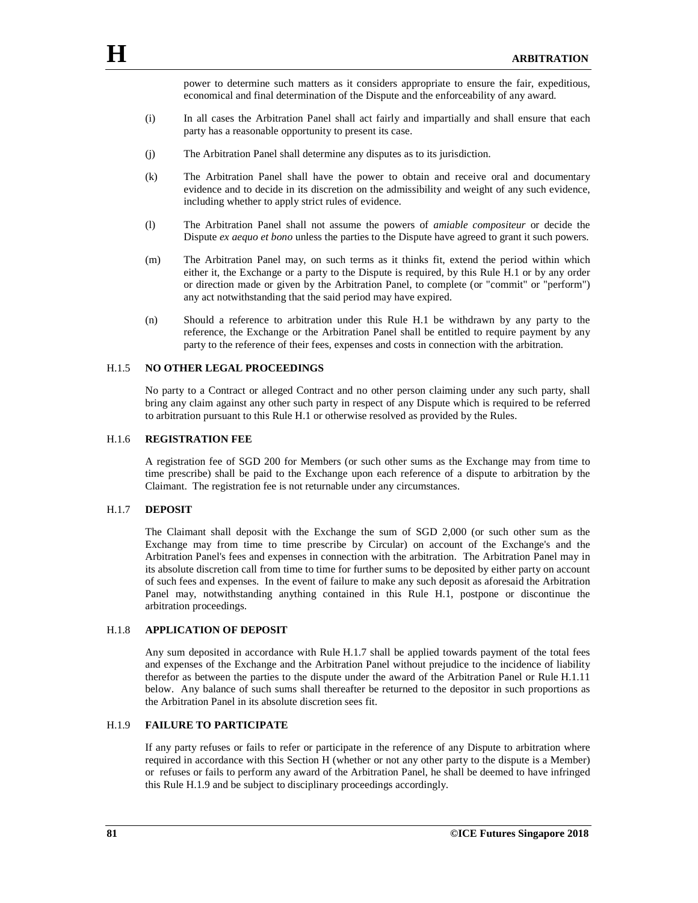power to determine such matters as it considers appropriate to ensure the fair, expeditious, economical and final determination of the Dispute and the enforceability of any award.

(i) In all cases the Arbitration Panel shall act fairly and impartially and shall ensure that each party has a reasonable opportunity to present its case.

(j) The Arbitration Panel shall determine any disputes as to its jurisdiction.

(k) The Arbitration Panel shall have the power to obtain and receive oral and documentary evidence and to decide in its discretion on the admissibility and weight of any such evidence, including whether to apply strict rules of evidence.

(l) The Arbitration Panel shall not assume the powers of *amiable compositeur* or decide the Dispute *ex aequo et bono* unless the parties to the Dispute have agreed to grant it such powers.

(m) The Arbitration Panel may, on such terms as it thinks fit, extend the period within which either it, the Exchange or a party to the Dispute is required, by this Rule H.1 or by any order or direction made or given by the Arbitration Panel, to complete (or "commit" or "perform") any act notwithstanding that the said period may have expired.

(n) Should a reference to arbitration under this Rule H.1 be withdrawn by any party to the reference, the Exchange or the Arbitration Panel shall be entitled to require payment by any party to the reference of their fees, expenses and costs in connection with the arbitration.

### H.1.5 NO OTHER LEGAL PROCEEDINGS

No party to a Contract or alleged Contract and no other person claiming under any such party, shall bring any claim against any other such party in respect of any Dispute which is required to be referred to arbitration pursuant to this Rule H.1 or otherwise resolved as provided by the Rules.

### H.1.6 REGISTRATION FEE

A registration fee of SGD 200 for Members (or such other sums as the Exchange may from time to time prescribe) shall be paid to the Exchange upon each reference of a dispute to arbitration by the Claimant. The registration fee is not returnable under any circumstances.

### H.1.7 DEPOSIT

The Claimant shall deposit with the Exchange the sum of SGD 2,000 (or such other sum as the Exchange may from time to time prescribe by Circular) on account of the Exchange's and the Arbitration Panel's fees and expenses in connection with the arbitration. The Arbitration Panel may in its absolute discretion call from time to time for further sums to be deposited by either party on account of such fees and expenses. In the event of failure to make any such deposit as aforesaid the Arbitration Panel may, notwithstanding anything contained in this Rule H.1, postpone or discontinue the arbitration proceedings.

### H.1.8 APPLICATION OF DEPOSIT

Any sum deposited in accordance with Rule H.1.7 shall be applied towards payment of the total fees and expenses of the Exchange and the Arbitration Panel without prejudice to the incidence of liability therefor as between the parties to the dispute under the award of the Arbitration Panel or Rule H.1.11 below. Any balance of such sums shall thereafter be returned to the depositor in such proportions as the Arbitration Panel in its absolute discretion sees fit.

### H.1.9 FAILURE TO PARTICIPATE

If any party refuses or fails to refer or participate in the reference of any Dispute to arbitration where required in accordance with this Section H (whether or not any other party to the dispute is a Member) or refuses or fails to perform any award of the Arbitration Panel, he shall be deemed to have infringed this Rule H.1.9 and be subject to disciplinary proceedings accordingly.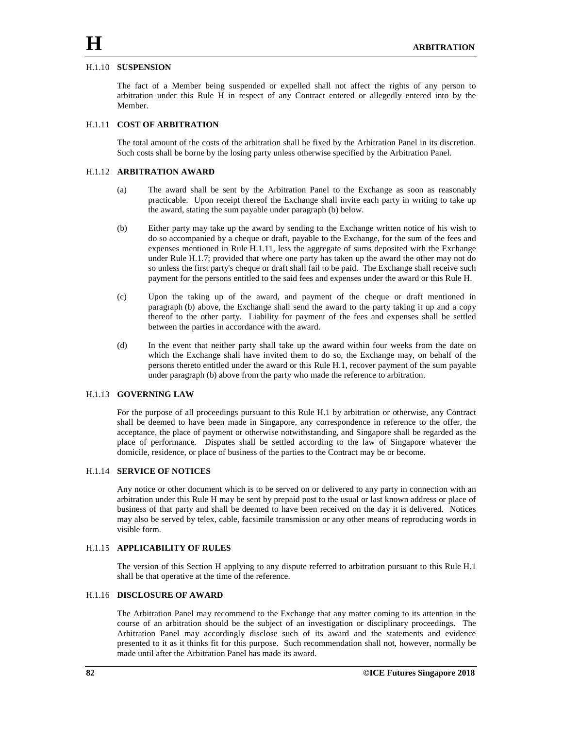### H.1.10 SUSPENSION

The fact of a Member being suspended or expelled shall not affect the rights of any person to arbitration under this Rule H in respect of any Contract entered or allegedly entered into by the Member.

### H.1.11 COST OF ARBITRATION

The total amount of the costs of the arbitration shall be fixed by the Arbitration Panel in its discretion. Such costs shall be borne by the losing party unless otherwise specified by the Arbitration Panel.

### H.1.12 ARBITRATION AWARD

(a) The award shall be sent by the Arbitration Panel to the Exchange as soon as reasonably practicable. Upon receipt thereof the Exchange shall invite each party in writing to take up the award, stating the sum payable under paragraph (b) below.

(b) Either party may take up the award by sending to the Exchange written notice of his wish to do so accompanied by a cheque or draft, payable to the Exchange, for the sum of the fees and expenses mentioned in Rule H.1.11, less the aggregate of sums deposited with the Exchange under Rule H.1.7; provided that where one party has taken up the award the other may not do so unless the first party's cheque or draft shall fail to be paid. The Exchange shall receive such payment for the persons entitled to the said fees and expenses under the award or this Rule H.

(c) Upon the taking up of the award, and payment of the cheque or draft mentioned in paragraph (b) above, the Exchange shall send the award to the party taking it up and a copy thereof to the other party. Liability for payment of the fees and expenses shall be settled between the parties in accordance with the award.

(d) In the event that neither party shall take up the award within four weeks from the date on which the Exchange shall have invited them to do so, the Exchange may, on behalf of the persons thereto entitled under the award or this Rule H.1, recover payment of the sum payable under paragraph (b) above from the party who made the reference to arbitration.

### H.1.13 GOVERNING LAW

For the purpose of all proceedings pursuant to this Rule H.1 by arbitration or otherwise, any Contract shall be deemed to have been made in Singapore, any correspondence in reference to the offer, the acceptance, the place of payment or otherwise notwithstanding, and Singapore shall be regarded as the place of performance. Disputes shall be settled according to the law of Singapore whatever the domicile, residence, or place of business of the parties to the Contract may be or become.

### H.1.14 SERVICE OF NOTICES

Any notice or other document which is to be served on or delivered to any party in connection with an arbitration under this Rule H may be sent by prepaid post to the usual or last known address or place of business of that party and shall be deemed to have been received on the day it is delivered. Notices may also be served by telex, cable, facsimile transmission or any other means of reproducing words in visible form.

### H.1.15 APPLICABILITY OF RULES

The version of this Section H applying to any dispute referred to arbitration pursuant to this Rule H.1 shall be that operative at the time of the reference.

### H.1.16 DISCLOSURE OF AWARD

The Arbitration Panel may recommend to the Exchange that any matter coming to its attention in the course of an arbitration should be the subject of an investigation or disciplinary proceedings. The Arbitration Panel may accordingly disclose such of its award and the statements and evidence presented to it as it thinks fit for this purpose. Such recommendation shall not, however, normally be made until after the Arbitration Panel has made its award.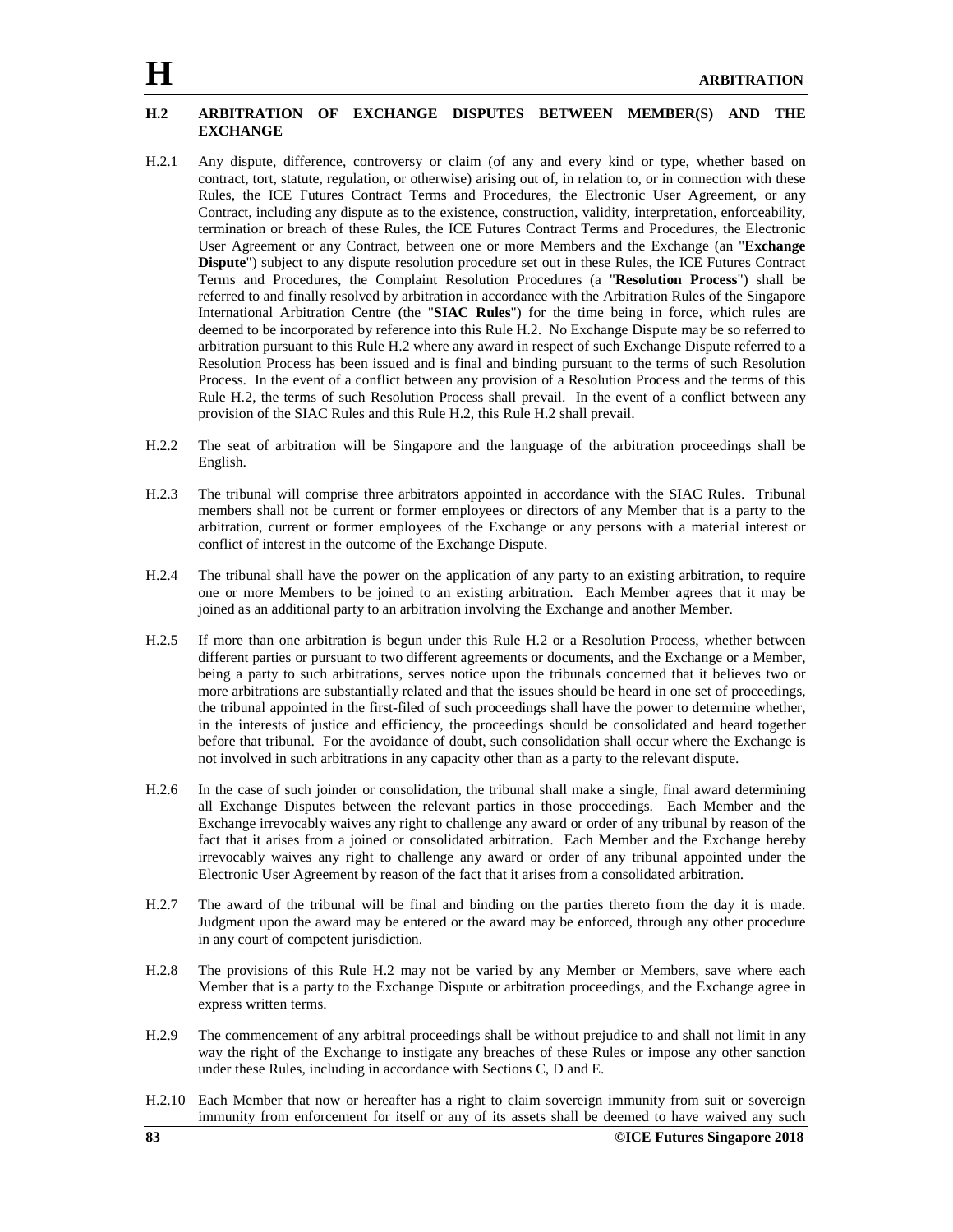## H.2 ARBITRATION OF EXCHANGE DISPUTES BETWEEN MEMBER(S) AND THE EXCHANGE

H.2.1 Any dispute, difference, controversy or claim (of any and every kind or type, whether based on contract, tort, statute, regulation, or otherwise) arising out of, in relation to, or in connection with these Rules, the ICE Futures Contract Terms and Procedures, the Electronic User Agreement, or any Contract, including any dispute as to the existence, construction, validity, interpretation, enforceability, termination or breach of these Rules, the ICE Futures Contract Terms and Procedures, the Electronic User Agreement or any Contract, between one or more Members and the Exchange (an "**Exchange Dispute**") subject to any dispute resolution procedure set out in these Rules, the ICE Futures Contract Terms and Procedures, the Complaint Resolution Procedures (a "**Resolution Process**") shall be referred to and finally resolved by arbitration in accordance with the Arbitration Rules of the Singapore International Arbitration Centre (the "**SIAC Rules**") for the time being in force, which rules are deemed to be incorporated by reference into this Rule H.2. No Exchange Dispute may be so referred to arbitration pursuant to this Rule H.2 where any award in respect of such Exchange Dispute referred to a Resolution Process has been issued and is final and binding pursuant to the terms of such Resolution Process. In the event of a conflict between any provision of a Resolution Process and the terms of this Rule H.2, the terms of such Resolution Process shall prevail. In the event of a conflict between any provision of the SIAC Rules and this Rule H.2, this Rule H.2 shall prevail.

H.2.2 The seat of arbitration will be Singapore and the language of the arbitration proceedings shall be English.

H.2.3 The tribunal will comprise three arbitrators appointed in accordance with the SIAC Rules. Tribunal members shall not be current or former employees or directors of any Member that is a party to the arbitration, current or former employees of the Exchange or any persons with a material interest or conflict of interest in the outcome of the Exchange Dispute.

H.2.4 The tribunal shall have the power on the application of any party to an existing arbitration, to require one or more Members to be joined to an existing arbitration. Each Member agrees that it may be joined as an additional party to an arbitration involving the Exchange and another Member.

H.2.5 If more than one arbitration is begun under this Rule H.2 or a Resolution Process, whether between different parties or pursuant to two different agreements or documents, and the Exchange or a Member, being a party to such arbitrations, serves notice upon the tribunals concerned that it believes two or more arbitrations are substantially related and that the issues should be heard in one set of proceedings, the tribunal appointed in the first-filed of such proceedings shall have the power to determine whether, in the interests of justice and efficiency, the proceedings should be consolidated and heard together before that tribunal. For the avoidance of doubt, such consolidation shall occur where the Exchange is not involved in such arbitrations in any capacity other than as a party to the relevant dispute.

H.2.6 In the case of such joinder or consolidation, the tribunal shall make a single, final award determining all Exchange Disputes between the relevant parties in those proceedings. Each Member and the Exchange irrevocably waives any right to challenge any award or order of any tribunal by reason of the fact that it arises from a joined or consolidated arbitration. Each Member and the Exchange hereby irrevocably waives any right to challenge any award or order of any tribunal appointed under the Electronic User Agreement by reason of the fact that it arises from a consolidated arbitration.

H.2.7 The award of the tribunal will be final and binding on the parties thereto from the day it is made. Judgment upon the award may be entered or the award may be enforced, through any other procedure in any court of competent jurisdiction.

H.2.8 The provisions of this Rule H.2 may not be varied by any Member or Members, save where each Member that is a party to the Exchange Dispute or arbitration proceedings, and the Exchange agree in express written terms.

H.2.9 The commencement of any arbitral proceedings shall be without prejudice to and shall not limit in any way the right of the Exchange to instigate any breaches of these Rules or impose any other sanction under these Rules, including in accordance with Sections C, D and E.

H.2.10 Each Member that now or hereafter has a right to claim sovereign immunity from suit or sovereign immunity from enforcement for itself or any of its assets shall be deemed to have waived any such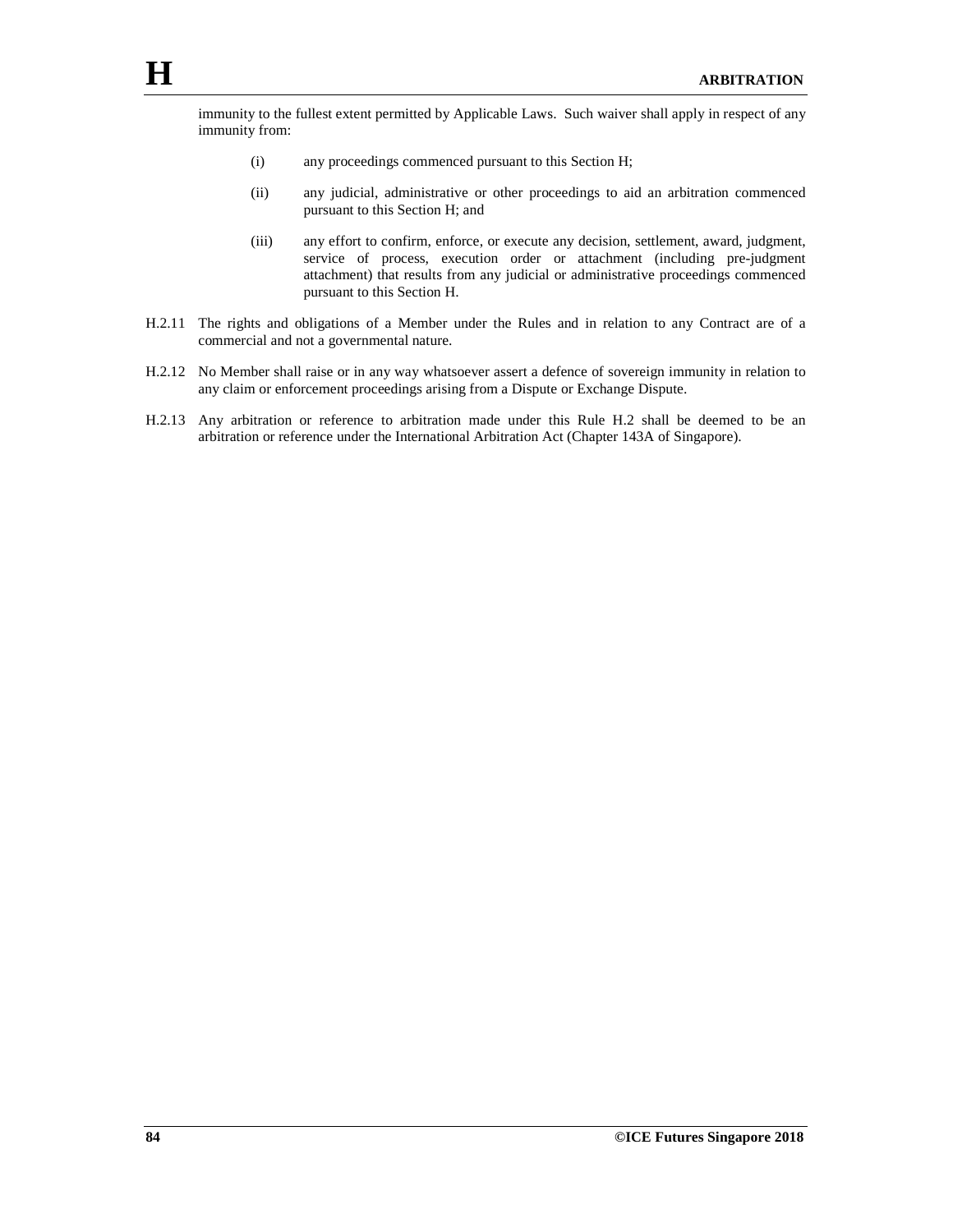immunity to the fullest extent permitted by Applicable Laws. Such waiver shall apply in respect of any immunity from:

(i) any proceedings commenced pursuant to this Section H;

(ii) any judicial, administrative or other proceedings to aid an arbitration commenced pursuant to this Section H; and

(iii) any effort to confirm, enforce, or execute any decision, settlement, award, judgment, service of process, execution order or attachment (including pre-judgment attachment) that results from any judicial or administrative proceedings commenced pursuant to this Section H.

H.2.11 The rights and obligations of a Member under the Rules and in relation to any Contract are of a commercial and not a governmental nature.

H.2.12 No Member shall raise or in any way whatsoever assert a defence of sovereign immunity in relation to any claim or enforcement proceedings arising from a Dispute or Exchange Dispute.

H.2.13 Any arbitration or reference to arbitration made under this Rule H.2 shall be deemed to be an arbitration or reference under the International Arbitration Act (Chapter 143A of Singapore).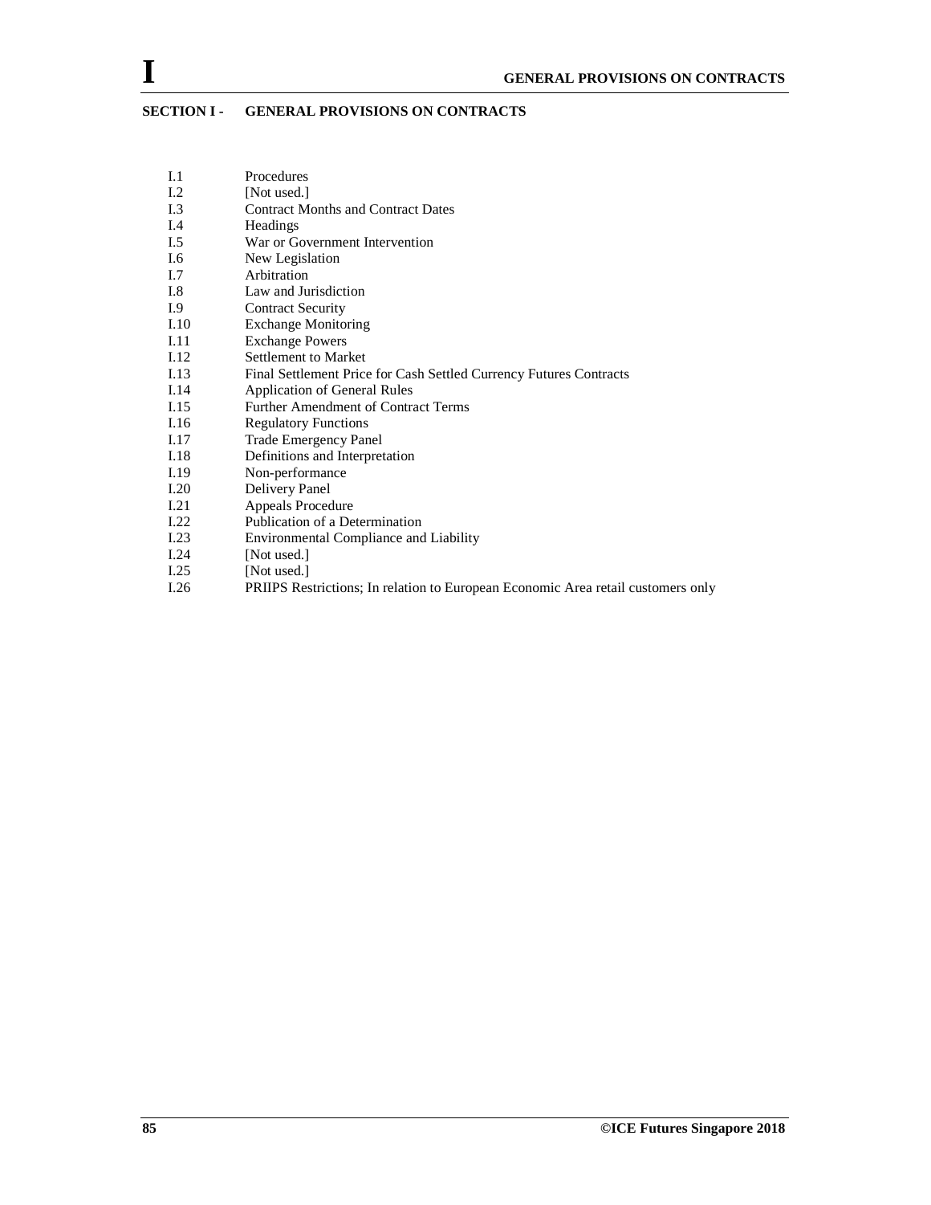## SECTION I - GENERAL PROVISIONS ON CONTRACTS

| | |
|---|---|
| I.1 | Procedures |
| I.2 | [Not used.] |
| I.3 | Contract Months and Contract Dates |
| I.4 | Headings |
| I.5 | War or Government Intervention |
| I.6 | New Legislation |
| I.7 | Arbitration |
| I.8 | Law and Jurisdiction |
| I.9 | Contract Security |
| I.10 | Exchange Monitoring |
| I.11 | Exchange Powers |
| I.12 | Settlement to Market |
| I.13 | Final Settlement Price for Cash Settled Currency Futures Contracts |
| I.14 | Application of General Rules |
| I.15 | Further Amendment of Contract Terms |
| I.16 | Regulatory Functions |
| I.17 | Trade Emergency Panel |
| I.18 | Definitions and Interpretation |
| I.19 | Non-performance |
| I.20 | Delivery Panel |
| I.21 | Appeals Procedure |
| I.22 | Publication of a Determination |
| I.23 | Environmental Compliance and Liability |
| I.24 | [Not used.] |
| I.25 | [Not used.] |
| I.26 | PRIIPS Restrictions; In relation to European Economic Area retail customers only |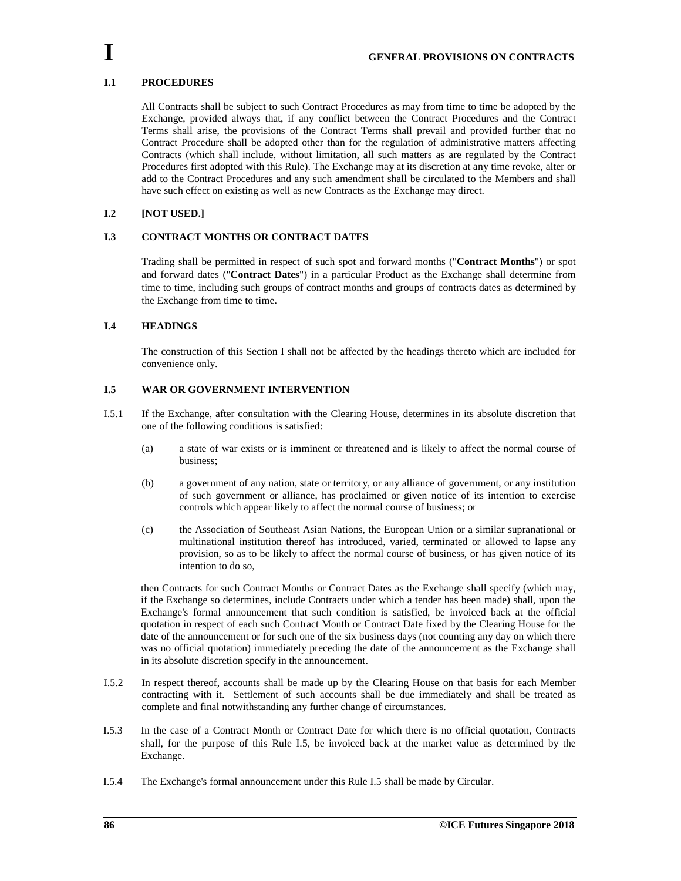# I GENERAL PROVISIONS ON CONTRACTS

## I.1 PROCEDURES

All Contracts shall be subject to such Contract Procedures as may from time to time be adopted by the Exchange, provided always that, if any conflict between the Contract Procedures and the Contract Terms shall arise, the provisions of the Contract Terms shall prevail and provided further that no Contract Procedure shall be adopted other than for the regulation of administrative matters affecting Contracts (which shall include, without limitation, all such matters as are regulated by the Contract Procedures first adopted with this Rule). The Exchange may at its discretion at any time revoke, alter or add to the Contract Procedures and any such amendment shall be circulated to the Members and shall have such effect on existing as well as new Contracts as the Exchange may direct.

## I.2 [NOT USED.]

## I.3 CONTRACT MONTHS OR CONTRACT DATES

Trading shall be permitted in respect of such spot and forward months ("**Contract Months**") or spot and forward dates ("**Contract Dates**") in a particular Product as the Exchange shall determine from time to time, including such groups of contract months and groups of contracts dates as determined by the Exchange from time to time.

## I.4 HEADINGS

The construction of this Section I shall not be affected by the headings thereto which are included for convenience only.

## I.5 WAR OR GOVERNMENT INTERVENTION

I.5.1 If the Exchange, after consultation with the Clearing House, determines in its absolute discretion that one of the following conditions is satisfied:

(a) a state of war exists or is imminent or threatened and is likely to affect the normal course of business;

(b) a government of any nation, state or territory, or any alliance of government, or any institution of such government or alliance, has proclaimed or given notice of its intention to exercise controls which appear likely to affect the normal course of business; or

(c) the Association of Southeast Asian Nations, the European Union or a similar supranational or multinational institution thereof has introduced, varied, terminated or allowed to lapse any provision, so as to be likely to affect the normal course of business, or has given notice of its intention to do so,

then Contracts for such Contract Months or Contract Dates as the Exchange shall specify (which may, if the Exchange so determines, include Contracts under which a tender has been made) shall, upon the Exchange's formal announcement that such condition is satisfied, be invoiced back at the official quotation in respect of each such Contract Month or Contract Date fixed by the Clearing House for the date of the announcement or for such one of the six business days (not counting any day on which there was no official quotation) immediately preceding the date of the announcement as the Exchange shall in its absolute discretion specify in the announcement.

I.5.2 In respect thereof, accounts shall be made up by the Clearing House on that basis for each Member contracting with it. Settlement of such accounts shall be due immediately and shall be treated as complete and final notwithstanding any further change of circumstances.

I.5.3 In the case of a Contract Month or Contract Date for which there is no official quotation, Contracts shall, for the purpose of this Rule I.5, be invoiced back at the market value as determined by the Exchange.

I.5.4 The Exchange's formal announcement under this Rule I.5 shall be made by Circular.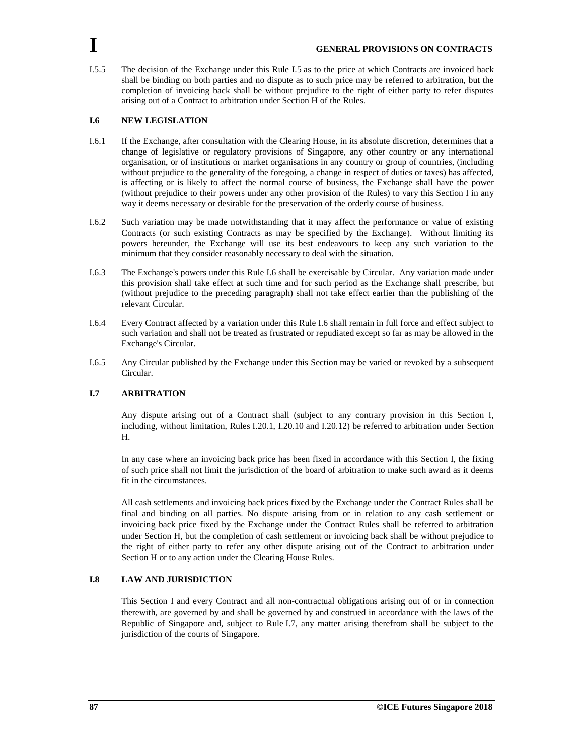I.5.5 The decision of the Exchange under this Rule I.5 as to the price at which Contracts are invoiced back shall be binding on both parties and no dispute as to such price may be referred to arbitration, but the completion of invoicing back shall be without prejudice to the right of either party to refer disputes arising out of a Contract to arbitration under Section H of the Rules.

## I.6 NEW LEGISLATION

I.6.1 If the Exchange, after consultation with the Clearing House, in its absolute discretion, determines that a change of legislative or regulatory provisions of Singapore, any other country or any international organisation, or of institutions or market organisations in any country or group of countries, (including without prejudice to the generality of the foregoing, a change in respect of duties or taxes) has affected, is affecting or is likely to affect the normal course of business, the Exchange shall have the power (without prejudice to their powers under any other provision of the Rules) to vary this Section I in any way it deems necessary or desirable for the preservation of the orderly course of business.

I.6.2 Such variation may be made notwithstanding that it may affect the performance or value of existing Contracts (or such existing Contracts as may be specified by the Exchange). Without limiting its powers hereunder, the Exchange will use its best endeavours to keep any such variation to the minimum that they consider reasonably necessary to deal with the situation.

I.6.3 The Exchange's powers under this Rule I.6 shall be exercisable by Circular. Any variation made under this provision shall take effect at such time and for such period as the Exchange shall prescribe, but (without prejudice to the preceding paragraph) shall not take effect earlier than the publishing of the relevant Circular.

I.6.4 Every Contract affected by a variation under this Rule I.6 shall remain in full force and effect subject to such variation and shall not be treated as frustrated or repudiated except so far as may be allowed in the Exchange's Circular.

I.6.5 Any Circular published by the Exchange under this Section may be varied or revoked by a subsequent Circular.

## I.7 ARBITRATION

Any dispute arising out of a Contract shall (subject to any contrary provision in this Section I, including, without limitation, Rules I.20.1, I.20.10 and I.20.12) be referred to arbitration under Section H.

In any case where an invoicing back price has been fixed in accordance with this Section I, the fixing of such price shall not limit the jurisdiction of the board of arbitration to make such award as it deems fit in the circumstances.

All cash settlements and invoicing back prices fixed by the Exchange under the Contract Rules shall be final and binding on all parties. No dispute arising from or in relation to any cash settlement or invoicing back price fixed by the Exchange under the Contract Rules shall be referred to arbitration under Section H, but the completion of cash settlement or invoicing back shall be without prejudice to the right of either party to refer any other dispute arising out of the Contract to arbitration under Section H or to any action under the Clearing House Rules.

## I.8 LAW AND JURISDICTION

This Section I and every Contract and all non-contractual obligations arising out of or in connection therewith, are governed by and shall be governed by and construed in accordance with the laws of the Republic of Singapore and, subject to Rule I.7, any matter arising therefrom shall be subject to the jurisdiction of the courts of Singapore.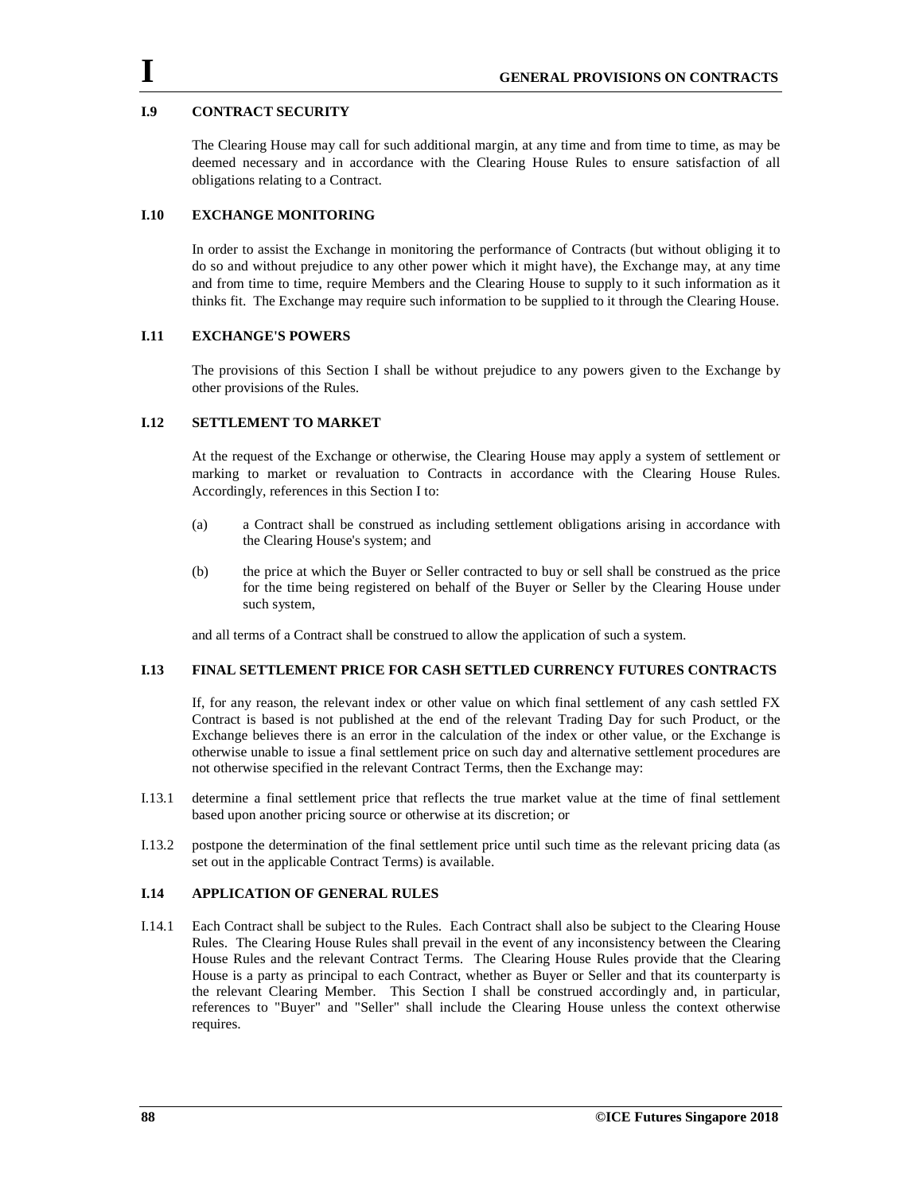## I.9 CONTRACT SECURITY

The Clearing House may call for such additional margin, at any time and from time to time, as may be deemed necessary and in accordance with the Clearing House Rules to ensure satisfaction of all obligations relating to a Contract.

## I.10 EXCHANGE MONITORING

In order to assist the Exchange in monitoring the performance of Contracts (but without obliging it to do so and without prejudice to any other power which it might have), the Exchange may, at any time and from time to time, require Members and the Clearing House to supply to it such information as it thinks fit. The Exchange may require such information to be supplied to it through the Clearing House.

## I.11 EXCHANGE'S POWERS

The provisions of this Section I shall be without prejudice to any powers given to the Exchange by other provisions of the Rules.

## I.12 SETTLEMENT TO MARKET

At the request of the Exchange or otherwise, the Clearing House may apply a system of settlement or marking to market or revaluation to Contracts in accordance with the Clearing House Rules. Accordingly, references in this Section I to:

(a) a Contract shall be construed as including settlement obligations arising in accordance with the Clearing House's system; and

(b) the price at which the Buyer or Seller contracted to buy or sell shall be construed as the price for the time being registered on behalf of the Buyer or Seller by the Clearing House under such system,

and all terms of a Contract shall be construed to allow the application of such a system.

## I.13 FINAL SETTLEMENT PRICE FOR CASH SETTLED CURRENCY FUTURES CONTRACTS

If, for any reason, the relevant index or other value on which final settlement of any cash settled FX Contract is based is not published at the end of the relevant Trading Day for such Product, or the Exchange believes there is an error in the calculation of the index or other value, or the Exchange is otherwise unable to issue a final settlement price on such day and alternative settlement procedures are not otherwise specified in the relevant Contract Terms, then the Exchange may:

I.13.1 determine a final settlement price that reflects the true market value at the time of final settlement based upon another pricing source or otherwise at its discretion; or

I.13.2 postpone the determination of the final settlement price until such time as the relevant pricing data (as set out in the applicable Contract Terms) is available.

## I.14 APPLICATION OF GENERAL RULES

I.14.1 Each Contract shall be subject to the Rules. Each Contract shall also be subject to the Clearing House Rules. The Clearing House Rules shall prevail in the event of any inconsistency between the Clearing House Rules and the relevant Contract Terms. The Clearing House Rules provide that the Clearing House is a party as principal to each Contract, whether as Buyer or Seller and that its counterparty is the relevant Clearing Member. This Section I shall be construed accordingly and, in particular, references to "Buyer" and "Seller" shall include the Clearing House unless the context otherwise requires.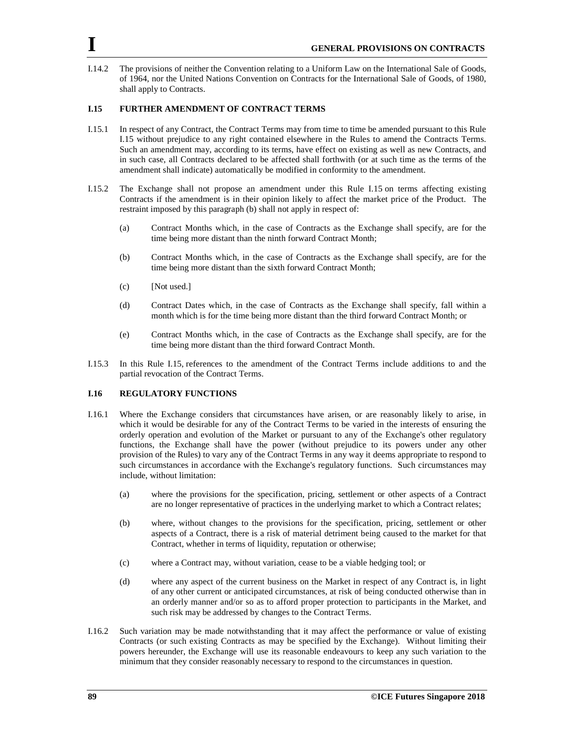I.14.2 The provisions of neither the Convention relating to a Uniform Law on the International Sale of Goods, of 1964, nor the United Nations Convention on Contracts for the International Sale of Goods, of 1980, shall apply to Contracts.

### I.15 FURTHER AMENDMENT OF CONTRACT TERMS

I.15.1 In respect of any Contract, the Contract Terms may from time to time be amended pursuant to this Rule I.15 without prejudice to any right contained elsewhere in the Rules to amend the Contracts Terms. Such an amendment may, according to its terms, have effect on existing as well as new Contracts, and in such case, all Contracts declared to be affected shall forthwith (or at such time as the terms of the amendment shall indicate) automatically be modified in conformity to the amendment.

I.15.2 The Exchange shall not propose an amendment under this Rule I.15 on terms affecting existing Contracts if the amendment is in their opinion likely to affect the market price of the Product. The restraint imposed by this paragraph (b) shall not apply in respect of:

(a) Contract Months which, in the case of Contracts as the Exchange shall specify, are for the time being more distant than the ninth forward Contract Month;

(b) Contract Months which, in the case of Contracts as the Exchange shall specify, are for the time being more distant than the sixth forward Contract Month;

(c) [Not used.]

(d) Contract Dates which, in the case of Contracts as the Exchange shall specify, fall within a month which is for the time being more distant than the third forward Contract Month; or

(e) Contract Months which, in the case of Contracts as the Exchange shall specify, are for the time being more distant than the third forward Contract Month.

I.15.3 In this Rule I.15, references to the amendment of the Contract Terms include additions to and the partial revocation of the Contract Terms.

### I.16 REGULATORY FUNCTIONS

I.16.1 Where the Exchange considers that circumstances have arisen, or are reasonably likely to arise, in which it would be desirable for any of the Contract Terms to be varied in the interests of ensuring the orderly operation and evolution of the Market or pursuant to any of the Exchange's other regulatory functions, the Exchange shall have the power (without prejudice to its powers under any other provision of the Rules) to vary any of the Contract Terms in any way it deems appropriate to respond to such circumstances in accordance with the Exchange's regulatory functions. Such circumstances may include, without limitation:

(a) where the provisions for the specification, pricing, settlement or other aspects of a Contract are no longer representative of practices in the underlying market to which a Contract relates;

(b) where, without changes to the provisions for the specification, pricing, settlement or other aspects of a Contract, there is a risk of material detriment being caused to the market for that Contract, whether in terms of liquidity, reputation or otherwise;

(c) where a Contract may, without variation, cease to be a viable hedging tool; or

(d) where any aspect of the current business on the Market in respect of any Contract is, in light of any other current or anticipated circumstances, at risk of being conducted otherwise than in an orderly manner and/or so as to afford proper protection to participants in the Market, and such risk may be addressed by changes to the Contract Terms.

I.16.2 Such variation may be made notwithstanding that it may affect the performance or value of existing Contracts (or such existing Contracts as may be specified by the Exchange). Without limiting their powers hereunder, the Exchange will use its reasonable endeavours to keep any such variation to the minimum that they consider reasonably necessary to respond to the circumstances in question.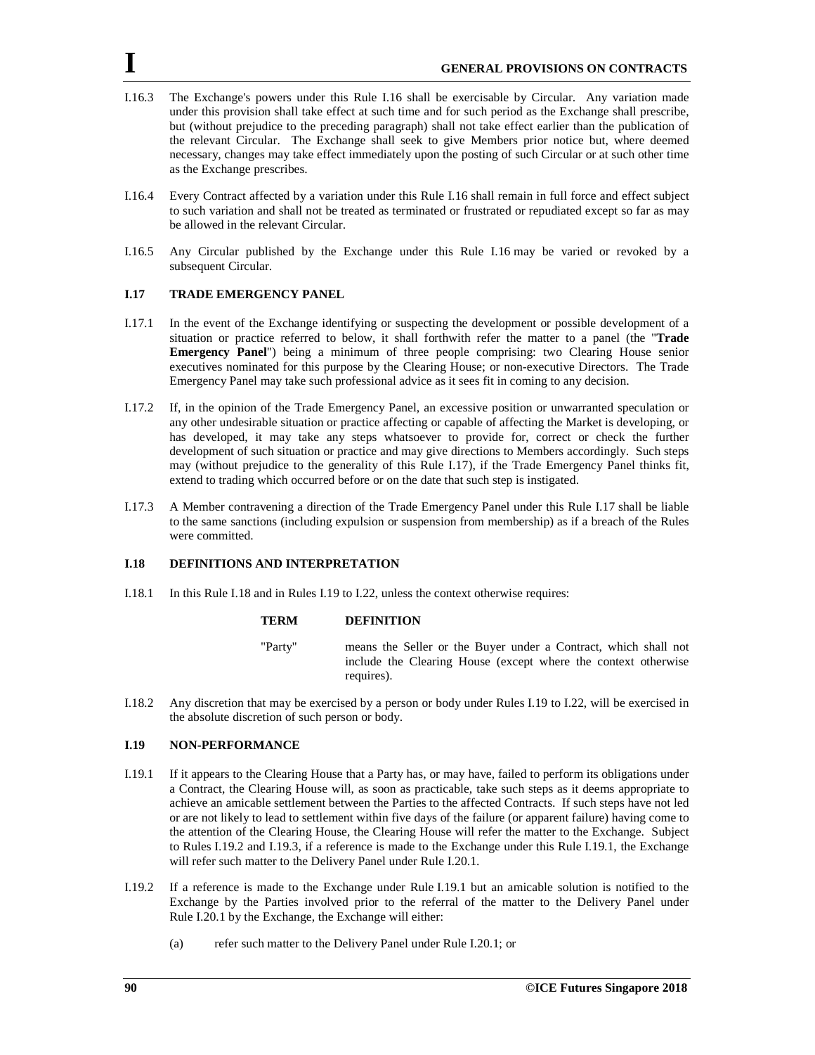I.16.3 The Exchange's powers under this Rule I.16 shall be exercisable by Circular. Any variation made under this provision shall take effect at such time and for such period as the Exchange shall prescribe, but (without prejudice to the preceding paragraph) shall not take effect earlier than the publication of the relevant Circular. The Exchange shall seek to give Members prior notice but, where deemed necessary, changes may take effect immediately upon the posting of such Circular or at such other time as the Exchange prescribes.

I.16.4 Every Contract affected by a variation under this Rule I.16 shall remain in full force and effect subject to such variation and shall not be treated as terminated or frustrated or repudiated except so far as may be allowed in the relevant Circular.

I.16.5 Any Circular published by the Exchange under this Rule I.16 may be varied or revoked by a subsequent Circular.

### I.17 TRADE EMERGENCY PANEL

I.17.1 In the event of the Exchange identifying or suspecting the development or possible development of a situation or practice referred to below, it shall forthwith refer the matter to a panel (the "**Trade Emergency Panel**") being a minimum of three people comprising: two Clearing House senior executives nominated for this purpose by the Clearing House; or non-executive Directors. The Trade Emergency Panel may take such professional advice as it sees fit in coming to any decision.

I.17.2 If, in the opinion of the Trade Emergency Panel, an excessive position or unwarranted speculation or any other undesirable situation or practice affecting or capable of affecting the Market is developing, or has developed, it may take any steps whatsoever to provide for, correct or check the further development of such situation or practice and may give directions to Members accordingly. Such steps may (without prejudice to the generality of this Rule I.17), if the Trade Emergency Panel thinks fit, extend to trading which occurred before or on the date that such step is instigated.

I.17.3 A Member contravening a direction of the Trade Emergency Panel under this Rule I.17 shall be liable to the same sanctions (including expulsion or suspension from membership) as if a breach of the Rules were committed.

### I.18 DEFINITIONS AND INTERPRETATION

I.18.1 In this Rule I.18 and in Rules I.19 to I.22, unless the context otherwise requires:

| TERM | DEFINITION |
|---|---|
| "Party" | means the Seller or the Buyer under a Contract, which shall not include the Clearing House (except where the context otherwise requires). |

I.18.2 Any discretion that may be exercised by a person or body under Rules I.19 to I.22, will be exercised in the absolute discretion of such person or body.

### I.19 NON-PERFORMANCE

I.19.1 If it appears to the Clearing House that a Party has, or may have, failed to perform its obligations under a Contract, the Clearing House will, as soon as practicable, take such steps as it deems appropriate to achieve an amicable settlement between the Parties to the affected Contracts. If such steps have not led or are not likely to lead to settlement within five days of the failure (or apparent failure) having come to the attention of the Clearing House, the Clearing House will refer the matter to the Exchange. Subject to Rules I.19.2 and I.19.3, if a reference is made to the Exchange under this Rule I.19.1, the Exchange will refer such matter to the Delivery Panel under Rule I.20.1.

I.19.2 If a reference is made to the Exchange under Rule I.19.1 but an amicable solution is notified to the Exchange by the Parties involved prior to the referral of the matter to the Delivery Panel under Rule I.20.1 by the Exchange, the Exchange will either:

(a) refer such matter to the Delivery Panel under Rule I.20.1; or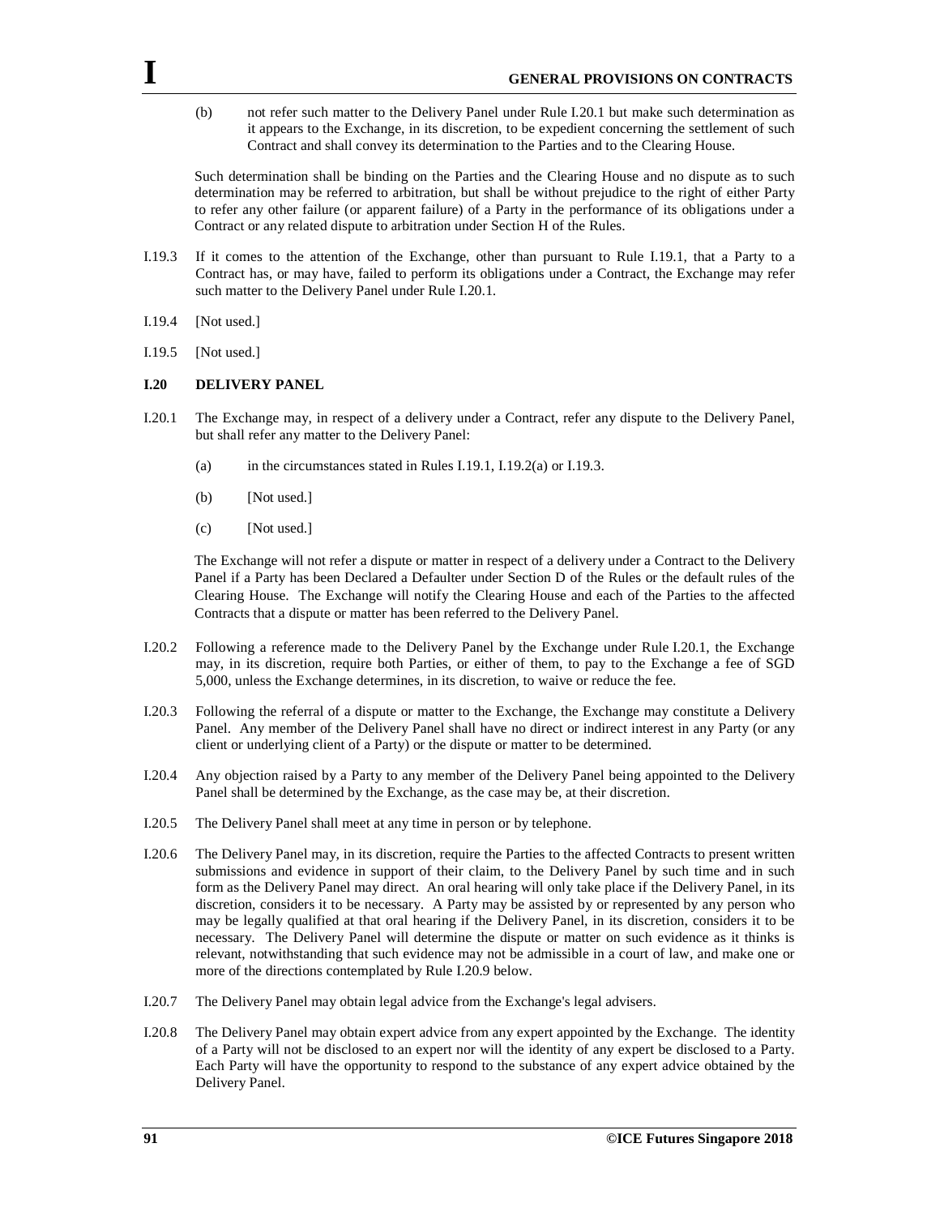(b) not refer such matter to the Delivery Panel under Rule I.20.1 but make such determination as it appears to the Exchange, in its discretion, to be expedient concerning the settlement of such Contract and shall convey its determination to the Parties and to the Clearing House.

Such determination shall be binding on the Parties and the Clearing House and no dispute as to such determination may be referred to arbitration, but shall be without prejudice to the right of either Party to refer any other failure (or apparent failure) of a Party in the performance of its obligations under a Contract or any related dispute to arbitration under Section H of the Rules.

I.19.3 If it comes to the attention of the Exchange, other than pursuant to Rule I.19.1, that a Party to a Contract has, or may have, failed to perform its obligations under a Contract, the Exchange may refer such matter to the Delivery Panel under Rule I.20.1.

I.19.4 [Not used.]

I.19.5 [Not used.]

### I.20 DELIVERY PANEL

I.20.1 The Exchange may, in respect of a delivery under a Contract, refer any dispute to the Delivery Panel, but shall refer any matter to the Delivery Panel:

(a) in the circumstances stated in Rules I.19.1, I.19.2(a) or I.19.3.

(b) [Not used.]

(c) [Not used.]

The Exchange will not refer a dispute or matter in respect of a delivery under a Contract to the Delivery Panel if a Party has been Declared a Defaulter under Section D of the Rules or the default rules of the Clearing House. The Exchange will notify the Clearing House and each of the Parties to the affected Contracts that a dispute or matter has been referred to the Delivery Panel.

I.20.2 Following a reference made to the Delivery Panel by the Exchange under Rule I.20.1, the Exchange may, in its discretion, require both Parties, or either of them, to pay to the Exchange a fee of SGD 5,000, unless the Exchange determines, in its discretion, to waive or reduce the fee.

I.20.3 Following the referral of a dispute or matter to the Exchange, the Exchange may constitute a Delivery Panel. Any member of the Delivery Panel shall have no direct or indirect interest in any Party (or any client or underlying client of a Party) or the dispute or matter to be determined.

I.20.4 Any objection raised by a Party to any member of the Delivery Panel being appointed to the Delivery Panel shall be determined by the Exchange, as the case may be, at their discretion.

I.20.5 The Delivery Panel shall meet at any time in person or by telephone.

I.20.6 The Delivery Panel may, in its discretion, require the Parties to the affected Contracts to present written submissions and evidence in support of their claim, to the Delivery Panel by such time and in such form as the Delivery Panel may direct. An oral hearing will only take place if the Delivery Panel, in its discretion, considers it to be necessary. A Party may be assisted by or represented by any person who may be legally qualified at that oral hearing if the Delivery Panel, in its discretion, considers it to be necessary. The Delivery Panel will determine the dispute or matter on such evidence as it thinks is relevant, notwithstanding that such evidence may not be admissible in a court of law, and make one or more of the directions contemplated by Rule I.20.9 below.

I.20.7 The Delivery Panel may obtain legal advice from the Exchange's legal advisers.

I.20.8 The Delivery Panel may obtain expert advice from any expert appointed by the Exchange. The identity of a Party will not be disclosed to an expert nor will the identity of any expert be disclosed to a Party. Each Party will have the opportunity to respond to the substance of any expert advice obtained by the Delivery Panel.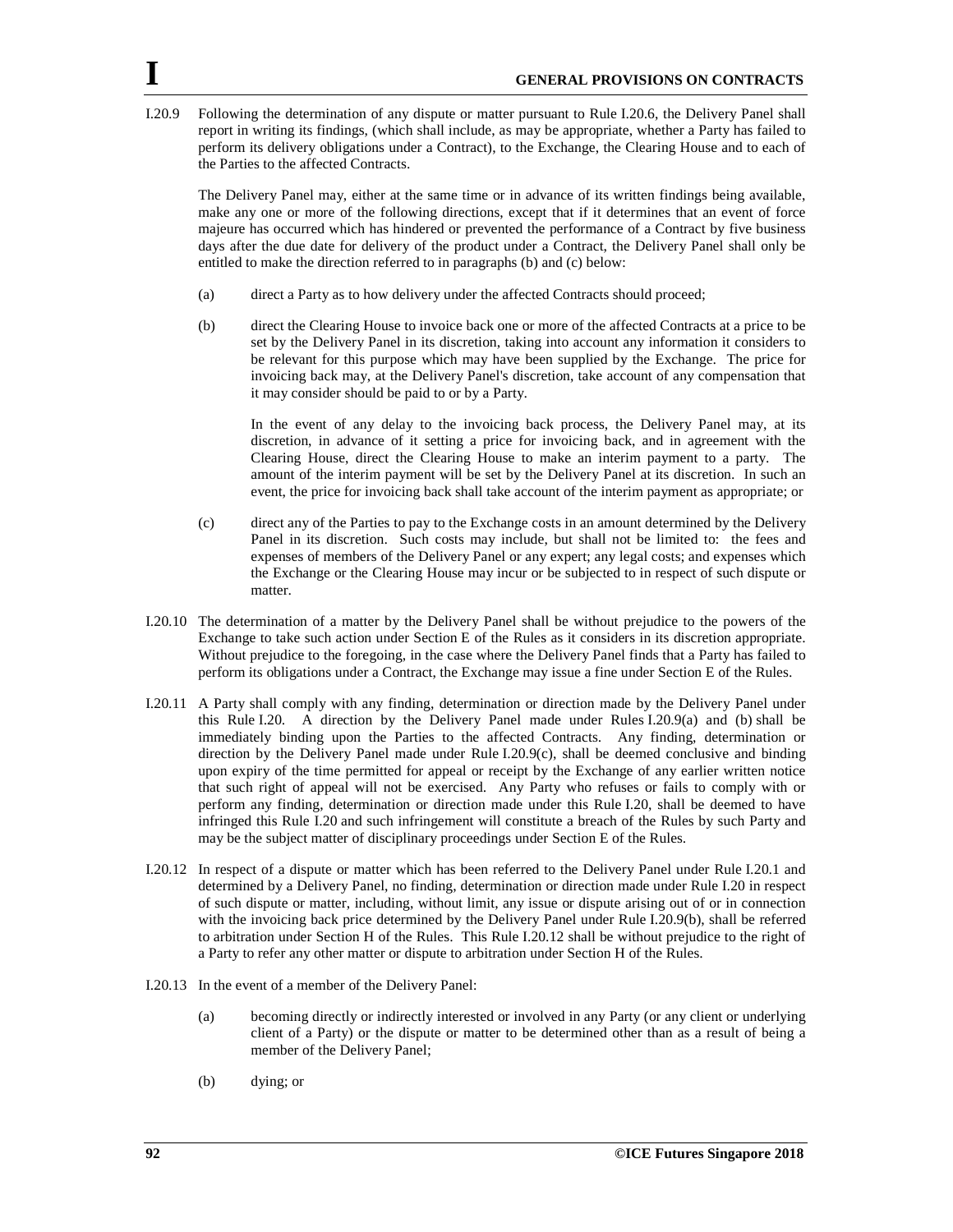I.20.9 Following the determination of any dispute or matter pursuant to Rule I.20.6, the Delivery Panel shall report in writing its findings, (which shall include, as may be appropriate, whether a Party has failed to perform its delivery obligations under a Contract), to the Exchange, the Clearing House and to each of the Parties to the affected Contracts.

The Delivery Panel may, either at the same time or in advance of its written findings being available, make any one or more of the following directions, except that if it determines that an event of force majeure has occurred which has hindered or prevented the performance of a Contract by five business days after the due date for delivery of the product under a Contract, the Delivery Panel shall only be entitled to make the direction referred to in paragraphs (b) and (c) below:

(a) direct a Party as to how delivery under the affected Contracts should proceed;

(b) direct the Clearing House to invoice back one or more of the affected Contracts at a price to be set by the Delivery Panel in its discretion, taking into account any information it considers to be relevant for this purpose which may have been supplied by the Exchange. The price for invoicing back may, at the Delivery Panel's discretion, take account of any compensation that it may consider should be paid to or by a Party.

In the event of any delay to the invoicing back process, the Delivery Panel may, at its discretion, in advance of it setting a price for invoicing back, and in agreement with the Clearing House, direct the Clearing House to make an interim payment to a party. The amount of the interim payment will be set by the Delivery Panel at its discretion. In such an event, the price for invoicing back shall take account of the interim payment as appropriate; or

(c) direct any of the Parties to pay to the Exchange costs in an amount determined by the Delivery Panel in its discretion. Such costs may include, but shall not be limited to: the fees and expenses of members of the Delivery Panel or any expert; any legal costs; and expenses which the Exchange or the Clearing House may incur or be subjected to in respect of such dispute or matter.

I.20.10 The determination of a matter by the Delivery Panel shall be without prejudice to the powers of the Exchange to take such action under Section E of the Rules as it considers in its discretion appropriate. Without prejudice to the foregoing, in the case where the Delivery Panel finds that a Party has failed to perform its obligations under a Contract, the Exchange may issue a fine under Section E of the Rules.

I.20.11 A Party shall comply with any finding, determination or direction made by the Delivery Panel under this Rule I.20. A direction by the Delivery Panel made under Rules I.20.9(a) and (b) shall be immediately binding upon the Parties to the affected Contracts. Any finding, determination or direction by the Delivery Panel made under Rule I.20.9(c), shall be deemed conclusive and binding upon expiry of the time permitted for appeal or receipt by the Exchange of any earlier written notice that such right of appeal will not be exercised. Any Party who refuses or fails to comply with or perform any finding, determination or direction made under this Rule I.20, shall be deemed to have infringed this Rule I.20 and such infringement will constitute a breach of the Rules by such Party and may be the subject matter of disciplinary proceedings under Section E of the Rules.

I.20.12 In respect of a dispute or matter which has been referred to the Delivery Panel under Rule I.20.1 and determined by a Delivery Panel, no finding, determination or direction made under Rule I.20 in respect of such dispute or matter, including, without limit, any issue or dispute arising out of or in connection with the invoicing back price determined by the Delivery Panel under Rule I.20.9(b), shall be referred to arbitration under Section H of the Rules. This Rule I.20.12 shall be without prejudice to the right of a Party to refer any other matter or dispute to arbitration under Section H of the Rules.

I.20.13 In the event of a member of the Delivery Panel:

(a) becoming directly or indirectly interested or involved in any Party (or any client or underlying client of a Party) or the dispute or matter to be determined other than as a result of being a member of the Delivery Panel;

(b) dying; or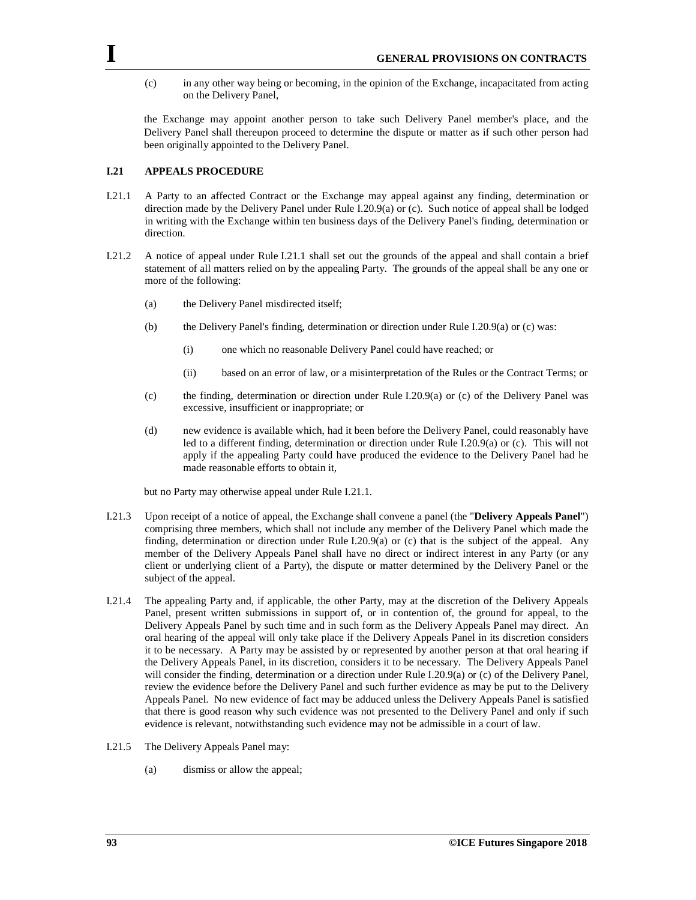(c) in any other way being or becoming, in the opinion of the Exchange, incapacitated from acting on the Delivery Panel,

the Exchange may appoint another person to take such Delivery Panel member's place, and the Delivery Panel shall thereupon proceed to determine the dispute or matter as if such other person had been originally appointed to the Delivery Panel.

### I.21 APPEALS PROCEDURE

I.21.1 A Party to an affected Contract or the Exchange may appeal against any finding, determination or direction made by the Delivery Panel under Rule I.20.9(a) or (c). Such notice of appeal shall be lodged in writing with the Exchange within ten business days of the Delivery Panel's finding, determination or direction.

I.21.2 A notice of appeal under Rule I.21.1 shall set out the grounds of the appeal and shall contain a brief statement of all matters relied on by the appealing Party. The grounds of the appeal shall be any one or more of the following:

(a) the Delivery Panel misdirected itself;

(b) the Delivery Panel's finding, determination or direction under Rule I.20.9(a) or (c) was:

(i) one which no reasonable Delivery Panel could have reached; or

(ii) based on an error of law, or a misinterpretation of the Rules or the Contract Terms; or

(c) the finding, determination or direction under Rule I.20.9(a) or (c) of the Delivery Panel was excessive, insufficient or inappropriate; or

(d) new evidence is available which, had it been before the Delivery Panel, could reasonably have led to a different finding, determination or direction under Rule I.20.9(a) or (c). This will not apply if the appealing Party could have produced the evidence to the Delivery Panel had he made reasonable efforts to obtain it,

but no Party may otherwise appeal under Rule I.21.1.

I.21.3 Upon receipt of a notice of appeal, the Exchange shall convene a panel (the "**Delivery Appeals Panel**") comprising three members, which shall not include any member of the Delivery Panel which made the finding, determination or direction under Rule I.20.9(a) or (c) that is the subject of the appeal. Any member of the Delivery Appeals Panel shall have no direct or indirect interest in any Party (or any client or underlying client of a Party), the dispute or matter determined by the Delivery Panel or the subject of the appeal.

I.21.4 The appealing Party and, if applicable, the other Party, may at the discretion of the Delivery Appeals Panel, present written submissions in support of, or in contention of, the ground for appeal, to the Delivery Appeals Panel by such time and in such form as the Delivery Appeals Panel may direct. An oral hearing of the appeal will only take place if the Delivery Appeals Panel in its discretion considers it to be necessary. A Party may be assisted by or represented by another person at that oral hearing if the Delivery Appeals Panel, in its discretion, considers it to be necessary. The Delivery Appeals Panel will consider the finding, determination or a direction under Rule I.20.9(a) or (c) of the Delivery Panel, review the evidence before the Delivery Panel and such further evidence as may be put to the Delivery Appeals Panel. No new evidence of fact may be adduced unless the Delivery Appeals Panel is satisfied that there is good reason why such evidence was not presented to the Delivery Panel and only if such evidence is relevant, notwithstanding such evidence may not be admissible in a court of law.

I.21.5 The Delivery Appeals Panel may:

(a) dismiss or allow the appeal;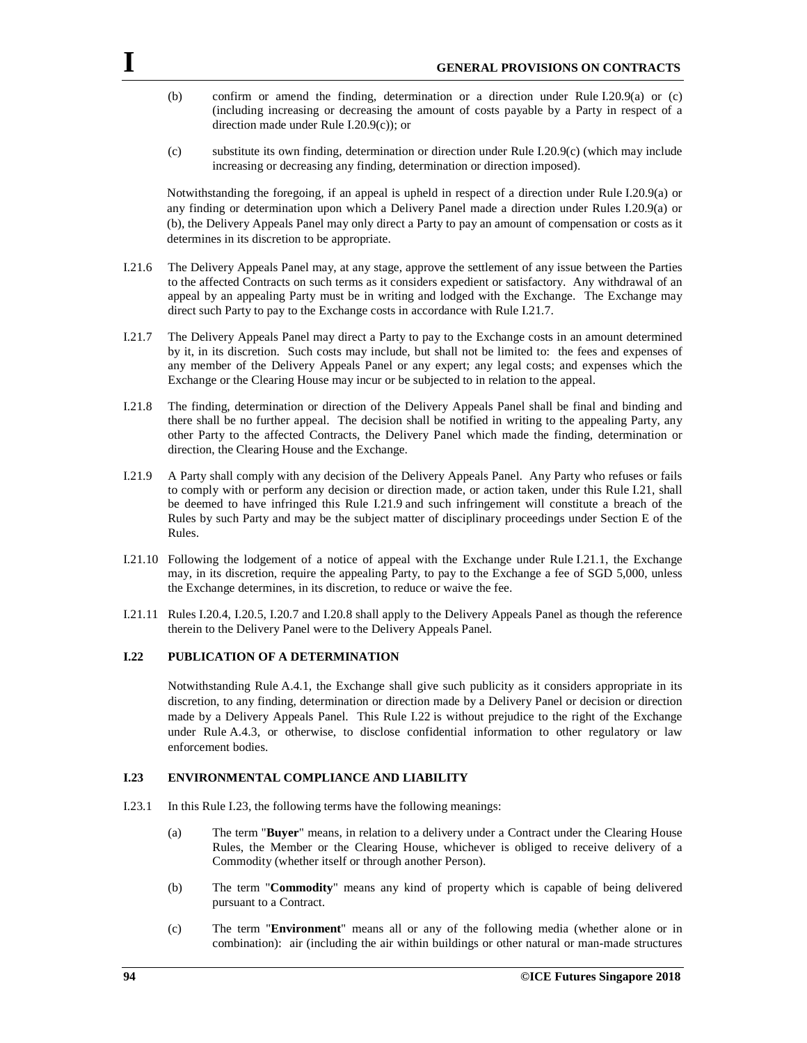(b) confirm or amend the finding, determination or a direction under Rule I.20.9(a) or (c) (including increasing or decreasing the amount of costs payable by a Party in respect of a direction made under Rule I.20.9(c)); or

(c) substitute its own finding, determination or direction under Rule I.20.9(c) (which may include increasing or decreasing any finding, determination or direction imposed).

Notwithstanding the foregoing, if an appeal is upheld in respect of a direction under Rule I.20.9(a) or any finding or determination upon which a Delivery Panel made a direction under Rules I.20.9(a) or (b), the Delivery Appeals Panel may only direct a Party to pay an amount of compensation or costs as it determines in its discretion to be appropriate.

I.21.6 The Delivery Appeals Panel may, at any stage, approve the settlement of any issue between the Parties to the affected Contracts on such terms as it considers expedient or satisfactory. Any withdrawal of an appeal by an appealing Party must be in writing and lodged with the Exchange. The Exchange may direct such Party to pay to the Exchange costs in accordance with Rule I.21.7.

I.21.7 The Delivery Appeals Panel may direct a Party to pay to the Exchange costs in an amount determined by it, in its discretion. Such costs may include, but shall not be limited to: the fees and expenses of any member of the Delivery Appeals Panel or any expert; any legal costs; and expenses which the Exchange or the Clearing House may incur or be subjected to in relation to the appeal.

I.21.8 The finding, determination or direction of the Delivery Appeals Panel shall be final and binding and there shall be no further appeal. The decision shall be notified in writing to the appealing Party, any other Party to the affected Contracts, the Delivery Panel which made the finding, determination or direction, the Clearing House and the Exchange.

I.21.9 A Party shall comply with any decision of the Delivery Appeals Panel. Any Party who refuses or fails to comply with or perform any decision or direction made, or action taken, under this Rule I.21, shall be deemed to have infringed this Rule I.21.9 and such infringement will constitute a breach of the Rules by such Party and may be the subject matter of disciplinary proceedings under Section E of the Rules.

I.21.10 Following the lodgement of a notice of appeal with the Exchange under Rule I.21.1, the Exchange may, in its discretion, require the appealing Party, to pay to the Exchange a fee of SGD 5,000, unless the Exchange determines, in its discretion, to reduce or waive the fee.

I.21.11 Rules I.20.4, I.20.5, I.20.7 and I.20.8 shall apply to the Delivery Appeals Panel as though the reference therein to the Delivery Panel were to the Delivery Appeals Panel.

## I.22 PUBLICATION OF A DETERMINATION

Notwithstanding Rule A.4.1, the Exchange shall give such publicity as it considers appropriate in its discretion, to any finding, determination or direction made by a Delivery Panel or decision or direction made by a Delivery Appeals Panel. This Rule I.22 is without prejudice to the right of the Exchange under Rule A.4.3, or otherwise, to disclose confidential information to other regulatory or law enforcement bodies.

## I.23 ENVIRONMENTAL COMPLIANCE AND LIABILITY

I.23.1 In this Rule I.23, the following terms have the following meanings:

(a) The term "**Buyer**" means, in relation to a delivery under a Contract under the Clearing House Rules, the Member or the Clearing House, whichever is obliged to receive delivery of a Commodity (whether itself or through another Person).

(b) The term "**Commodity**" means any kind of property which is capable of being delivered pursuant to a Contract.

(c) The term "**Environment**" means all or any of the following media (whether alone or in combination): air (including the air within buildings or other natural or man-made structures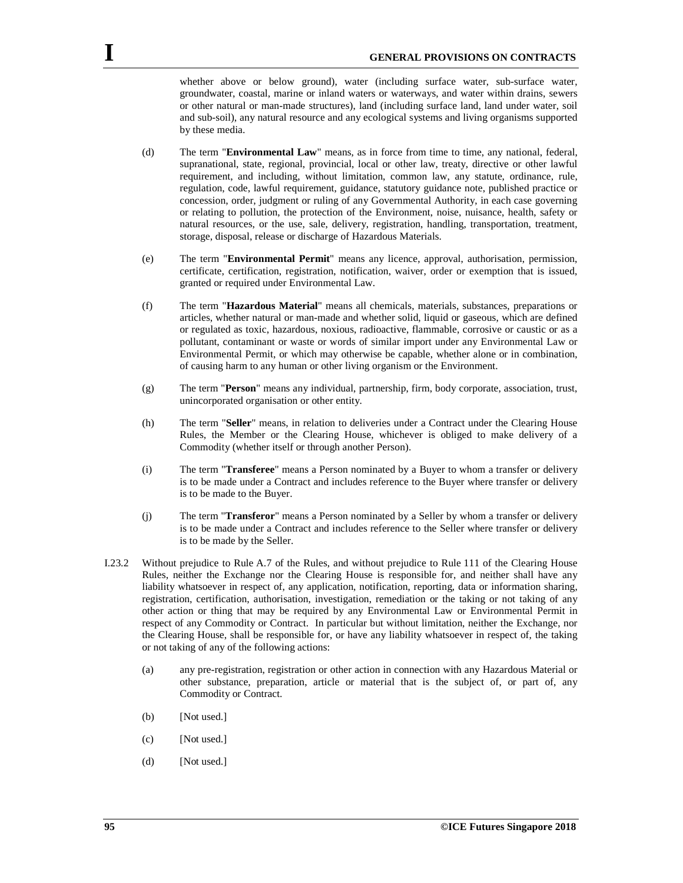whether above or below ground), water (including surface water, sub-surface water, groundwater, coastal, marine or inland waters or waterways, and water within drains, sewers or other natural or man-made structures), land (including surface land, land under water, soil and sub-soil), any natural resource and any ecological systems and living organisms supported by these media.

(d) The term "**Environmental Law**" means, as in force from time to time, any national, federal, supranational, state, regional, provincial, local or other law, treaty, directive or other lawful requirement, and including, without limitation, common law, any statute, ordinance, rule, regulation, code, lawful requirement, guidance, statutory guidance note, published practice or concession, order, judgment or ruling of any Governmental Authority, in each case governing or relating to pollution, the protection of the Environment, noise, nuisance, health, safety or natural resources, or the use, sale, delivery, registration, handling, transportation, treatment, storage, disposal, release or discharge of Hazardous Materials.

(e) The term "**Environmental Permit**" means any licence, approval, authorisation, permission, certificate, certification, registration, notification, waiver, order or exemption that is issued, granted or required under Environmental Law.

(f) The term "**Hazardous Material**" means all chemicals, materials, substances, preparations or articles, whether natural or man-made and whether solid, liquid or gaseous, which are defined or regulated as toxic, hazardous, noxious, radioactive, flammable, corrosive or caustic or as a pollutant, contaminant or waste or words of similar import under any Environmental Law or Environmental Permit, or which may otherwise be capable, whether alone or in combination, of causing harm to any human or other living organism or the Environment.

(g) The term "**Person**" means any individual, partnership, firm, body corporate, association, trust, unincorporated organisation or other entity.

(h) The term "**Seller**" means, in relation to deliveries under a Contract under the Clearing House Rules, the Member or the Clearing House, whichever is obliged to make delivery of a Commodity (whether itself or through another Person).

(i) The term "**Transferee**" means a Person nominated by a Buyer to whom a transfer or delivery is to be made under a Contract and includes reference to the Buyer where transfer or delivery is to be made to the Buyer.

(j) The term "**Transferor**" means a Person nominated by a Seller by whom a transfer or delivery is to be made under a Contract and includes reference to the Seller where transfer or delivery is to be made by the Seller.

I.23.2 Without prejudice to Rule A.7 of the Rules, and without prejudice to Rule 111 of the Clearing House Rules, neither the Exchange nor the Clearing House is responsible for, and neither shall have any liability whatsoever in respect of, any application, notification, reporting, data or information sharing, registration, certification, authorisation, investigation, remediation or the taking or not taking of any other action or thing that may be required by any Environmental Law or Environmental Permit in respect of any Commodity or Contract. In particular but without limitation, neither the Exchange, nor the Clearing House, shall be responsible for, or have any liability whatsoever in respect of, the taking or not taking of any of the following actions:

(a) any pre-registration, registration or other action in connection with any Hazardous Material or other substance, preparation, article or material that is the subject of, or part of, any Commodity or Contract.

(b) [Not used.]

(c) [Not used.]

(d) [Not used.]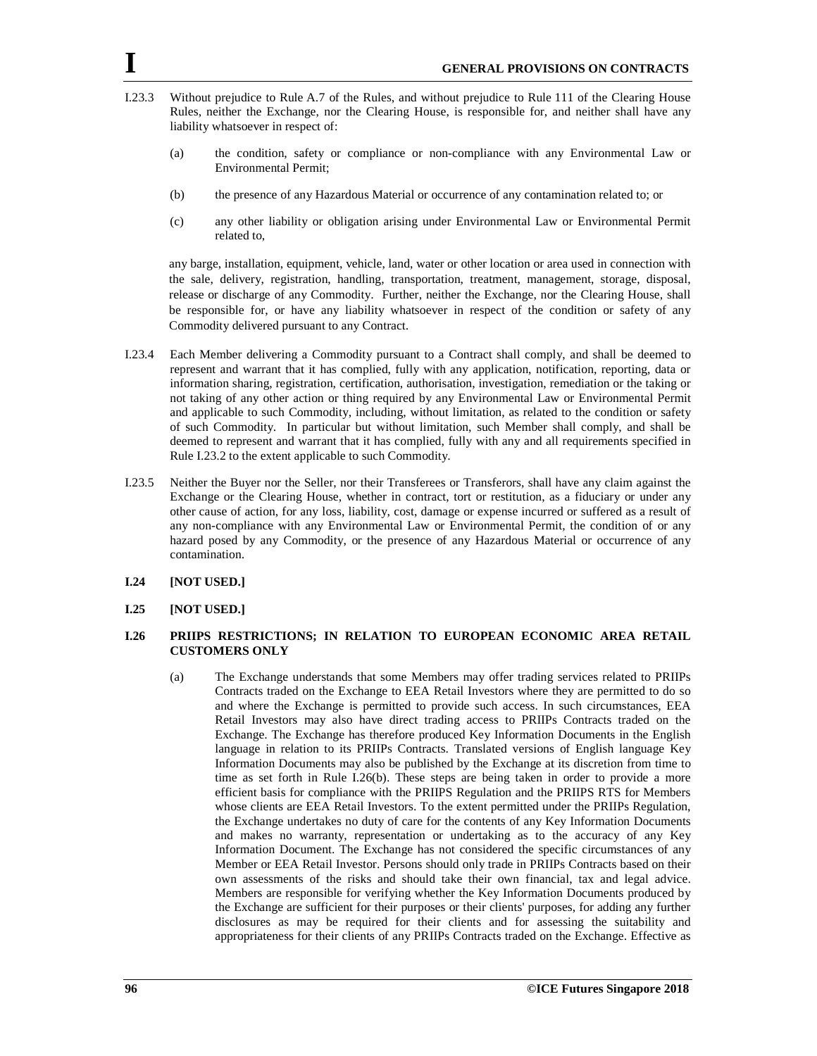I.23.3 Without prejudice to Rule A.7 of the Rules, and without prejudice to Rule 111 of the Clearing House Rules, neither the Exchange, nor the Clearing House, is responsible for, and neither shall have any liability whatsoever in respect of:

(a) the condition, safety or compliance or non-compliance with any Environmental Law or Environmental Permit;

(b) the presence of any Hazardous Material or occurrence of any contamination related to; or

(c) any other liability or obligation arising under Environmental Law or Environmental Permit related to,

any barge, installation, equipment, vehicle, land, water or other location or area used in connection with the sale, delivery, registration, handling, transportation, treatment, management, storage, disposal, release or discharge of any Commodity. Further, neither the Exchange, nor the Clearing House, shall be responsible for, or have any liability whatsoever in respect of the condition or safety of any Commodity delivered pursuant to any Contract.

I.23.4 Each Member delivering a Commodity pursuant to a Contract shall comply, and shall be deemed to represent and warrant that it has complied, fully with any application, notification, reporting, data or information sharing, registration, certification, authorisation, investigation, remediation or the taking or not taking of any other action or thing required by any Environmental Law or Environmental Permit and applicable to such Commodity, including, without limitation, as related to the condition or safety of such Commodity. In particular but without limitation, such Member shall comply, and shall be deemed to represent and warrant that it has complied, fully with any and all requirements specified in Rule I.23.2 to the extent applicable to such Commodity.

I.23.5 Neither the Buyer nor the Seller, nor their Transferees or Transferors, shall have any claim against the Exchange or the Clearing House, whether in contract, tort or restitution, as a fiduciary or under any other cause of action, for any loss, liability, cost, damage or expense incurred or suffered as a result of any non-compliance with any Environmental Law or Environmental Permit, the condition of or any hazard posed by any Commodity, or the presence of any Hazardous Material or occurrence of any contamination.

**I.24 [NOT USED.]**

**I.25 [NOT USED.]**

**I.26 PRIIPS RESTRICTIONS; IN RELATION TO EUROPEAN ECONOMIC AREA RETAIL CUSTOMERS ONLY**

(a) The Exchange understands that some Members may offer trading services related to PRIIPs Contracts traded on the Exchange to EEA Retail Investors where they are permitted to do so and where the Exchange is permitted to provide such access. In such circumstances, EEA Retail Investors may also have direct trading access to PRIIPs Contracts traded on the Exchange. The Exchange has therefore produced Key Information Documents in the English language in relation to its PRIIPs Contracts. Translated versions of English language Key Information Documents may also be published by the Exchange at its discretion from time to time as set forth in Rule I.26(b). These steps are being taken in order to provide a more efficient basis for compliance with the PRIIPS Regulation and the PRIIPS RTS for Members whose clients are EEA Retail Investors. To the extent permitted under the PRIIPs Regulation, the Exchange undertakes no duty of care for the contents of any Key Information Documents and makes no warranty, representation or undertaking as to the accuracy of any Key Information Document. The Exchange has not considered the specific circumstances of any Member or EEA Retail Investor. Persons should only trade in PRIIPs Contracts based on their own assessments of the risks and should take their own financial, tax and legal advice. Members are responsible for verifying whether the Key Information Documents produced by the Exchange are sufficient for their purposes or their clients' purposes, for adding any further disclosures as may be required for their clients and for assessing the suitability and appropriateness for their clients of any PRIIPs Contracts traded on the Exchange. Effective as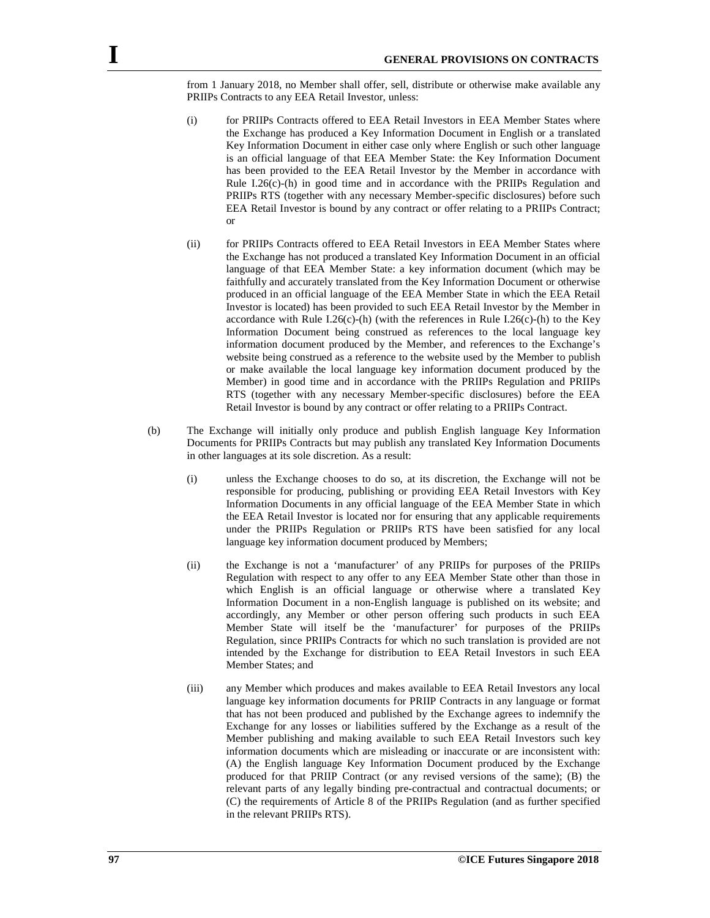from 1 January 2018, no Member shall offer, sell, distribute or otherwise make available any PRIIPs Contracts to any EEA Retail Investor, unless:

(i) for PRIIPs Contracts offered to EEA Retail Investors in EEA Member States where the Exchange has produced a Key Information Document in English or a translated Key Information Document in either case only where English or such other language is an official language of that EEA Member State: the Key Information Document has been provided to the EEA Retail Investor by the Member in accordance with Rule I.26(c)-(h) in good time and in accordance with the PRIIPs Regulation and PRIIPs RTS (together with any necessary Member-specific disclosures) before such EEA Retail Investor is bound by any contract or offer relating to a PRIIPs Contract; or

(ii) for PRIIPs Contracts offered to EEA Retail Investors in EEA Member States where the Exchange has not produced a translated Key Information Document in an official language of that EEA Member State: a key information document (which may be faithfully and accurately translated from the Key Information Document or otherwise produced in an official language of the EEA Member State in which the EEA Retail Investor is located) has been provided to such EEA Retail Investor by the Member in accordance with Rule I.26(c)-(h) (with the references in Rule I.26(c)-(h) to the Key Information Document being construed as references to the local language key information document produced by the Member, and references to the Exchange's website being construed as a reference to the website used by the Member to publish or make available the local language key information document produced by the Member) in good time and in accordance with the PRIIPs Regulation and PRIIPs RTS (together with any necessary Member-specific disclosures) before the EEA Retail Investor is bound by any contract or offer relating to a PRIIPs Contract.

(b) The Exchange will initially only produce and publish English language Key Information Documents for PRIIPs Contracts but may publish any translated Key Information Documents in other languages at its sole discretion. As a result:

(i) unless the Exchange chooses to do so, at its discretion, the Exchange will not be responsible for producing, publishing or providing EEA Retail Investors with Key Information Documents in any official language of the EEA Member State in which the EEA Retail Investor is located nor for ensuring that any applicable requirements under the PRIIPs Regulation or PRIIPs RTS have been satisfied for any local language key information document produced by Members;

(ii) the Exchange is not a 'manufacturer' of any PRIIPs for purposes of the PRIIPs Regulation with respect to any offer to any EEA Member State other than those in which English is an official language or otherwise where a translated Key Information Document in a non-English language is published on its website; and accordingly, any Member or other person offering such products in such EEA Member State will itself be the 'manufacturer' for purposes of the PRIIPs Regulation, since PRIIPs Contracts for which no such translation is provided are not intended by the Exchange for distribution to EEA Retail Investors in such EEA Member States; and

(iii) any Member which produces and makes available to EEA Retail Investors any local language key information documents for PRIIP Contracts in any language or format that has not been produced and published by the Exchange agrees to indemnify the Exchange for any losses or liabilities suffered by the Exchange as a result of the Member publishing and making available to such EEA Retail Investors such key information documents which are misleading or inaccurate or are inconsistent with: (A) the English language Key Information Document produced by the Exchange produced for that PRIIP Contract (or any revised versions of the same); (B) the relevant parts of any legally binding pre-contractual and contractual documents; or (C) the requirements of Article 8 of the PRIIPs Regulation (and as further specified in the relevant PRIIPs RTS).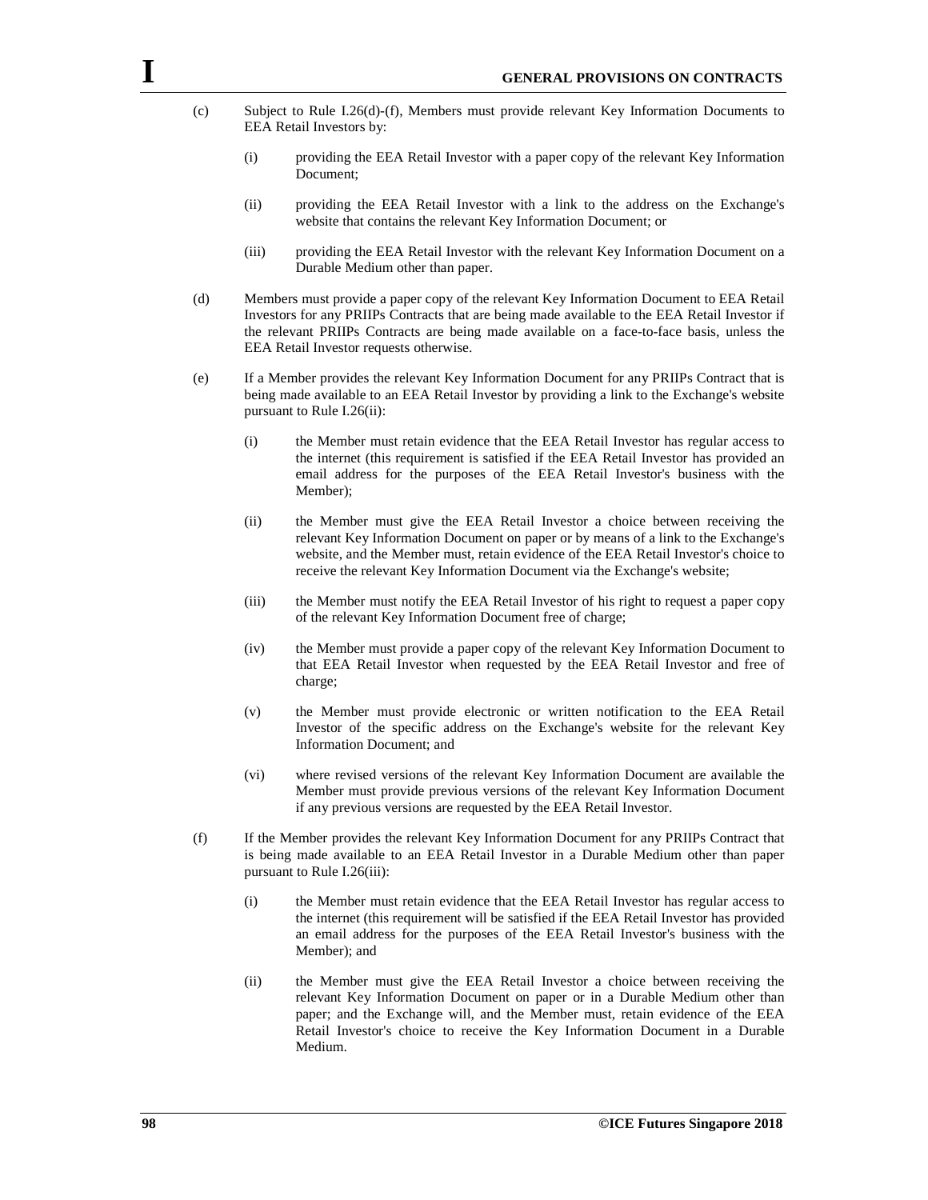(c) Subject to Rule I.26(d)-(f), Members must provide relevant Key Information Documents to EEA Retail Investors by:

(i) providing the EEA Retail Investor with a paper copy of the relevant Key Information Document;

(ii) providing the EEA Retail Investor with a link to the address on the Exchange's website that contains the relevant Key Information Document; or

(iii) providing the EEA Retail Investor with the relevant Key Information Document on a Durable Medium other than paper.

(d) Members must provide a paper copy of the relevant Key Information Document to EEA Retail Investors for any PRIIPs Contracts that are being made available to the EEA Retail Investor if the relevant PRIIPs Contracts are being made available on a face-to-face basis, unless the EEA Retail Investor requests otherwise.

(e) If a Member provides the relevant Key Information Document for any PRIIPs Contract that is being made available to an EEA Retail Investor by providing a link to the Exchange's website pursuant to Rule I.26(ii):

(i) the Member must retain evidence that the EEA Retail Investor has regular access to the internet (this requirement is satisfied if the EEA Retail Investor has provided an email address for the purposes of the EEA Retail Investor's business with the Member);

(ii) the Member must give the EEA Retail Investor a choice between receiving the relevant Key Information Document on paper or by means of a link to the Exchange's website, and the Member must, retain evidence of the EEA Retail Investor's choice to receive the relevant Key Information Document via the Exchange's website;

(iii) the Member must notify the EEA Retail Investor of his right to request a paper copy of the relevant Key Information Document free of charge;

(iv) the Member must provide a paper copy of the relevant Key Information Document to that EEA Retail Investor when requested by the EEA Retail Investor and free of charge;

(v) the Member must provide electronic or written notification to the EEA Retail Investor of the specific address on the Exchange's website for the relevant Key Information Document; and

(vi) where revised versions of the relevant Key Information Document are available the Member must provide previous versions of the relevant Key Information Document if any previous versions are requested by the EEA Retail Investor.

(f) If the Member provides the relevant Key Information Document for any PRIIPs Contract that is being made available to an EEA Retail Investor in a Durable Medium other than paper pursuant to Rule I.26(iii):

(i) the Member must retain evidence that the EEA Retail Investor has regular access to the internet (this requirement will be satisfied if the EEA Retail Investor has provided an email address for the purposes of the EEA Retail Investor's business with the Member); and

(ii) the Member must give the EEA Retail Investor a choice between receiving the relevant Key Information Document on paper or in a Durable Medium other than paper; and the Exchange will, and the Member must, retain evidence of the EEA Retail Investor's choice to receive the Key Information Document in a Durable Medium.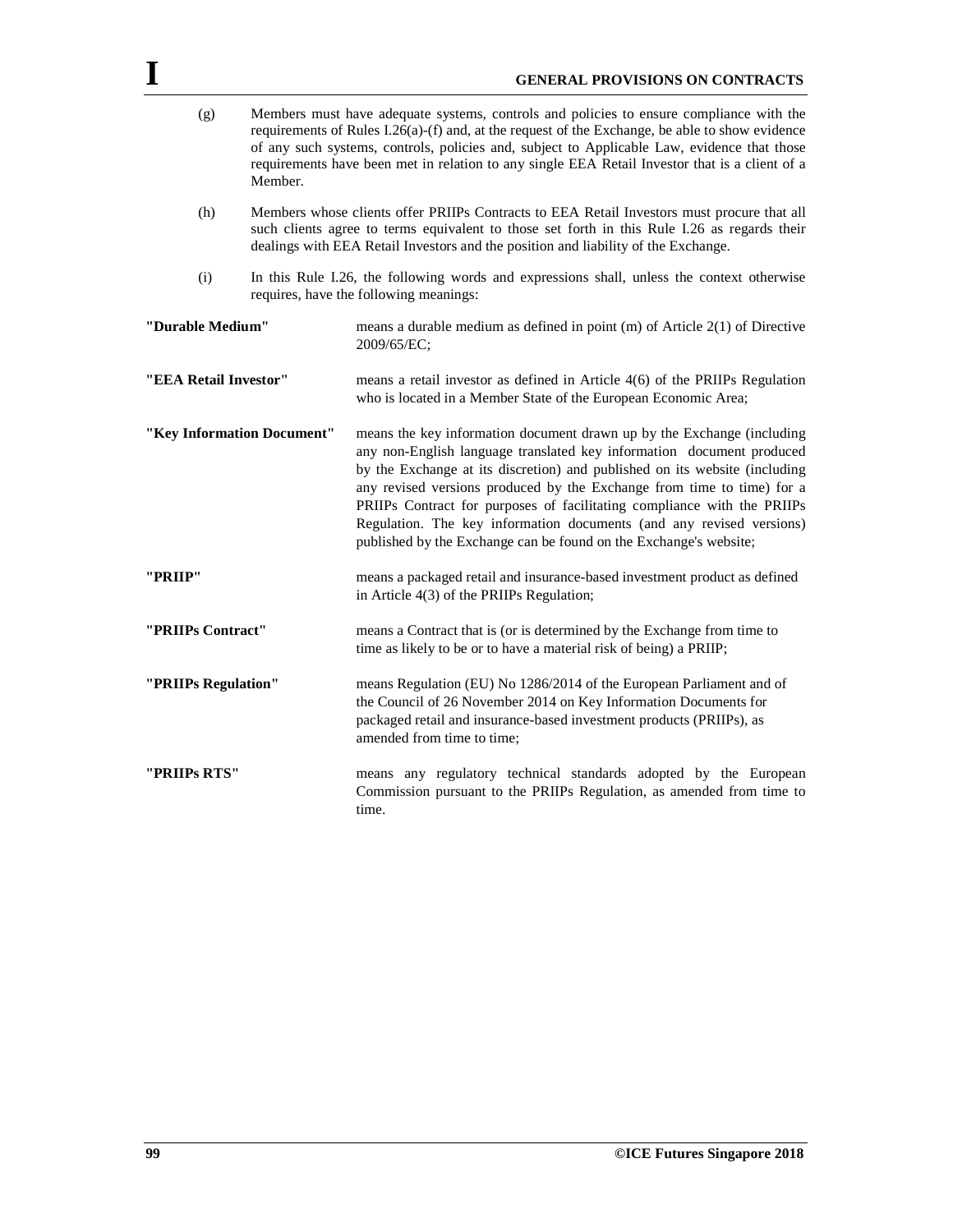(g) Members must have adequate systems, controls and policies to ensure compliance with the requirements of Rules I.26(a)-(f) and, at the request of the Exchange, be able to show evidence of any such systems, controls, policies and, subject to Applicable Law, evidence that those requirements have been met in relation to any single EEA Retail Investor that is a client of a Member.

(h) Members whose clients offer PRIIPs Contracts to EEA Retail Investors must procure that all such clients agree to terms equivalent to those set forth in this Rule I.26 as regards their dealings with EEA Retail Investors and the position and liability of the Exchange.

(i) In this Rule I.26, the following words and expressions shall, unless the context otherwise requires, have the following meanings:

**"Durable Medium"** means a durable medium as defined in point (m) of Article 2(1) of Directive 2009/65/EC;

**"EEA Retail Investor"** means a retail investor as defined in Article 4(6) of the PRIIPs Regulation who is located in a Member State of the European Economic Area;

**"Key Information Document"** means the key information document drawn up by the Exchange (including any non-English language translated key information document produced by the Exchange at its discretion) and published on its website (including any revised versions produced by the Exchange from time to time) for a PRIIPs Contract for purposes of facilitating compliance with the PRIIPs Regulation. The key information documents (and any revised versions) published by the Exchange can be found on the Exchange's website;

**"PRIIP"** means a packaged retail and insurance-based investment product as defined in Article 4(3) of the PRIIPs Regulation;

**"PRIIPs Contract"** means a Contract that is (or is determined by the Exchange from time to time as likely to be or to have a material risk of being) a PRIIP;

**"PRIIPs Regulation"** means Regulation (EU) No 1286/2014 of the European Parliament and of the Council of 26 November 2014 on Key Information Documents for packaged retail and insurance-based investment products (PRIIPs), as amended from time to time;

**"PRIIPs RTS"** means any regulatory technical standards adopted by the European Commission pursuant to the PRIIPs Regulation, as amended from time to time.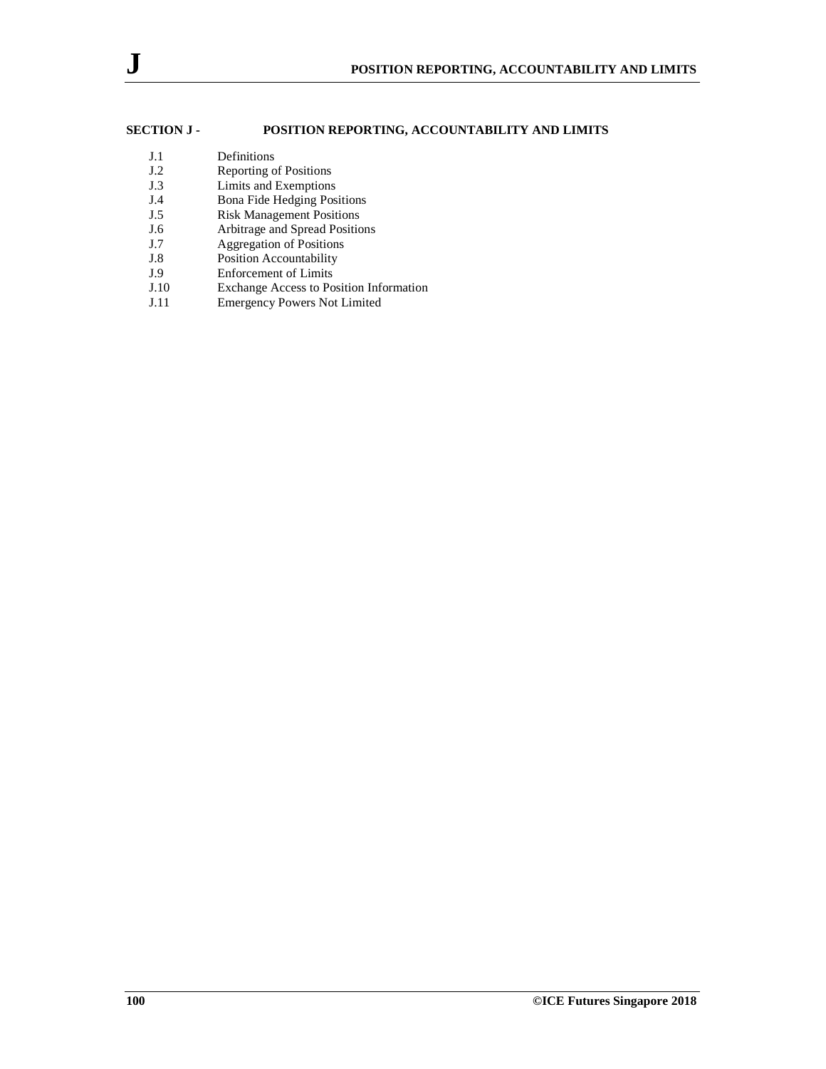# SECTION J - POSITION REPORTING, ACCOUNTABILITY AND LIMITS

| | |
|---|---|
| J.1 | Definitions |
| J.2 | Reporting of Positions |
| J.3 | Limits and Exemptions |
| J.4 | Bona Fide Hedging Positions |
| J.5 | Risk Management Positions |
| J.6 | Arbitrage and Spread Positions |
| J.7 | Aggregation of Positions |
| J.8 | Position Accountability |
| J.9 | Enforcement of Limits |
| J.10 | Exchange Access to Position Information |
| J.11 | Emergency Powers Not Limited |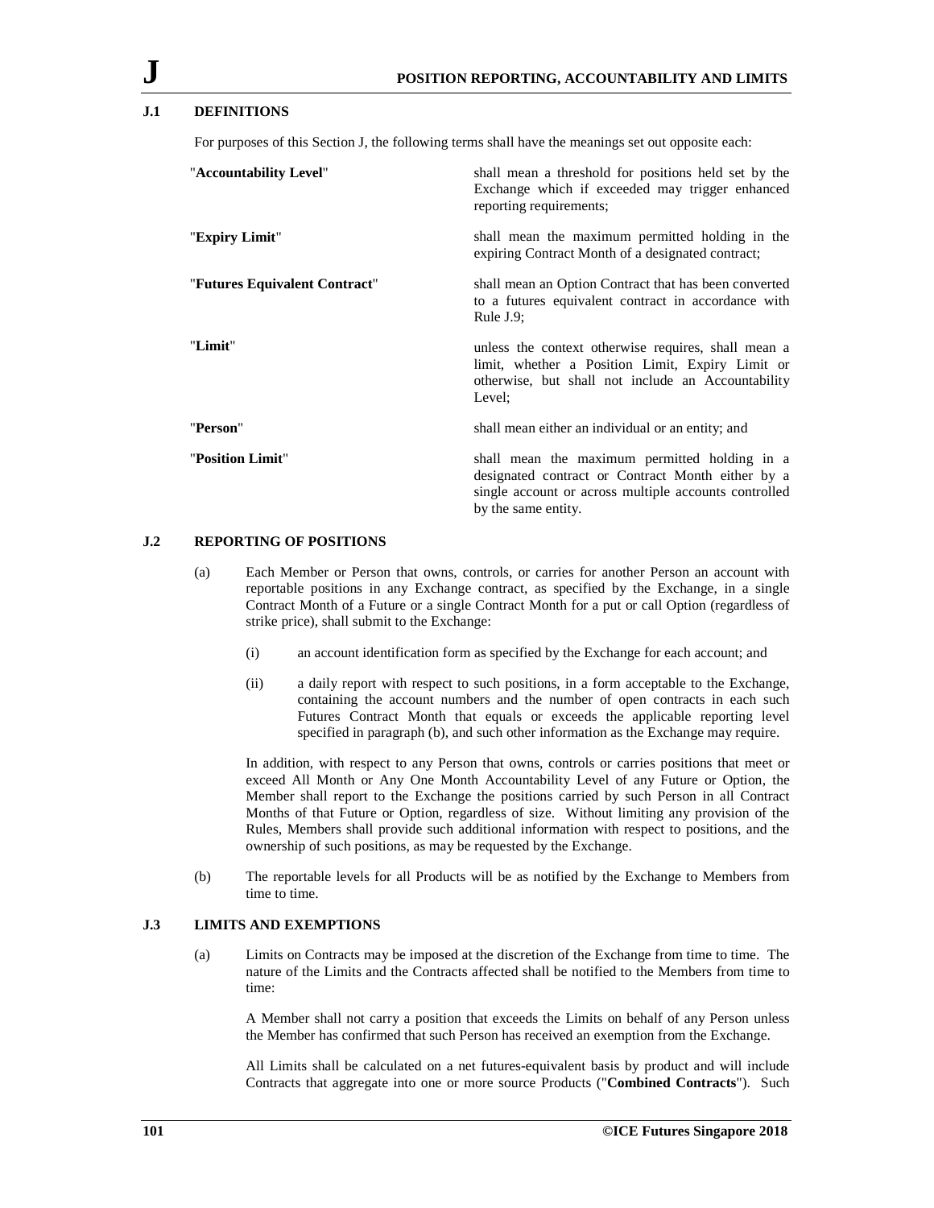# J POSITION REPORTING, ACCOUNTABILITY AND LIMITS

## J.1 DEFINITIONS

For purposes of this Section J, the following terms shall have the meanings set out opposite each:

| | |
|---|---|
| "**Accountability Level**" | shall mean a threshold for positions held set by the Exchange which if exceeded may trigger enhanced reporting requirements; |
| "**Expiry Limit**" | shall mean the maximum permitted holding in the expiring Contract Month of a designated contract; |
| "**Futures Equivalent Contract**" | shall mean an Option Contract that has been converted to a futures equivalent contract in accordance with Rule J.9; |
| "**Limit**" | unless the context otherwise requires, shall mean a limit, whether a Position Limit, Expiry Limit or otherwise, but shall not include an Accountability Level; |
| "**Person**" | shall mean either an individual or an entity; and |
| "**Position Limit**" | shall mean the maximum permitted holding in a designated contract or Contract Month either by a single account or across multiple accounts controlled by the same entity. |

## J.2 REPORTING OF POSITIONS

(a) Each Member or Person that owns, controls, or carries for another Person an account with reportable positions in any Exchange contract, as specified by the Exchange, in a single Contract Month of a Future or a single Contract Month for a put or call Option (regardless of strike price), shall submit to the Exchange:

(i) an account identification form as specified by the Exchange for each account; and

(ii) a daily report with respect to such positions, in a form acceptable to the Exchange, containing the account numbers and the number of open contracts in each such Futures Contract Month that equals or exceeds the applicable reporting level specified in paragraph (b), and such other information as the Exchange may require.

In addition, with respect to any Person that owns, controls or carries positions that meet or exceed All Month or Any One Month Accountability Level of any Future or Option, the Member shall report to the Exchange the positions carried by such Person in all Contract Months of that Future or Option, regardless of size. Without limiting any provision of the Rules, Members shall provide such additional information with respect to positions, and the ownership of such positions, as may be requested by the Exchange.

(b) The reportable levels for all Products will be as notified by the Exchange to Members from time to time.

## J.3 LIMITS AND EXEMPTIONS

(a) Limits on Contracts may be imposed at the discretion of the Exchange from time to time. The nature of the Limits and the Contracts affected shall be notified to the Members from time to time:

A Member shall not carry a position that exceeds the Limits on behalf of any Person unless the Member has confirmed that such Person has received an exemption from the Exchange.

All Limits shall be calculated on a net futures-equivalent basis by product and will include Contracts that aggregate into one or more source Products ("**Combined Contracts**"). Such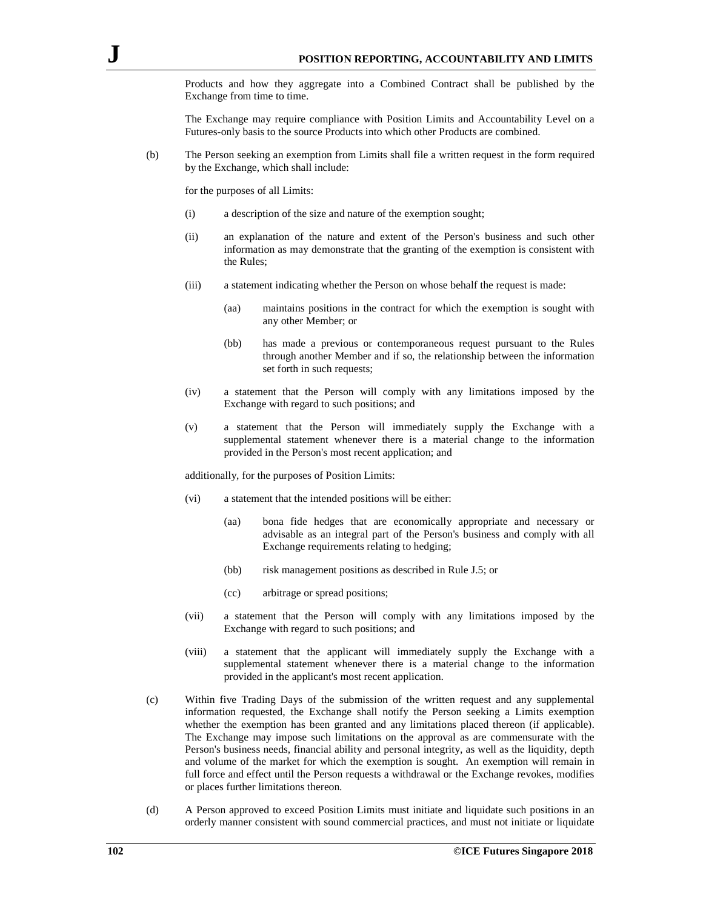Products and how they aggregate into a Combined Contract shall be published by the Exchange from time to time.

The Exchange may require compliance with Position Limits and Accountability Level on a Futures-only basis to the source Products into which other Products are combined.

(b) The Person seeking an exemption from Limits shall file a written request in the form required by the Exchange, which shall include:

for the purposes of all Limits:

(i) a description of the size and nature of the exemption sought;

(ii) an explanation of the nature and extent of the Person's business and such other information as may demonstrate that the granting of the exemption is consistent with the Rules;

(iii) a statement indicating whether the Person on whose behalf the request is made:

(aa) maintains positions in the contract for which the exemption is sought with any other Member; or

(bb) has made a previous or contemporaneous request pursuant to the Rules through another Member and if so, the relationship between the information set forth in such requests;

(iv) a statement that the Person will comply with any limitations imposed by the Exchange with regard to such positions; and

(v) a statement that the Person will immediately supply the Exchange with a supplemental statement whenever there is a material change to the information provided in the Person's most recent application; and

additionally, for the purposes of Position Limits:

(vi) a statement that the intended positions will be either:

(aa) bona fide hedges that are economically appropriate and necessary or advisable as an integral part of the Person's business and comply with all Exchange requirements relating to hedging;

(bb) risk management positions as described in Rule J.5; or

(cc) arbitrage or spread positions;

(vii) a statement that the Person will comply with any limitations imposed by the Exchange with regard to such positions; and

(viii) a statement that the applicant will immediately supply the Exchange with a supplemental statement whenever there is a material change to the information provided in the applicant's most recent application.

(c) Within five Trading Days of the submission of the written request and any supplemental information requested, the Exchange shall notify the Person seeking a Limits exemption whether the exemption has been granted and any limitations placed thereon (if applicable). The Exchange may impose such limitations on the approval as are commensurate with the Person's business needs, financial ability and personal integrity, as well as the liquidity, depth and volume of the market for which the exemption is sought. An exemption will remain in full force and effect until the Person requests a withdrawal or the Exchange revokes, modifies or places further limitations thereon.

(d) A Person approved to exceed Position Limits must initiate and liquidate such positions in an orderly manner consistent with sound commercial practices, and must not initiate or liquidate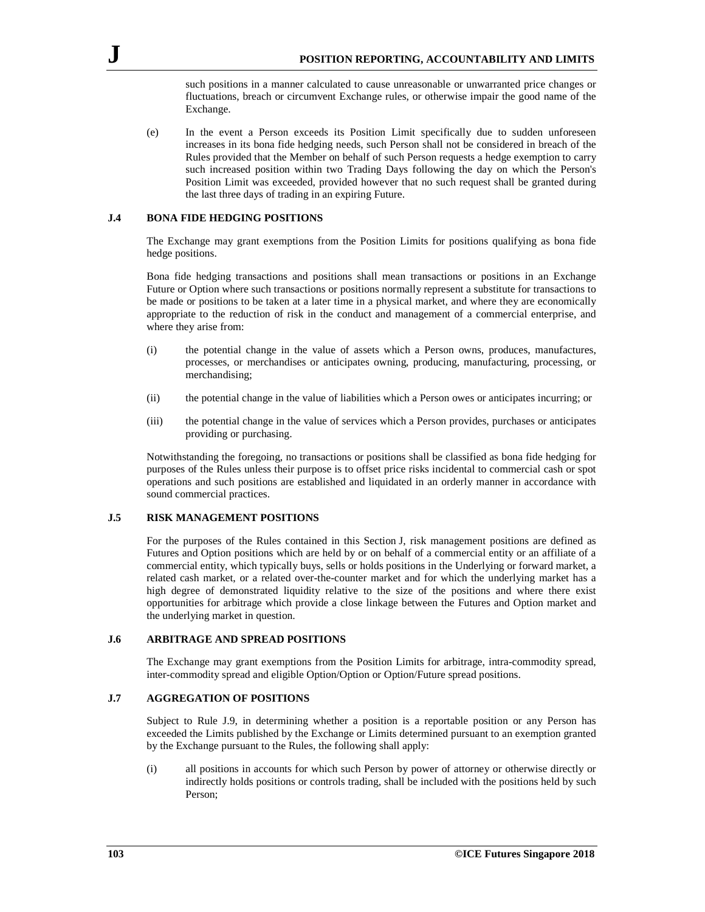such positions in a manner calculated to cause unreasonable or unwarranted price changes or fluctuations, breach or circumvent Exchange rules, or otherwise impair the good name of the Exchange.

(e) In the event a Person exceeds its Position Limit specifically due to sudden unforeseen increases in its bona fide hedging needs, such Person shall not be considered in breach of the Rules provided that the Member on behalf of such Person requests a hedge exemption to carry such increased position within two Trading Days following the day on which the Person's Position Limit was exceeded, provided however that no such request shall be granted during the last three days of trading in an expiring Future.

## J.4 BONA FIDE HEDGING POSITIONS

The Exchange may grant exemptions from the Position Limits for positions qualifying as bona fide hedge positions.

Bona fide hedging transactions and positions shall mean transactions or positions in an Exchange Future or Option where such transactions or positions normally represent a substitute for transactions to be made or positions to be taken at a later time in a physical market, and where they are economically appropriate to the reduction of risk in the conduct and management of a commercial enterprise, and where they arise from:

(i) the potential change in the value of assets which a Person owns, produces, manufactures, processes, or merchandises or anticipates owning, producing, manufacturing, processing, or merchandising;

(ii) the potential change in the value of liabilities which a Person owes or anticipates incurring; or

(iii) the potential change in the value of services which a Person provides, purchases or anticipates providing or purchasing.

Notwithstanding the foregoing, no transactions or positions shall be classified as bona fide hedging for purposes of the Rules unless their purpose is to offset price risks incidental to commercial cash or spot operations and such positions are established and liquidated in an orderly manner in accordance with sound commercial practices.

## J.5 RISK MANAGEMENT POSITIONS

For the purposes of the Rules contained in this Section J, risk management positions are defined as Futures and Option positions which are held by or on behalf of a commercial entity or an affiliate of a commercial entity, which typically buys, sells or holds positions in the Underlying or forward market, a related cash market, or a related over-the-counter market and for which the underlying market has a high degree of demonstrated liquidity relative to the size of the positions and where there exist opportunities for arbitrage which provide a close linkage between the Futures and Option market and the underlying market in question.

## J.6 ARBITRAGE AND SPREAD POSITIONS

The Exchange may grant exemptions from the Position Limits for arbitrage, intra-commodity spread, inter-commodity spread and eligible Option/Option or Option/Future spread positions.

## J.7 AGGREGATION OF POSITIONS

Subject to Rule J.9, in determining whether a position is a reportable position or any Person has exceeded the Limits published by the Exchange or Limits determined pursuant to an exemption granted by the Exchange pursuant to the Rules, the following shall apply:

(i) all positions in accounts for which such Person by power of attorney or otherwise directly or indirectly holds positions or controls trading, shall be included with the positions held by such Person;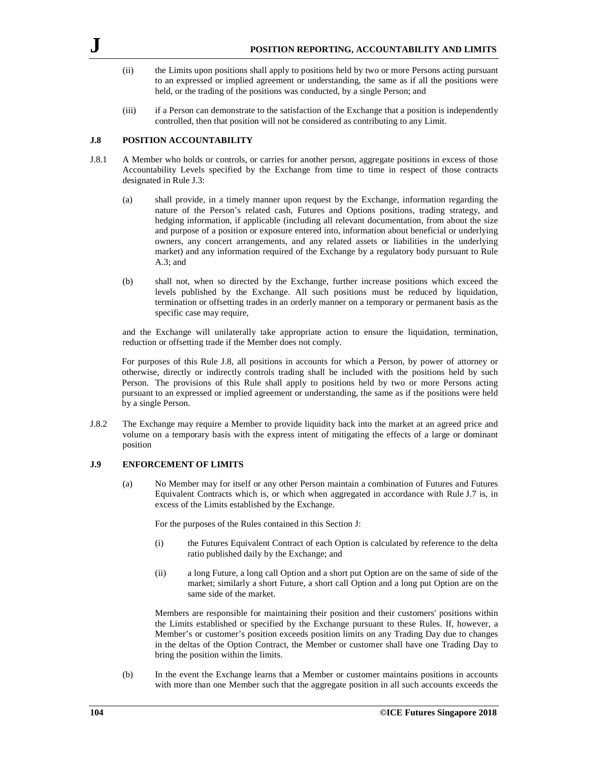(ii) the Limits upon positions shall apply to positions held by two or more Persons acting pursuant to an expressed or implied agreement or understanding, the same as if all the positions were held, or the trading of the positions was conducted, by a single Person; and

(iii) if a Person can demonstrate to the satisfaction of the Exchange that a position is independently controlled, then that position will not be considered as contributing to any Limit.

### J.8 POSITION ACCOUNTABILITY

J.8.1 A Member who holds or controls, or carries for another person, aggregate positions in excess of those Accountability Levels specified by the Exchange from time to time in respect of those contracts designated in Rule J.3:

(a) shall provide, in a timely manner upon request by the Exchange, information regarding the nature of the Person's related cash, Futures and Options positions, trading strategy, and hedging information, if applicable (including all relevant documentation, from about the size and purpose of a position or exposure entered into, information about beneficial or underlying owners, any concert arrangements, and any related assets or liabilities in the underlying market) and any information required of the Exchange by a regulatory body pursuant to Rule A.3; and

(b) shall not, when so directed by the Exchange, further increase positions which exceed the levels published by the Exchange. All such positions must be reduced by liquidation, termination or offsetting trades in an orderly manner on a temporary or permanent basis as the specific case may require,

and the Exchange will unilaterally take appropriate action to ensure the liquidation, termination, reduction or offsetting trade if the Member does not comply.

For purposes of this Rule J.8, all positions in accounts for which a Person, by power of attorney or otherwise, directly or indirectly controls trading shall be included with the positions held by such Person. The provisions of this Rule shall apply to positions held by two or more Persons acting pursuant to an expressed or implied agreement or understanding, the same as if the positions were held by a single Person.

J.8.2 The Exchange may require a Member to provide liquidity back into the market at an agreed price and volume on a temporary basis with the express intent of mitigating the effects of a large or dominant position

### J.9 ENFORCEMENT OF LIMITS

(a) No Member may for itself or any other Person maintain a combination of Futures and Futures Equivalent Contracts which is, or which when aggregated in accordance with Rule J.7 is, in excess of the Limits established by the Exchange.

For the purposes of the Rules contained in this Section J:

(i) the Futures Equivalent Contract of each Option is calculated by reference to the delta ratio published daily by the Exchange; and

(ii) a long Future, a long call Option and a short put Option are on the same of side of the market; similarly a short Future, a short call Option and a long put Option are on the same side of the market.

Members are responsible for maintaining their position and their customers' positions within the Limits established or specified by the Exchange pursuant to these Rules. If, however, a Member's or customer's position exceeds position limits on any Trading Day due to changes in the deltas of the Option Contract, the Member or customer shall have one Trading Day to bring the position within the limits.

(b) In the event the Exchange learns that a Member or customer maintains positions in accounts with more than one Member such that the aggregate position in all such accounts exceeds the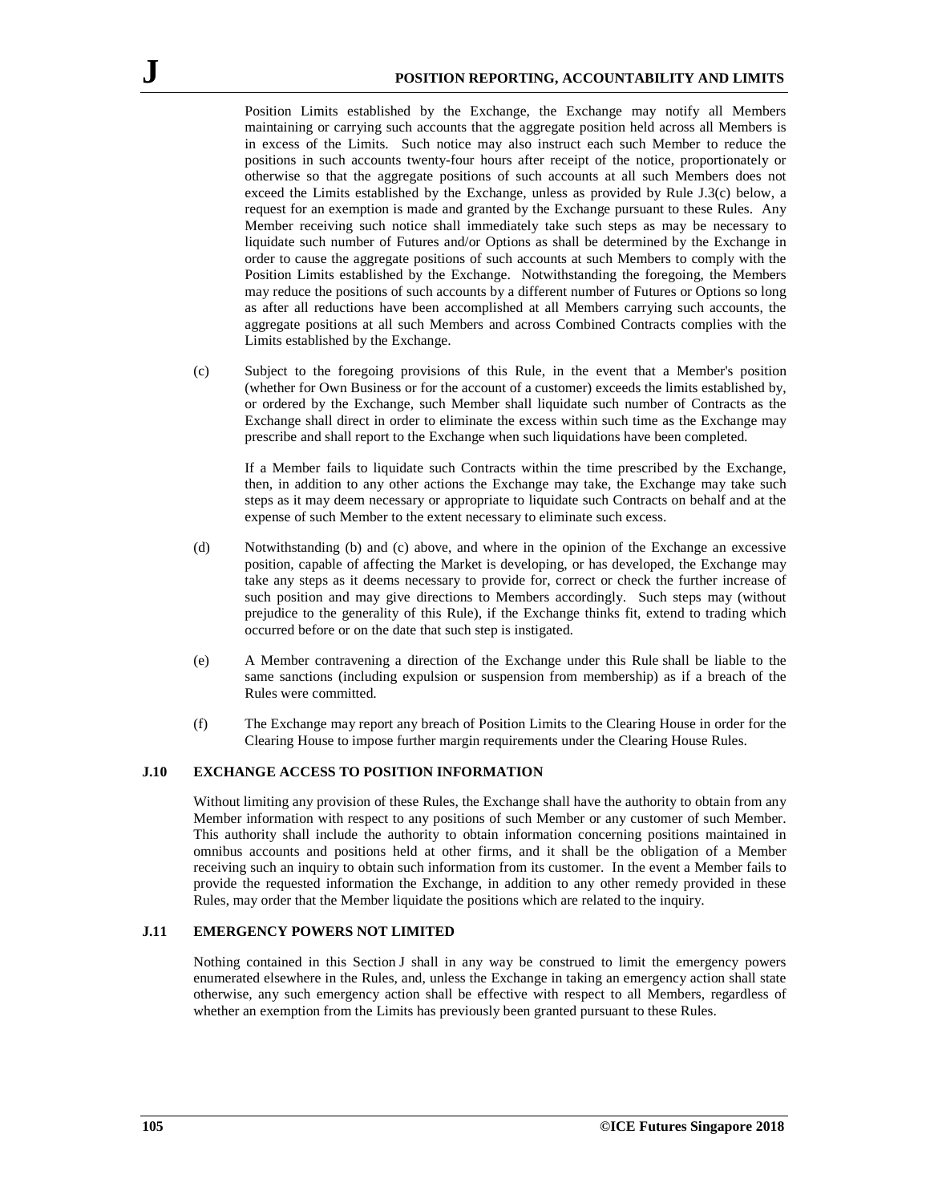Position Limits established by the Exchange, the Exchange may notify all Members maintaining or carrying such accounts that the aggregate position held across all Members is in excess of the Limits. Such notice may also instruct each such Member to reduce the positions in such accounts twenty-four hours after receipt of the notice, proportionately or otherwise so that the aggregate positions of such accounts at all such Members does not exceed the Limits established by the Exchange, unless as provided by Rule J.3(c) below, a request for an exemption is made and granted by the Exchange pursuant to these Rules. Any Member receiving such notice shall immediately take such steps as may be necessary to liquidate such number of Futures and/or Options as shall be determined by the Exchange in order to cause the aggregate positions of such accounts at such Members to comply with the Position Limits established by the Exchange. Notwithstanding the foregoing, the Members may reduce the positions of such accounts by a different number of Futures or Options so long as after all reductions have been accomplished at all Members carrying such accounts, the aggregate positions at all such Members and across Combined Contracts complies with the Limits established by the Exchange.

(c) Subject to the foregoing provisions of this Rule, in the event that a Member's position (whether for Own Business or for the account of a customer) exceeds the limits established by, or ordered by the Exchange, such Member shall liquidate such number of Contracts as the Exchange shall direct in order to eliminate the excess within such time as the Exchange may prescribe and shall report to the Exchange when such liquidations have been completed.

If a Member fails to liquidate such Contracts within the time prescribed by the Exchange, then, in addition to any other actions the Exchange may take, the Exchange may take such steps as it may deem necessary or appropriate to liquidate such Contracts on behalf and at the expense of such Member to the extent necessary to eliminate such excess.

(d) Notwithstanding (b) and (c) above, and where in the opinion of the Exchange an excessive position, capable of affecting the Market is developing, or has developed, the Exchange may take any steps as it deems necessary to provide for, correct or check the further increase of such position and may give directions to Members accordingly. Such steps may (without prejudice to the generality of this Rule), if the Exchange thinks fit, extend to trading which occurred before or on the date that such step is instigated.

(e) A Member contravening a direction of the Exchange under this Rule shall be liable to the same sanctions (including expulsion or suspension from membership) as if a breach of the Rules were committed.

(f) The Exchange may report any breach of Position Limits to the Clearing House in order for the Clearing House to impose further margin requirements under the Clearing House Rules.

## J.10 EXCHANGE ACCESS TO POSITION INFORMATION

Without limiting any provision of these Rules, the Exchange shall have the authority to obtain from any Member information with respect to any positions of such Member or any customer of such Member. This authority shall include the authority to obtain information concerning positions maintained in omnibus accounts and positions held at other firms, and it shall be the obligation of a Member receiving such an inquiry to obtain such information from its customer. In the event a Member fails to provide the requested information the Exchange, in addition to any other remedy provided in these Rules, may order that the Member liquidate the positions which are related to the inquiry.

## J.11 EMERGENCY POWERS NOT LIMITED

Nothing contained in this Section J shall in any way be construed to limit the emergency powers enumerated elsewhere in the Rules, and, unless the Exchange in taking an emergency action shall state otherwise, any such emergency action shall be effective with respect to all Members, regardless of whether an exemption from the Limits has previously been granted pursuant to these Rules.